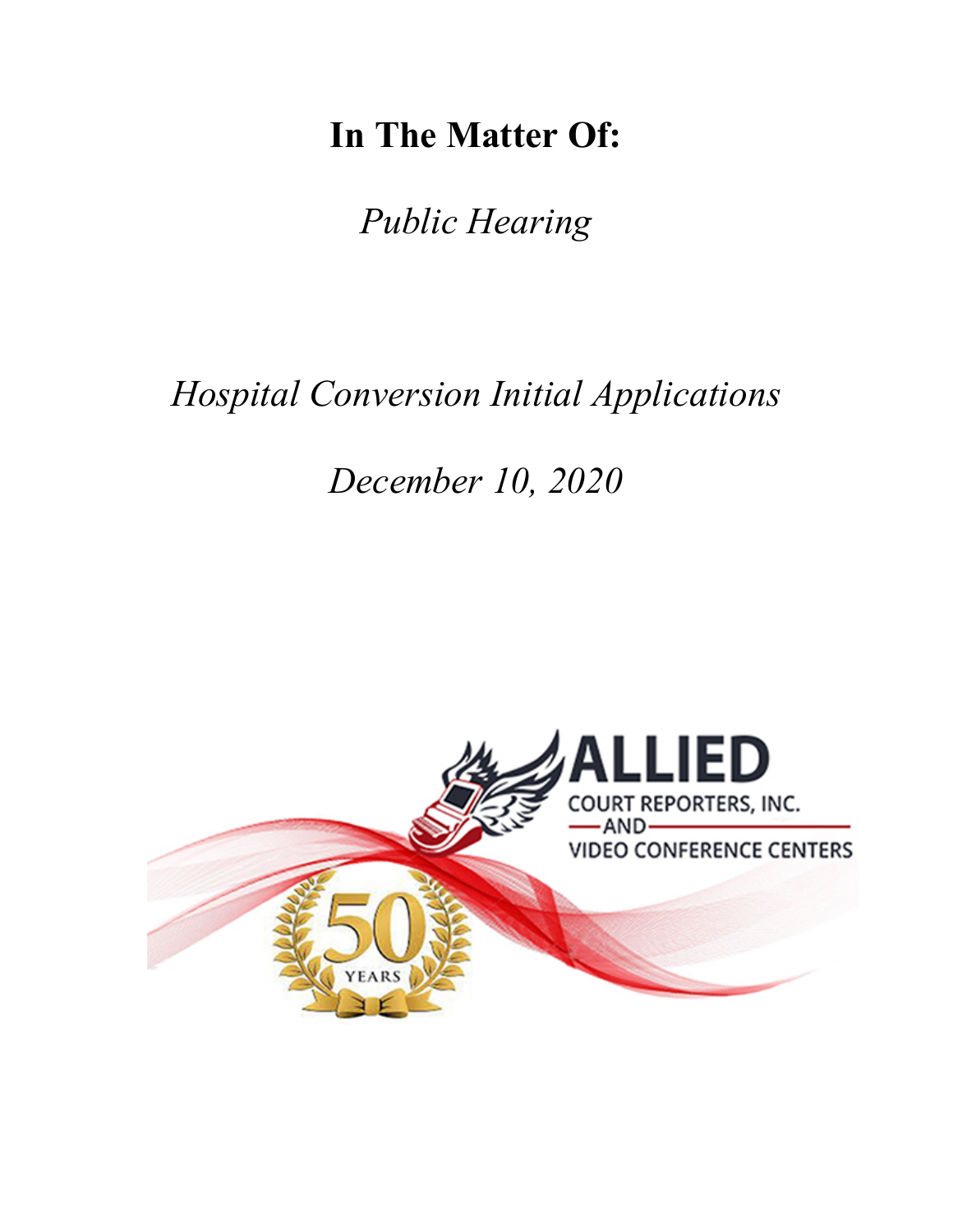# In The Matter Of:

*Public Hearing*

*Hospital Conversion Initial Applications*

*December 10, 2020*

ALLIED
COURT REPORTERS, INC.
AND
VIDEO CONFERENCE CENTERS

50 YEARS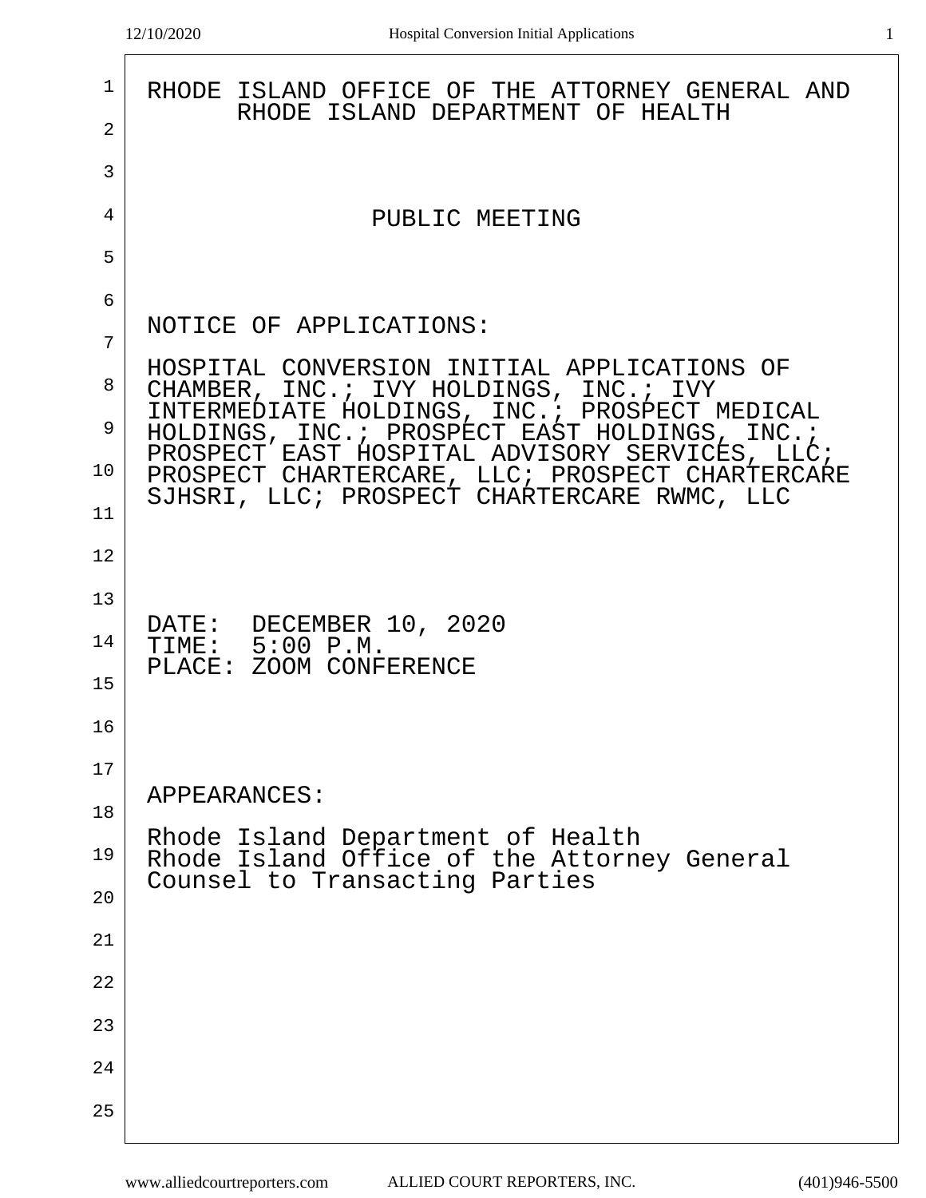RHODE ISLAND OFFICE OF THE ATTORNEY GENERAL AND
RHODE ISLAND DEPARTMENT OF HEALTH

# PUBLIC MEETING

NOTICE OF APPLICATIONS:

HOSPITAL CONVERSION INITIAL APPLICATIONS OF CHAMBER, INC.; IVY HOLDINGS, INC.; IVY INTERMEDIATE HOLDINGS, INC.; PROSPECT MEDICAL HOLDINGS, INC.; PROSPECT EAST HOLDINGS, INC.; PROSPECT EAST HOSPITAL ADVISORY SERVICES, LLC; PROSPECT CHARTERCARE, LLC; PROSPECT CHARTERCARE SJHSRI, LLC; PROSPECT CHARTERCARE RWMC, LLC

DATE: DECEMBER 10, 2020
TIME: 5:00 P.M.
PLACE: ZOOM CONFERENCE

APPEARANCES:

Rhode Island Department of Health
Rhode Island Office of the Attorney General
Counsel to Transacting Parties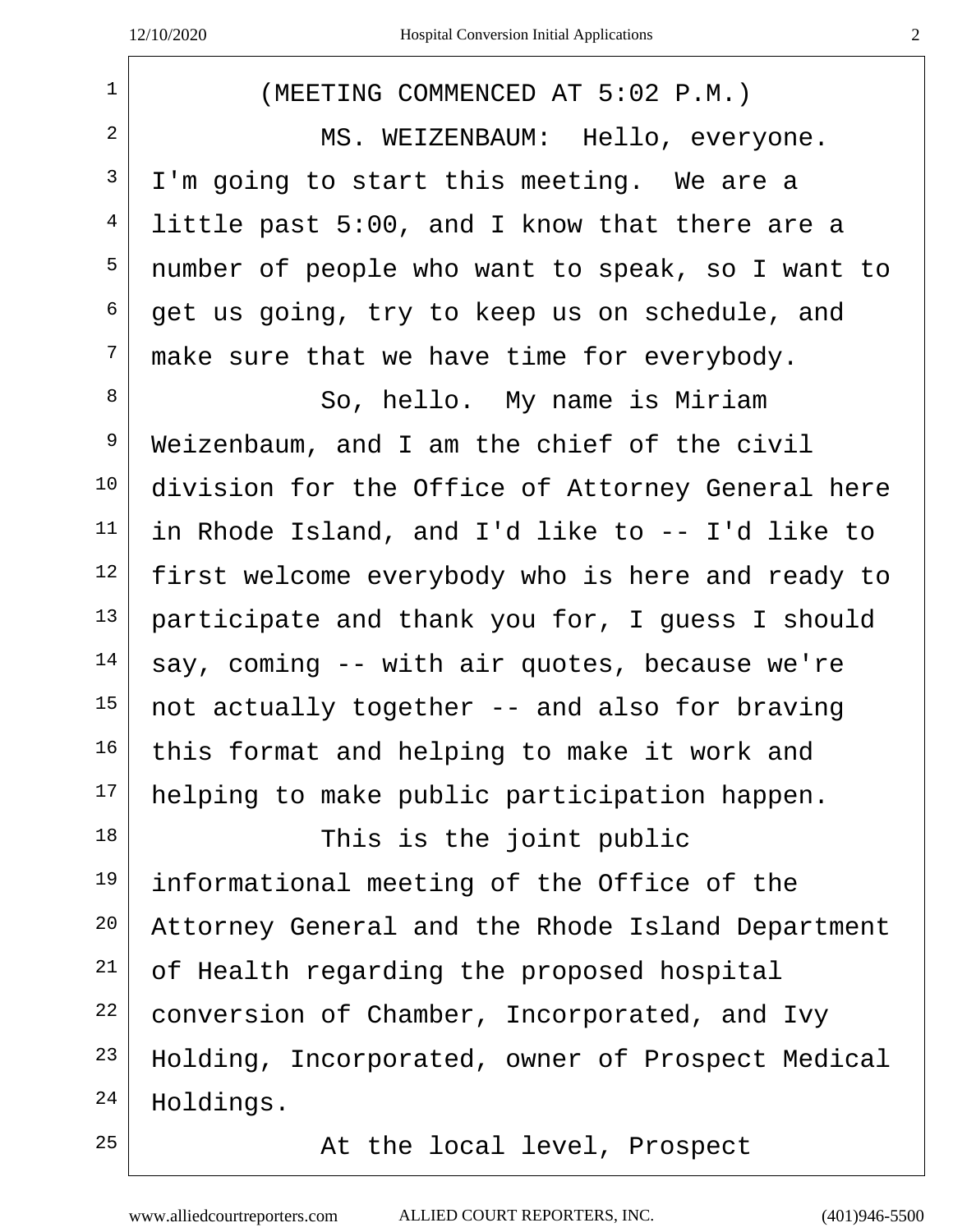(MEETING COMMENCED AT 5:02 P.M.)

MS. WEIZENBAUM: Hello, everyone. I'm going to start this meeting. We are a little past 5:00, and I know that there are a number of people who want to speak, so I want to get us going, try to keep us on schedule, and make sure that we have time for everybody.

So, hello. My name is Miriam Weizenbaum, and I am the chief of the civil division for the Office of Attorney General here in Rhode Island, and I'd like to -- I'd like to first welcome everybody who is here and ready to participate and thank you for, I guess I should say, coming -- with air quotes, because we're not actually together -- and also for braving this format and helping to make it work and helping to make public participation happen.

This is the joint public informational meeting of the Office of the Attorney General and the Rhode Island Department of Health regarding the proposed hospital conversion of Chamber, Incorporated, and Ivy Holding, Incorporated, owner of Prospect Medical Holdings.

At the local level, Prospect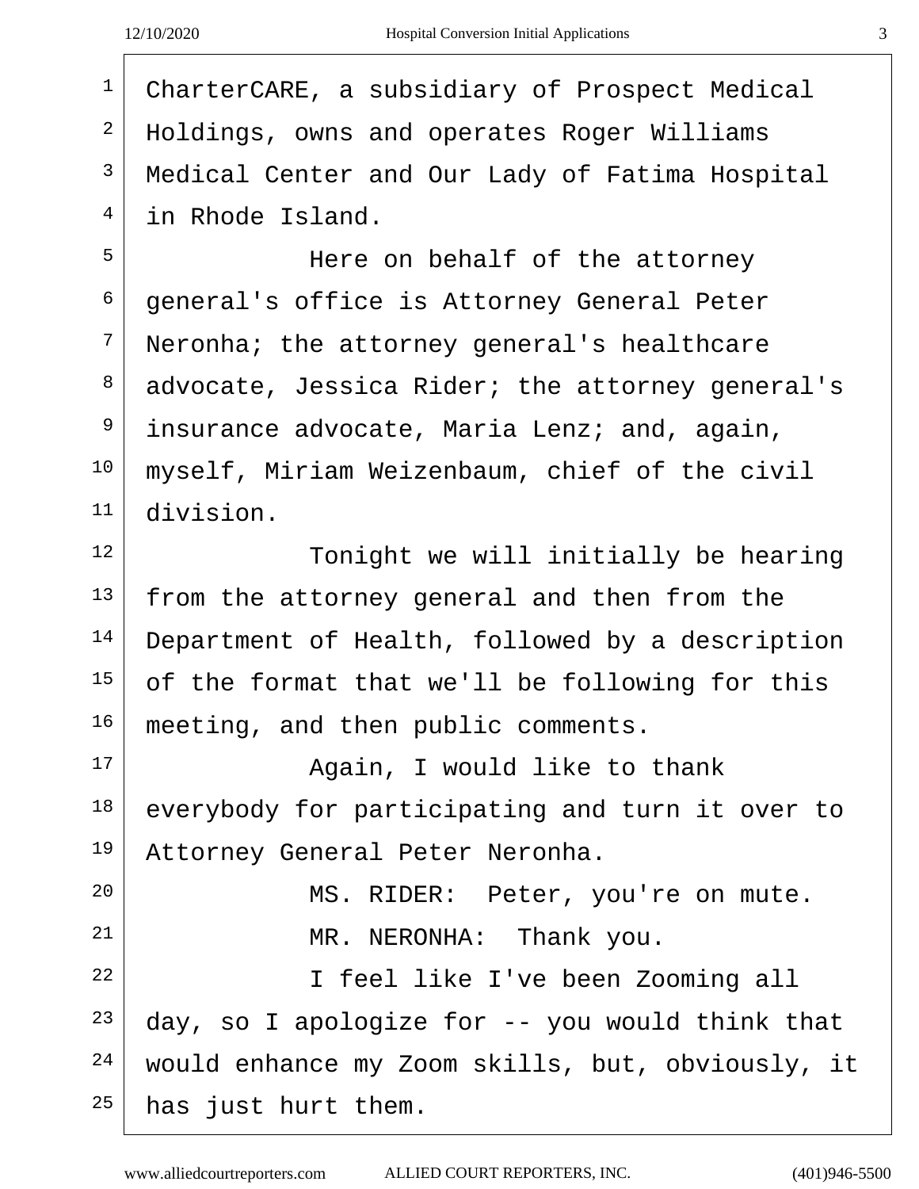CharterCARE, a subsidiary of Prospect Medical Holdings, owns and operates Roger Williams Medical Center and Our Lady of Fatima Hospital in Rhode Island.

Here on behalf of the attorney general's office is Attorney General Peter Neronha; the attorney general's healthcare advocate, Jessica Rider; the attorney general's insurance advocate, Maria Lenz; and, again, myself, Miriam Weizenbaum, chief of the civil division.

Tonight we will initially be hearing from the attorney general and then from the Department of Health, followed by a description of the format that we'll be following for this meeting, and then public comments.

Again, I would like to thank everybody for participating and turn it over to Attorney General Peter Neronha.

MS. RIDER: Peter, you're on mute.

MR. NERONHA: Thank you.

I feel like I've been Zooming all day, so I apologize for -- you would think that would enhance my Zoom skills, but, obviously, it has just hurt them.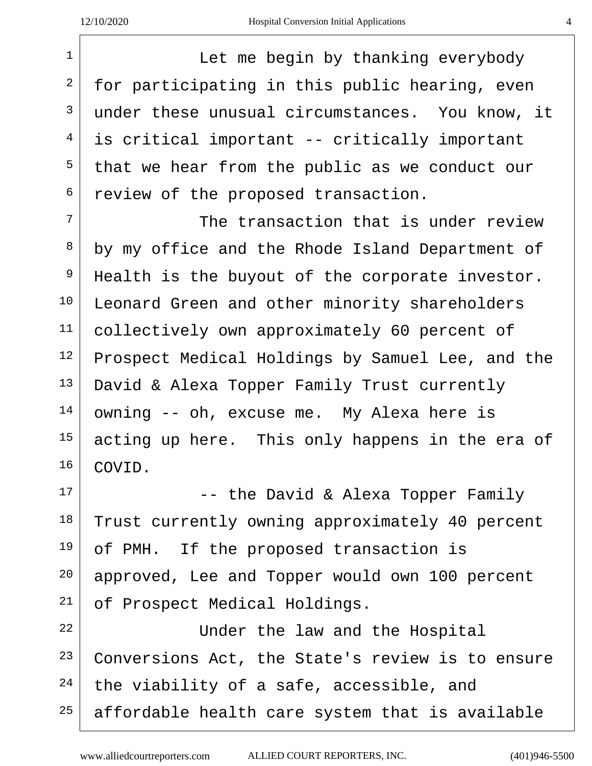Let me begin by thanking everybody for participating in this public hearing, even under these unusual circumstances. You know, it is critical important -- critically important that we hear from the public as we conduct our review of the proposed transaction.

The transaction that is under review by my office and the Rhode Island Department of Health is the buyout of the corporate investor. Leonard Green and other minority shareholders collectively own approximately 60 percent of Prospect Medical Holdings by Samuel Lee, and the David & Alexa Topper Family Trust currently owning -- oh, excuse me. My Alexa here is acting up here. This only happens in the era of COVID.

-- the David & Alexa Topper Family Trust currently owning approximately 40 percent of PMH. If the proposed transaction is approved, Lee and Topper would own 100 percent of Prospect Medical Holdings.

Under the law and the Hospital Conversions Act, the State's review is to ensure the viability of a safe, accessible, and affordable health care system that is available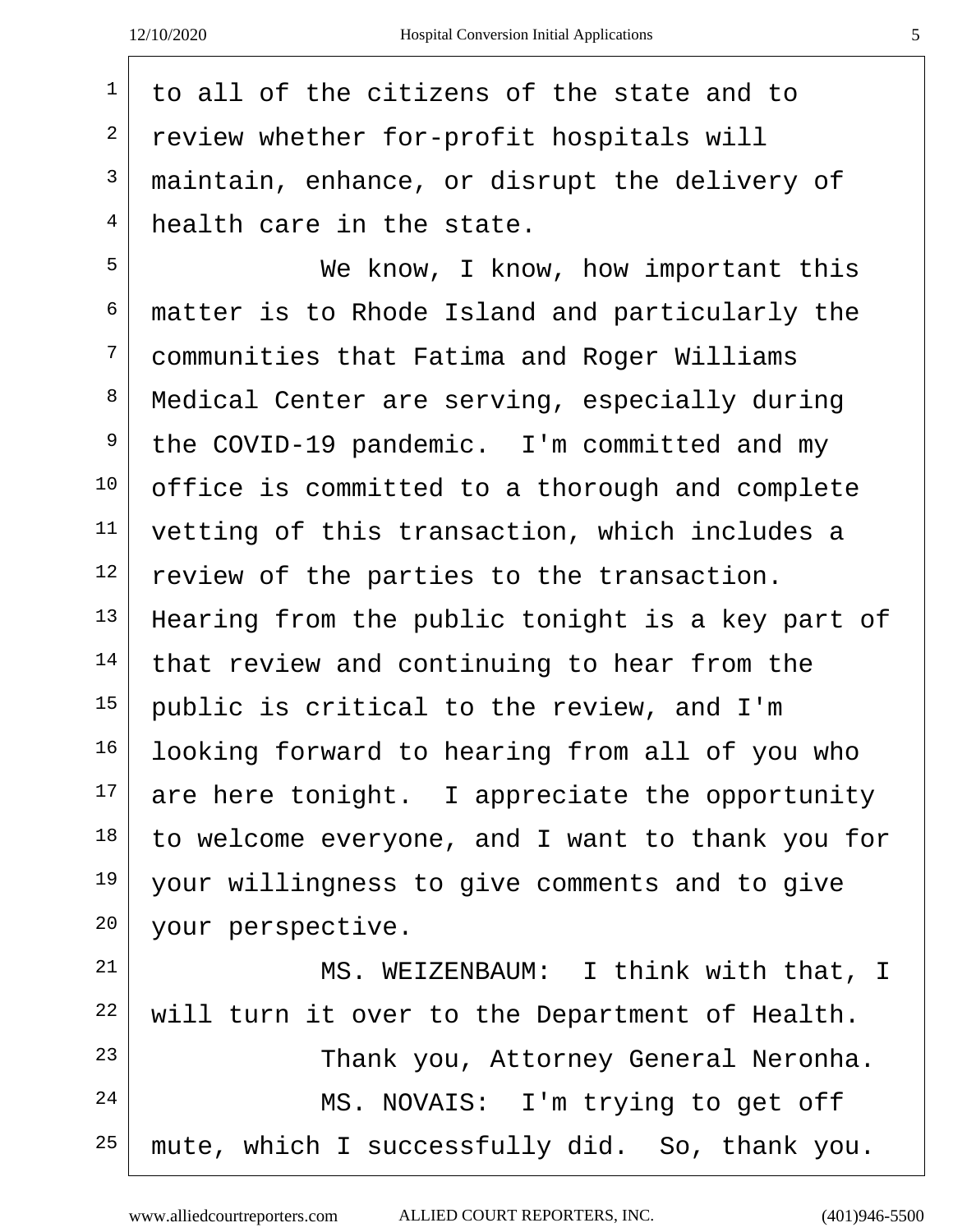to all of the citizens of the state and to review whether for-profit hospitals will maintain, enhance, or disrupt the delivery of health care in the state.

We know, I know, how important this matter is to Rhode Island and particularly the communities that Fatima and Roger Williams Medical Center are serving, especially during the COVID-19 pandemic. I'm committed and my office is committed to a thorough and complete vetting of this transaction, which includes a review of the parties to the transaction. Hearing from the public tonight is a key part of that review and continuing to hear from the public is critical to the review, and I'm looking forward to hearing from all of you who are here tonight. I appreciate the opportunity to welcome everyone, and I want to thank you for your willingness to give comments and to give your perspective.

MS. WEIZENBAUM: I think with that, I will turn it over to the Department of Health.

Thank you, Attorney General Neronha.

MS. NOVAIS: I'm trying to get off mute, which I successfully did. So, thank you.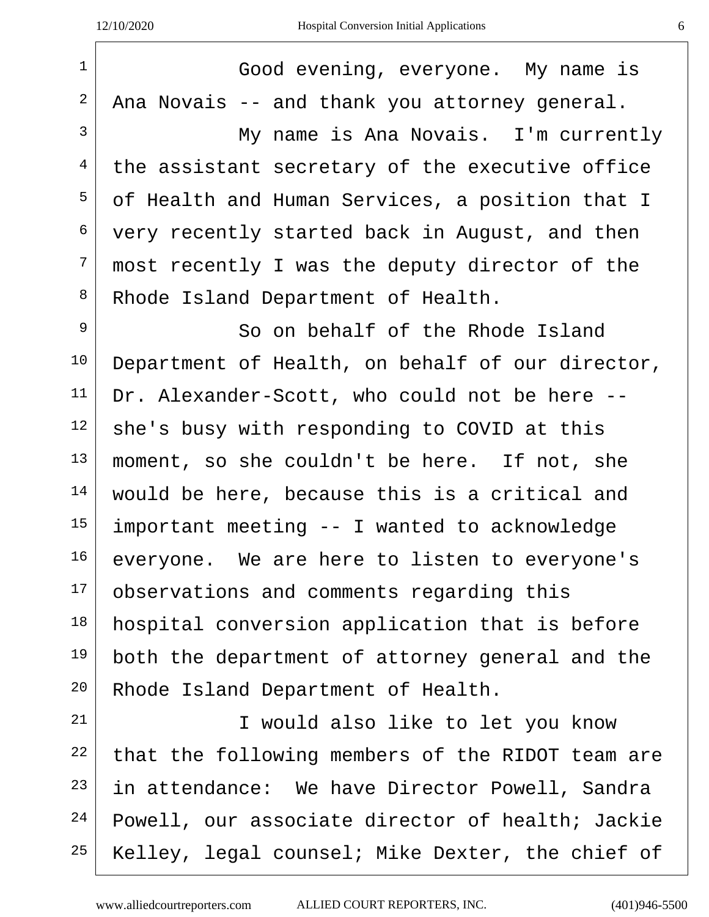Good evening, everyone. My name is Ana Novais -- and thank you attorney general.

My name is Ana Novais. I'm currently the assistant secretary of the executive office of Health and Human Services, a position that I very recently started back in August, and then most recently I was the deputy director of the Rhode Island Department of Health.

So on behalf of the Rhode Island Department of Health, on behalf of our director, Dr. Alexander-Scott, who could not be here -- she's busy with responding to COVID at this moment, so she couldn't be here. If not, she would be here, because this is a critical and important meeting -- I wanted to acknowledge everyone. We are here to listen to everyone's observations and comments regarding this hospital conversion application that is before both the department of attorney general and the Rhode Island Department of Health.

I would also like to let you know that the following members of the RIDOT team are in attendance: We have Director Powell, Sandra Powell, our associate director of health; Jackie Kelley, legal counsel; Mike Dexter, the chief of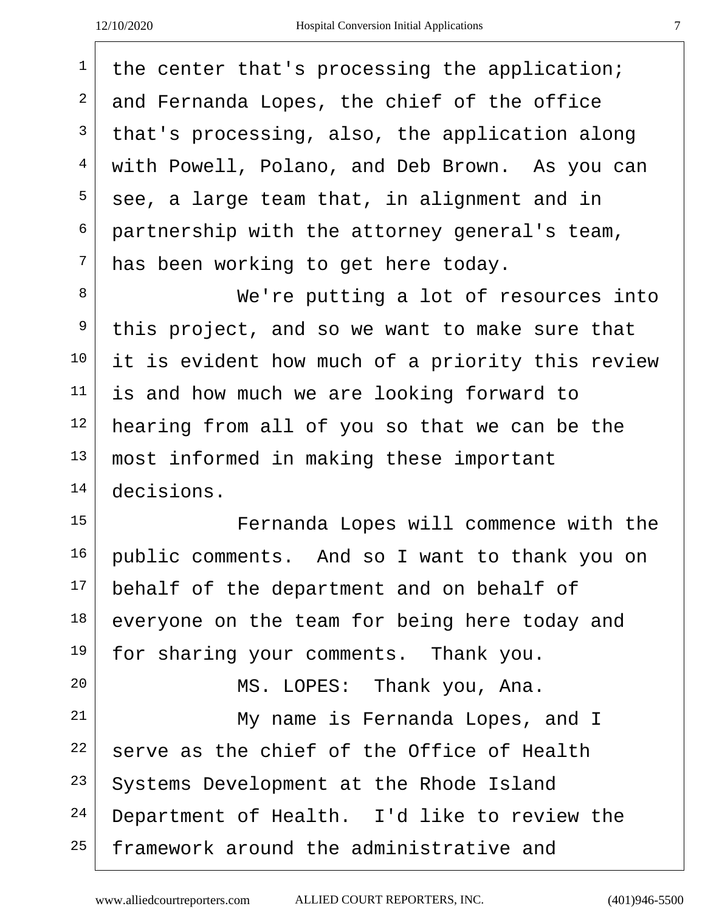the center that's processing the application; and Fernanda Lopes, the chief of the office that's processing, also, the application along with Powell, Polano, and Deb Brown. As you can see, a large team that, in alignment and in partnership with the attorney general's team, has been working to get here today.

We're putting a lot of resources into this project, and so we want to make sure that it is evident how much of a priority this review is and how much we are looking forward to hearing from all of you so that we can be the most informed in making these important decisions.

Fernanda Lopes will commence with the public comments. And so I want to thank you on behalf of the department and on behalf of everyone on the team for being here today and for sharing your comments. Thank you.

MS. LOPES: Thank you, Ana.

My name is Fernanda Lopes, and I serve as the chief of the Office of Health Systems Development at the Rhode Island Department of Health. I'd like to review the framework around the administrative and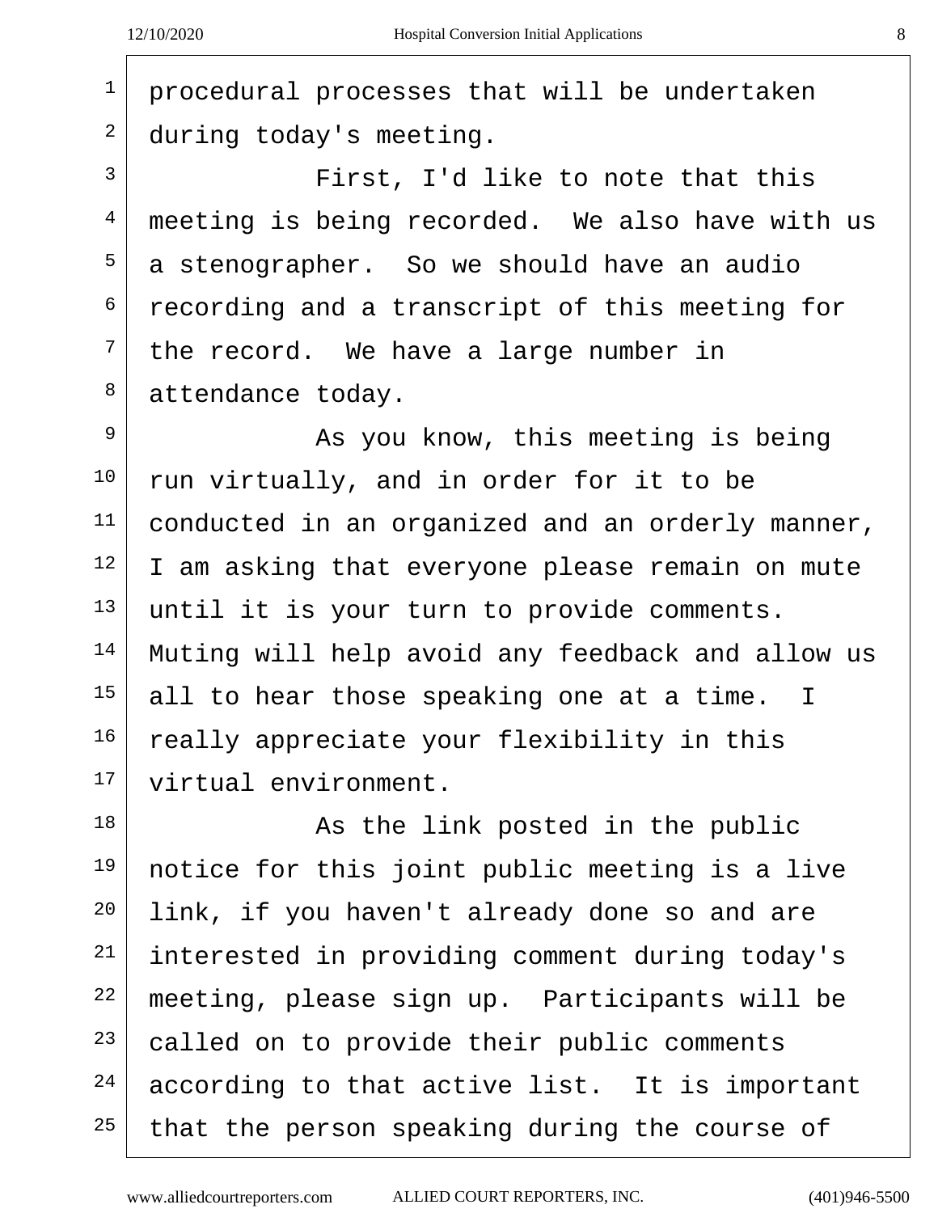procedural processes that will be undertaken during today's meeting.

First, I'd like to note that this meeting is being recorded. We also have with us a stenographer. So we should have an audio recording and a transcript of this meeting for the record. We have a large number in attendance today.

As you know, this meeting is being run virtually, and in order for it to be conducted in an organized and an orderly manner, I am asking that everyone please remain on mute until it is your turn to provide comments. Muting will help avoid any feedback and allow us all to hear those speaking one at a time. I really appreciate your flexibility in this virtual environment.

As the link posted in the public notice for this joint public meeting is a live link, if you haven't already done so and are interested in providing comment during today's meeting, please sign up. Participants will be called on to provide their public comments according to that active list. It is important that the person speaking during the course of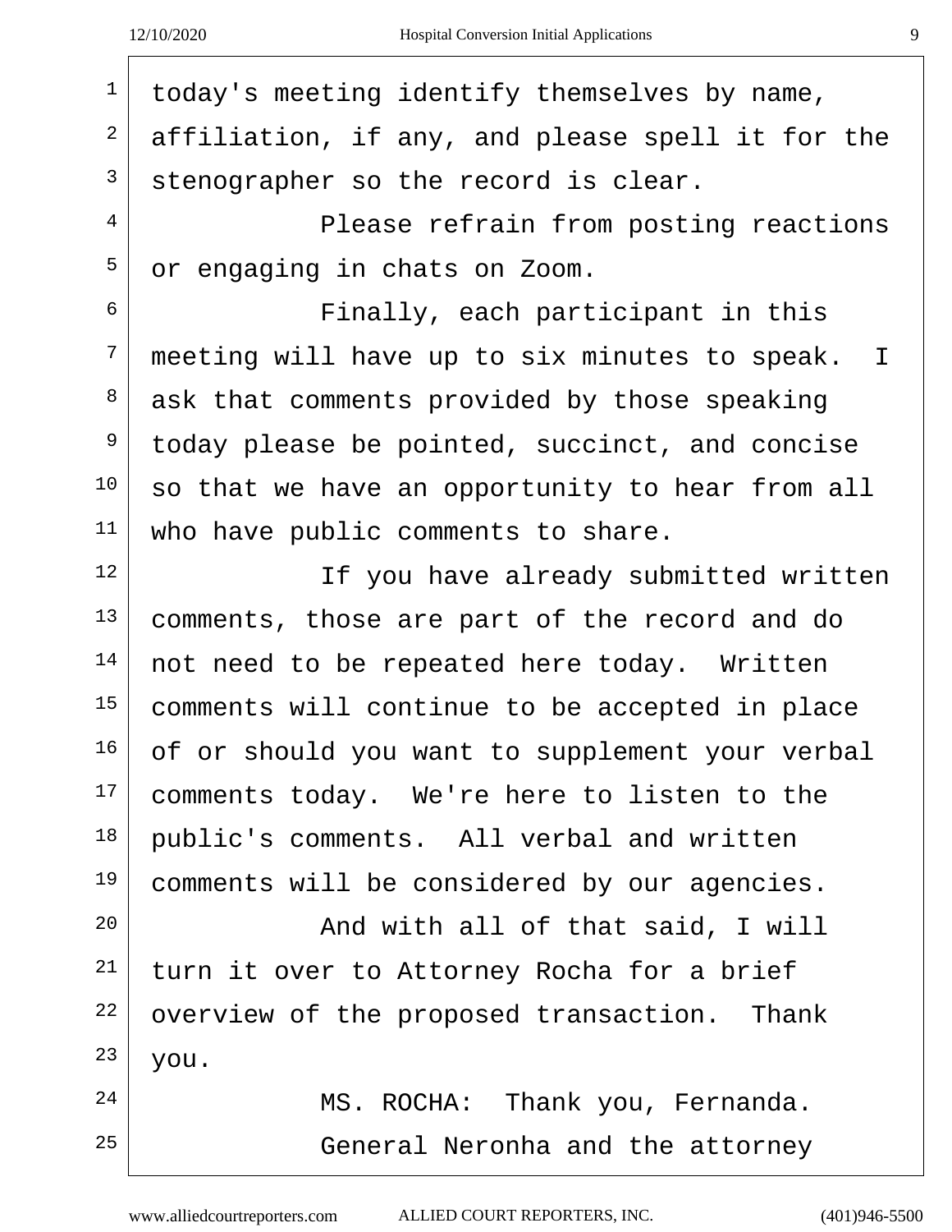today's meeting identify themselves by name, affiliation, if any, and please spell it for the stenographer so the record is clear.

Please refrain from posting reactions or engaging in chats on Zoom.

Finally, each participant in this meeting will have up to six minutes to speak. I ask that comments provided by those speaking today please be pointed, succinct, and concise so that we have an opportunity to hear from all who have public comments to share.

If you have already submitted written comments, those are part of the record and do not need to be repeated here today. Written comments will continue to be accepted in place of or should you want to supplement your verbal comments today. We're here to listen to the public's comments. All verbal and written comments will be considered by our agencies.

And with all of that said, I will turn it over to Attorney Rocha for a brief overview of the proposed transaction. Thank you.

MS. ROCHA: Thank you, Fernanda.

General Neronha and the attorney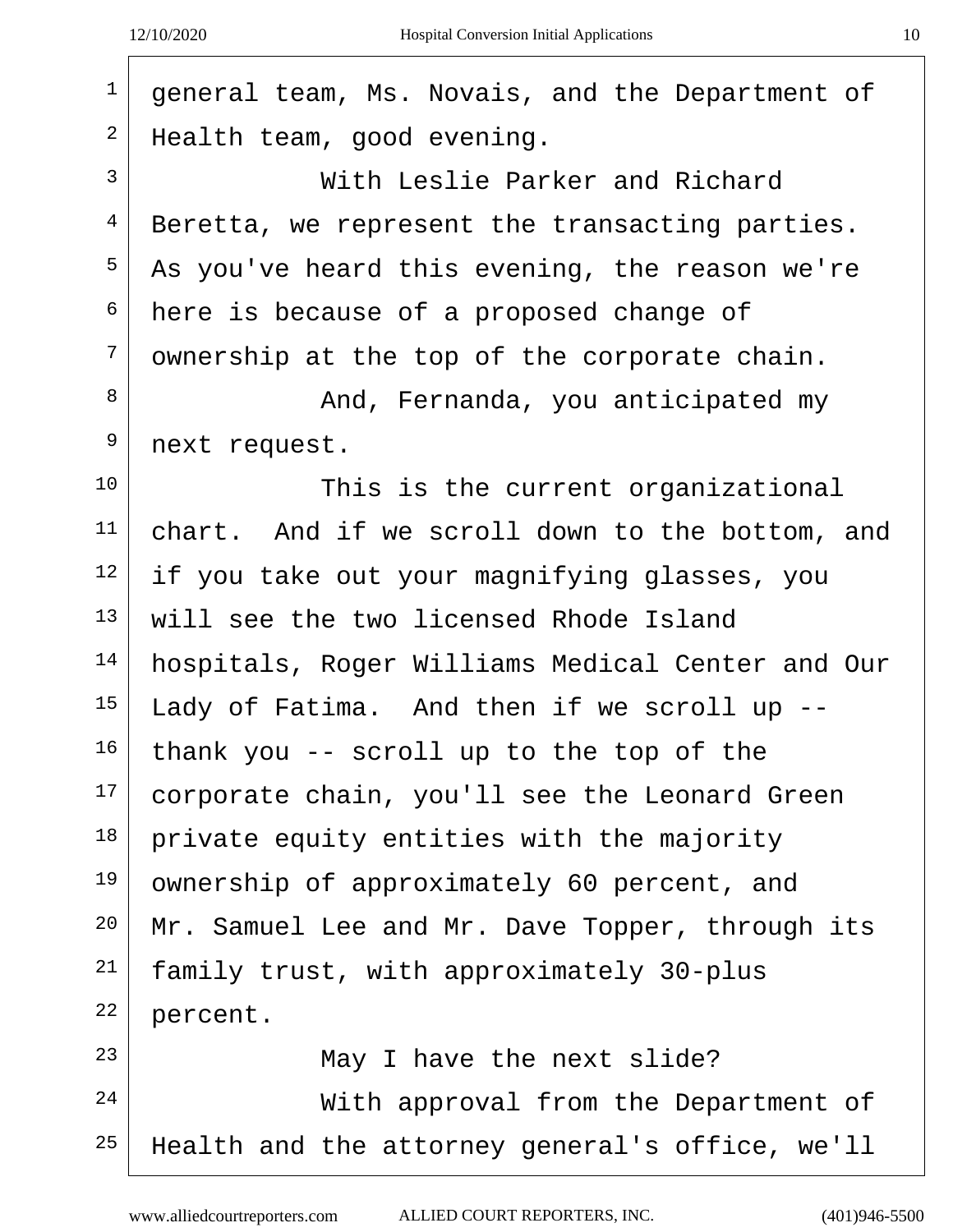general team, Ms. Novais, and the Department of Health team, good evening.

With Leslie Parker and Richard Beretta, we represent the transacting parties. As you've heard this evening, the reason we're here is because of a proposed change of ownership at the top of the corporate chain.

And, Fernanda, you anticipated my next request.

This is the current organizational chart. And if we scroll down to the bottom, and if you take out your magnifying glasses, you will see the two licensed Rhode Island hospitals, Roger Williams Medical Center and Our Lady of Fatima. And then if we scroll up -- thank you -- scroll up to the top of the corporate chain, you'll see the Leonard Green private equity entities with the majority ownership of approximately 60 percent, and Mr. Samuel Lee and Mr. Dave Topper, through its family trust, with approximately 30-plus percent.

May I have the next slide?

With approval from the Department of Health and the attorney general's office, we'll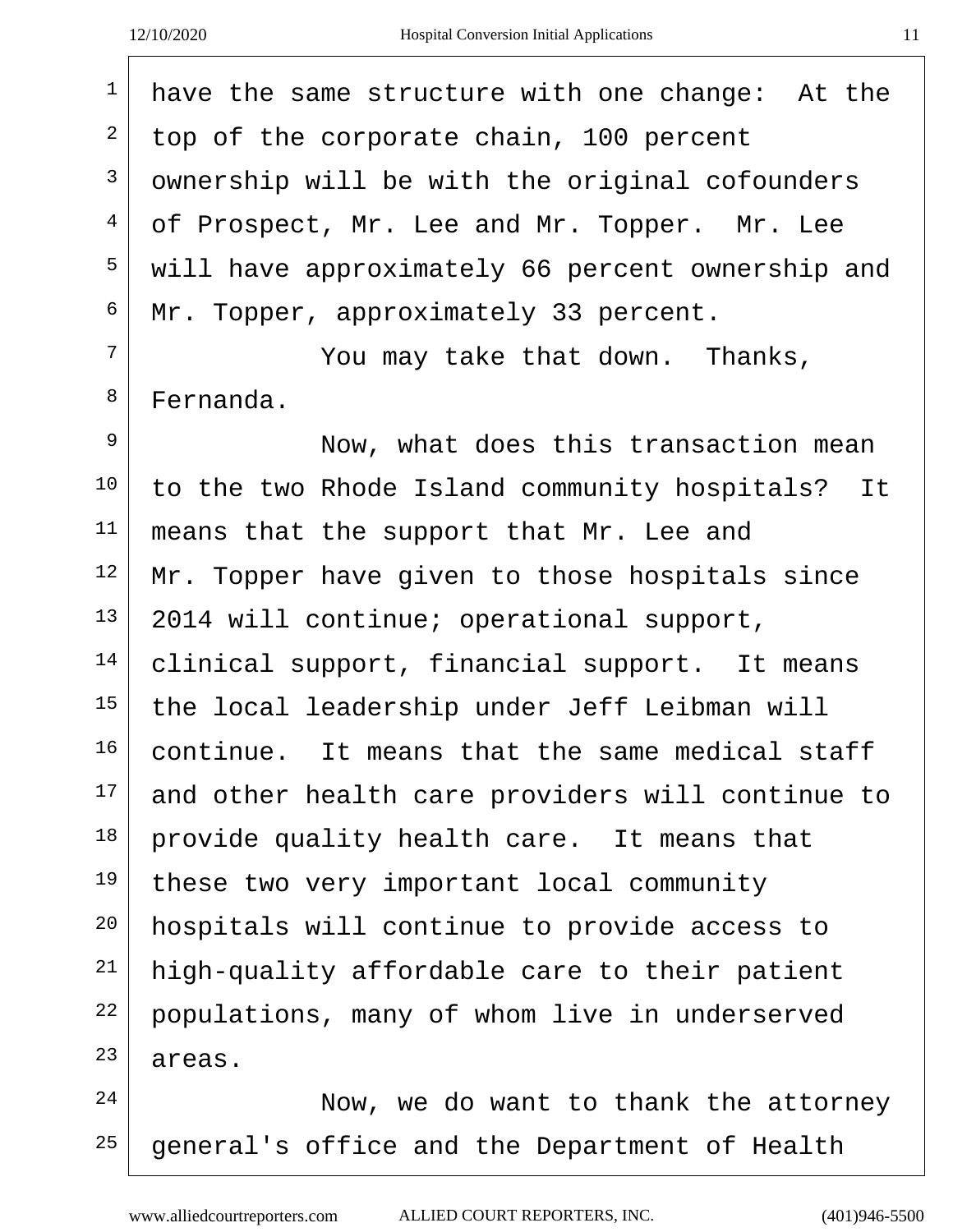have the same structure with one change: At the top of the corporate chain, 100 percent ownership will be with the original cofounders of Prospect, Mr. Lee and Mr. Topper. Mr. Lee will have approximately 66 percent ownership and Mr. Topper, approximately 33 percent.

You may take that down. Thanks, Fernanda.

Now, what does this transaction mean to the two Rhode Island community hospitals? It means that the support that Mr. Lee and Mr. Topper have given to those hospitals since 2014 will continue; operational support, clinical support, financial support. It means the local leadership under Jeff Leibman will continue. It means that the same medical staff and other health care providers will continue to provide quality health care. It means that these two very important local community hospitals will continue to provide access to high-quality affordable care to their patient populations, many of whom live in underserved areas.

Now, we do want to thank the attorney general's office and the Department of Health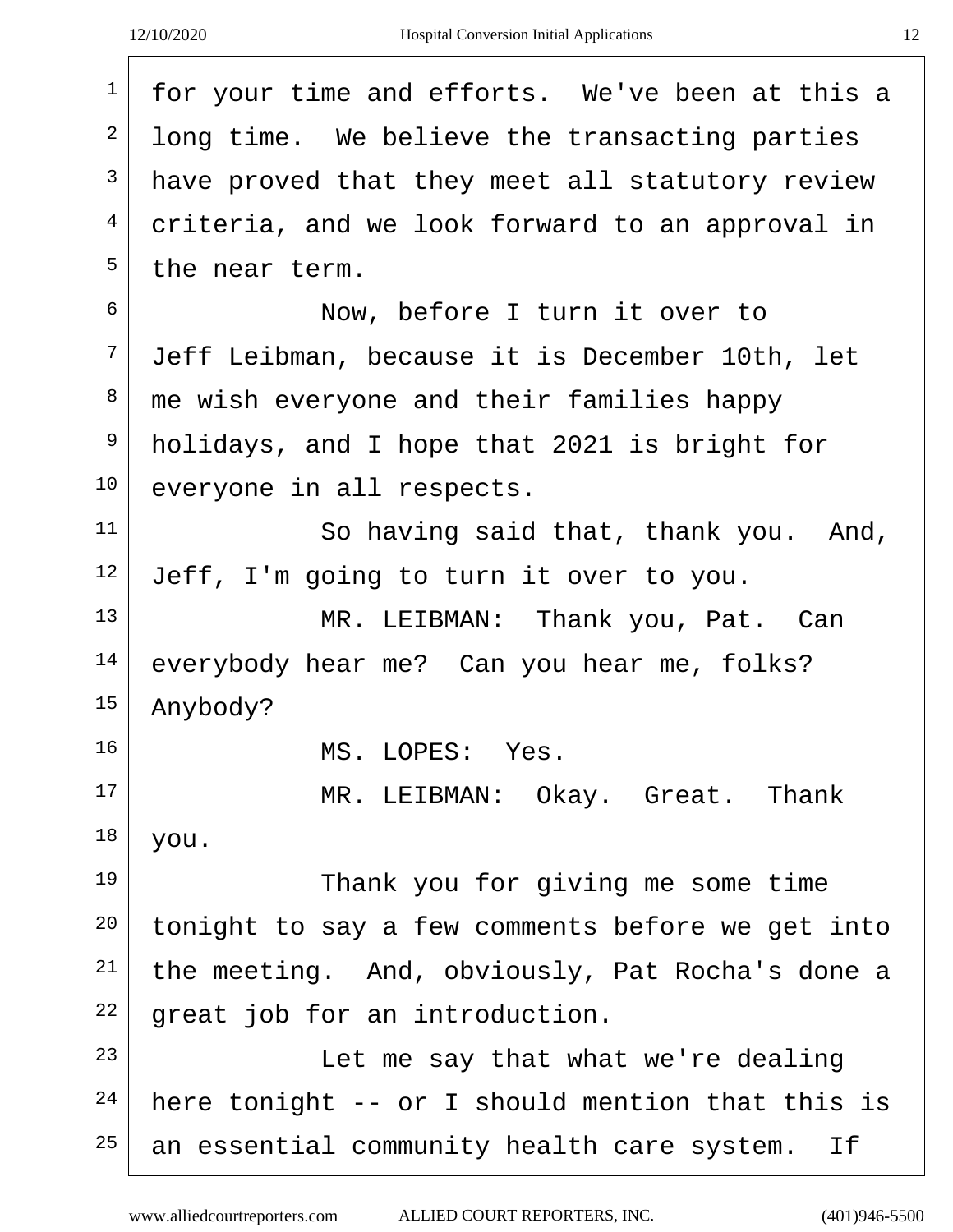for your time and efforts. We've been at this a long time. We believe the transacting parties have proved that they meet all statutory review criteria, and we look forward to an approval in the near term.

Now, before I turn it over to Jeff Leibman, because it is December 10th, let me wish everyone and their families happy holidays, and I hope that 2021 is bright for everyone in all respects.

So having said that, thank you. And, Jeff, I'm going to turn it over to you.

MR. LEIBMAN: Thank you, Pat. Can everybody hear me? Can you hear me, folks? Anybody?

MS. LOPES: Yes.

MR. LEIBMAN: Okay. Great. Thank you.

Thank you for giving me some time tonight to say a few comments before we get into the meeting. And, obviously, Pat Rocha's done a great job for an introduction.

Let me say that what we're dealing here tonight -- or I should mention that this is an essential community health care system. If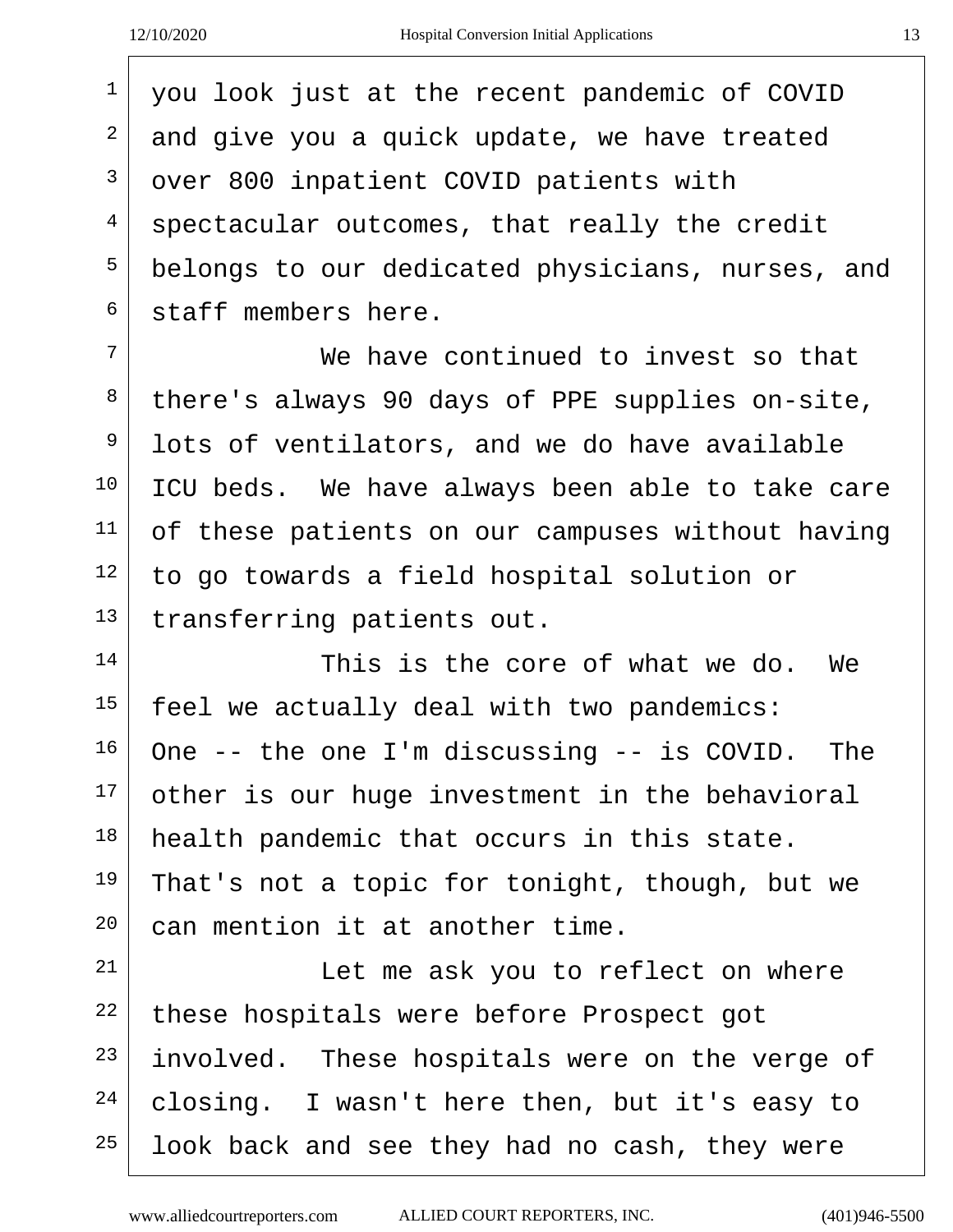you look just at the recent pandemic of COVID and give you a quick update, we have treated over 800 inpatient COVID patients with spectacular outcomes, that really the credit belongs to our dedicated physicians, nurses, and staff members here.

We have continued to invest so that there's always 90 days of PPE supplies on-site, lots of ventilators, and we do have available ICU beds. We have always been able to take care of these patients on our campuses without having to go towards a field hospital solution or transferring patients out.

This is the core of what we do. We feel we actually deal with two pandemics: One -- the one I'm discussing -- is COVID. The other is our huge investment in the behavioral health pandemic that occurs in this state. That's not a topic for tonight, though, but we can mention it at another time.

Let me ask you to reflect on where these hospitals were before Prospect got involved. These hospitals were on the verge of closing. I wasn't here then, but it's easy to look back and see they had no cash, they were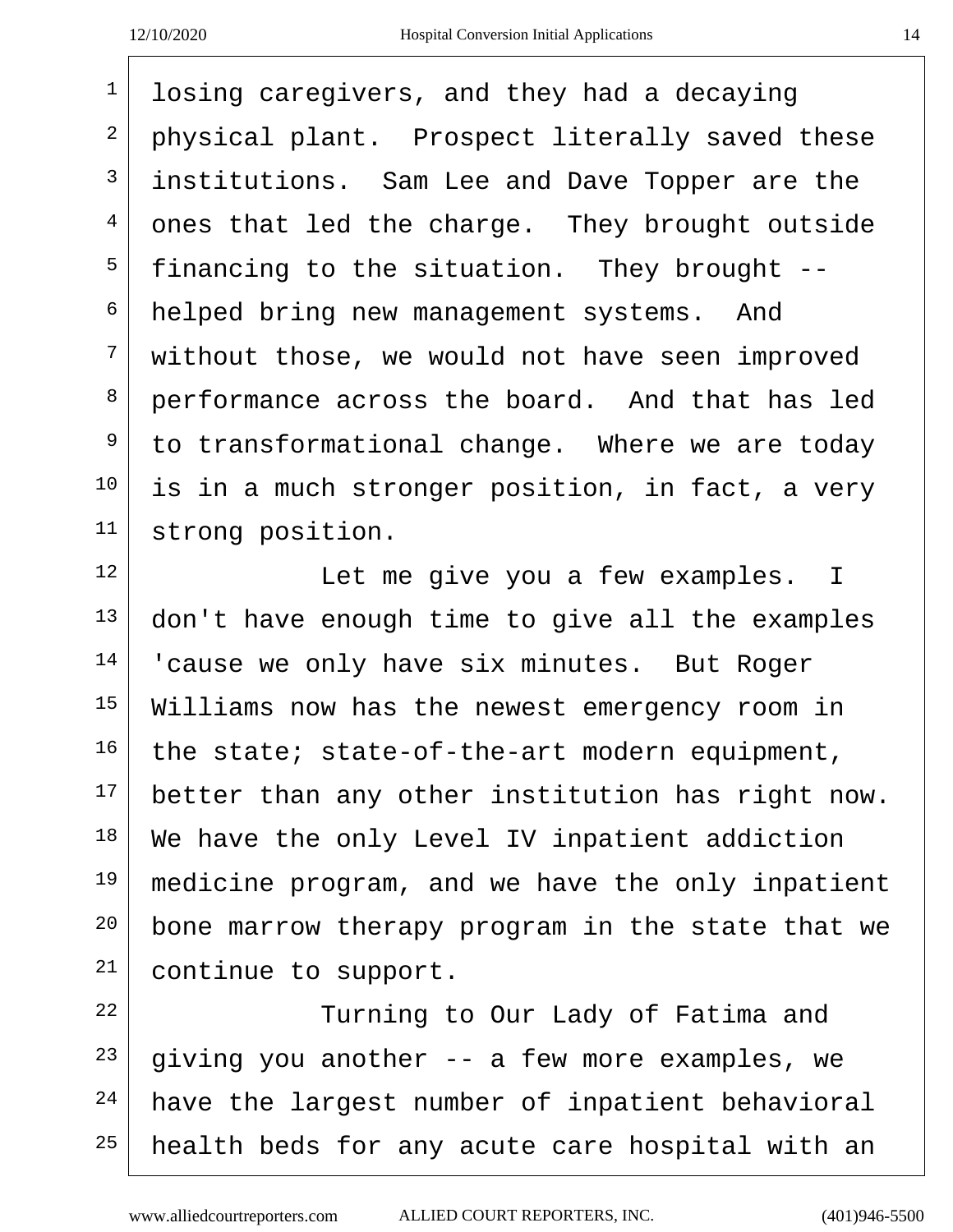losing caregivers, and they had a decaying physical plant. Prospect literally saved these institutions. Sam Lee and Dave Topper are the ones that led the charge. They brought outside financing to the situation. They brought -- helped bring new management systems. And without those, we would not have seen improved performance across the board. And that has led to transformational change. Where we are today is in a much stronger position, in fact, a very strong position.

Let me give you a few examples. I don't have enough time to give all the examples 'cause we only have six minutes. But Roger Williams now has the newest emergency room in the state; state-of-the-art modern equipment, better than any other institution has right now. We have the only Level IV inpatient addiction medicine program, and we have the only inpatient bone marrow therapy program in the state that we continue to support.

Turning to Our Lady of Fatima and giving you another -- a few more examples, we have the largest number of inpatient behavioral health beds for any acute care hospital with an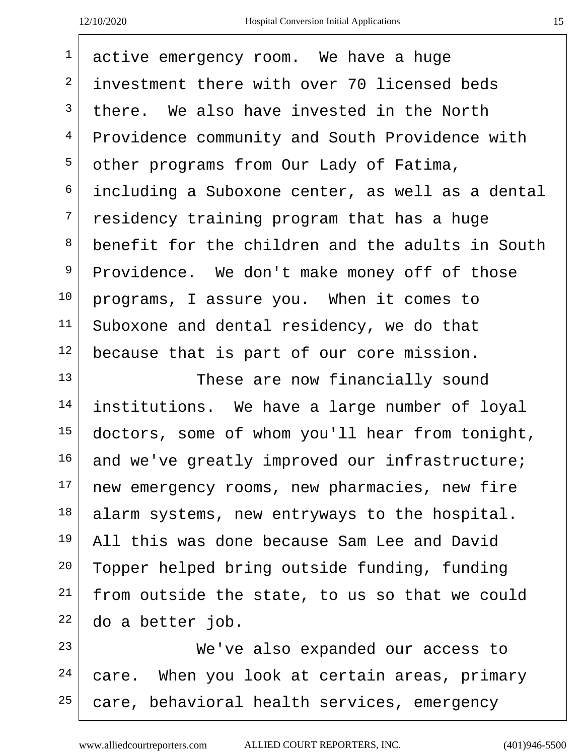active emergency room. We have a huge investment there with over 70 licensed beds there. We also have invested in the North Providence community and South Providence with other programs from Our Lady of Fatima, including a Suboxone center, as well as a dental residency training program that has a huge benefit for the children and the adults in South Providence. We don't make money off of those programs, I assure you. When it comes to Suboxone and dental residency, we do that because that is part of our core mission.

These are now financially sound institutions. We have a large number of loyal doctors, some of whom you'll hear from tonight, and we've greatly improved our infrastructure; new emergency rooms, new pharmacies, new fire alarm systems, new entryways to the hospital. All this was done because Sam Lee and David Topper helped bring outside funding, funding from outside the state, to us so that we could do a better job.

We've also expanded our access to care. When you look at certain areas, primary care, behavioral health services, emergency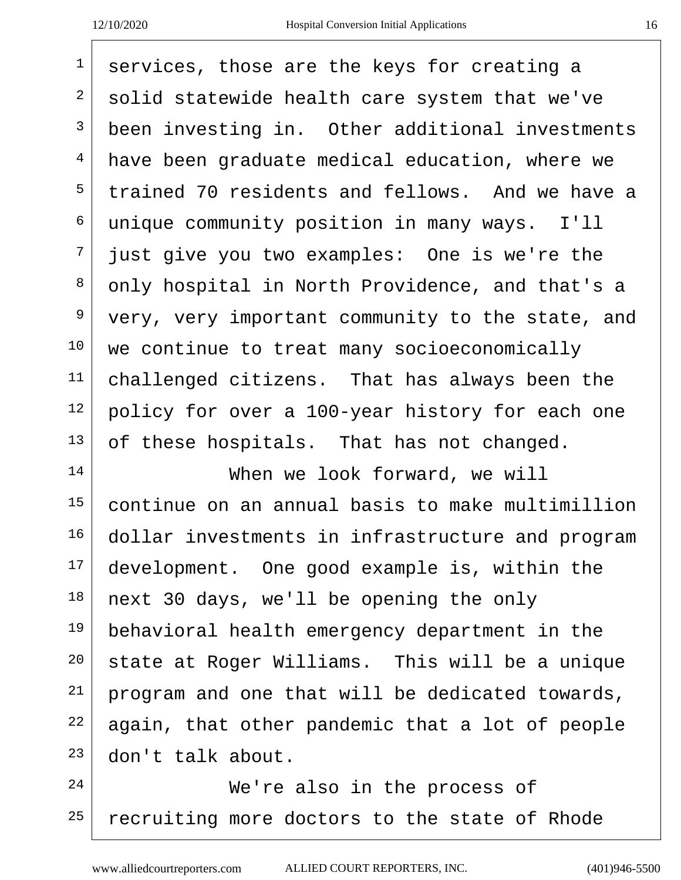services, those are the keys for creating a solid statewide health care system that we've been investing in. Other additional investments have been graduate medical education, where we trained 70 residents and fellows. And we have a unique community position in many ways. I'll just give you two examples: One is we're the only hospital in North Providence, and that's a very, very important community to the state, and we continue to treat many socioeconomically challenged citizens. That has always been the policy for over a 100-year history for each one of these hospitals. That has not changed.

When we look forward, we will continue on an annual basis to make multimillion dollar investments in infrastructure and program development. One good example is, within the next 30 days, we'll be opening the only behavioral health emergency department in the state at Roger Williams. This will be a unique program and one that will be dedicated towards, again, that other pandemic that a lot of people don't talk about.

We're also in the process of recruiting more doctors to the state of Rhode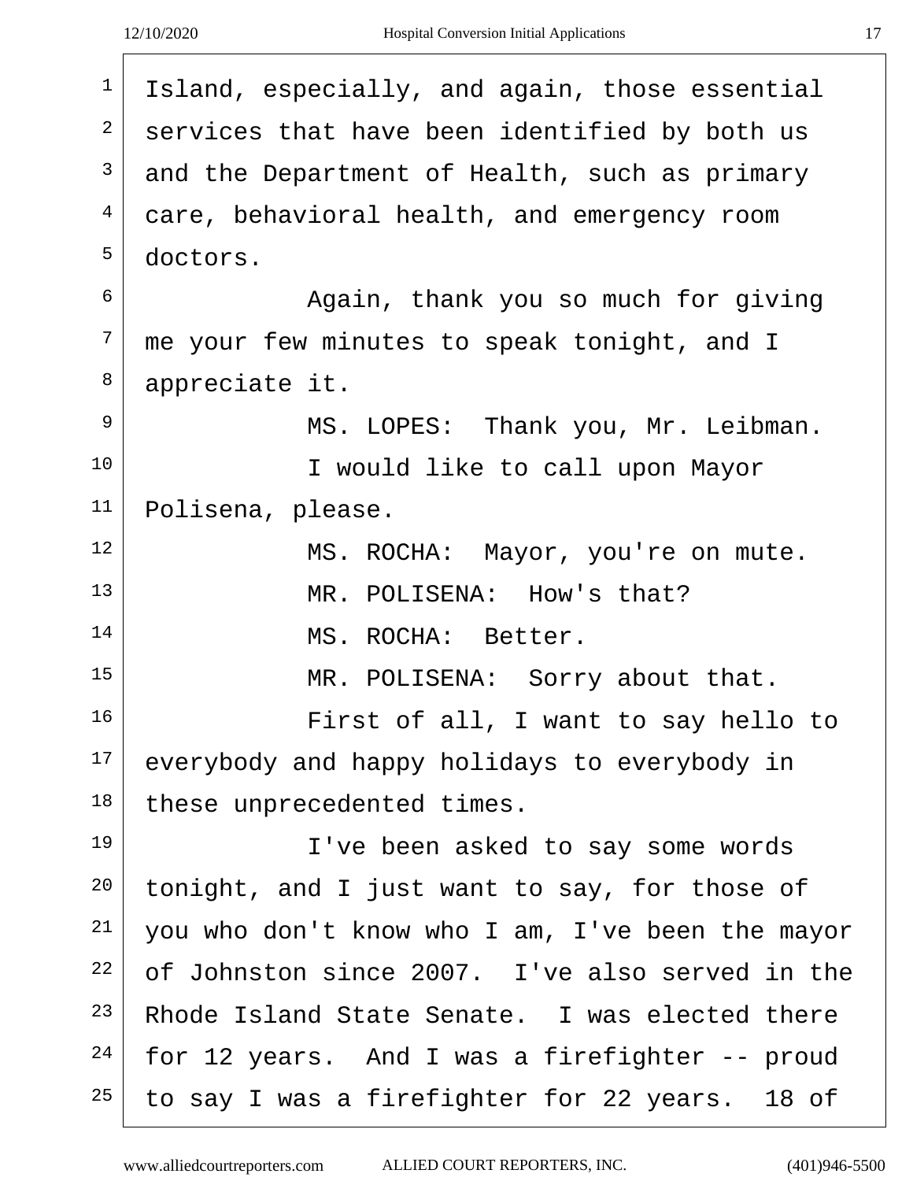Island, especially, and again, those essential services that have been identified by both us and the Department of Health, such as primary care, behavioral health, and emergency room doctors.

Again, thank you so much for giving me your few minutes to speak tonight, and I appreciate it.

MS. LOPES: Thank you, Mr. Leibman.

I would like to call upon Mayor Polisena, please.

MS. ROCHA: Mayor, you're on mute.

MR. POLISENA: How's that?

MS. ROCHA: Better.

MR. POLISENA: Sorry about that.

First of all, I want to say hello to everybody and happy holidays to everybody in these unprecedented times.

I've been asked to say some words tonight, and I just want to say, for those of you who don't know who I am, I've been the mayor of Johnston since 2007. I've also served in the Rhode Island State Senate. I was elected there for 12 years. And I was a firefighter -- proud to say I was a firefighter for 22 years. 18 of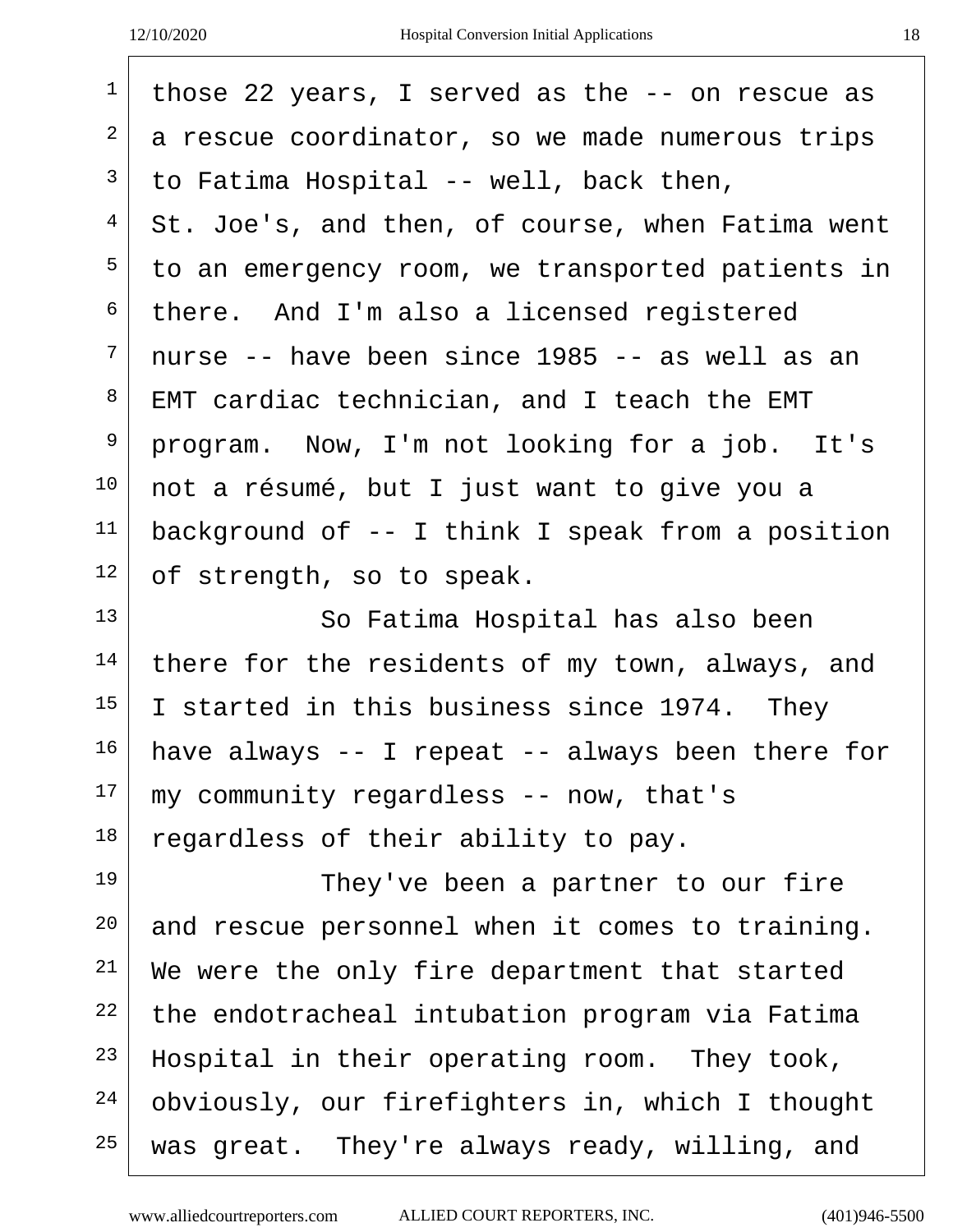those 22 years, I served as the -- on rescue as a rescue coordinator, so we made numerous trips to Fatima Hospital -- well, back then, St. Joe's, and then, of course, when Fatima went to an emergency room, we transported patients in there. And I'm also a licensed registered nurse -- have been since 1985 -- as well as an EMT cardiac technician, and I teach the EMT program. Now, I'm not looking for a job. It's not a résumé, but I just want to give you a background of -- I think I speak from a position of strength, so to speak.

So Fatima Hospital has also been there for the residents of my town, always, and I started in this business since 1974. They have always -- I repeat -- always been there for my community regardless -- now, that's regardless of their ability to pay.

They've been a partner to our fire and rescue personnel when it comes to training. We were the only fire department that started the endotracheal intubation program via Fatima Hospital in their operating room. They took, obviously, our firefighters in, which I thought was great. They're always ready, willing, and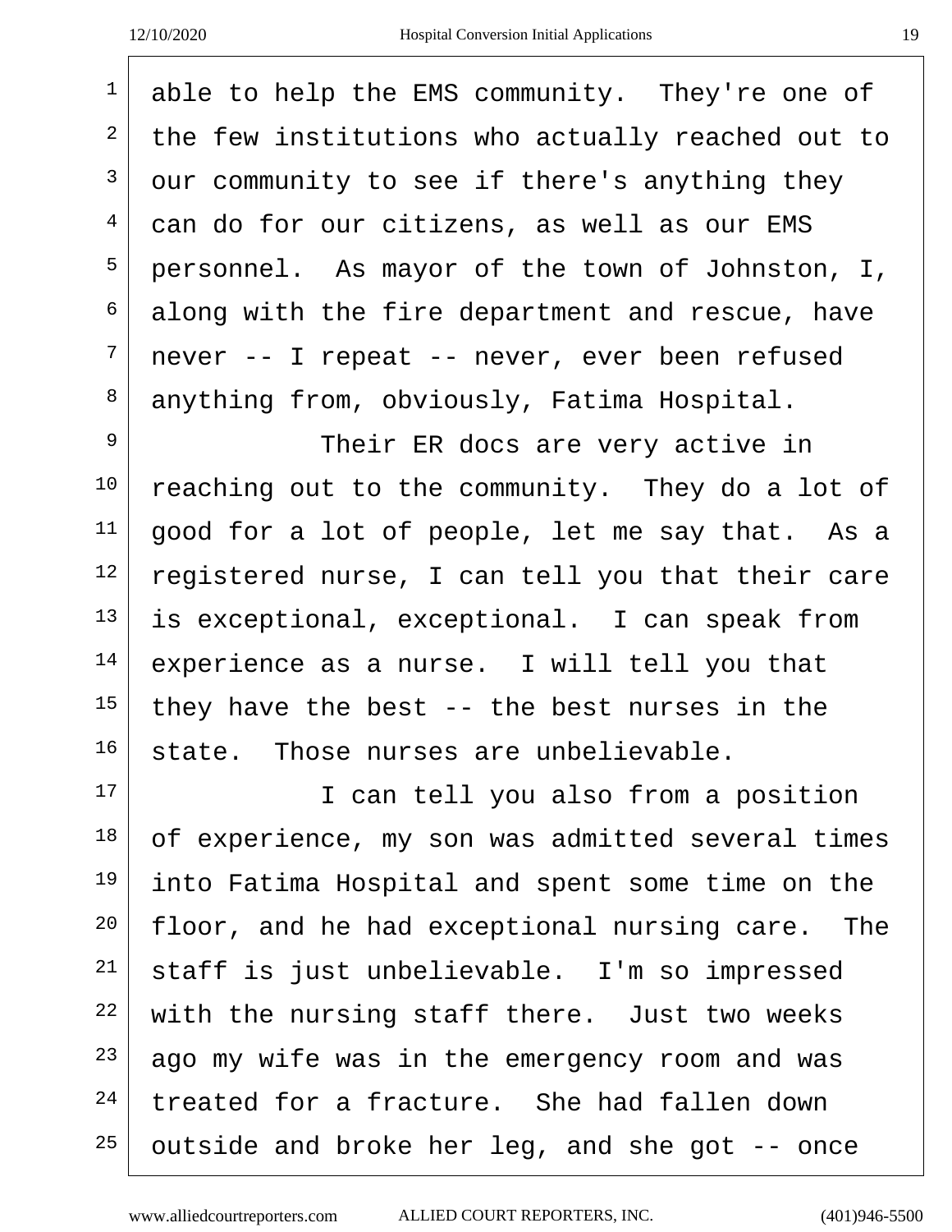able to help the EMS community. They're one of the few institutions who actually reached out to our community to see if there's anything they can do for our citizens, as well as our EMS personnel. As mayor of the town of Johnston, I, along with the fire department and rescue, have never -- I repeat -- never, ever been refused anything from, obviously, Fatima Hospital.

Their ER docs are very active in reaching out to the community. They do a lot of good for a lot of people, let me say that. As a registered nurse, I can tell you that their care is exceptional, exceptional. I can speak from experience as a nurse. I will tell you that they have the best -- the best nurses in the state. Those nurses are unbelievable.

I can tell you also from a position of experience, my son was admitted several times into Fatima Hospital and spent some time on the floor, and he had exceptional nursing care. The staff is just unbelievable. I'm so impressed with the nursing staff there. Just two weeks ago my wife was in the emergency room and was treated for a fracture. She had fallen down outside and broke her leg, and she got -- once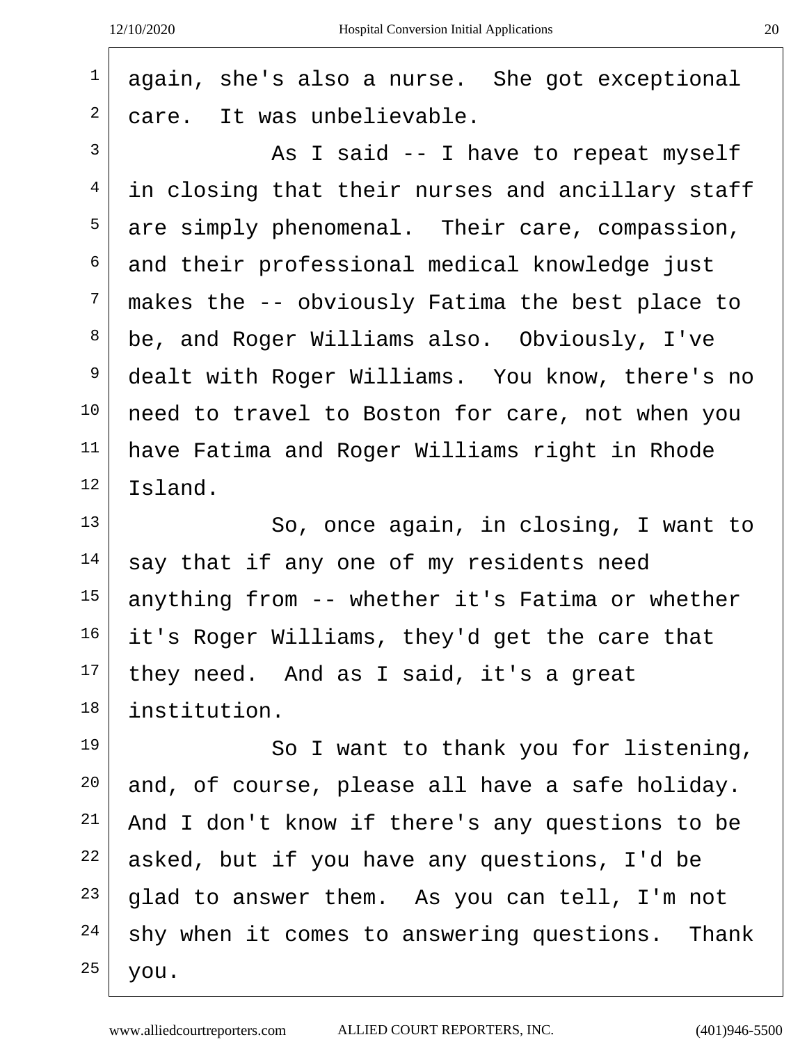again, she's also a nurse. She got exceptional care. It was unbelievable.

As I said -- I have to repeat myself in closing that their nurses and ancillary staff are simply phenomenal. Their care, compassion, and their professional medical knowledge just makes the -- obviously Fatima the best place to be, and Roger Williams also. Obviously, I've dealt with Roger Williams. You know, there's no need to travel to Boston for care, not when you have Fatima and Roger Williams right in Rhode Island.

So, once again, in closing, I want to say that if any one of my residents need anything from -- whether it's Fatima or whether it's Roger Williams, they'd get the care that they need. And as I said, it's a great institution.

So I want to thank you for listening, and, of course, please all have a safe holiday. And I don't know if there's any questions to be asked, but if you have any questions, I'd be glad to answer them. As you can tell, I'm not shy when it comes to answering questions. Thank you.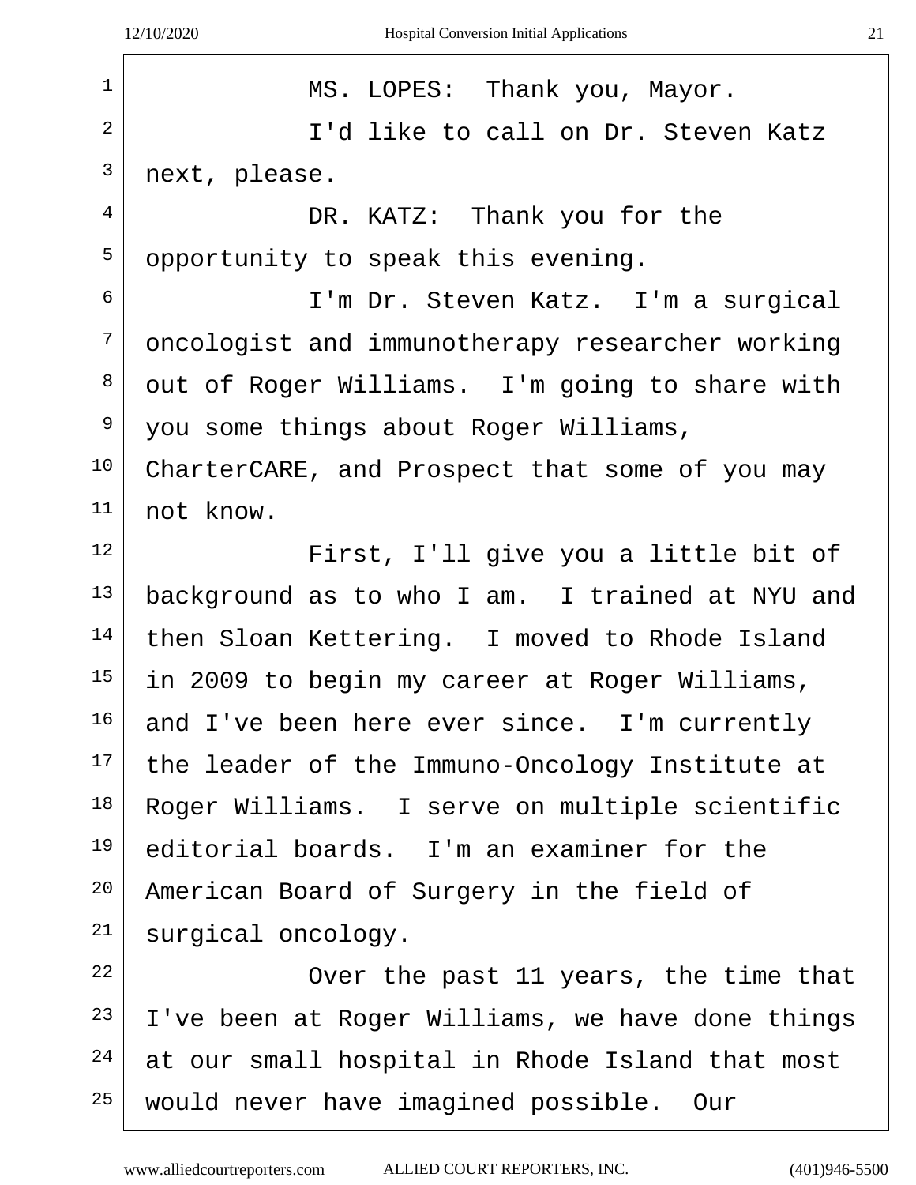MS. LOPES: Thank you, Mayor.

I'd like to call on Dr. Steven Katz next, please.

DR. KATZ: Thank you for the opportunity to speak this evening.

I'm Dr. Steven Katz. I'm a surgical oncologist and immunotherapy researcher working out of Roger Williams. I'm going to share with you some things about Roger Williams, CharterCARE, and Prospect that some of you may not know.

First, I'll give you a little bit of background as to who I am. I trained at NYU and then Sloan Kettering. I moved to Rhode Island in 2009 to begin my career at Roger Williams, and I've been here ever since. I'm currently the leader of the Immuno-Oncology Institute at Roger Williams. I serve on multiple scientific editorial boards. I'm an examiner for the American Board of Surgery in the field of surgical oncology.

Over the past 11 years, the time that I've been at Roger Williams, we have done things at our small hospital in Rhode Island that most would never have imagined possible. Our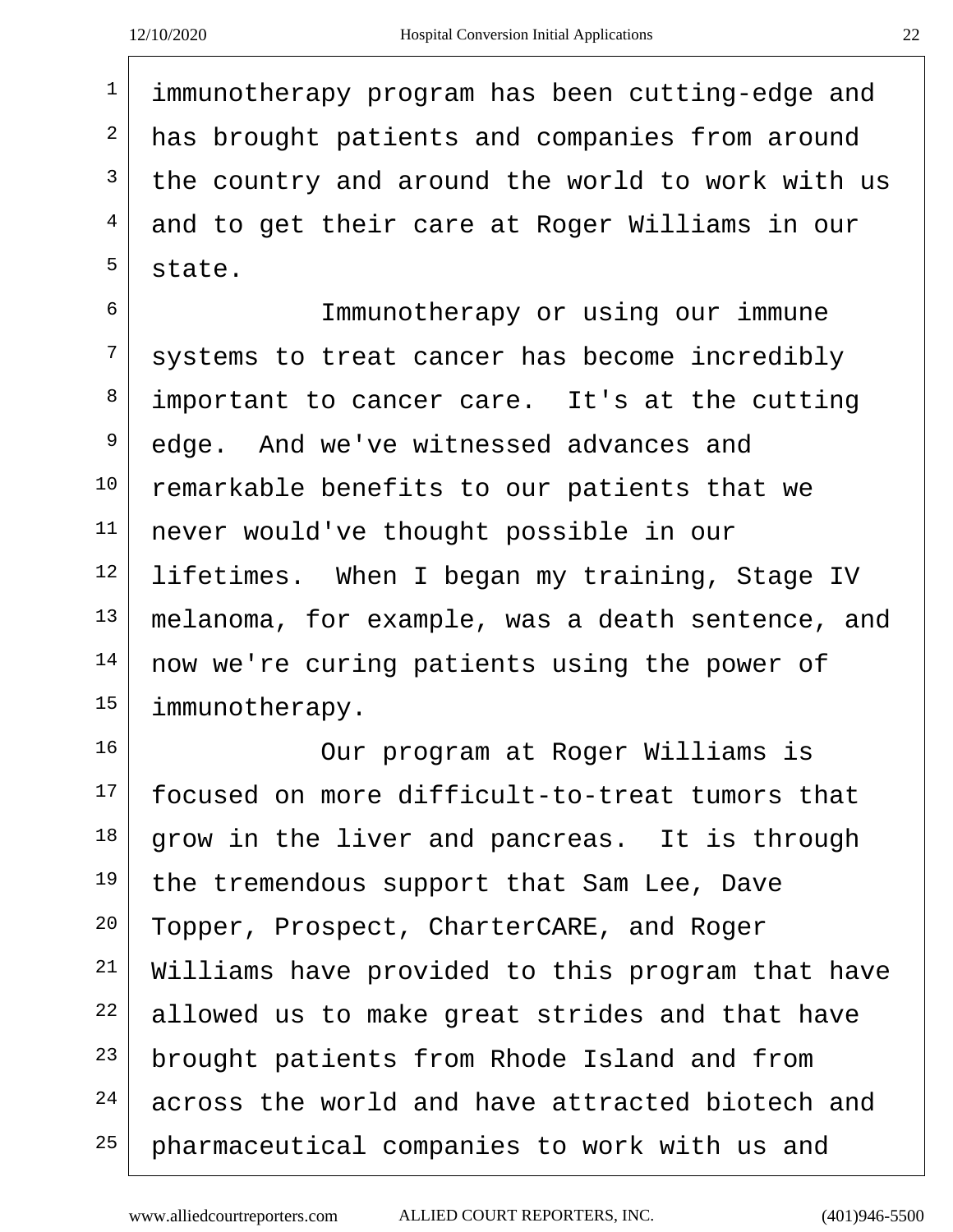immunotherapy program has been cutting-edge and has brought patients and companies from around the country and around the world to work with us and to get their care at Roger Williams in our state.

Immunotherapy or using our immune systems to treat cancer has become incredibly important to cancer care. It's at the cutting edge. And we've witnessed advances and remarkable benefits to our patients that we never would've thought possible in our lifetimes. When I began my training, Stage IV melanoma, for example, was a death sentence, and now we're curing patients using the power of immunotherapy.

Our program at Roger Williams is focused on more difficult-to-treat tumors that grow in the liver and pancreas. It is through the tremendous support that Sam Lee, Dave Topper, Prospect, CharterCARE, and Roger Williams have provided to this program that have allowed us to make great strides and that have brought patients from Rhode Island and from across the world and have attracted biotech and pharmaceutical companies to work with us and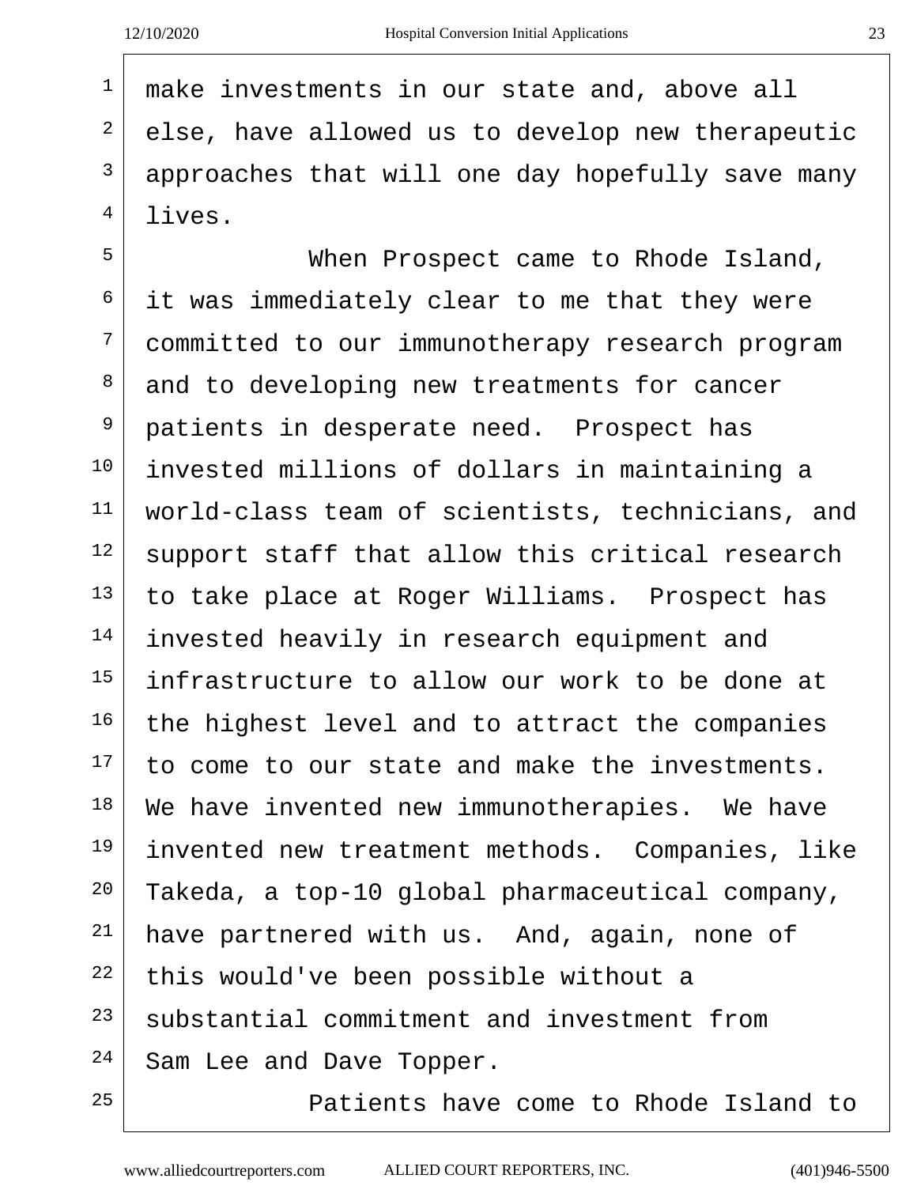make investments in our state and, above all else, have allowed us to develop new therapeutic approaches that will one day hopefully save many lives.

When Prospect came to Rhode Island, it was immediately clear to me that they were committed to our immunotherapy research program and to developing new treatments for cancer patients in desperate need. Prospect has invested millions of dollars in maintaining a world-class team of scientists, technicians, and support staff that allow this critical research to take place at Roger Williams. Prospect has invested heavily in research equipment and infrastructure to allow our work to be done at the highest level and to attract the companies to come to our state and make the investments. We have invented new immunotherapies. We have invented new treatment methods. Companies, like Takeda, a top-10 global pharmaceutical company, have partnered with us. And, again, none of this would've been possible without a substantial commitment and investment from Sam Lee and Dave Topper.

Patients have come to Rhode Island to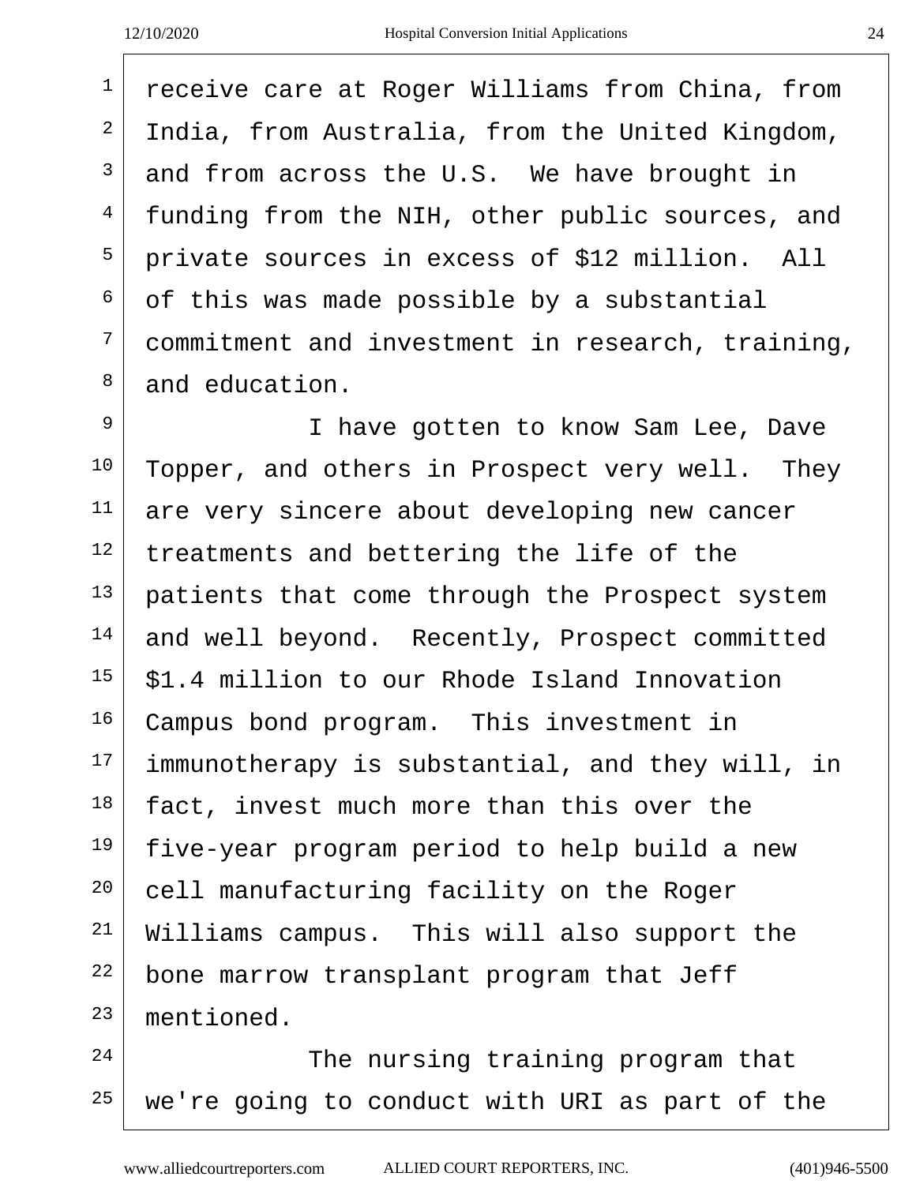receive care at Roger Williams from China, from India, from Australia, from the United Kingdom, and from across the U.S. We have brought in funding from the NIH, other public sources, and private sources in excess of $12 million. All of this was made possible by a substantial commitment and investment in research, training, and education.

I have gotten to know Sam Lee, Dave Topper, and others in Prospect very well. They are very sincere about developing new cancer treatments and bettering the life of the patients that come through the Prospect system and well beyond. Recently, Prospect committed $1.4 million to our Rhode Island Innovation Campus bond program. This investment in immunotherapy is substantial, and they will, in fact, invest much more than this over the five-year program period to help build a new cell manufacturing facility on the Roger Williams campus. This will also support the bone marrow transplant program that Jeff mentioned.

The nursing training program that we're going to conduct with URI as part of the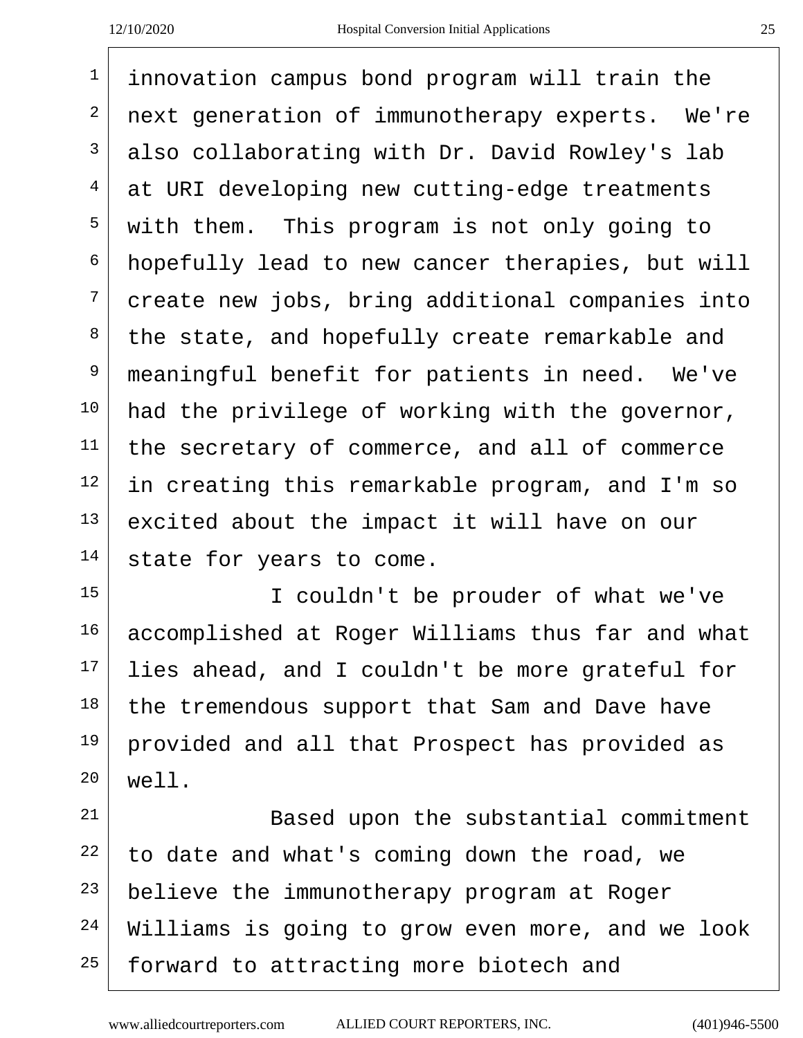innovation campus bond program will train the next generation of immunotherapy experts. We're also collaborating with Dr. David Rowley's lab at URI developing new cutting-edge treatments with them. This program is not only going to hopefully lead to new cancer therapies, but will create new jobs, bring additional companies into the state, and hopefully create remarkable and meaningful benefit for patients in need. We've had the privilege of working with the governor, the secretary of commerce, and all of commerce in creating this remarkable program, and I'm so excited about the impact it will have on our state for years to come.

I couldn't be prouder of what we've accomplished at Roger Williams thus far and what lies ahead, and I couldn't be more grateful for the tremendous support that Sam and Dave have provided and all that Prospect has provided as well.

Based upon the substantial commitment to date and what's coming down the road, we believe the immunotherapy program at Roger Williams is going to grow even more, and we look forward to attracting more biotech and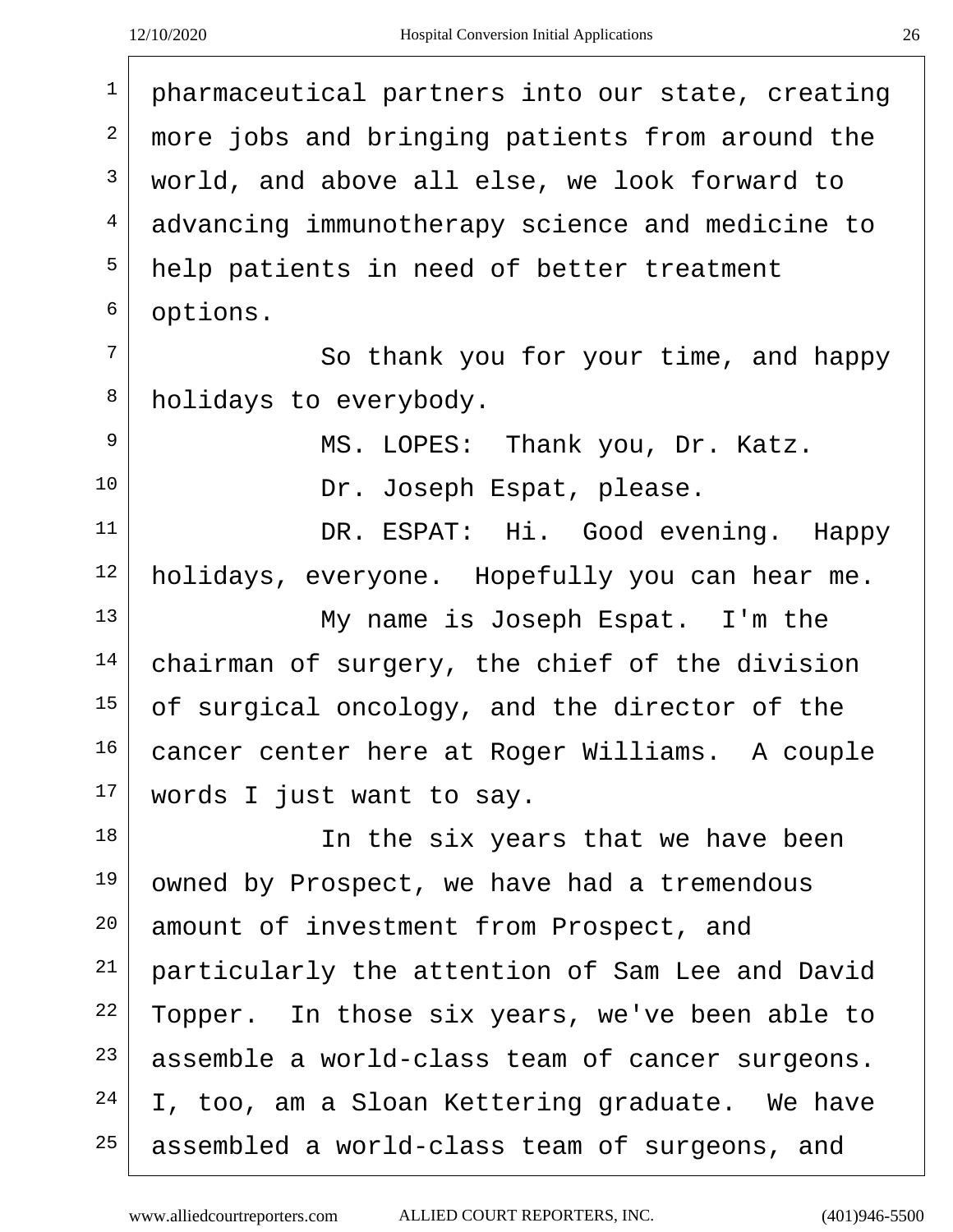pharmaceutical partners into our state, creating more jobs and bringing patients from around the world, and above all else, we look forward to advancing immunotherapy science and medicine to help patients in need of better treatment options.

So thank you for your time, and happy holidays to everybody.

MS. LOPES: Thank you, Dr. Katz.

Dr. Joseph Espat, please.

DR. ESPAT: Hi. Good evening. Happy holidays, everyone. Hopefully you can hear me.

My name is Joseph Espat. I'm the chairman of surgery, the chief of the division of surgical oncology, and the director of the cancer center here at Roger Williams. A couple words I just want to say.

In the six years that we have been owned by Prospect, we have had a tremendous amount of investment from Prospect, and particularly the attention of Sam Lee and David Topper. In those six years, we've been able to assemble a world-class team of cancer surgeons. I, too, am a Sloan Kettering graduate. We have assembled a world-class team of surgeons, and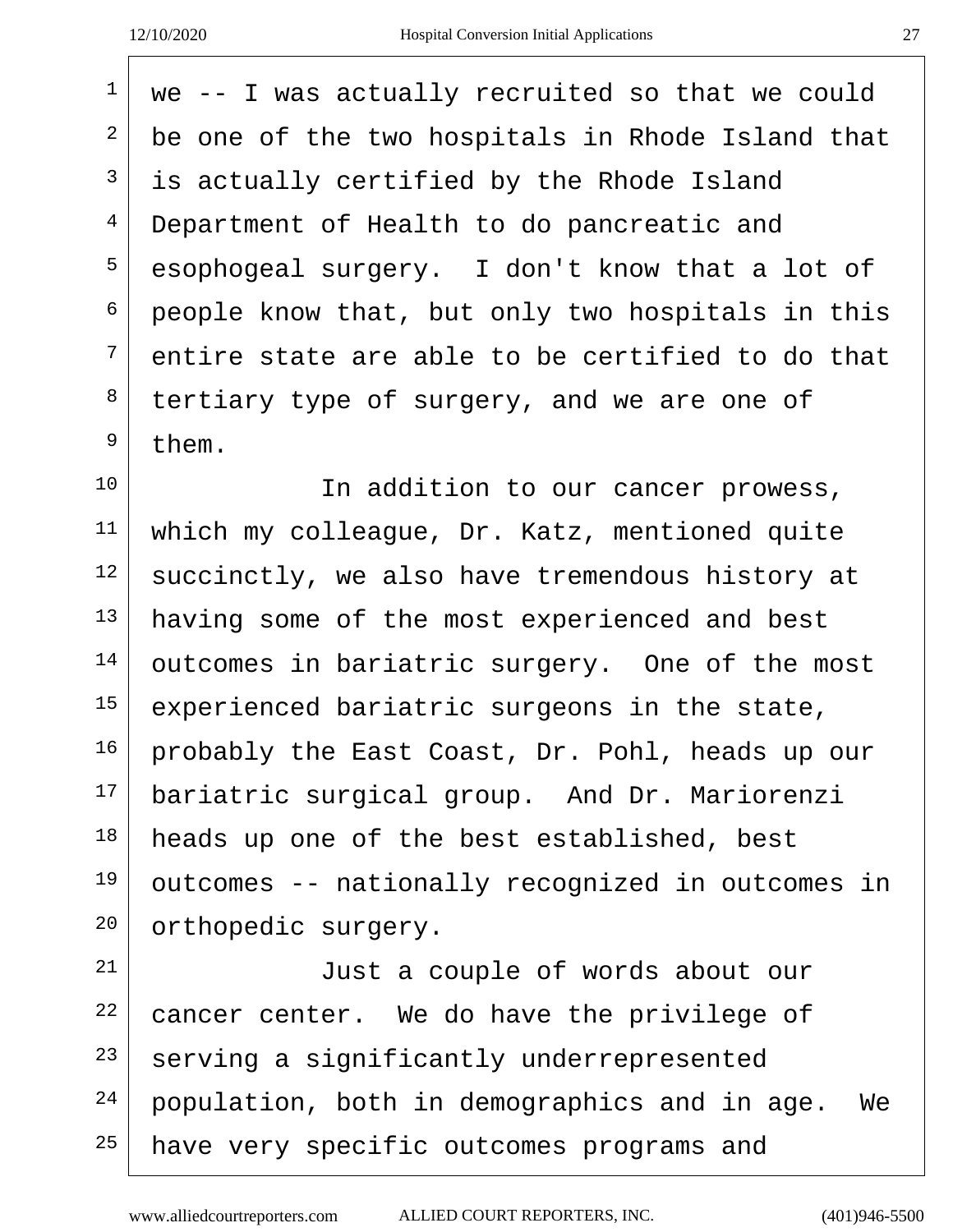we -- I was actually recruited so that we could be one of the two hospitals in Rhode Island that is actually certified by the Rhode Island Department of Health to do pancreatic and esophogeal surgery. I don't know that a lot of people know that, but only two hospitals in this entire state are able to be certified to do that tertiary type of surgery, and we are one of them.

In addition to our cancer prowess, which my colleague, Dr. Katz, mentioned quite succinctly, we also have tremendous history at having some of the most experienced and best outcomes in bariatric surgery. One of the most experienced bariatric surgeons in the state, probably the East Coast, Dr. Pohl, heads up our bariatric surgical group. And Dr. Mariorenzi heads up one of the best established, best outcomes -- nationally recognized in outcomes in orthopedic surgery.

Just a couple of words about our cancer center. We do have the privilege of serving a significantly underrepresented population, both in demographics and in age. We have very specific outcomes programs and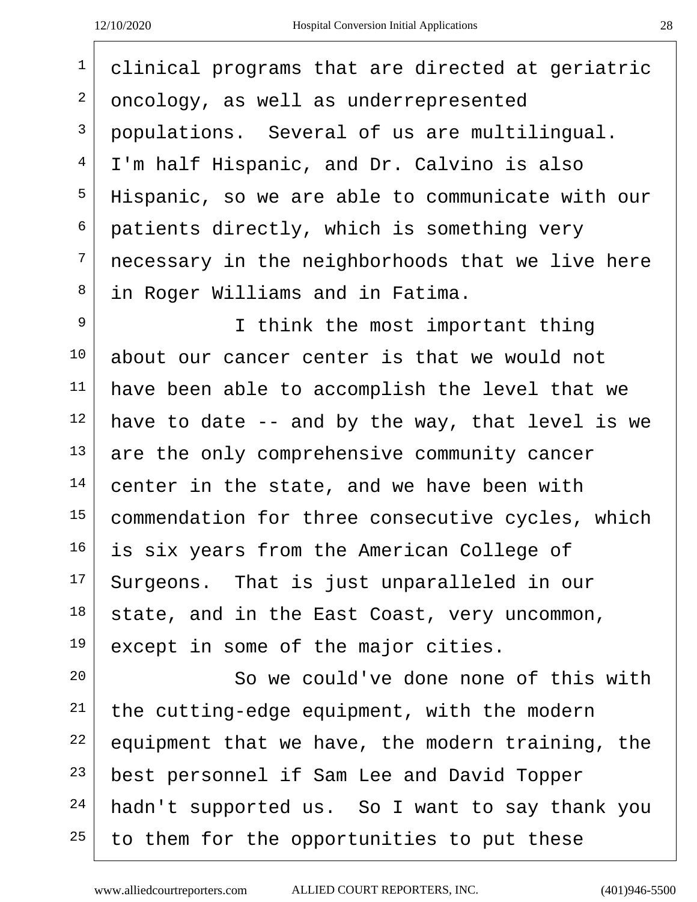clinical programs that are directed at geriatric oncology, as well as underrepresented populations. Several of us are multilingual. I'm half Hispanic, and Dr. Calvino is also Hispanic, so we are able to communicate with our patients directly, which is something very necessary in the neighborhoods that we live here in Roger Williams and in Fatima.

I think the most important thing about our cancer center is that we would not have been able to accomplish the level that we have to date -- and by the way, that level is we are the only comprehensive community cancer center in the state, and we have been with commendation for three consecutive cycles, which is six years from the American College of Surgeons. That is just unparalleled in our state, and in the East Coast, very uncommon, except in some of the major cities.

So we could've done none of this with the cutting-edge equipment, with the modern equipment that we have, the modern training, the best personnel if Sam Lee and David Topper hadn't supported us. So I want to say thank you to them for the opportunities to put these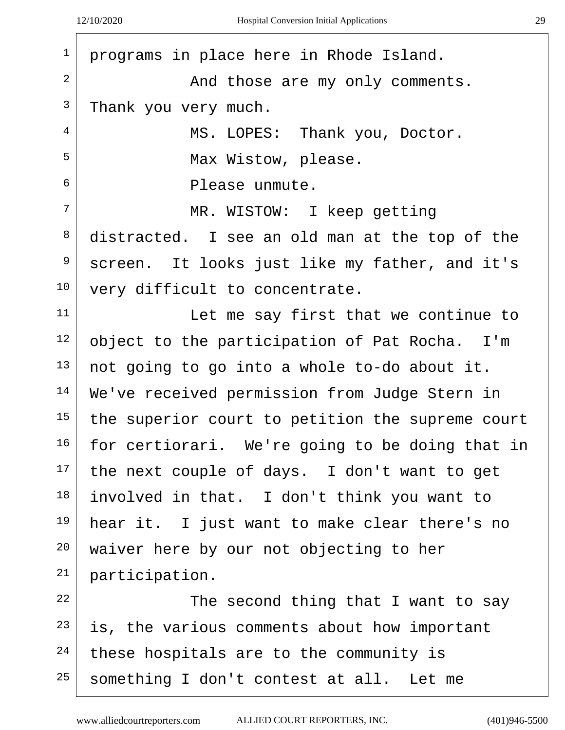programs in place here in Rhode Island.

And those are my only comments. Thank you very much.

MS. LOPES: Thank you, Doctor.

Max Wistow, please.

Please unmute.

MR. WISTOW: I keep getting distracted. I see an old man at the top of the screen. It looks just like my father, and it's very difficult to concentrate.

Let me say first that we continue to object to the participation of Pat Rocha. I'm not going to go into a whole to-do about it. We've received permission from Judge Stern in the superior court to petition the supreme court for certiorari. We're going to be doing that in the next couple of days. I don't want to get involved in that. I don't think you want to hear it. I just want to make clear there's no waiver here by our not objecting to her participation.

The second thing that I want to say is, the various comments about how important these hospitals are to the community is something I don't contest at all. Let me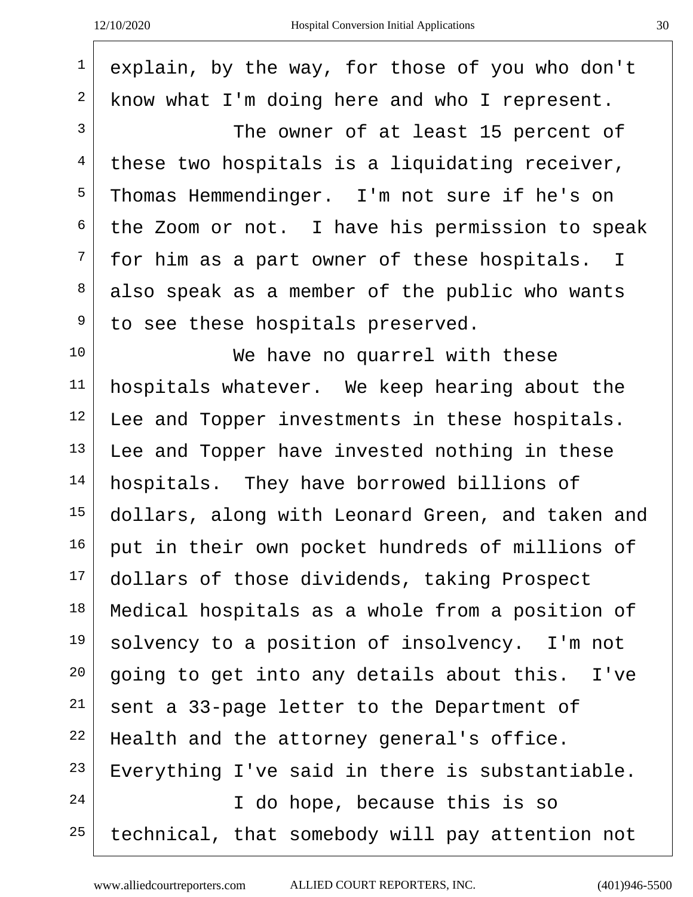explain, by the way, for those of you who don't know what I'm doing here and who I represent.

The owner of at least 15 percent of these two hospitals is a liquidating receiver, Thomas Hemmendinger. I'm not sure if he's on the Zoom or not. I have his permission to speak for him as a part owner of these hospitals. I also speak as a member of the public who wants to see these hospitals preserved.

We have no quarrel with these hospitals whatever. We keep hearing about the Lee and Topper investments in these hospitals. Lee and Topper have invested nothing in these hospitals. They have borrowed billions of dollars, along with Leonard Green, and taken and put in their own pocket hundreds of millions of dollars of those dividends, taking Prospect Medical hospitals as a whole from a position of solvency to a position of insolvency. I'm not going to get into any details about this. I've sent a 33-page letter to the Department of Health and the attorney general's office. Everything I've said in there is substantiable.

I do hope, because this is so technical, that somebody will pay attention not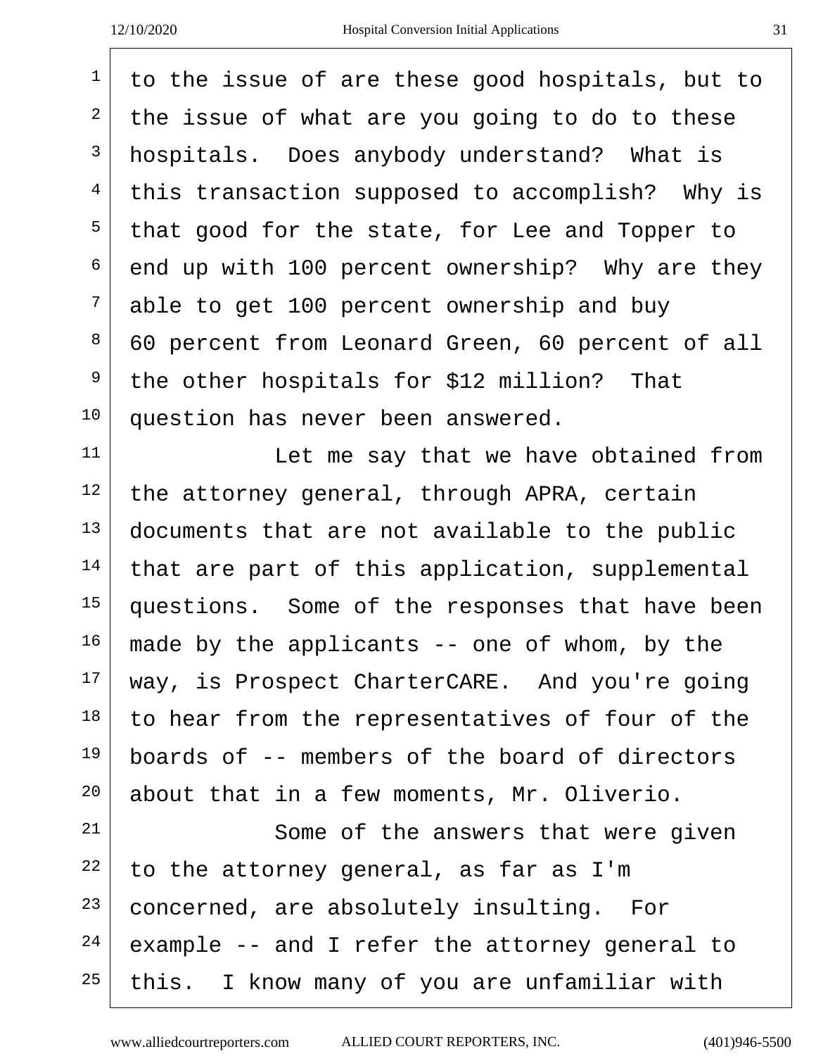to the issue of are these good hospitals, but to the issue of what are you going to do to these hospitals. Does anybody understand? What is this transaction supposed to accomplish? Why is that good for the state, for Lee and Topper to end up with 100 percent ownership? Why are they able to get 100 percent ownership and buy 60 percent from Leonard Green, 60 percent of all the other hospitals for $12 million? That question has never been answered.

Let me say that we have obtained from the attorney general, through APRA, certain documents that are not available to the public that are part of this application, supplemental questions. Some of the responses that have been made by the applicants -- one of whom, by the way, is Prospect CharterCARE. And you're going to hear from the representatives of four of the boards of -- members of the board of directors about that in a few moments, Mr. Oliverio.

Some of the answers that were given to the attorney general, as far as I'm concerned, are absolutely insulting. For example -- and I refer the attorney general to this. I know many of you are unfamiliar with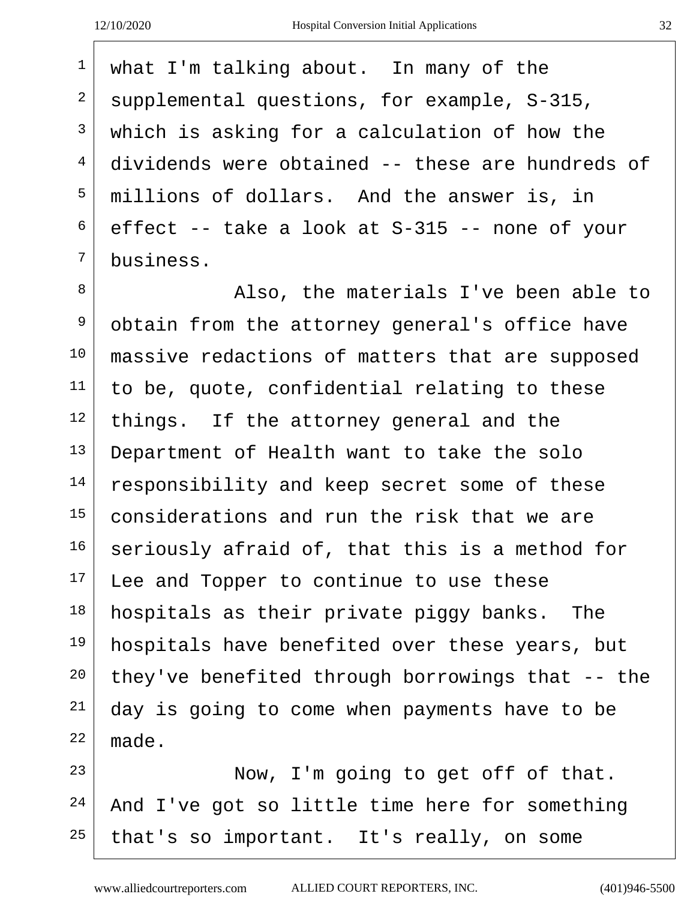what I'm talking about. In many of the supplemental questions, for example, S-315, which is asking for a calculation of how the dividends were obtained -- these are hundreds of millions of dollars. And the answer is, in effect -- take a look at S-315 -- none of your business.

Also, the materials I've been able to obtain from the attorney general's office have massive redactions of matters that are supposed to be, quote, confidential relating to these things. If the attorney general and the Department of Health want to take the solo responsibility and keep secret some of these considerations and run the risk that we are seriously afraid of, that this is a method for Lee and Topper to continue to use these hospitals as their private piggy banks. The hospitals have benefited over these years, but they've benefited through borrowings that -- the day is going to come when payments have to be made.

Now, I'm going to get off of that. And I've got so little time here for something that's so important. It's really, on some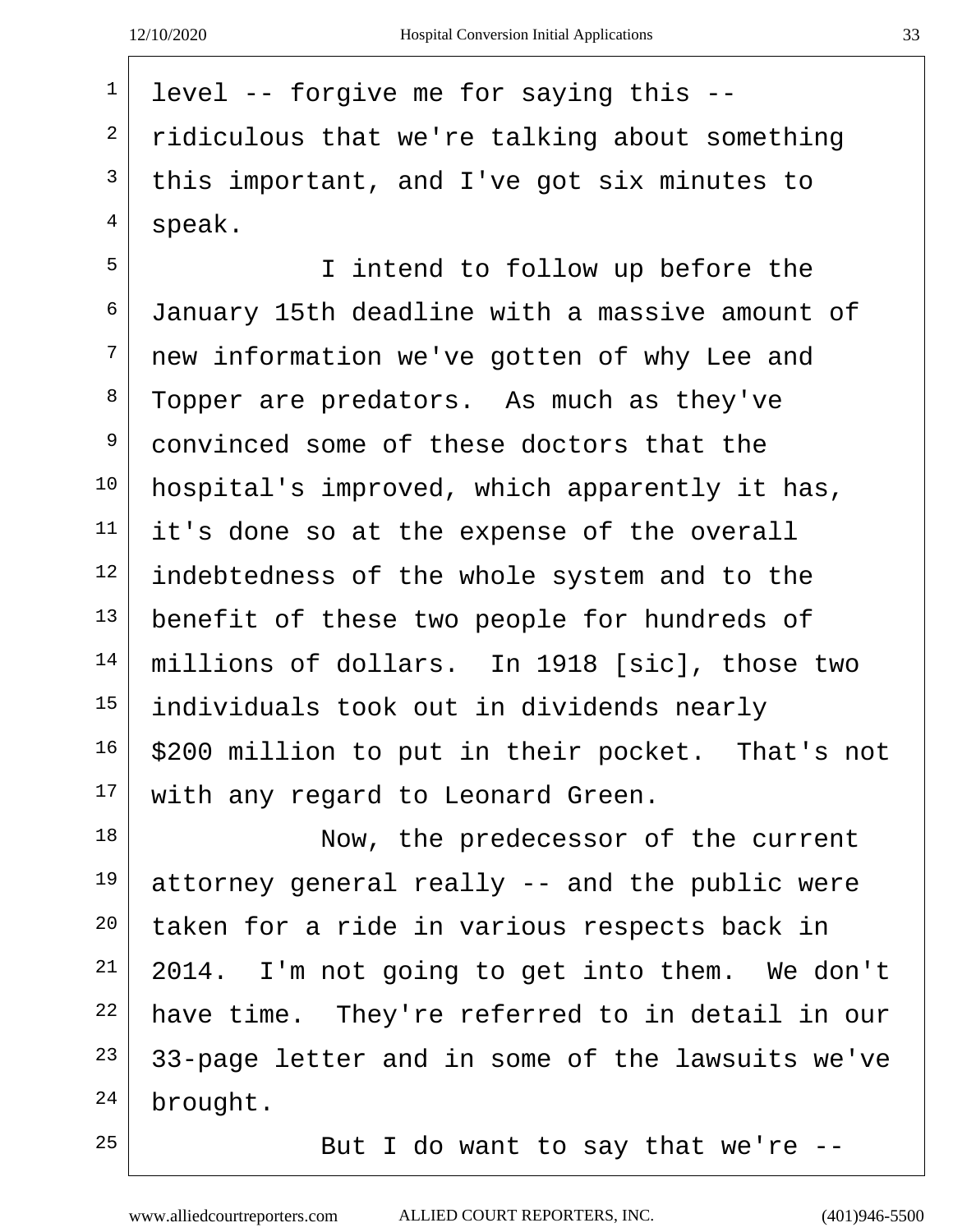level -- forgive me for saying this -- ridiculous that we're talking about something this important, and I've got six minutes to speak.

I intend to follow up before the January 15th deadline with a massive amount of new information we've gotten of why Lee and Topper are predators. As much as they've convinced some of these doctors that the hospital's improved, which apparently it has, it's done so at the expense of the overall indebtedness of the whole system and to the benefit of these two people for hundreds of millions of dollars. In 1918 [sic], those two individuals took out in dividends nearly $200 million to put in their pocket. That's not with any regard to Leonard Green.

Now, the predecessor of the current attorney general really -- and the public were taken for a ride in various respects back in 2014. I'm not going to get into them. We don't have time. They're referred to in detail in our 33-page letter and in some of the lawsuits we've brought.

But I do want to say that we're --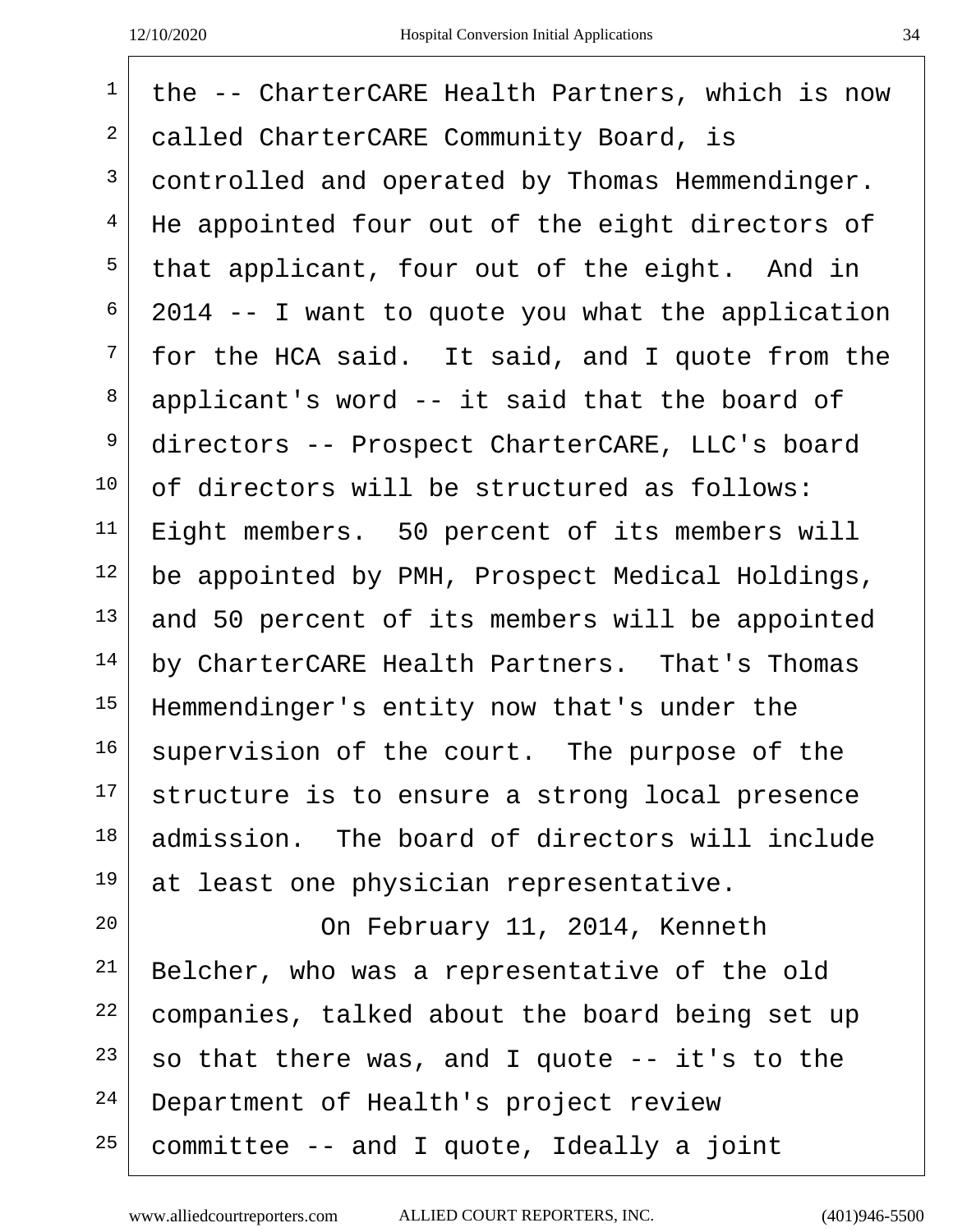the -- CharterCARE Health Partners, which is now called CharterCARE Community Board, is controlled and operated by Thomas Hemmendinger. He appointed four out of the eight directors of that applicant, four out of the eight. And in 2014 -- I want to quote you what the application for the HCA said. It said, and I quote from the applicant's word -- it said that the board of directors -- Prospect CharterCARE, LLC's board of directors will be structured as follows: Eight members. 50 percent of its members will be appointed by PMH, Prospect Medical Holdings, and 50 percent of its members will be appointed by CharterCARE Health Partners. That's Thomas Hemmendinger's entity now that's under the supervision of the court. The purpose of the structure is to ensure a strong local presence admission. The board of directors will include at least one physician representative.

On February 11, 2014, Kenneth Belcher, who was a representative of the old companies, talked about the board being set up so that there was, and I quote -- it's to the Department of Health's project review committee -- and I quote, Ideally a joint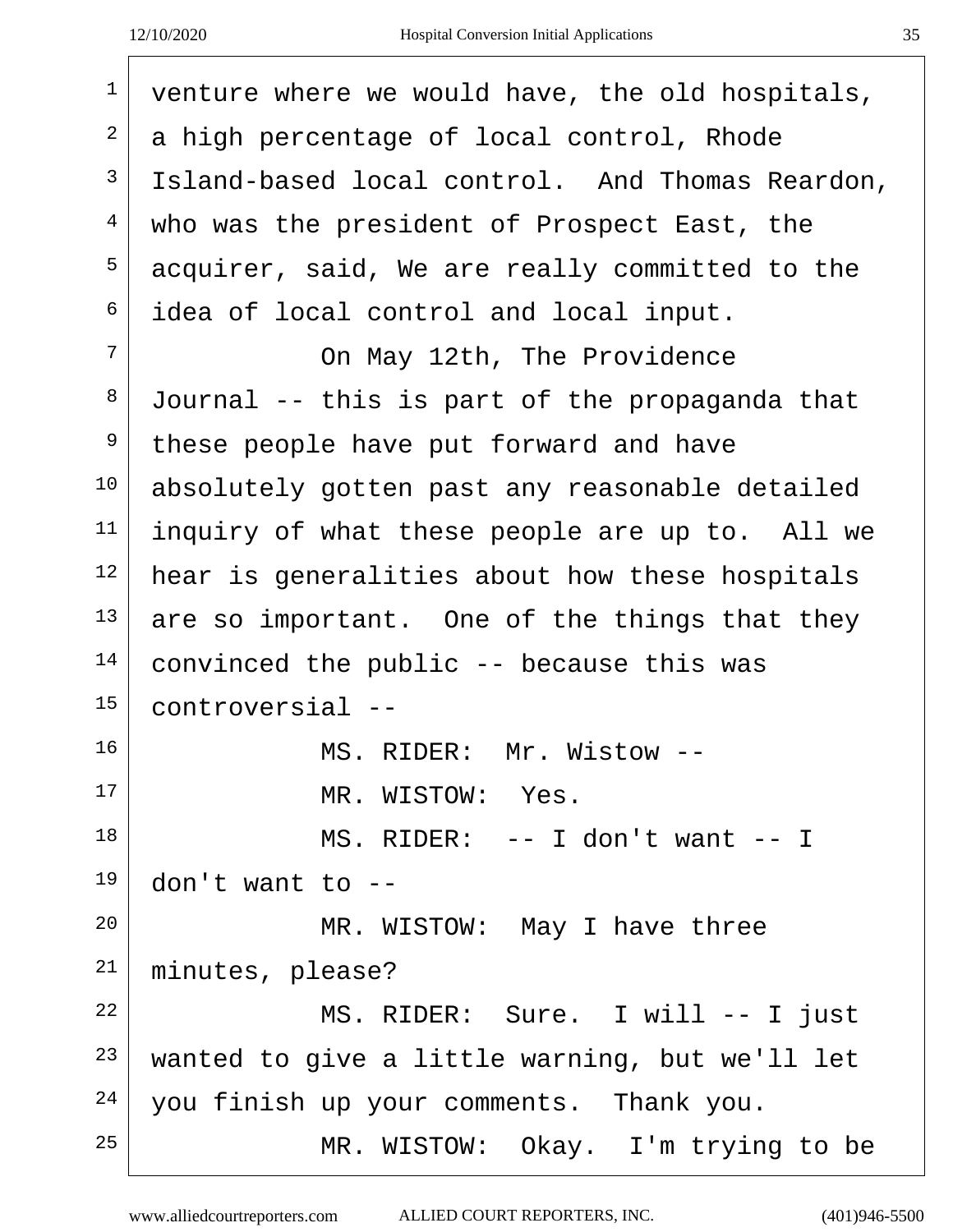venture where we would have, the old hospitals, a high percentage of local control, Rhode Island-based local control. And Thomas Reardon, who was the president of Prospect East, the acquirer, said, We are really committed to the idea of local control and local input.

On May 12th, The Providence Journal -- this is part of the propaganda that these people have put forward and have absolutely gotten past any reasonable detailed inquiry of what these people are up to. All we hear is generalities about how these hospitals are so important. One of the things that they convinced the public -- because this was controversial --

MS. RIDER: Mr. Wistow --

MR. WISTOW: Yes.

MS. RIDER: -- I don't want -- I don't want to --

MR. WISTOW: May I have three minutes, please?

MS. RIDER: Sure. I will -- I just wanted to give a little warning, but we'll let you finish up your comments. Thank you.

MR. WISTOW: Okay. I'm trying to be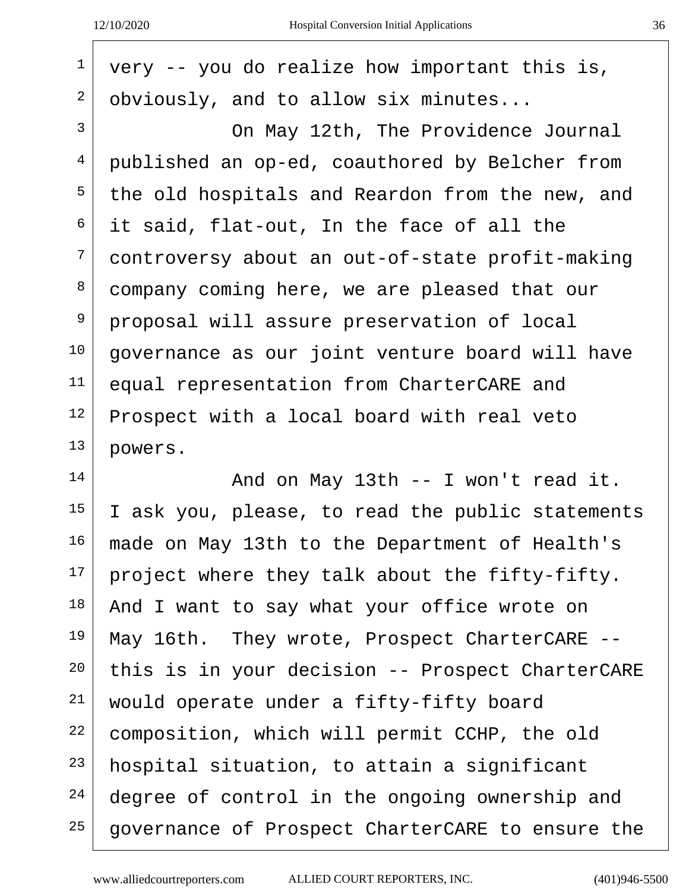very -- you do realize how important this is, obviously, and to allow six minutes...

On May 12th, The Providence Journal published an op-ed, coauthored by Belcher from the old hospitals and Reardon from the new, and it said, flat-out, In the face of all the controversy about an out-of-state profit-making company coming here, we are pleased that our proposal will assure preservation of local governance as our joint venture board will have equal representation from CharterCARE and Prospect with a local board with real veto powers.

And on May 13th -- I won't read it. I ask you, please, to read the public statements made on May 13th to the Department of Health's project where they talk about the fifty-fifty. And I want to say what your office wrote on May 16th. They wrote, Prospect CharterCARE -- this is in your decision -- Prospect CharterCARE would operate under a fifty-fifty board composition, which will permit CCHP, the old hospital situation, to attain a significant degree of control in the ongoing ownership and governance of Prospect CharterCARE to ensure the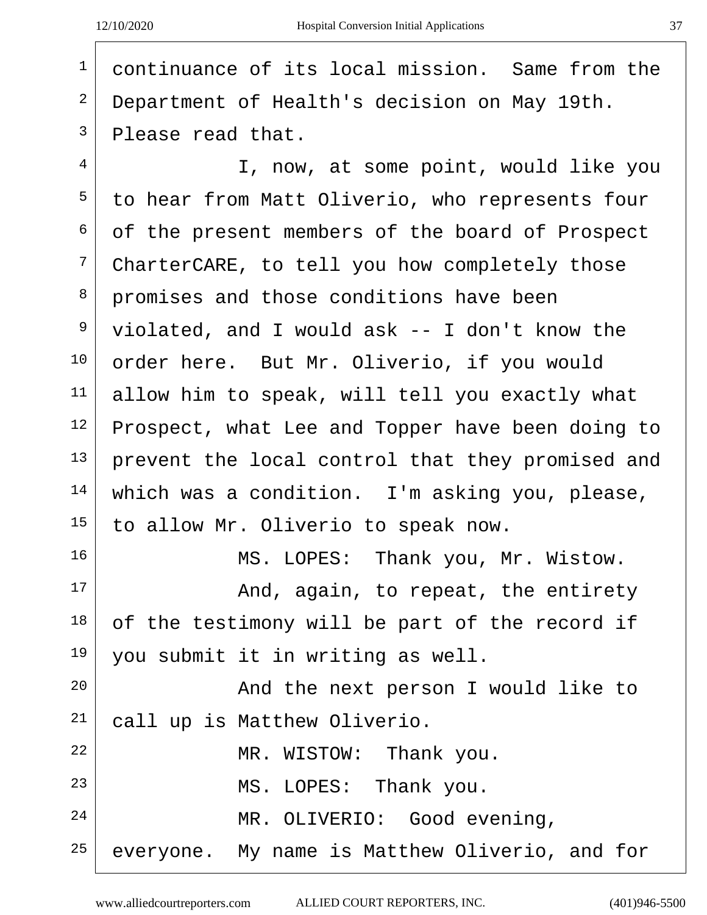continuance of its local mission. Same from the Department of Health's decision on May 19th. Please read that.

I, now, at some point, would like you to hear from Matt Oliverio, who represents four of the present members of the board of Prospect CharterCARE, to tell you how completely those promises and those conditions have been violated, and I would ask -- I don't know the order here. But Mr. Oliverio, if you would allow him to speak, will tell you exactly what Prospect, what Lee and Topper have been doing to prevent the local control that they promised and which was a condition. I'm asking you, please, to allow Mr. Oliverio to speak now.

MS. LOPES: Thank you, Mr. Wistow.

And, again, to repeat, the entirety of the testimony will be part of the record if you submit it in writing as well.

And the next person I would like to call up is Matthew Oliverio.

MR. WISTOW: Thank you.

MS. LOPES: Thank you.

MR. OLIVERIO: Good evening, everyone. My name is Matthew Oliverio, and for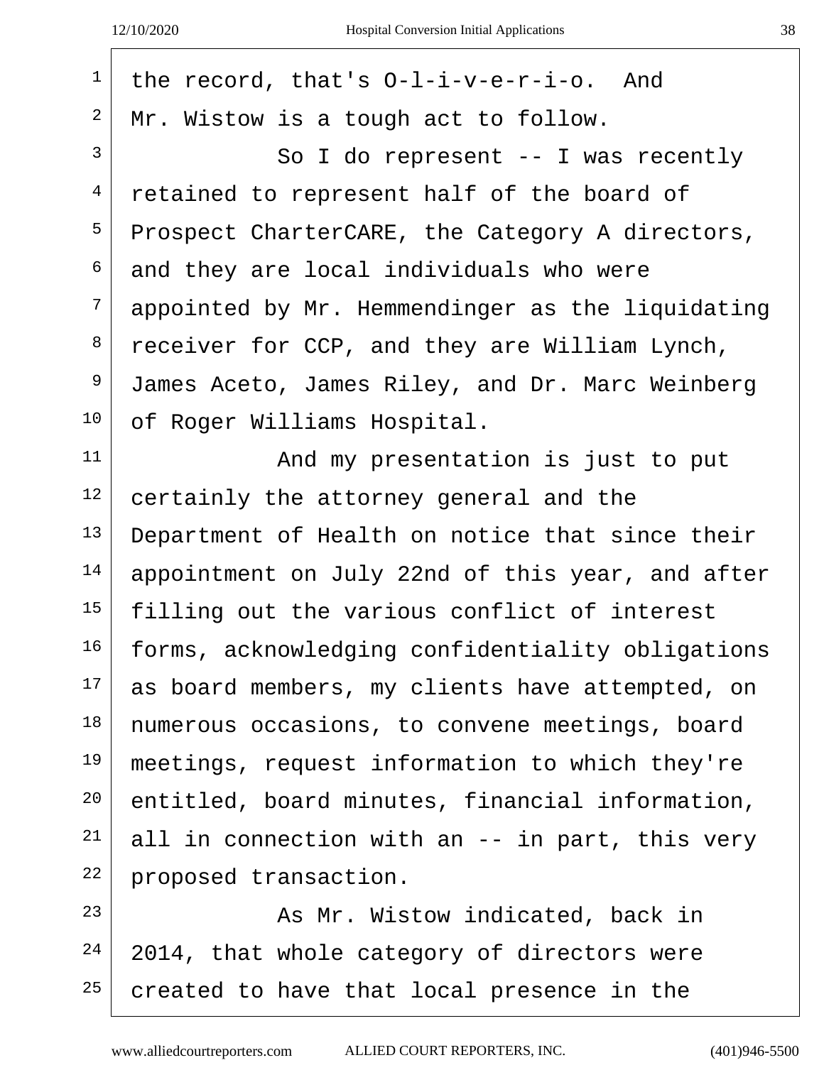the record, that's O-l-i-v-e-r-i-o. And Mr. Wistow is a tough act to follow.

So I do represent -- I was recently retained to represent half of the board of Prospect CharterCARE, the Category A directors, and they are local individuals who were appointed by Mr. Hemmendinger as the liquidating receiver for CCP, and they are William Lynch, James Aceto, James Riley, and Dr. Marc Weinberg of Roger Williams Hospital.

And my presentation is just to put certainly the attorney general and the Department of Health on notice that since their appointment on July 22nd of this year, and after filling out the various conflict of interest forms, acknowledging confidentiality obligations as board members, my clients have attempted, on numerous occasions, to convene meetings, board meetings, request information to which they're entitled, board minutes, financial information, all in connection with an -- in part, this very proposed transaction.

As Mr. Wistow indicated, back in 2014, that whole category of directors were created to have that local presence in the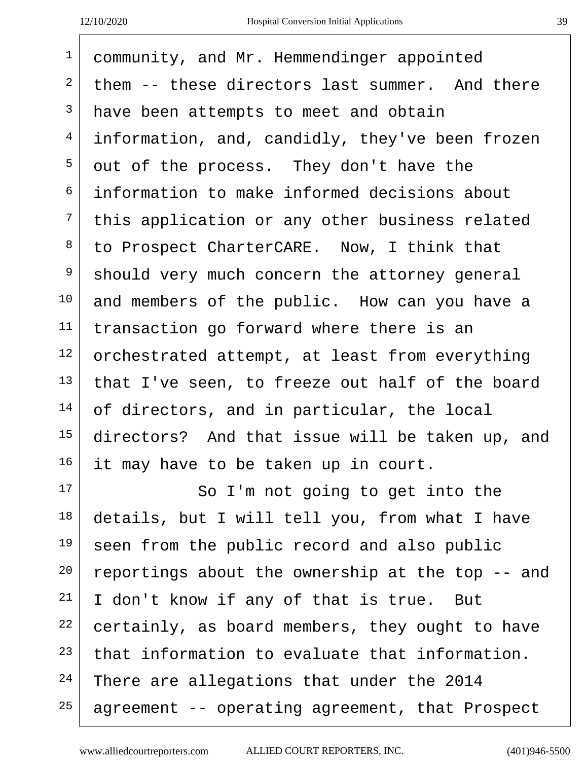community, and Mr. Hemmendinger appointed them -- these directors last summer. And there have been attempts to meet and obtain information, and, candidly, they've been frozen out of the process. They don't have the information to make informed decisions about this application or any other business related to Prospect CharterCARE. Now, I think that should very much concern the attorney general and members of the public. How can you have a transaction go forward where there is an orchestrated attempt, at least from everything that I've seen, to freeze out half of the board of directors, and in particular, the local directors? And that issue will be taken up, and it may have to be taken up in court.

So I'm not going to get into the details, but I will tell you, from what I have seen from the public record and also public reportings about the ownership at the top -- and I don't know if any of that is true. But certainly, as board members, they ought to have that information to evaluate that information. There are allegations that under the 2014 agreement -- operating agreement, that Prospect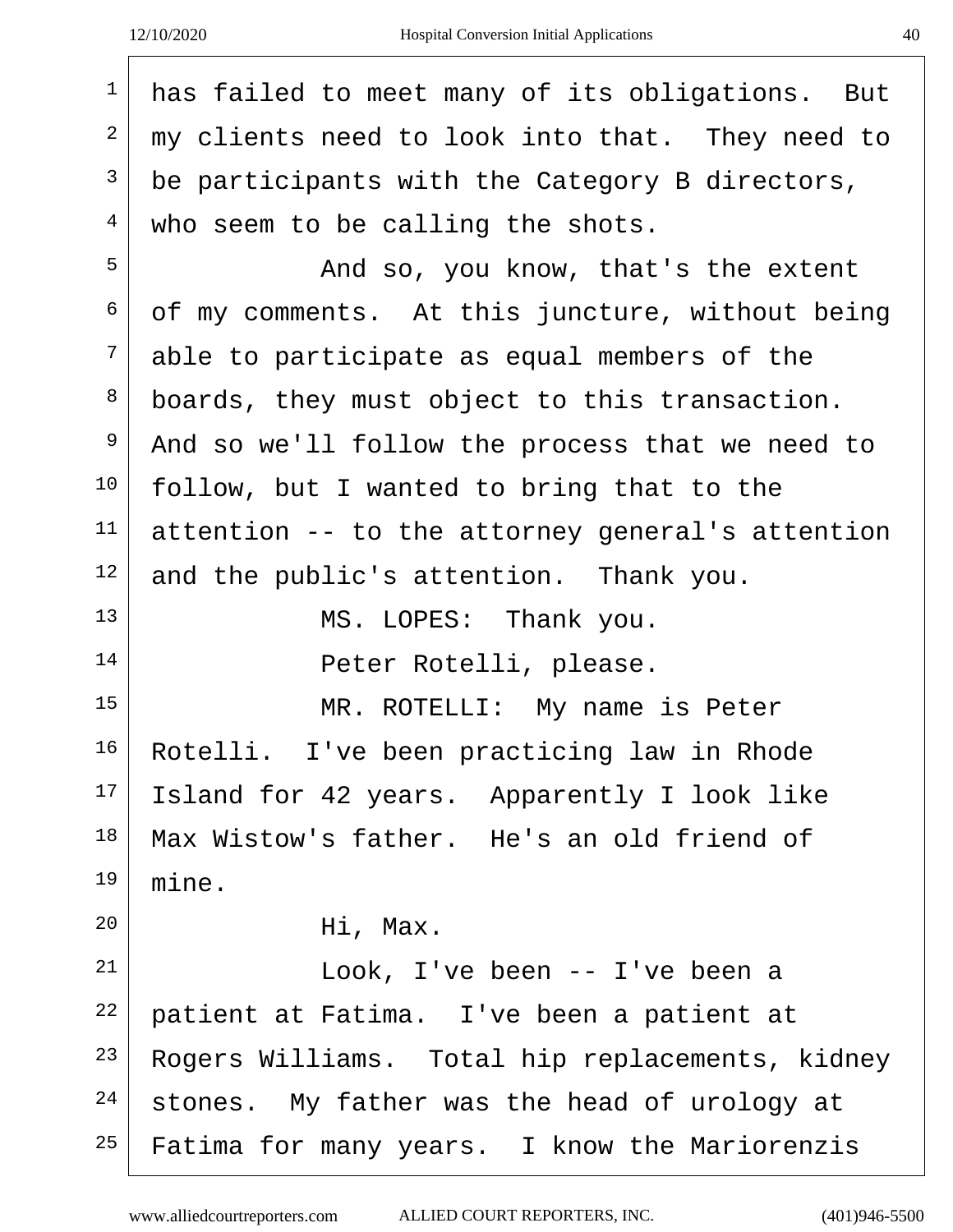has failed to meet many of its obligations. But my clients need to look into that. They need to be participants with the Category B directors, who seem to be calling the shots.

And so, you know, that's the extent of my comments. At this juncture, without being able to participate as equal members of the boards, they must object to this transaction. And so we'll follow the process that we need to follow, but I wanted to bring that to the attention -- to the attorney general's attention and the public's attention. Thank you.

MS. LOPES: Thank you.

Peter Rotelli, please.

MR. ROTELLI: My name is Peter Rotelli. I've been practicing law in Rhode Island for 42 years. Apparently I look like Max Wistow's father. He's an old friend of mine.

Hi, Max.

Look, I've been -- I've been a patient at Fatima. I've been a patient at Rogers Williams. Total hip replacements, kidney stones. My father was the head of urology at Fatima for many years. I know the Mariorenzis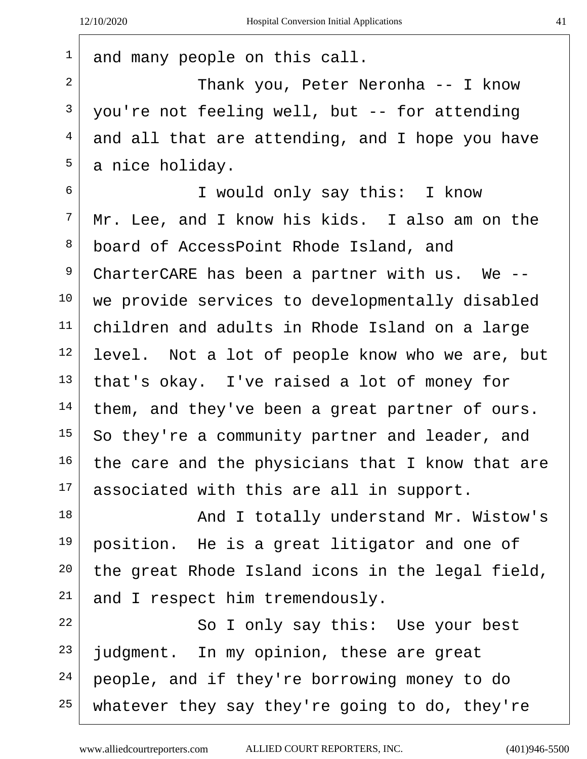and many people on this call.

Thank you, Peter Neronha -- I know you're not feeling well, but -- for attending and all that are attending, and I hope you have a nice holiday.

I would only say this: I know Mr. Lee, and I know his kids. I also am on the board of AccessPoint Rhode Island, and CharterCARE has been a partner with us. We -- we provide services to developmentally disabled children and adults in Rhode Island on a large level. Not a lot of people know who we are, but that's okay. I've raised a lot of money for them, and they've been a great partner of ours. So they're a community partner and leader, and the care and the physicians that I know that are associated with this are all in support.

And I totally understand Mr. Wistow's position. He is a great litigator and one of the great Rhode Island icons in the legal field, and I respect him tremendously.

So I only say this: Use your best judgment. In my opinion, these are great people, and if they're borrowing money to do whatever they say they're going to do, they're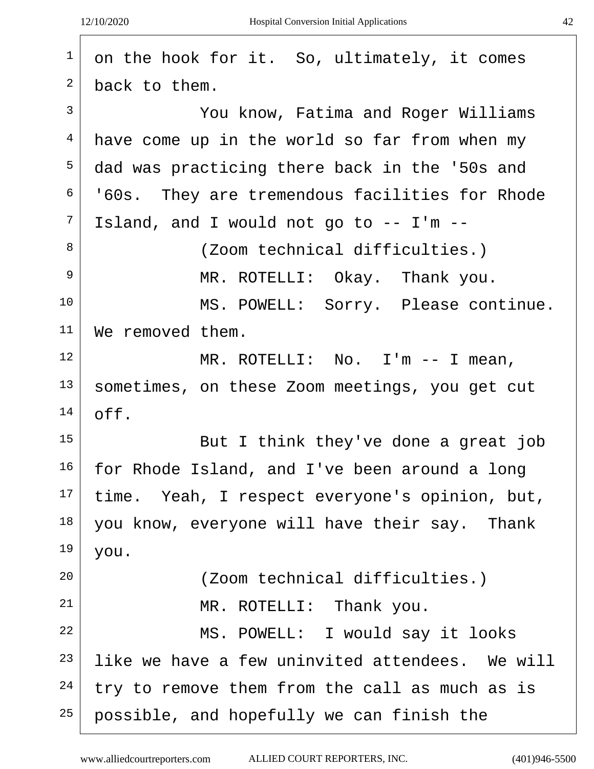on the hook for it. So, ultimately, it comes back to them.

You know, Fatima and Roger Williams have come up in the world so far from when my dad was practicing there back in the '50s and '60s. They are tremendous facilities for Rhode Island, and I would not go to -- I'm --

(Zoom technical difficulties.)

MR. ROTELLI: Okay. Thank you.

MS. POWELL: Sorry. Please continue. We removed them.

MR. ROTELLI: No. I'm -- I mean, sometimes, on these Zoom meetings, you get cut off.

But I think they've done a great job for Rhode Island, and I've been around a long time. Yeah, I respect everyone's opinion, but, you know, everyone will have their say. Thank you.

(Zoom technical difficulties.)

MR. ROTELLI: Thank you.

MS. POWELL: I would say it looks like we have a few uninvited attendees. We will try to remove them from the call as much as is possible, and hopefully we can finish the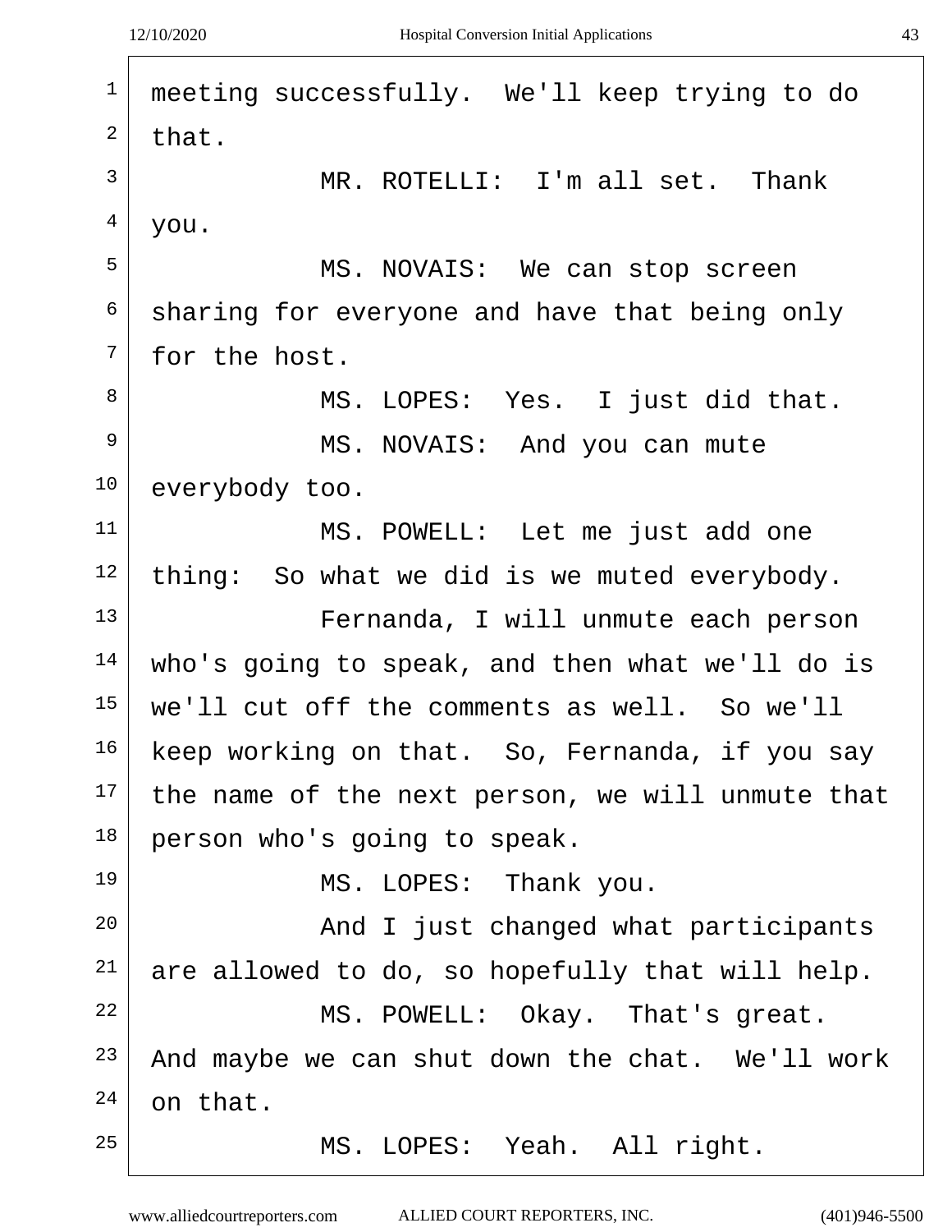meeting successfully. We'll keep trying to do that.

MR. ROTELLI: I'm all set. Thank you.

MS. NOVAIS: We can stop screen sharing for everyone and have that being only for the host.

MS. LOPES: Yes. I just did that.

MS. NOVAIS: And you can mute everybody too.

MS. POWELL: Let me just add one thing: So what we did is we muted everybody.

Fernanda, I will unmute each person who's going to speak, and then what we'll do is we'll cut off the comments as well. So we'll keep working on that. So, Fernanda, if you say the name of the next person, we will unmute that person who's going to speak.

MS. LOPES: Thank you.

And I just changed what participants are allowed to do, so hopefully that will help.

MS. POWELL: Okay. That's great. And maybe we can shut down the chat. We'll work on that.

MS. LOPES: Yeah. All right.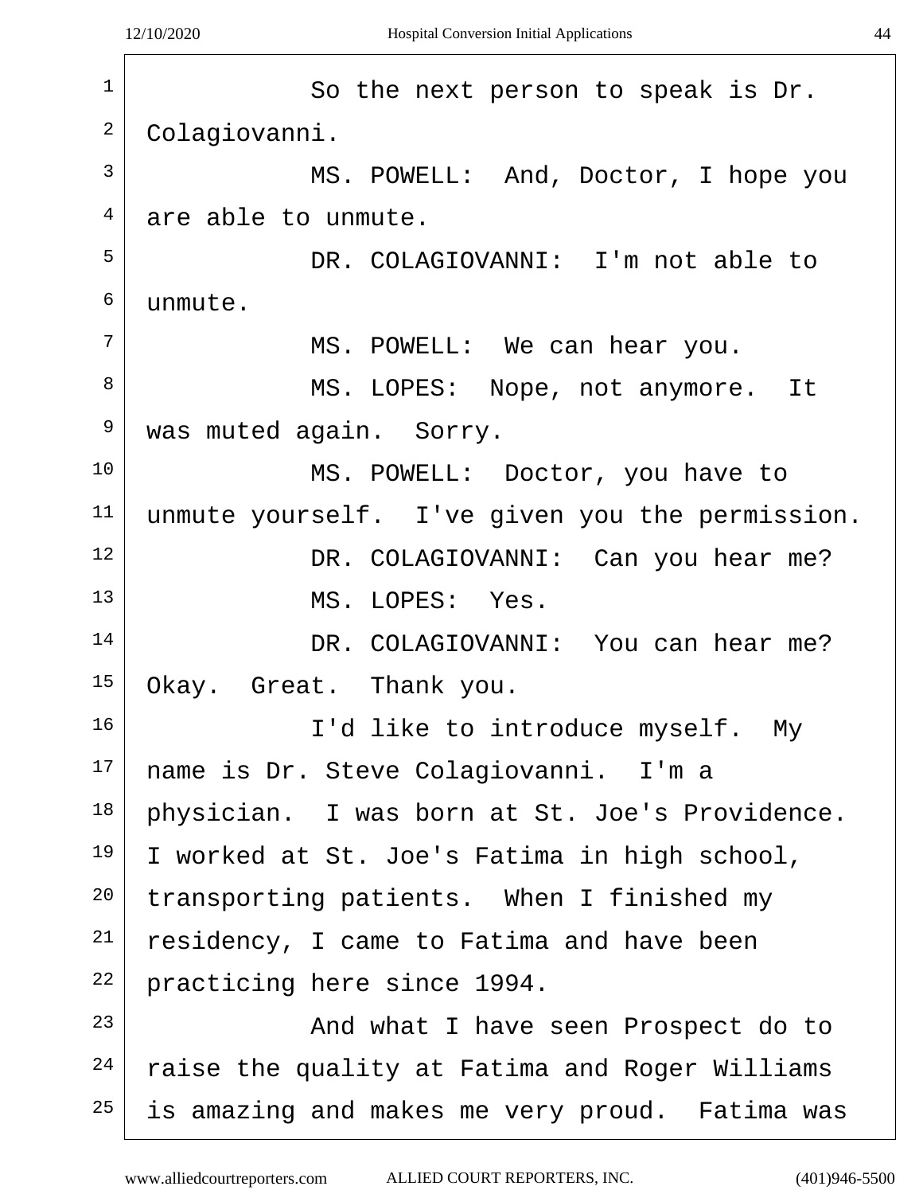So the next person to speak is Dr. Colagiovanni.

MS. POWELL: And, Doctor, I hope you are able to unmute.

DR. COLAGIOVANNI: I'm not able to unmute.

MS. POWELL: We can hear you.

MS. LOPES: Nope, not anymore. It was muted again. Sorry.

MS. POWELL: Doctor, you have to unmute yourself. I've given you the permission.

DR. COLAGIOVANNI: Can you hear me?

MS. LOPES: Yes.

DR. COLAGIOVANNI: You can hear me? Okay. Great. Thank you.

I'd like to introduce myself. My name is Dr. Steve Colagiovanni. I'm a physician. I was born at St. Joe's Providence. I worked at St. Joe's Fatima in high school, transporting patients. When I finished my residency, I came to Fatima and have been practicing here since 1994.

And what I have seen Prospect do to raise the quality at Fatima and Roger Williams is amazing and makes me very proud. Fatima was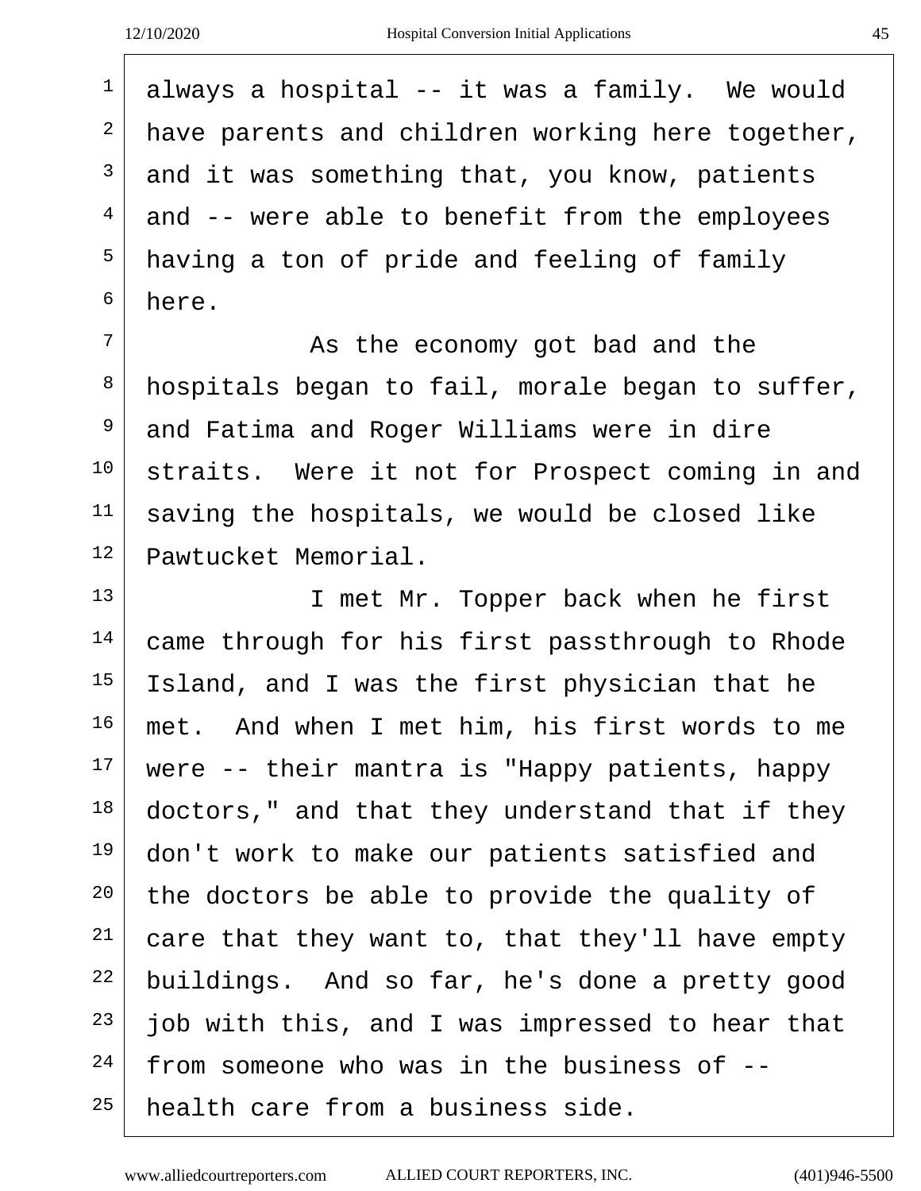always a hospital -- it was a family. We would have parents and children working here together, and it was something that, you know, patients and -- were able to benefit from the employees having a ton of pride and feeling of family here.

As the economy got bad and the hospitals began to fail, morale began to suffer, and Fatima and Roger Williams were in dire straits. Were it not for Prospect coming in and saving the hospitals, we would be closed like Pawtucket Memorial.

I met Mr. Topper back when he first came through for his first passthrough to Rhode Island, and I was the first physician that he met. And when I met him, his first words to me were -- their mantra is "Happy patients, happy doctors," and that they understand that if they don't work to make our patients satisfied and the doctors be able to provide the quality of care that they want to, that they'll have empty buildings. And so far, he's done a pretty good job with this, and I was impressed to hear that from someone who was in the business of -- health care from a business side.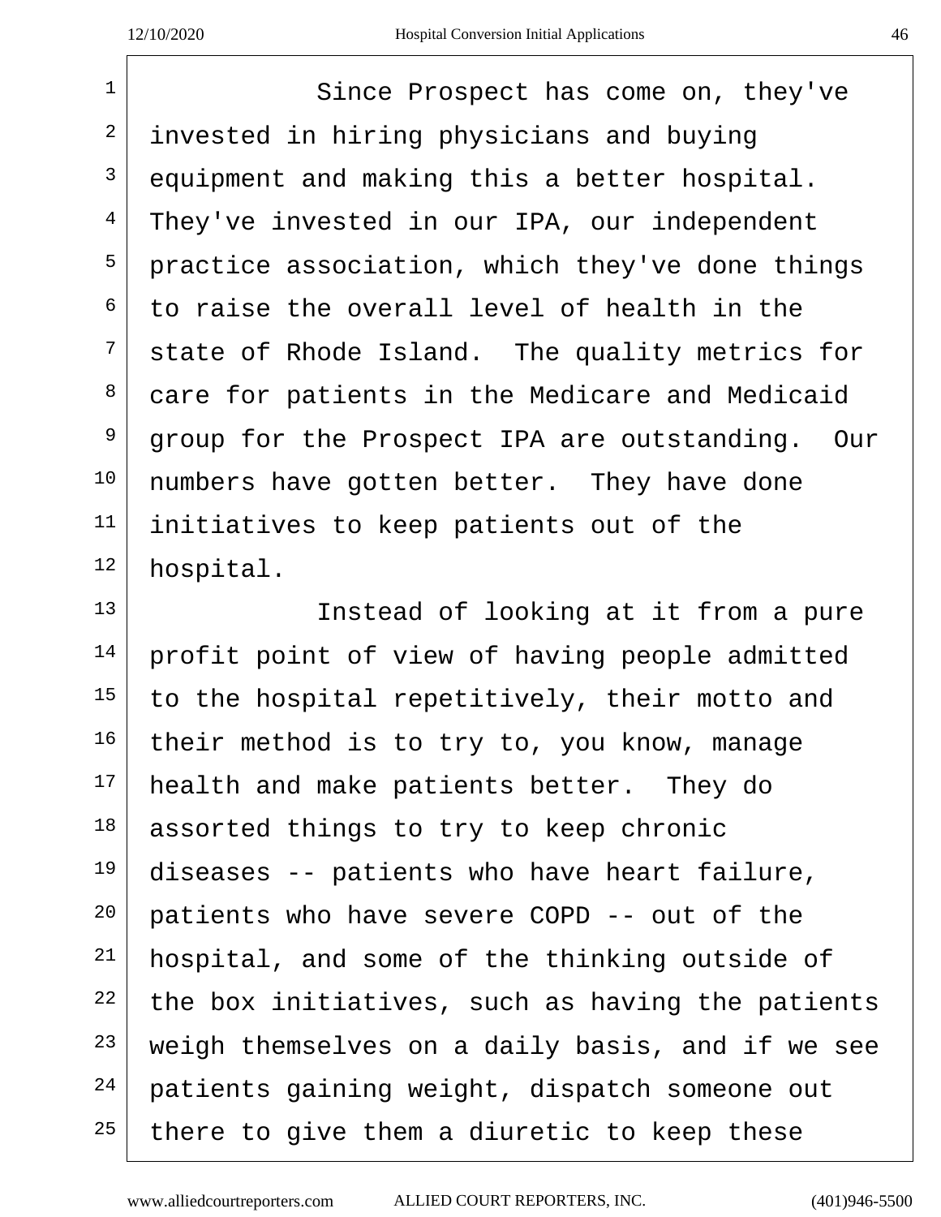Since Prospect has come on, they've invested in hiring physicians and buying equipment and making this a better hospital. They've invested in our IPA, our independent practice association, which they've done things to raise the overall level of health in the state of Rhode Island. The quality metrics for care for patients in the Medicare and Medicaid group for the Prospect IPA are outstanding. Our numbers have gotten better. They have done initiatives to keep patients out of the hospital.

Instead of looking at it from a pure profit point of view of having people admitted to the hospital repetitively, their motto and their method is to try to, you know, manage health and make patients better. They do assorted things to try to keep chronic diseases -- patients who have heart failure, patients who have severe COPD -- out of the hospital, and some of the thinking outside of the box initiatives, such as having the patients weigh themselves on a daily basis, and if we see patients gaining weight, dispatch someone out there to give them a diuretic to keep these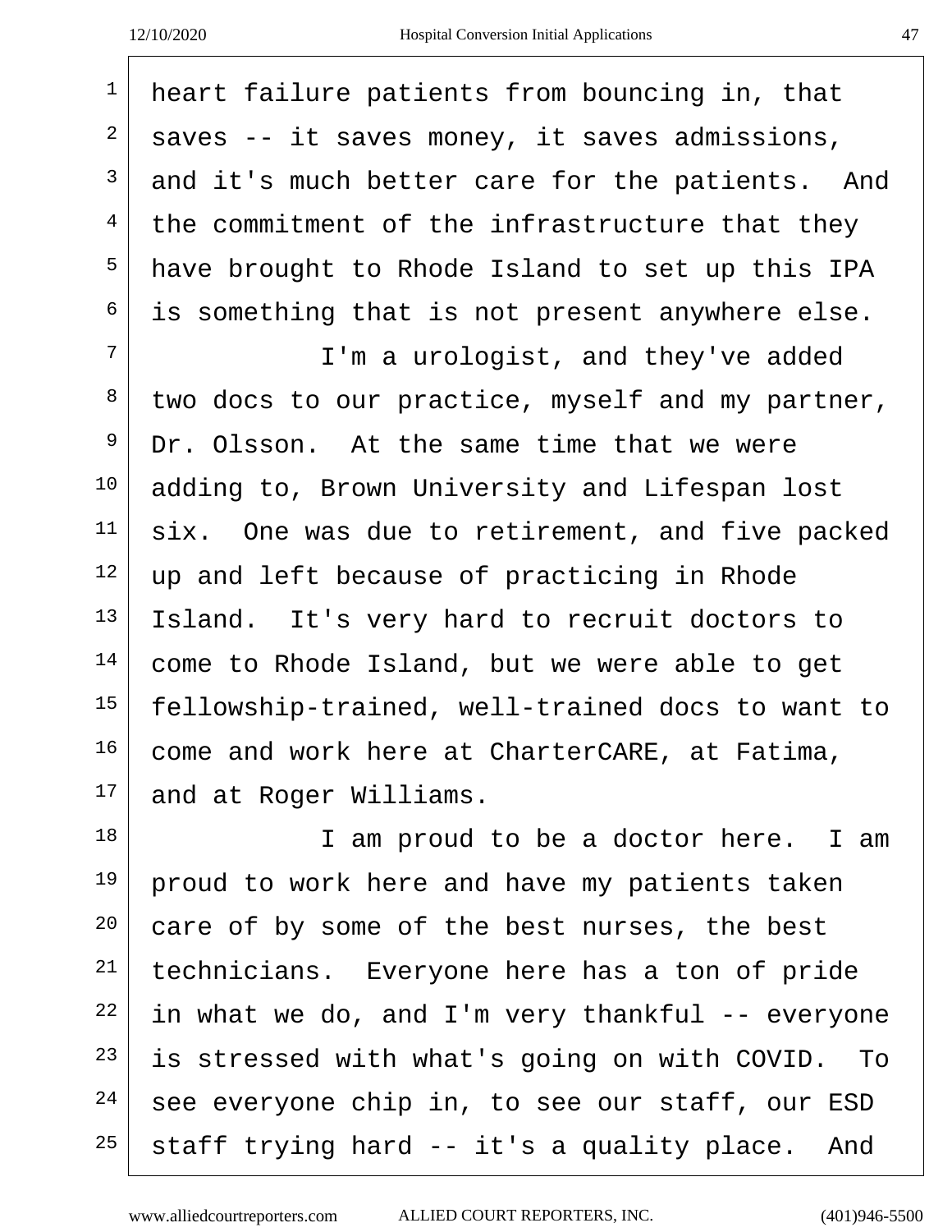heart failure patients from bouncing in, that saves -- it saves money, it saves admissions, and it's much better care for the patients. And the commitment of the infrastructure that they have brought to Rhode Island to set up this IPA is something that is not present anywhere else.

I'm a urologist, and they've added two docs to our practice, myself and my partner, Dr. Olsson. At the same time that we were adding to, Brown University and Lifespan lost six. One was due to retirement, and five packed up and left because of practicing in Rhode Island. It's very hard to recruit doctors to come to Rhode Island, but we were able to get fellowship-trained, well-trained docs to want to come and work here at CharterCARE, at Fatima, and at Roger Williams.

I am proud to be a doctor here. I am proud to work here and have my patients taken care of by some of the best nurses, the best technicians. Everyone here has a ton of pride in what we do, and I'm very thankful -- everyone is stressed with what's going on with COVID. To see everyone chip in, to see our staff, our ESD staff trying hard -- it's a quality place. And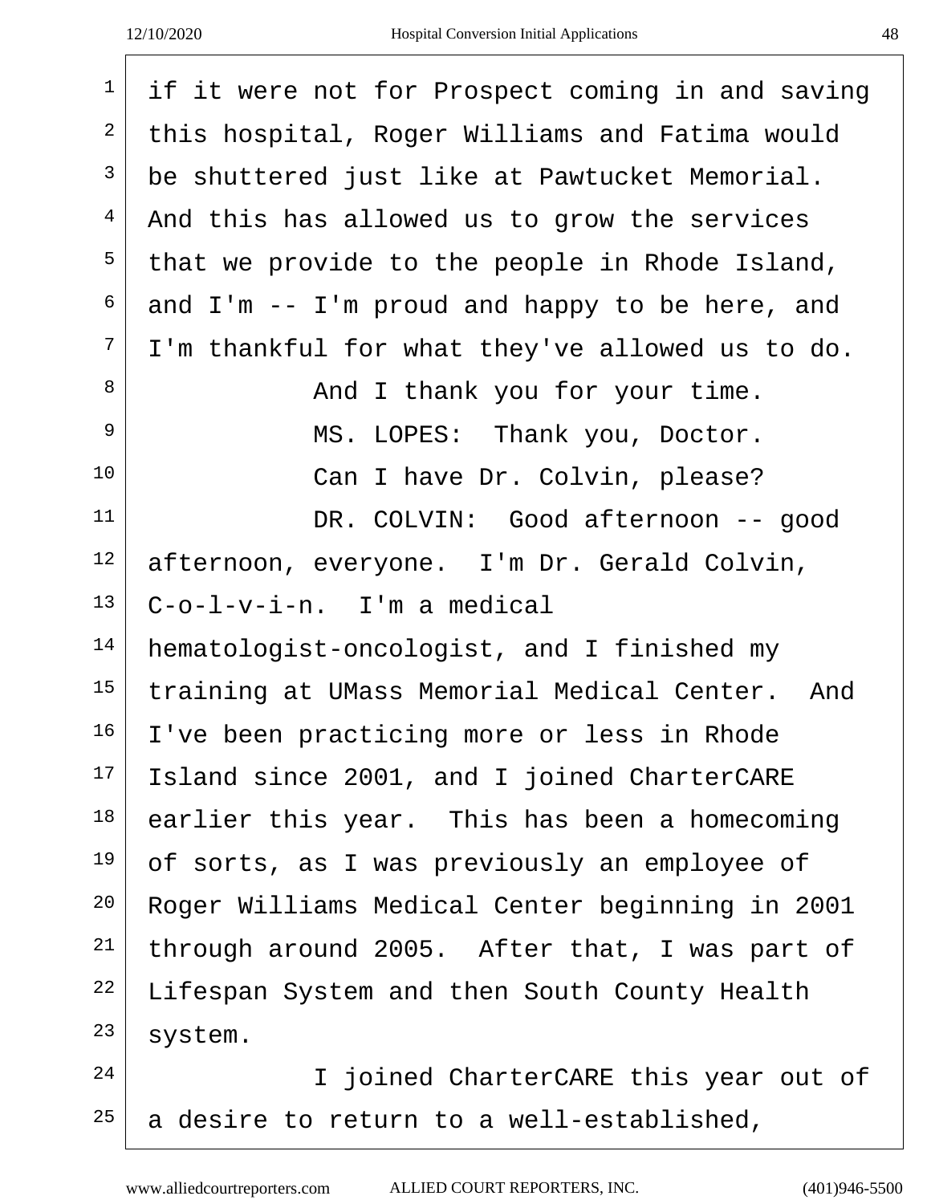if it were not for Prospect coming in and saving this hospital, Roger Williams and Fatima would be shuttered just like at Pawtucket Memorial. And this has allowed us to grow the services that we provide to the people in Rhode Island, and I'm -- I'm proud and happy to be here, and I'm thankful for what they've allowed us to do.

And I thank you for your time.

MS. LOPES: Thank you, Doctor.

Can I have Dr. Colvin, please?

DR. COLVIN: Good afternoon -- good afternoon, everyone. I'm Dr. Gerald Colvin, C-o-l-v-i-n. I'm a medical hematologist-oncologist, and I finished my training at UMass Memorial Medical Center. And I've been practicing more or less in Rhode Island since 2001, and I joined CharterCARE earlier this year. This has been a homecoming of sorts, as I was previously an employee of Roger Williams Medical Center beginning in 2001 through around 2005. After that, I was part of Lifespan System and then South County Health system.

I joined CharterCARE this year out of a desire to return to a well-established,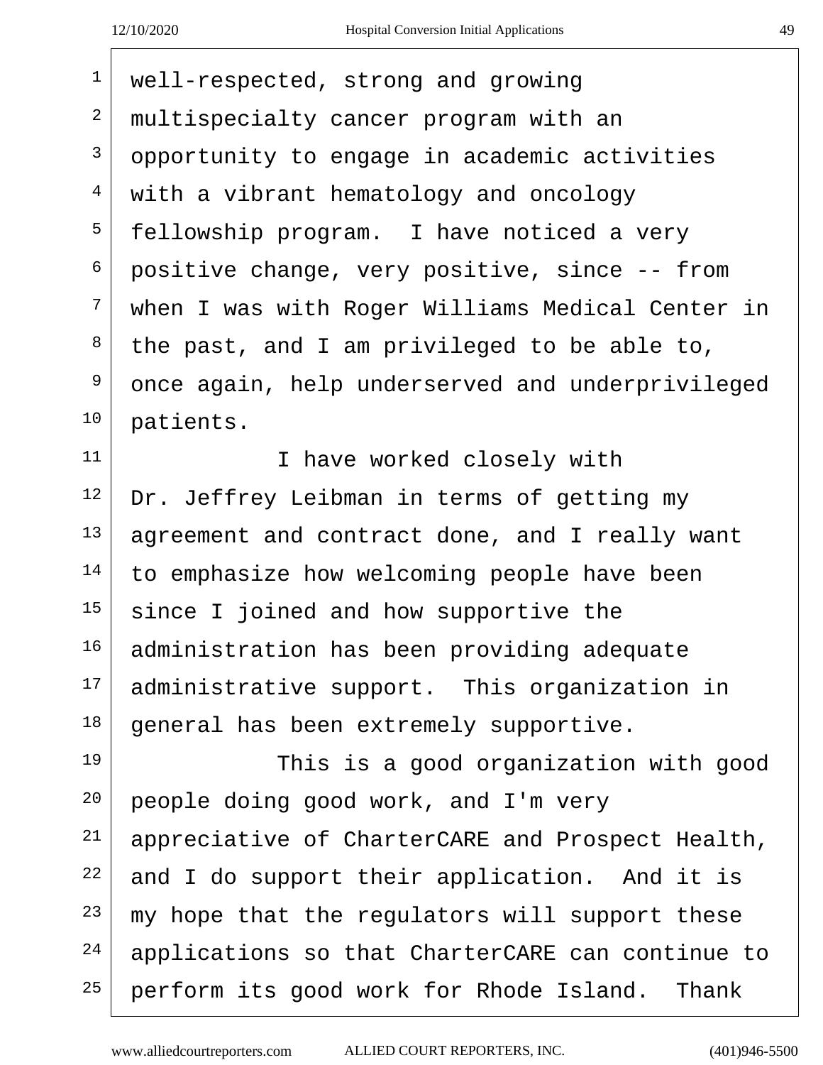well-respected, strong and growing multispecialty cancer program with an opportunity to engage in academic activities with a vibrant hematology and oncology fellowship program. I have noticed a very positive change, very positive, since -- from when I was with Roger Williams Medical Center in the past, and I am privileged to be able to, once again, help underserved and underprivileged patients.

I have worked closely with Dr. Jeffrey Leibman in terms of getting my agreement and contract done, and I really want to emphasize how welcoming people have been since I joined and how supportive the administration has been providing adequate administrative support. This organization in general has been extremely supportive.

This is a good organization with good people doing good work, and I'm very appreciative of CharterCARE and Prospect Health, and I do support their application. And it is my hope that the regulators will support these applications so that CharterCARE can continue to perform its good work for Rhode Island. Thank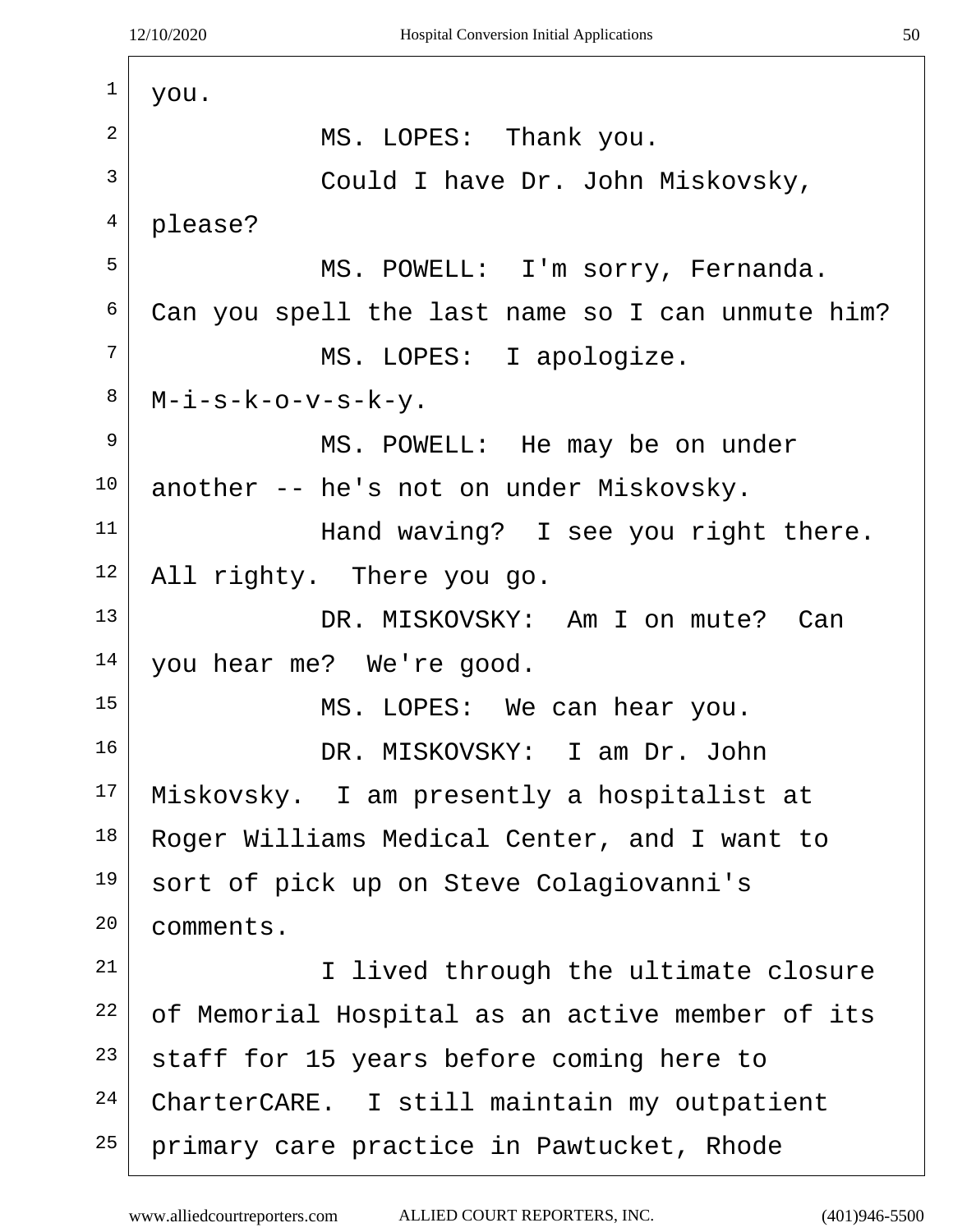you.

MS. LOPES: Thank you.

Could I have Dr. John Miskovsky, please?

MS. POWELL: I'm sorry, Fernanda. Can you spell the last name so I can unmute him?

MS. LOPES: I apologize. M-i-s-k-o-v-s-k-y.

MS. POWELL: He may be on under another -- he's not on under Miskovsky.

Hand waving? I see you right there. All righty. There you go.

DR. MISKOVSKY: Am I on mute? Can you hear me? We're good.

MS. LOPES: We can hear you.

DR. MISKOVSKY: I am Dr. John Miskovsky. I am presently a hospitalist at Roger Williams Medical Center, and I want to sort of pick up on Steve Colagiovanni's comments.

I lived through the ultimate closure of Memorial Hospital as an active member of its staff for 15 years before coming here to CharterCARE. I still maintain my outpatient primary care practice in Pawtucket, Rhode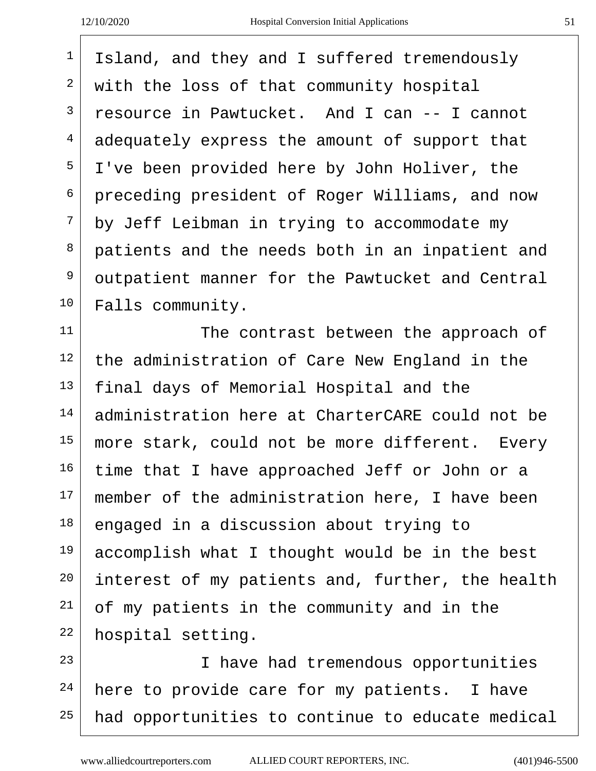Island, and they and I suffered tremendously with the loss of that community hospital resource in Pawtucket. And I can -- I cannot adequately express the amount of support that I've been provided here by John Holiver, the preceding president of Roger Williams, and now by Jeff Leibman in trying to accommodate my patients and the needs both in an inpatient and outpatient manner for the Pawtucket and Central Falls community.

The contrast between the approach of the administration of Care New England in the final days of Memorial Hospital and the administration here at CharterCARE could not be more stark, could not be more different. Every time that I have approached Jeff or John or a member of the administration here, I have been engaged in a discussion about trying to accomplish what I thought would be in the best interest of my patients and, further, the health of my patients in the community and in the hospital setting.

I have had tremendous opportunities here to provide care for my patients. I have had opportunities to continue to educate medical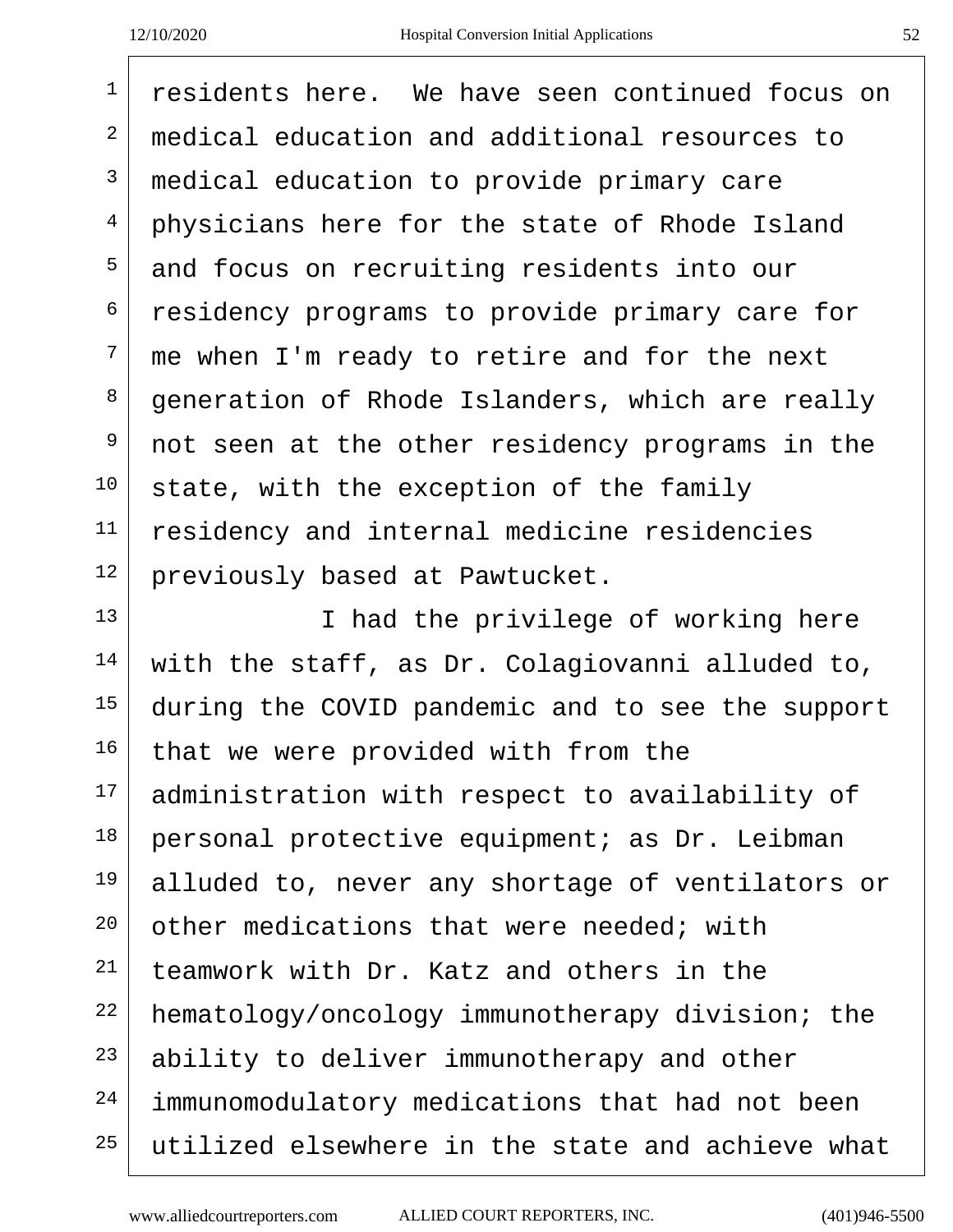residents here. We have seen continued focus on medical education and additional resources to medical education to provide primary care physicians here for the state of Rhode Island and focus on recruiting residents into our residency programs to provide primary care for me when I'm ready to retire and for the next generation of Rhode Islanders, which are really not seen at the other residency programs in the state, with the exception of the family residency and internal medicine residencies previously based at Pawtucket.

I had the privilege of working here with the staff, as Dr. Colagiovanni alluded to, during the COVID pandemic and to see the support that we were provided with from the administration with respect to availability of personal protective equipment; as Dr. Leibman alluded to, never any shortage of ventilators or other medications that were needed; with teamwork with Dr. Katz and others in the hematology/oncology immunotherapy division; the ability to deliver immunotherapy and other immunomodulatory medications that had not been utilized elsewhere in the state and achieve what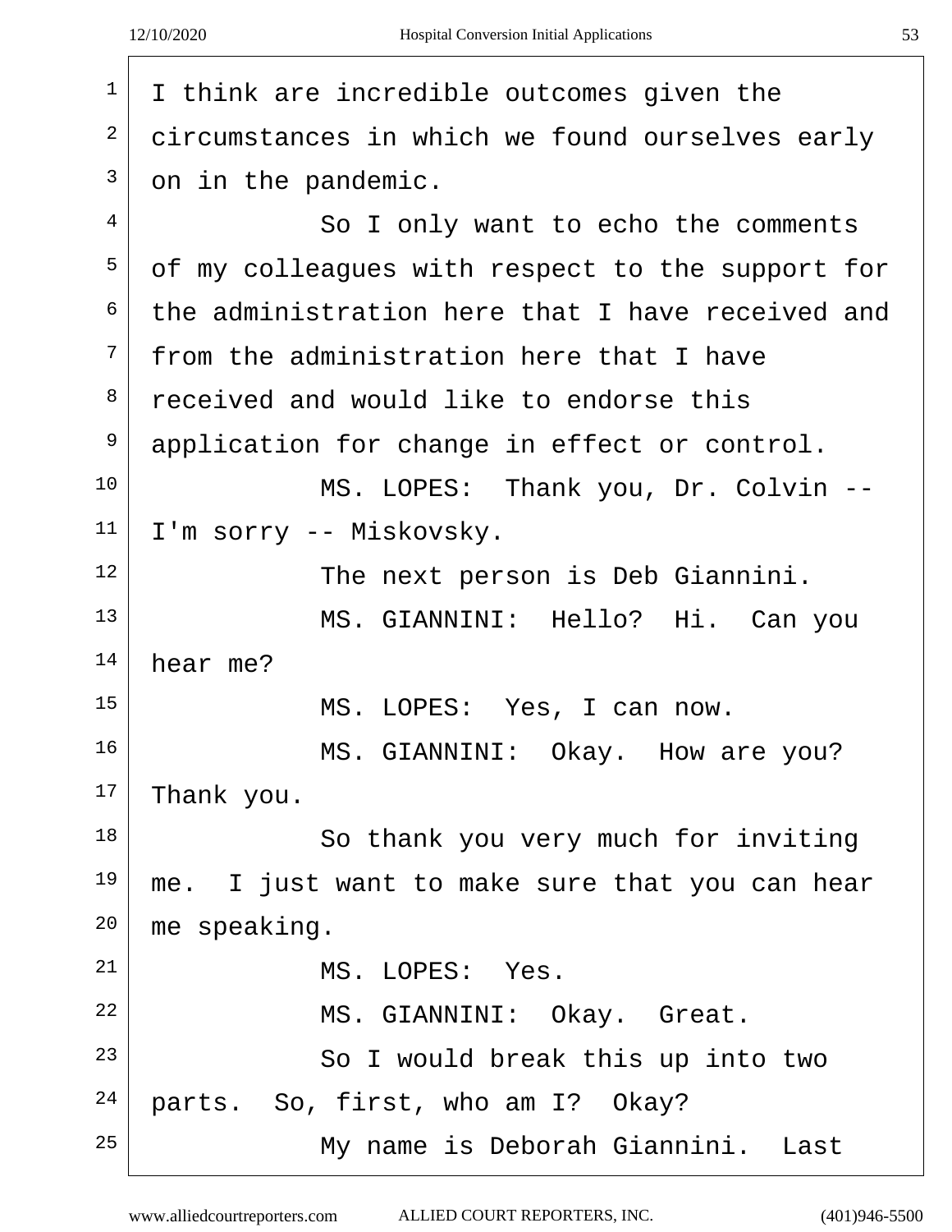I think are incredible outcomes given the circumstances in which we found ourselves early on in the pandemic.

So I only want to echo the comments of my colleagues with respect to the support for the administration here that I have received and from the administration here that I have received and would like to endorse this application for change in effect or control.

MS. LOPES: Thank you, Dr. Colvin -- I'm sorry -- Miskovsky.

The next person is Deb Giannini.

MS. GIANNINI: Hello? Hi. Can you hear me?

MS. LOPES: Yes, I can now.

MS. GIANNINI: Okay. How are you? Thank you.

So thank you very much for inviting me. I just want to make sure that you can hear me speaking.

MS. LOPES: Yes.

MS. GIANNINI: Okay. Great.

So I would break this up into two parts. So, first, who am I? Okay?

My name is Deborah Giannini. Last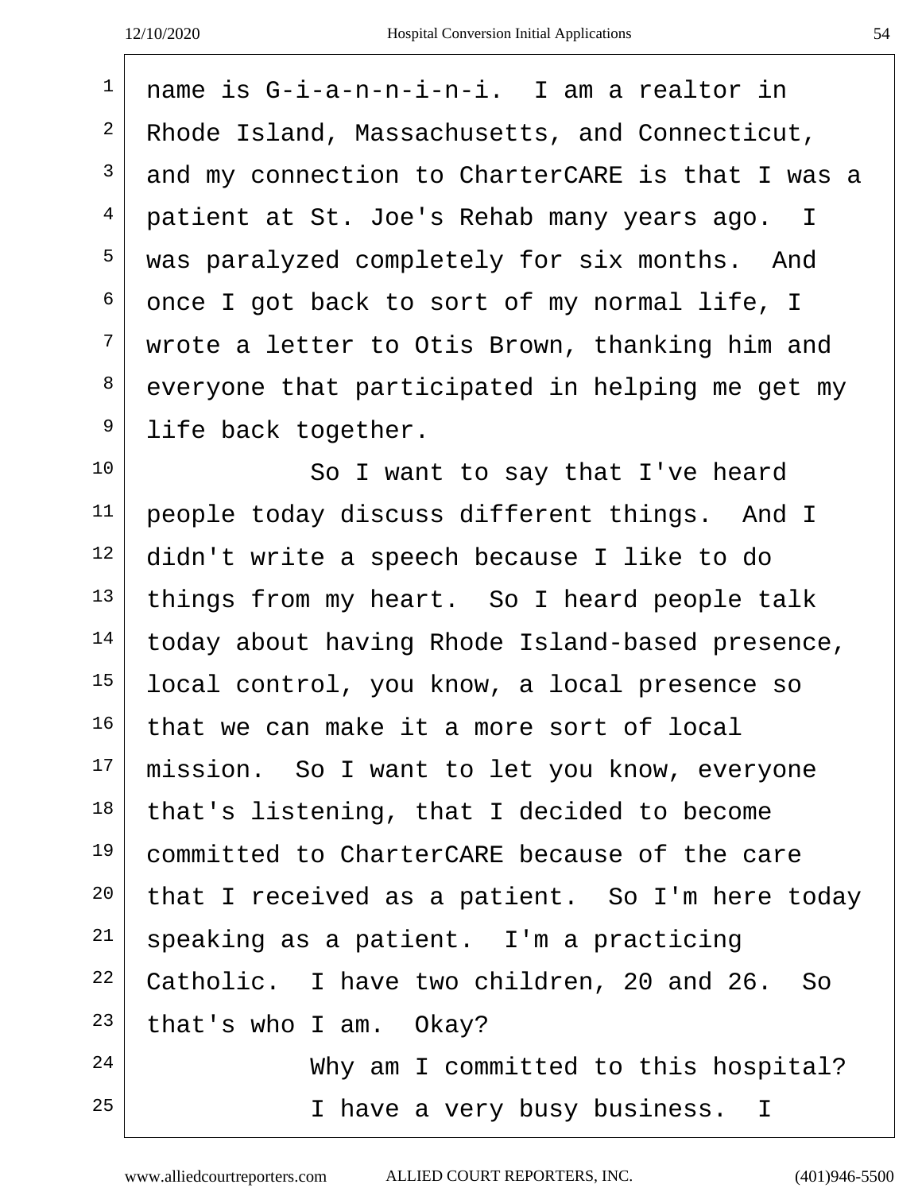name is G-i-a-n-n-i-n-i. I am a realtor in Rhode Island, Massachusetts, and Connecticut, and my connection to CharterCARE is that I was a patient at St. Joe's Rehab many years ago. I was paralyzed completely for six months. And once I got back to sort of my normal life, I wrote a letter to Otis Brown, thanking him and everyone that participated in helping me get my life back together.

So I want to say that I've heard people today discuss different things. And I didn't write a speech because I like to do things from my heart. So I heard people talk today about having Rhode Island-based presence, local control, you know, a local presence so that we can make it a more sort of local mission. So I want to let you know, everyone that's listening, that I decided to become committed to CharterCARE because of the care that I received as a patient. So I'm here today speaking as a patient. I'm a practicing Catholic. I have two children, 20 and 26. So that's who I am. Okay?

Why am I committed to this hospital?

I have a very busy business. I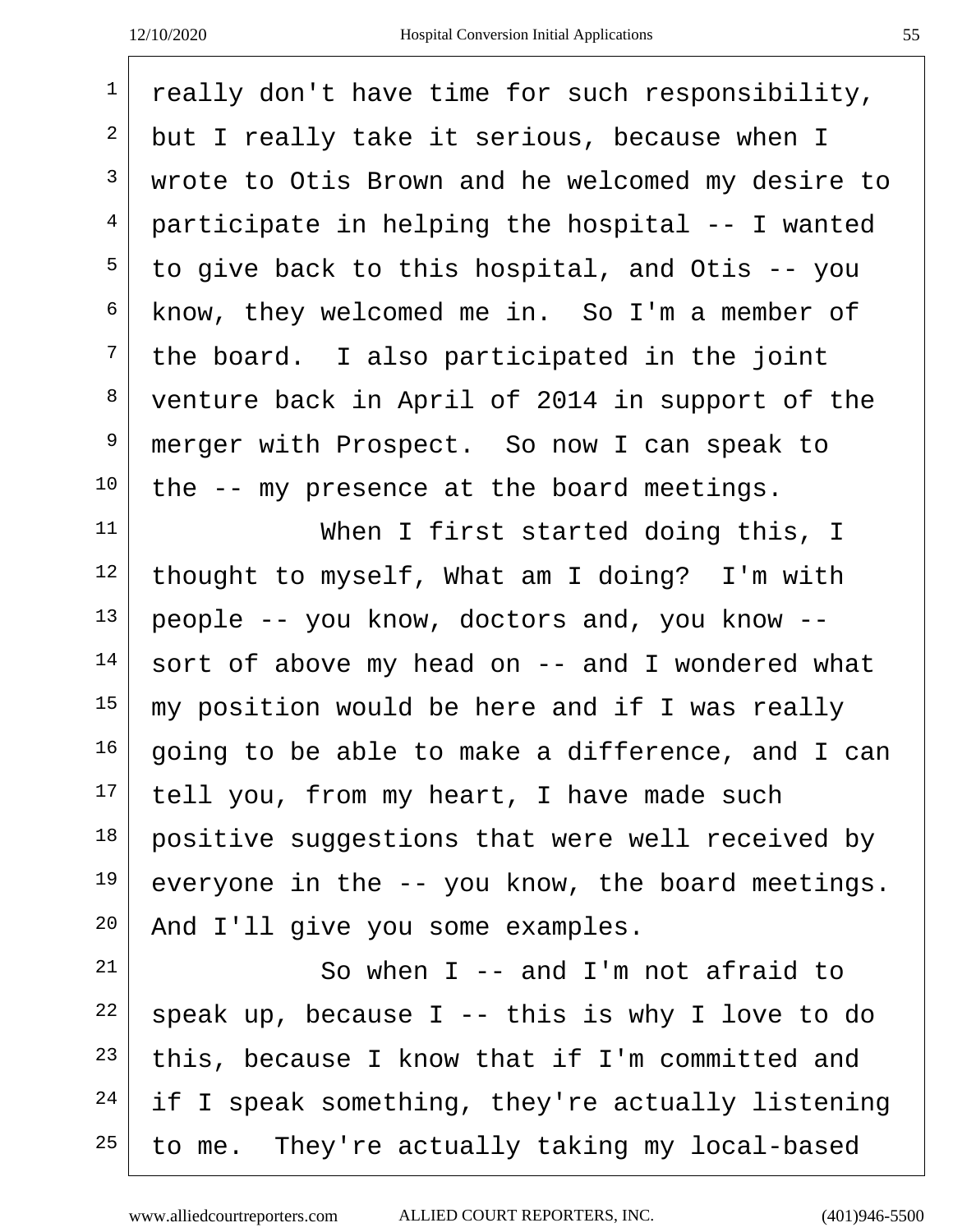really don't have time for such responsibility, but I really take it serious, because when I wrote to Otis Brown and he welcomed my desire to participate in helping the hospital -- I wanted to give back to this hospital, and Otis -- you know, they welcomed me in. So I'm a member of the board. I also participated in the joint venture back in April of 2014 in support of the merger with Prospect. So now I can speak to the -- my presence at the board meetings.

When I first started doing this, I thought to myself, What am I doing? I'm with people -- you know, doctors and, you know -- sort of above my head on -- and I wondered what my position would be here and if I was really going to be able to make a difference, and I can tell you, from my heart, I have made such positive suggestions that were well received by everyone in the -- you know, the board meetings. And I'll give you some examples.

So when I -- and I'm not afraid to speak up, because I -- this is why I love to do this, because I know that if I'm committed and if I speak something, they're actually listening to me. They're actually taking my local-based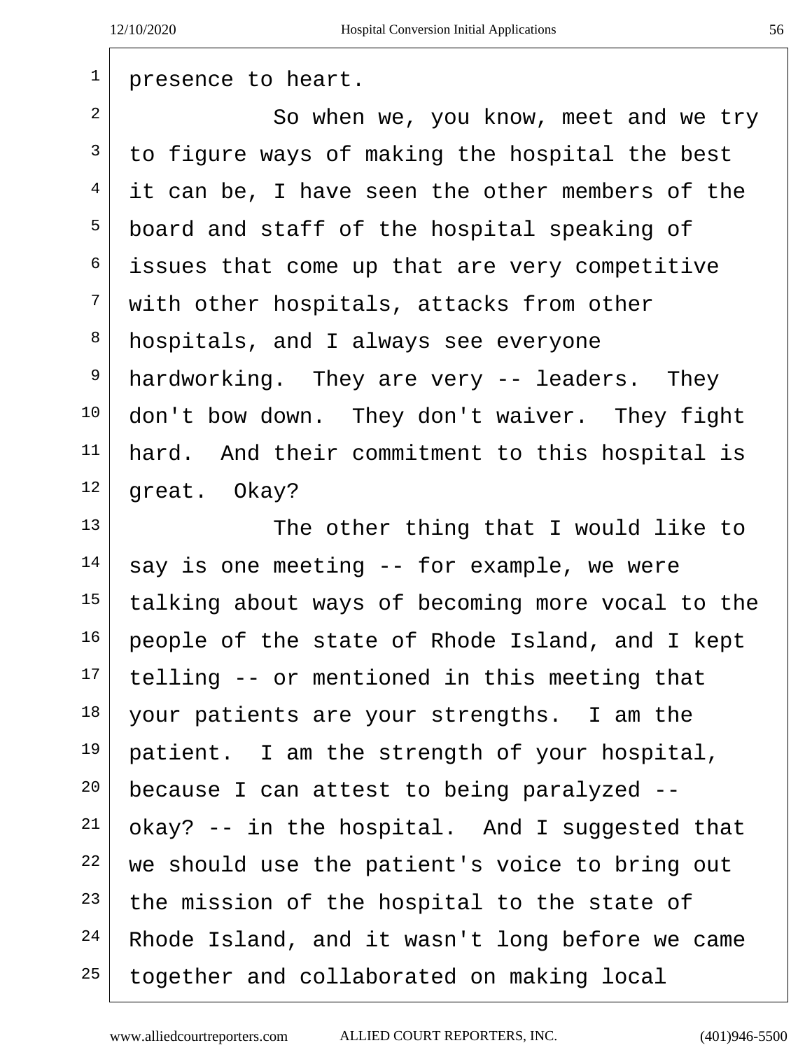presence to heart.

So when we, you know, meet and we try to figure ways of making the hospital the best it can be, I have seen the other members of the board and staff of the hospital speaking of issues that come up that are very competitive with other hospitals, attacks from other hospitals, and I always see everyone hardworking. They are very -- leaders. They don't bow down. They don't waiver. They fight hard. And their commitment to this hospital is great. Okay?

The other thing that I would like to say is one meeting -- for example, we were talking about ways of becoming more vocal to the people of the state of Rhode Island, and I kept telling -- or mentioned in this meeting that your patients are your strengths. I am the patient. I am the strength of your hospital, because I can attest to being paralyzed -- okay? -- in the hospital. And I suggested that we should use the patient's voice to bring out the mission of the hospital to the state of Rhode Island, and it wasn't long before we came together and collaborated on making local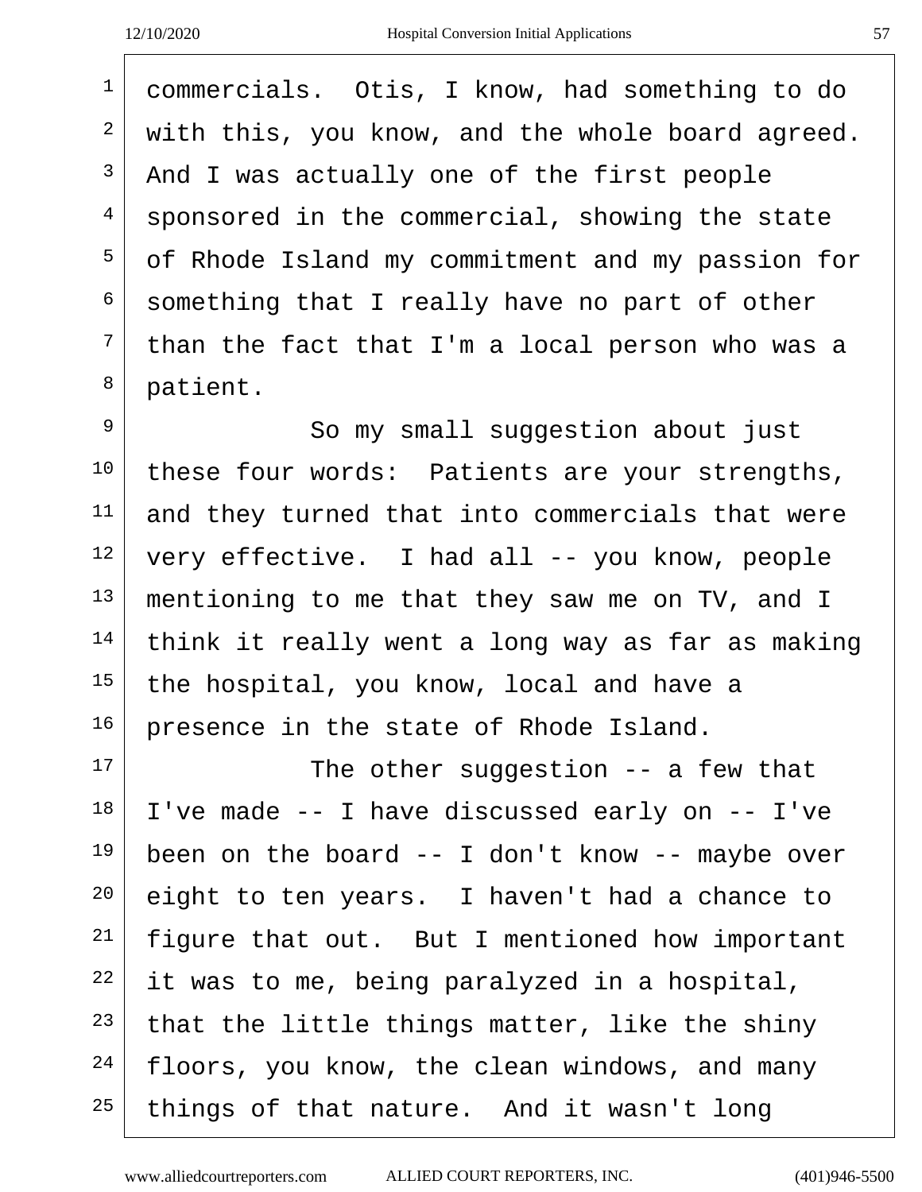commercials. Otis, I know, had something to do with this, you know, and the whole board agreed. And I was actually one of the first people sponsored in the commercial, showing the state of Rhode Island my commitment and my passion for something that I really have no part of other than the fact that I'm a local person who was a patient.

So my small suggestion about just these four words: Patients are your strengths, and they turned that into commercials that were very effective. I had all -- you know, people mentioning to me that they saw me on TV, and I think it really went a long way as far as making the hospital, you know, local and have a presence in the state of Rhode Island.

The other suggestion -- a few that I've made -- I have discussed early on -- I've been on the board -- I don't know -- maybe over eight to ten years. I haven't had a chance to figure that out. But I mentioned how important it was to me, being paralyzed in a hospital, that the little things matter, like the shiny floors, you know, the clean windows, and many things of that nature. And it wasn't long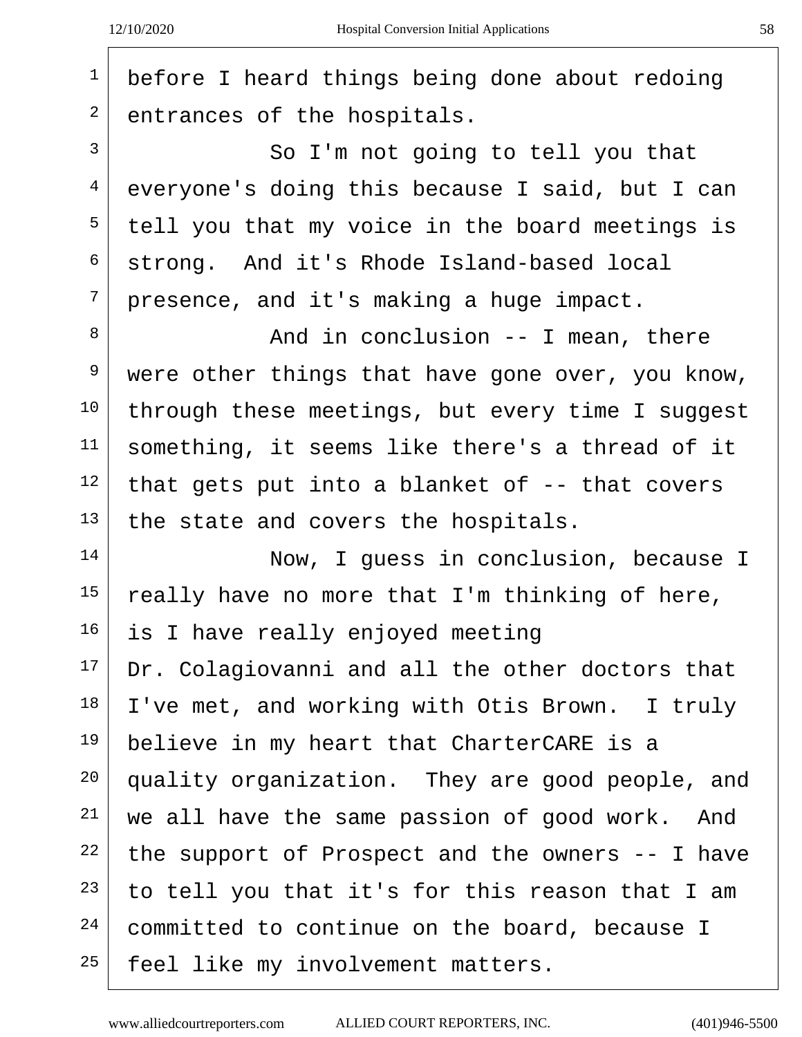before I heard things being done about redoing entrances of the hospitals.

So I'm not going to tell you that everyone's doing this because I said, but I can tell you that my voice in the board meetings is strong. And it's Rhode Island-based local presence, and it's making a huge impact.

And in conclusion -- I mean, there were other things that have gone over, you know, through these meetings, but every time I suggest something, it seems like there's a thread of it that gets put into a blanket of -- that covers the state and covers the hospitals.

Now, I guess in conclusion, because I really have no more that I'm thinking of here, is I have really enjoyed meeting Dr. Colagiovanni and all the other doctors that I've met, and working with Otis Brown. I truly believe in my heart that CharterCARE is a quality organization. They are good people, and we all have the same passion of good work. And the support of Prospect and the owners -- I have to tell you that it's for this reason that I am committed to continue on the board, because I feel like my involvement matters.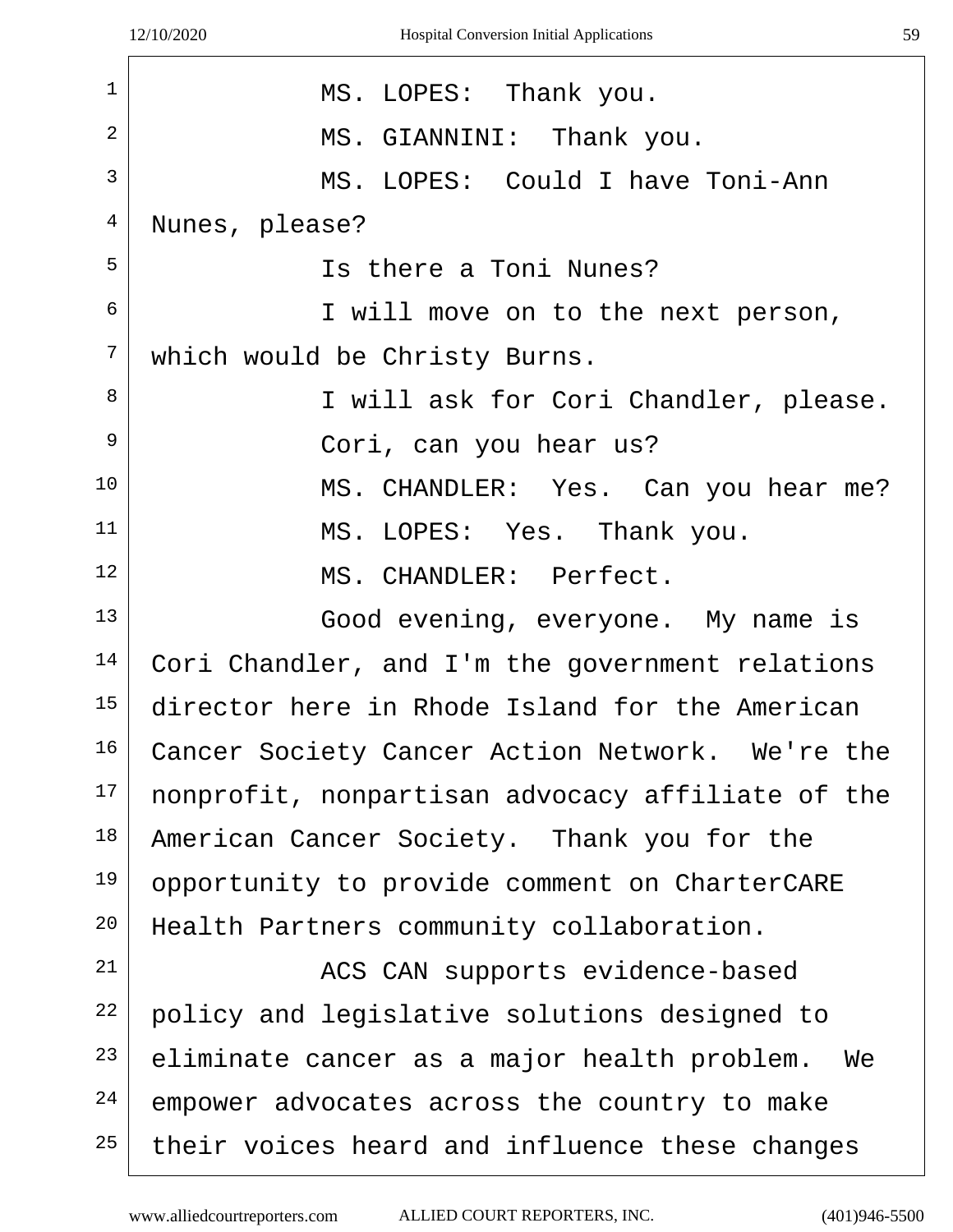MS. LOPES: Thank you.

MS. GIANNINI: Thank you.

MS. LOPES: Could I have Toni-Ann Nunes, please?

Is there a Toni Nunes?

I will move on to the next person, which would be Christy Burns.

I will ask for Cori Chandler, please.

Cori, can you hear us?

MS. CHANDLER: Yes. Can you hear me?

MS. LOPES: Yes. Thank you.

MS. CHANDLER: Perfect.

Good evening, everyone. My name is Cori Chandler, and I'm the government relations director here in Rhode Island for the American Cancer Society Cancer Action Network. We're the nonprofit, nonpartisan advocacy affiliate of the American Cancer Society. Thank you for the opportunity to provide comment on CharterCARE Health Partners community collaboration.

ACS CAN supports evidence-based policy and legislative solutions designed to eliminate cancer as a major health problem. We empower advocates across the country to make their voices heard and influence these changes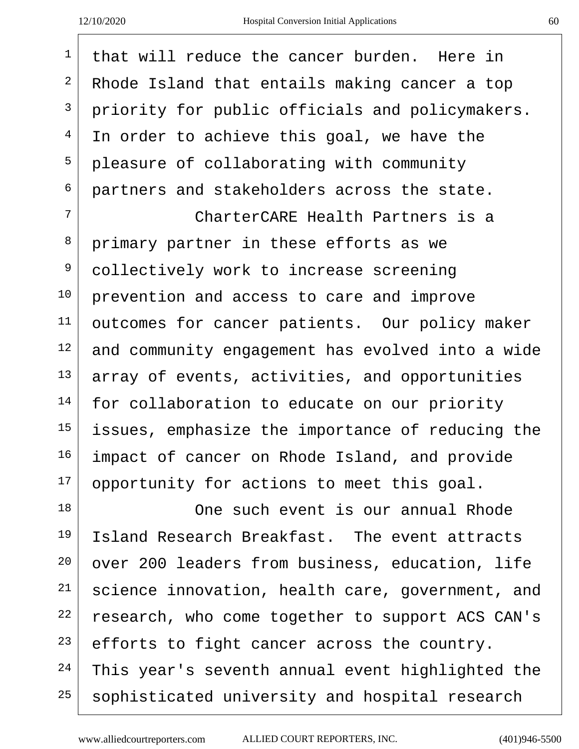that will reduce the cancer burden. Here in Rhode Island that entails making cancer a top priority for public officials and policymakers. In order to achieve this goal, we have the pleasure of collaborating with community partners and stakeholders across the state.

CharterCARE Health Partners is a primary partner in these efforts as we collectively work to increase screening prevention and access to care and improve outcomes for cancer patients. Our policy maker and community engagement has evolved into a wide array of events, activities, and opportunities for collaboration to educate on our priority issues, emphasize the importance of reducing the impact of cancer on Rhode Island, and provide opportunity for actions to meet this goal.

One such event is our annual Rhode Island Research Breakfast. The event attracts over 200 leaders from business, education, life science innovation, health care, government, and research, who come together to support ACS CAN's efforts to fight cancer across the country. This year's seventh annual event highlighted the sophisticated university and hospital research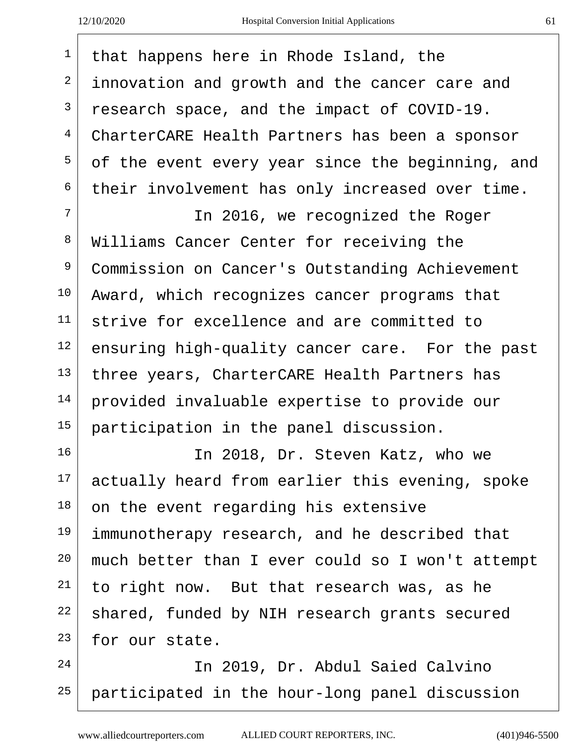that happens here in Rhode Island, the innovation and growth and the cancer care and research space, and the impact of COVID-19. CharterCARE Health Partners has been a sponsor of the event every year since the beginning, and their involvement has only increased over time.

In 2016, we recognized the Roger Williams Cancer Center for receiving the Commission on Cancer's Outstanding Achievement Award, which recognizes cancer programs that strive for excellence and are committed to ensuring high-quality cancer care. For the past three years, CharterCARE Health Partners has provided invaluable expertise to provide our participation in the panel discussion.

In 2018, Dr. Steven Katz, who we actually heard from earlier this evening, spoke on the event regarding his extensive immunotherapy research, and he described that much better than I ever could so I won't attempt to right now. But that research was, as he shared, funded by NIH research grants secured for our state.

In 2019, Dr. Abdul Saied Calvino participated in the hour-long panel discussion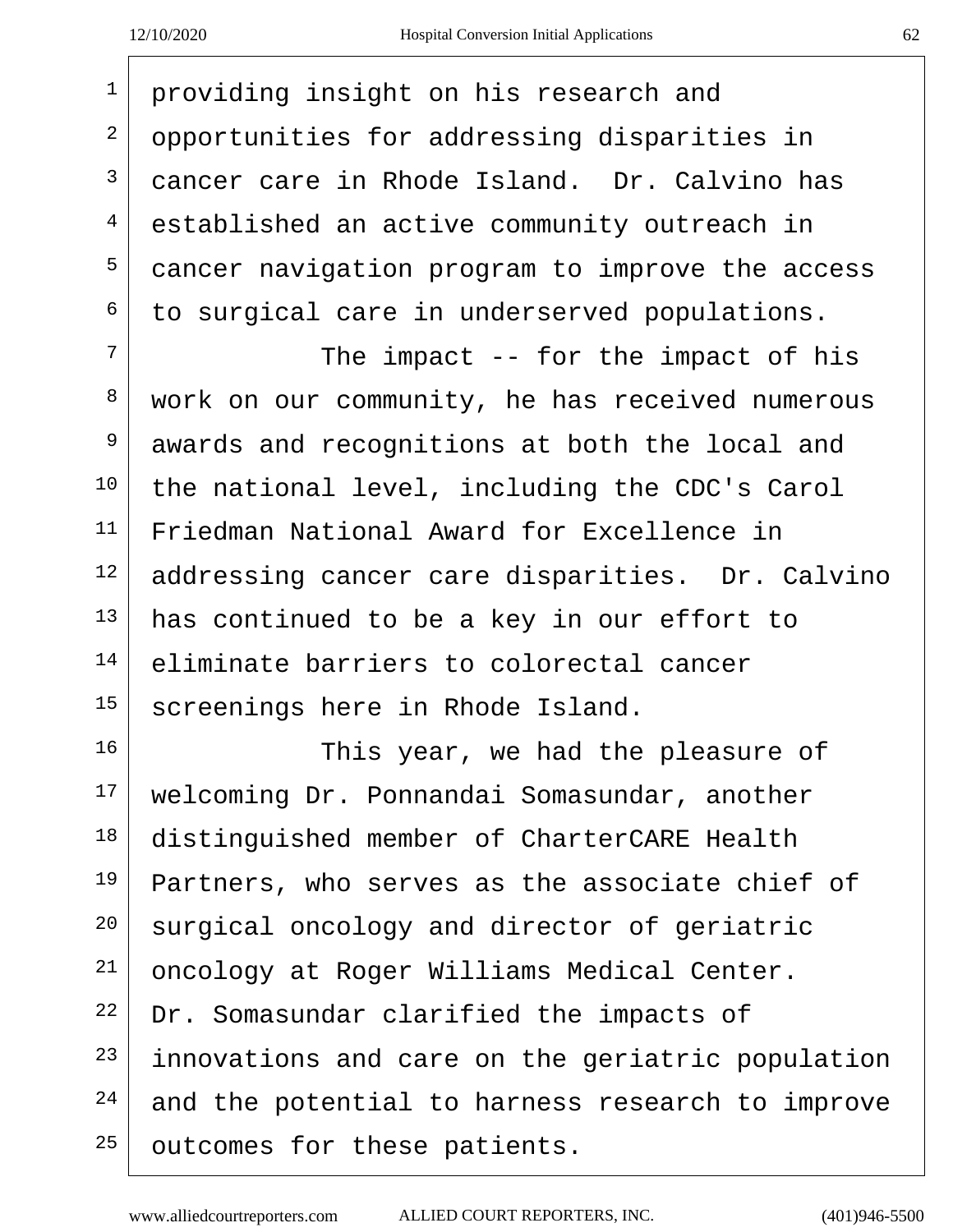providing insight on his research and opportunities for addressing disparities in cancer care in Rhode Island. Dr. Calvino has established an active community outreach in cancer navigation program to improve the access to surgical care in underserved populations.

The impact -- for the impact of his work on our community, he has received numerous awards and recognitions at both the local and the national level, including the CDC's Carol Friedman National Award for Excellence in addressing cancer care disparities. Dr. Calvino has continued to be a key in our effort to eliminate barriers to colorectal cancer screenings here in Rhode Island.

This year, we had the pleasure of welcoming Dr. Ponnandai Somasundar, another distinguished member of CharterCARE Health Partners, who serves as the associate chief of surgical oncology and director of geriatric oncology at Roger Williams Medical Center. Dr. Somasundar clarified the impacts of innovations and care on the geriatric population and the potential to harness research to improve outcomes for these patients.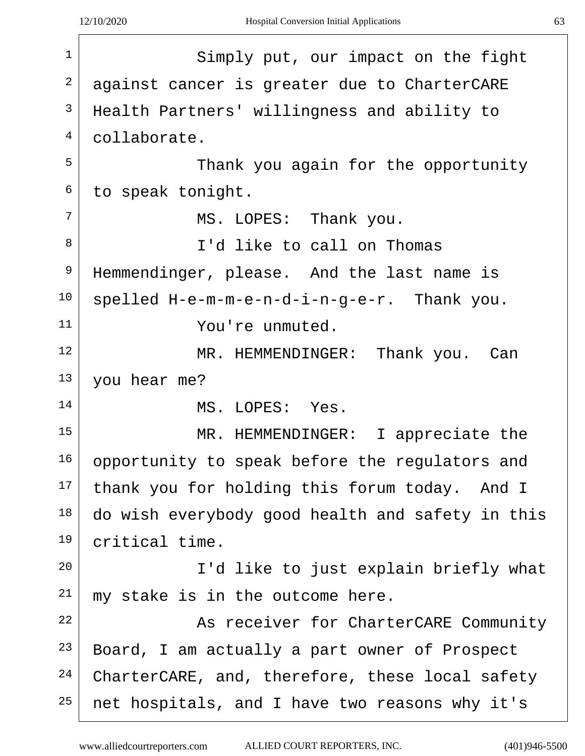Simply put, our impact on the fight against cancer is greater due to CharterCARE Health Partners' willingness and ability to collaborate.

Thank you again for the opportunity to speak tonight.

MS. LOPES: Thank you.

I'd like to call on Thomas Hemmendinger, please. And the last name is spelled H-e-m-m-e-n-d-i-n-g-e-r. Thank you.

You're unmuted.

MR. HEMMENDINGER: Thank you. Can you hear me?

MS. LOPES: Yes.

MR. HEMMENDINGER: I appreciate the opportunity to speak before the regulators and thank you for holding this forum today. And I do wish everybody good health and safety in this critical time.

I'd like to just explain briefly what my stake is in the outcome here.

As receiver for CharterCARE Community Board, I am actually a part owner of Prospect CharterCARE, and, therefore, these local safety net hospitals, and I have two reasons why it's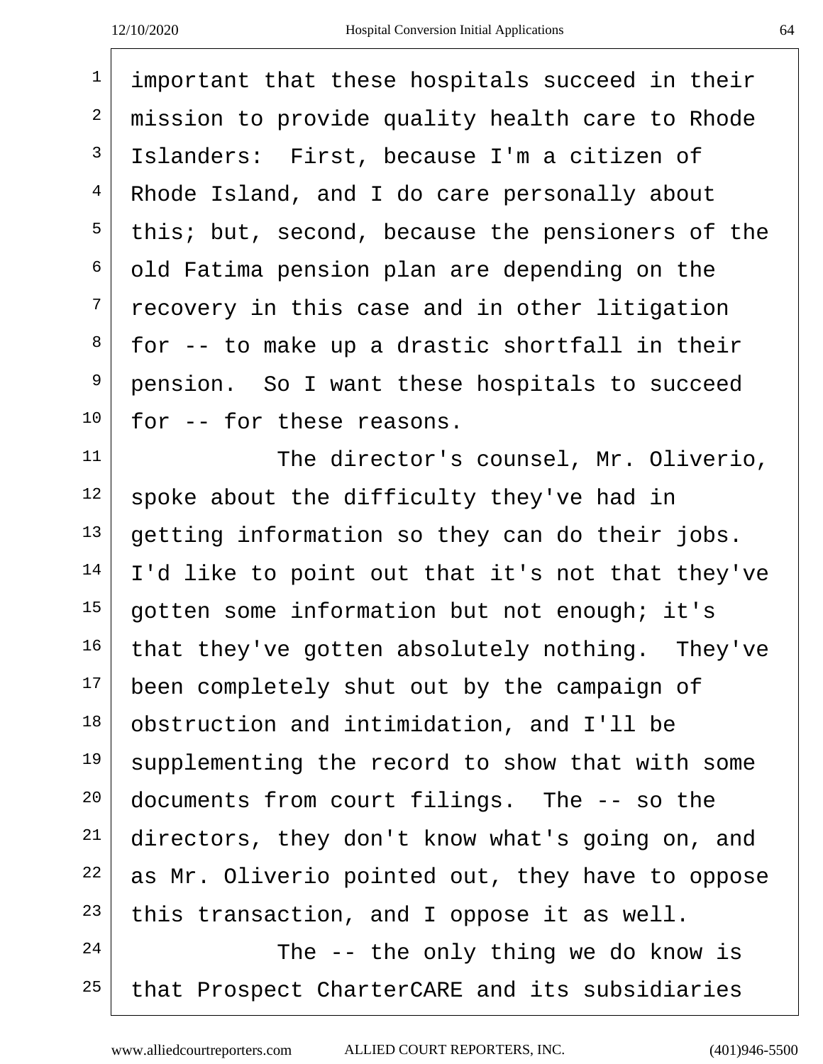important that these hospitals succeed in their mission to provide quality health care to Rhode Islanders: First, because I'm a citizen of Rhode Island, and I do care personally about this; but, second, because the pensioners of the old Fatima pension plan are depending on the recovery in this case and in other litigation for -- to make up a drastic shortfall in their pension. So I want these hospitals to succeed for -- for these reasons.

The director's counsel, Mr. Oliverio, spoke about the difficulty they've had in getting information so they can do their jobs. I'd like to point out that it's not that they've gotten some information but not enough; it's that they've gotten absolutely nothing. They've been completely shut out by the campaign of obstruction and intimidation, and I'll be supplementing the record to show that with some documents from court filings. The -- so the directors, they don't know what's going on, and as Mr. Oliverio pointed out, they have to oppose this transaction, and I oppose it as well.

The -- the only thing we do know is that Prospect CharterCARE and its subsidiaries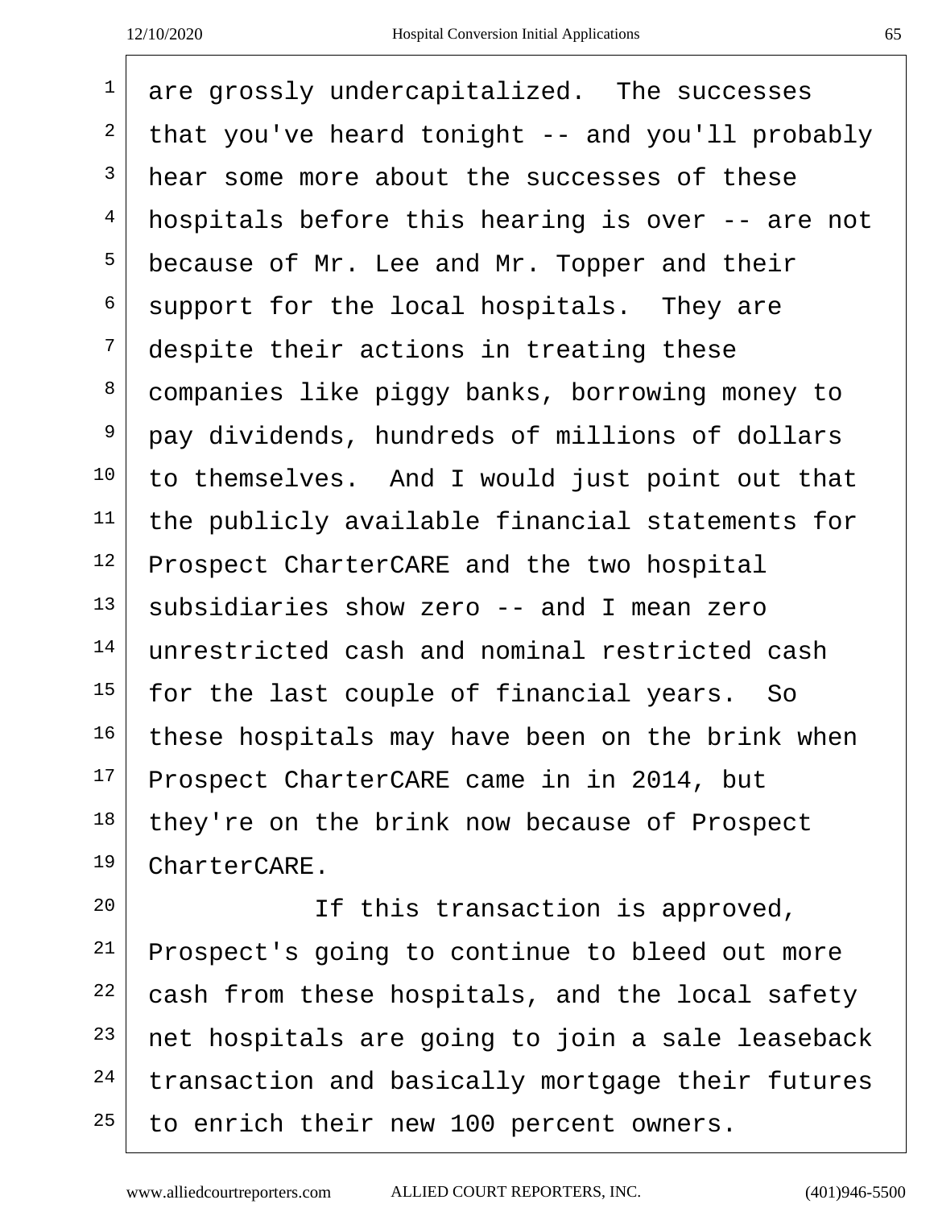are grossly undercapitalized. The successes that you've heard tonight -- and you'll probably hear some more about the successes of these hospitals before this hearing is over -- are not because of Mr. Lee and Mr. Topper and their support for the local hospitals. They are despite their actions in treating these companies like piggy banks, borrowing money to pay dividends, hundreds of millions of dollars to themselves. And I would just point out that the publicly available financial statements for Prospect CharterCARE and the two hospital subsidiaries show zero -- and I mean zero unrestricted cash and nominal restricted cash for the last couple of financial years. So these hospitals may have been on the brink when Prospect CharterCARE came in in 2014, but they're on the brink now because of Prospect CharterCARE.

If this transaction is approved, Prospect's going to continue to bleed out more cash from these hospitals, and the local safety net hospitals are going to join a sale leaseback transaction and basically mortgage their futures to enrich their new 100 percent owners.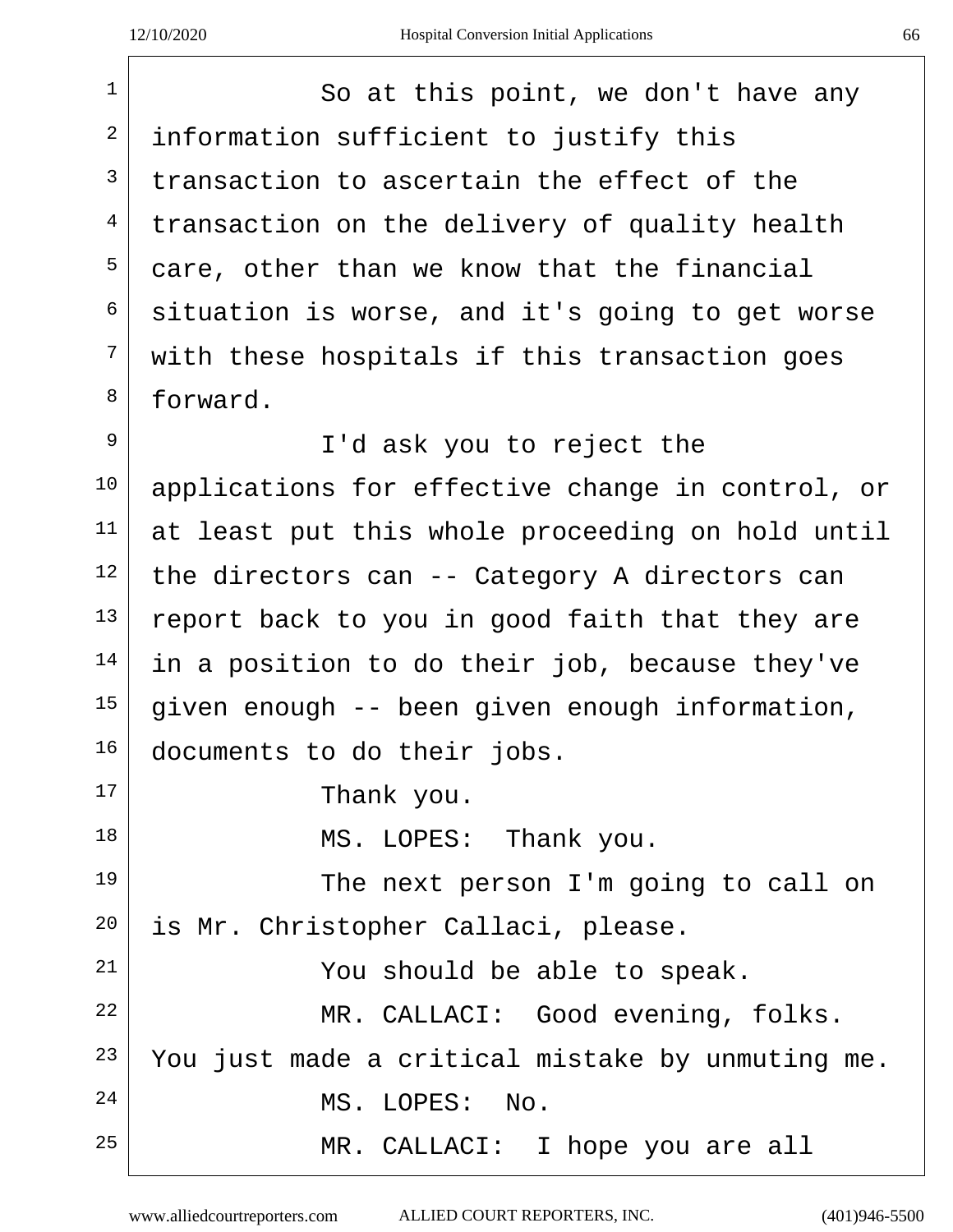So at this point, we don't have any information sufficient to justify this transaction to ascertain the effect of the transaction on the delivery of quality health care, other than we know that the financial situation is worse, and it's going to get worse with these hospitals if this transaction goes forward.

I'd ask you to reject the applications for effective change in control, or at least put this whole proceeding on hold until the directors can -- Category A directors can report back to you in good faith that they are in a position to do their job, because they've given enough -- been given enough information, documents to do their jobs.

Thank you.

MS. LOPES: Thank you.

The next person I'm going to call on is Mr. Christopher Callaci, please.

You should be able to speak.

MR. CALLACI: Good evening, folks. You just made a critical mistake by unmuting me.

MS. LOPES: No.

MR. CALLACI: I hope you are all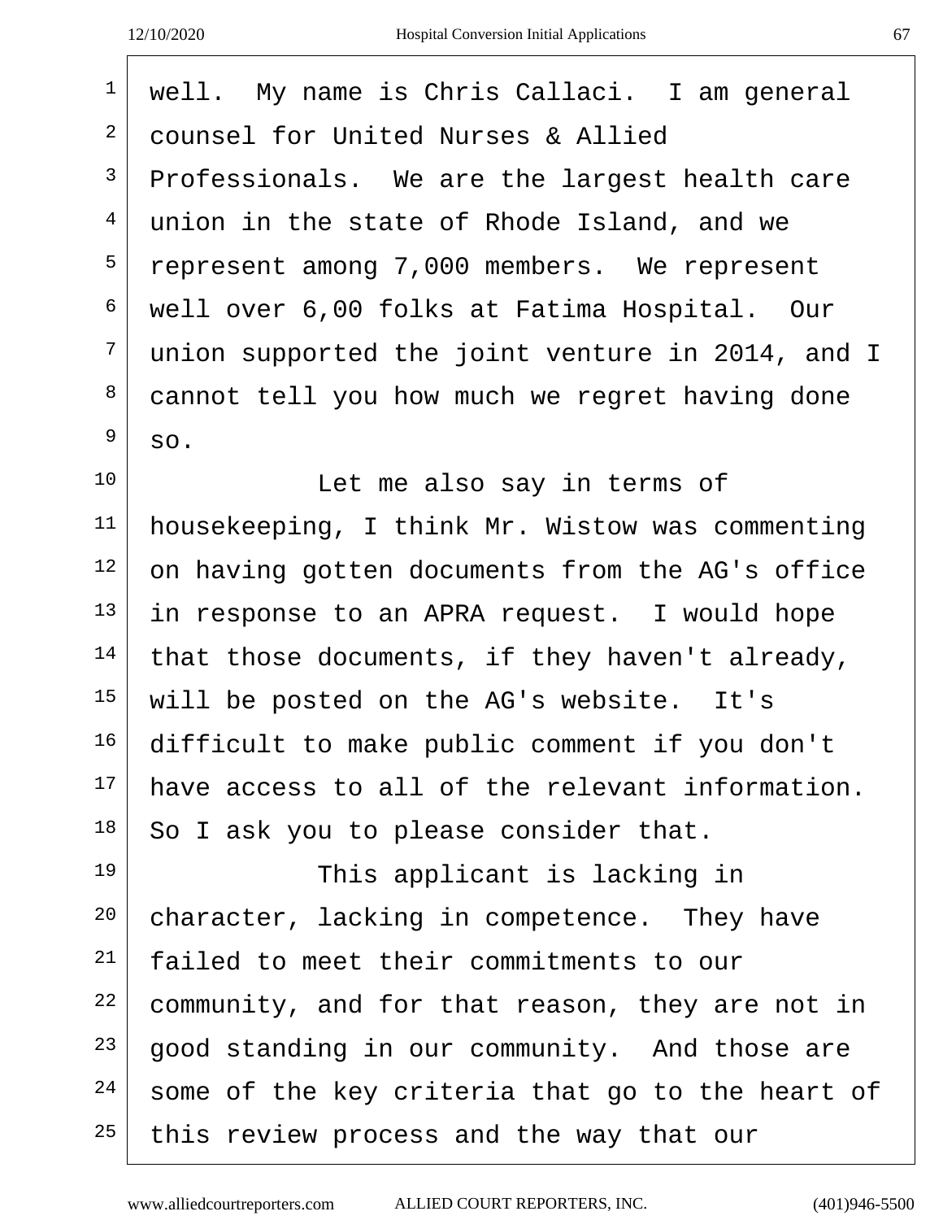well. My name is Chris Callaci. I am general counsel for United Nurses & Allied Professionals. We are the largest health care union in the state of Rhode Island, and we represent among 7,000 members. We represent well over 6,00 folks at Fatima Hospital. Our union supported the joint venture in 2014, and I cannot tell you how much we regret having done so.

Let me also say in terms of housekeeping, I think Mr. Wistow was commenting on having gotten documents from the AG's office in response to an APRA request. I would hope that those documents, if they haven't already, will be posted on the AG's website. It's difficult to make public comment if you don't have access to all of the relevant information. So I ask you to please consider that.

This applicant is lacking in character, lacking in competence. They have failed to meet their commitments to our community, and for that reason, they are not in good standing in our community. And those are some of the key criteria that go to the heart of this review process and the way that our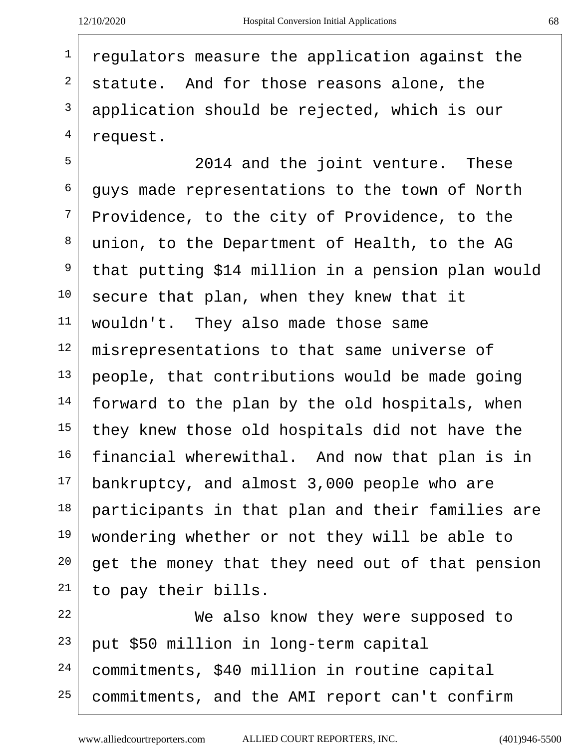regulators measure the application against the statute. And for those reasons alone, the application should be rejected, which is our request.

2014 and the joint venture. These guys made representations to the town of North Providence, to the city of Providence, to the union, to the Department of Health, to the AG that putting $14 million in a pension plan would secure that plan, when they knew that it wouldn't. They also made those same misrepresentations to that same universe of people, that contributions would be made going forward to the plan by the old hospitals, when they knew those old hospitals did not have the financial wherewithal. And now that plan is in bankruptcy, and almost 3,000 people who are participants in that plan and their families are wondering whether or not they will be able to get the money that they need out of that pension to pay their bills.

We also know they were supposed to put $50 million in long-term capital commitments, $40 million in routine capital commitments, and the AMI report can't confirm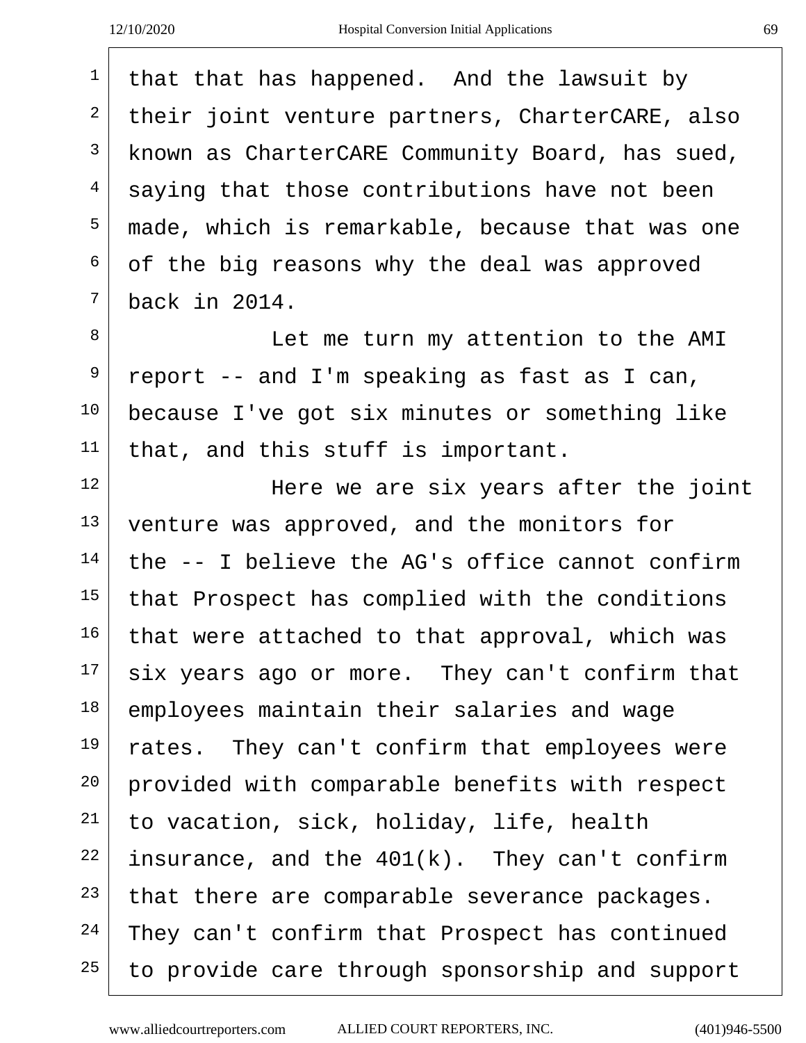that that has happened. And the lawsuit by their joint venture partners, CharterCARE, also known as CharterCARE Community Board, has sued, saying that those contributions have not been made, which is remarkable, because that was one of the big reasons why the deal was approved back in 2014.

Let me turn my attention to the AMI report -- and I'm speaking as fast as I can, because I've got six minutes or something like that, and this stuff is important.

Here we are six years after the joint venture was approved, and the monitors for the -- I believe the AG's office cannot confirm that Prospect has complied with the conditions that were attached to that approval, which was six years ago or more. They can't confirm that employees maintain their salaries and wage rates. They can't confirm that employees were provided with comparable benefits with respect to vacation, sick, holiday, life, health insurance, and the 401(k). They can't confirm that there are comparable severance packages. They can't confirm that Prospect has continued to provide care through sponsorship and support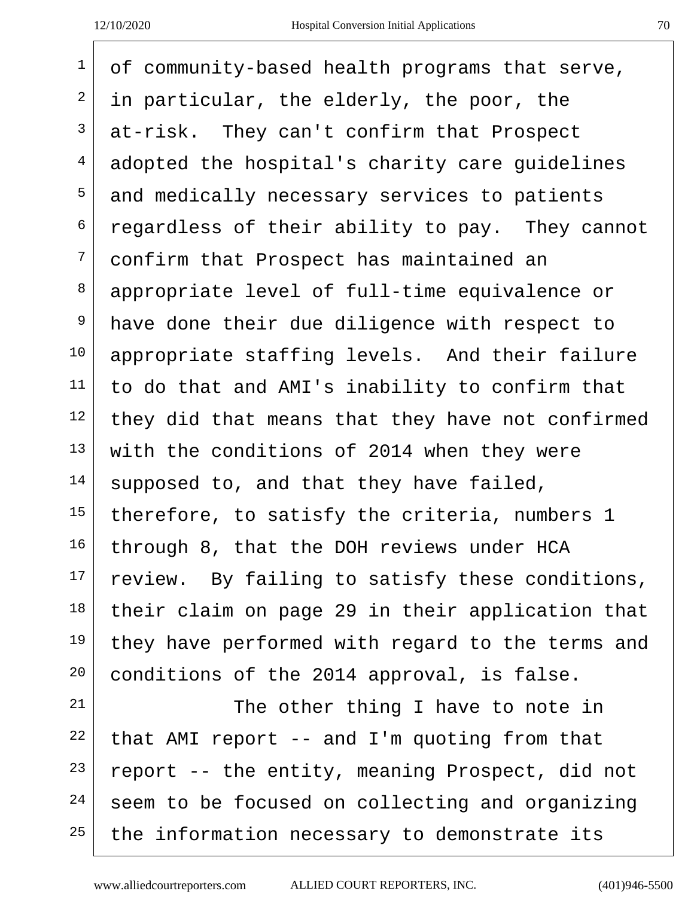of community-based health programs that serve, in particular, the elderly, the poor, the at-risk. They can't confirm that Prospect adopted the hospital's charity care guidelines and medically necessary services to patients regardless of their ability to pay. They cannot confirm that Prospect has maintained an appropriate level of full-time equivalence or have done their due diligence with respect to appropriate staffing levels. And their failure to do that and AMI's inability to confirm that they did that means that they have not confirmed with the conditions of 2014 when they were supposed to, and that they have failed, therefore, to satisfy the criteria, numbers 1 through 8, that the DOH reviews under HCA review. By failing to satisfy these conditions, their claim on page 29 in their application that they have performed with regard to the terms and conditions of the 2014 approval, is false.

The other thing I have to note in that AMI report -- and I'm quoting from that report -- the entity, meaning Prospect, did not seem to be focused on collecting and organizing the information necessary to demonstrate its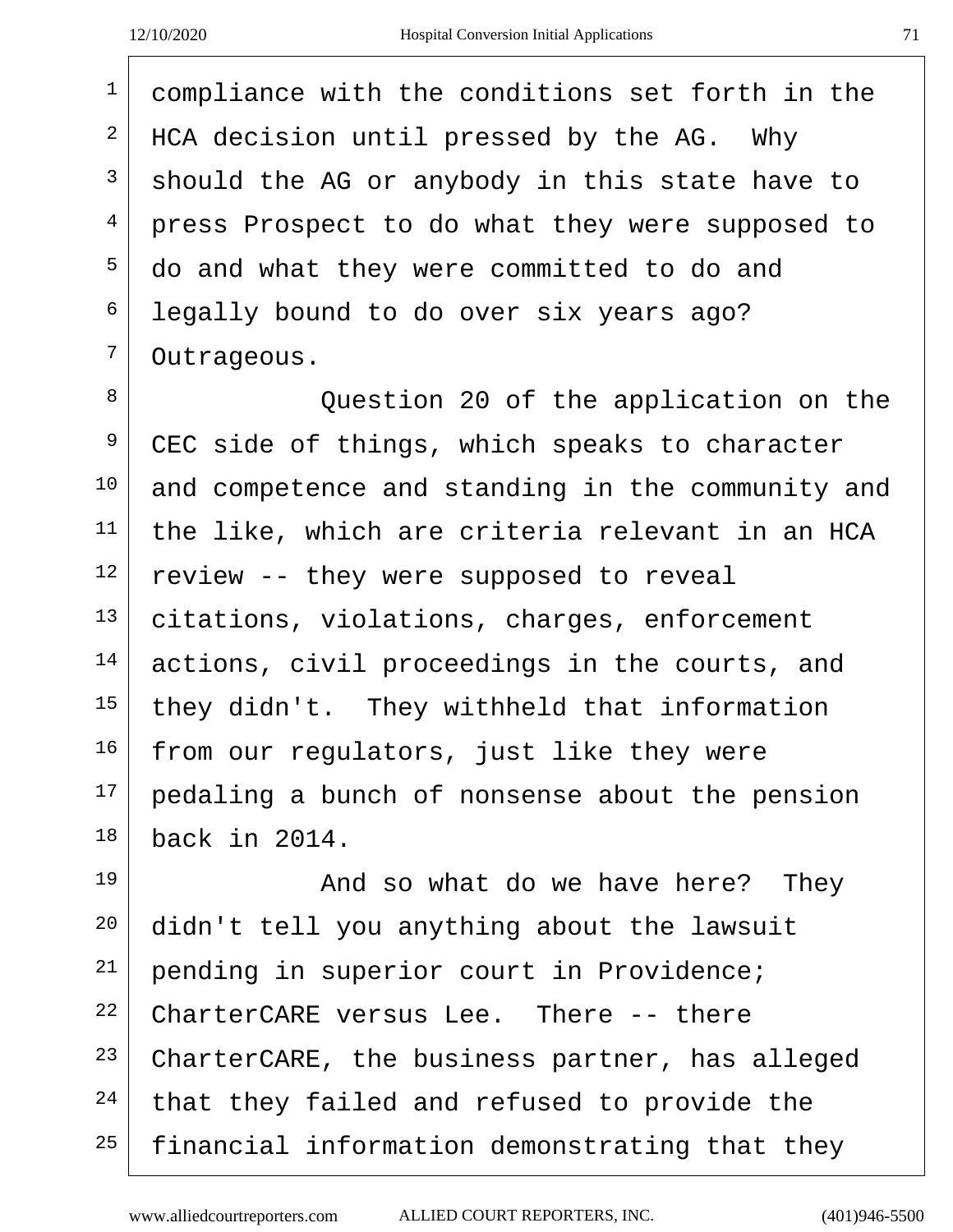compliance with the conditions set forth in the HCA decision until pressed by the AG. Why should the AG or anybody in this state have to press Prospect to do what they were supposed to do and what they were committed to do and legally bound to do over six years ago? Outrageous.

Question 20 of the application on the CEC side of things, which speaks to character and competence and standing in the community and the like, which are criteria relevant in an HCA review -- they were supposed to reveal citations, violations, charges, enforcement actions, civil proceedings in the courts, and they didn't. They withheld that information from our regulators, just like they were pedaling a bunch of nonsense about the pension back in 2014.

And so what do we have here? They didn't tell you anything about the lawsuit pending in superior court in Providence; CharterCARE versus Lee. There -- there CharterCARE, the business partner, has alleged that they failed and refused to provide the financial information demonstrating that they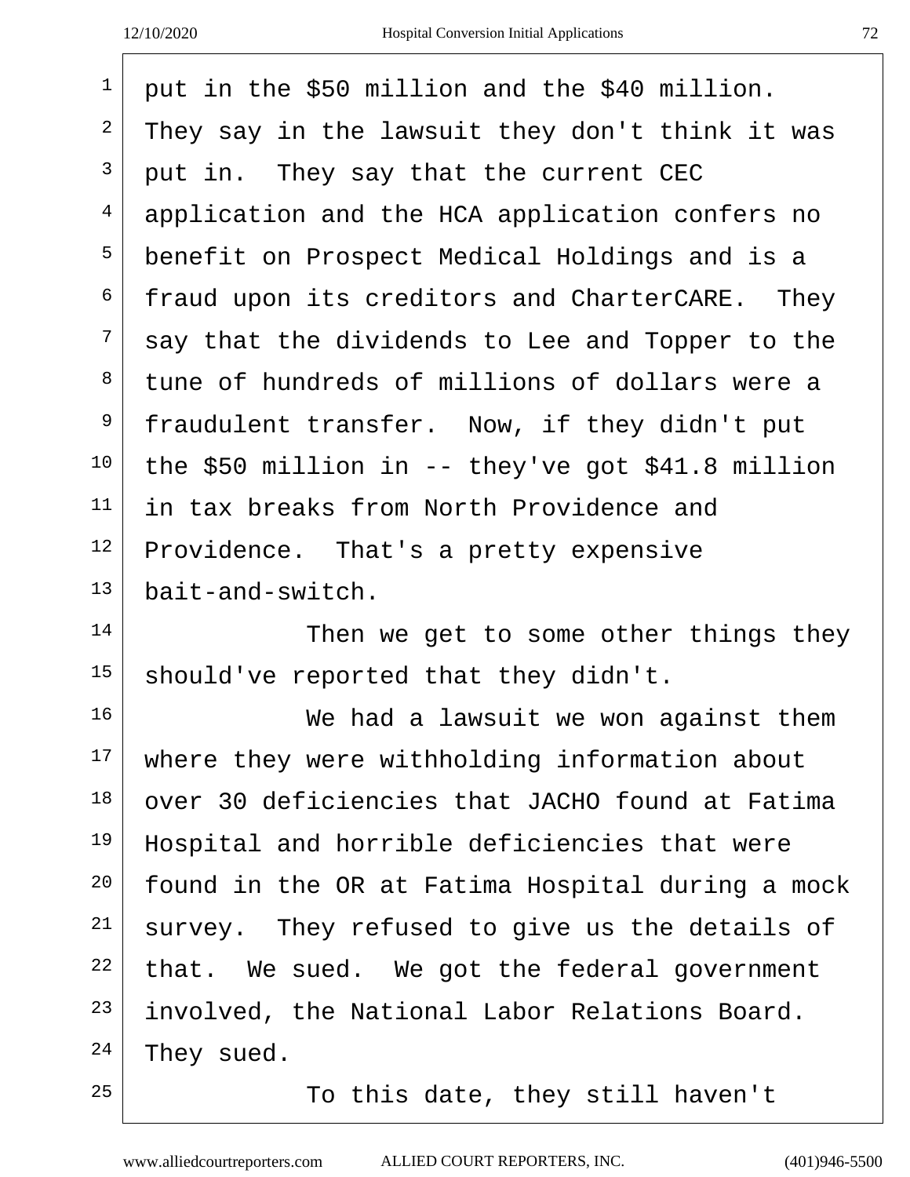put in the $50 million and the $40 million. They say in the lawsuit they don't think it was put in. They say that the current CEC application and the HCA application confers no benefit on Prospect Medical Holdings and is a fraud upon its creditors and CharterCARE. They say that the dividends to Lee and Topper to the tune of hundreds of millions of dollars were a fraudulent transfer. Now, if they didn't put the $50 million in -- they've got $41.8 million in tax breaks from North Providence and Providence. That's a pretty expensive bait-and-switch.

Then we get to some other things they should've reported that they didn't.

We had a lawsuit we won against them where they were withholding information about over 30 deficiencies that JACHO found at Fatima Hospital and horrible deficiencies that were found in the OR at Fatima Hospital during a mock survey. They refused to give us the details of that. We sued. We got the federal government involved, the National Labor Relations Board. They sued.

To this date, they still haven't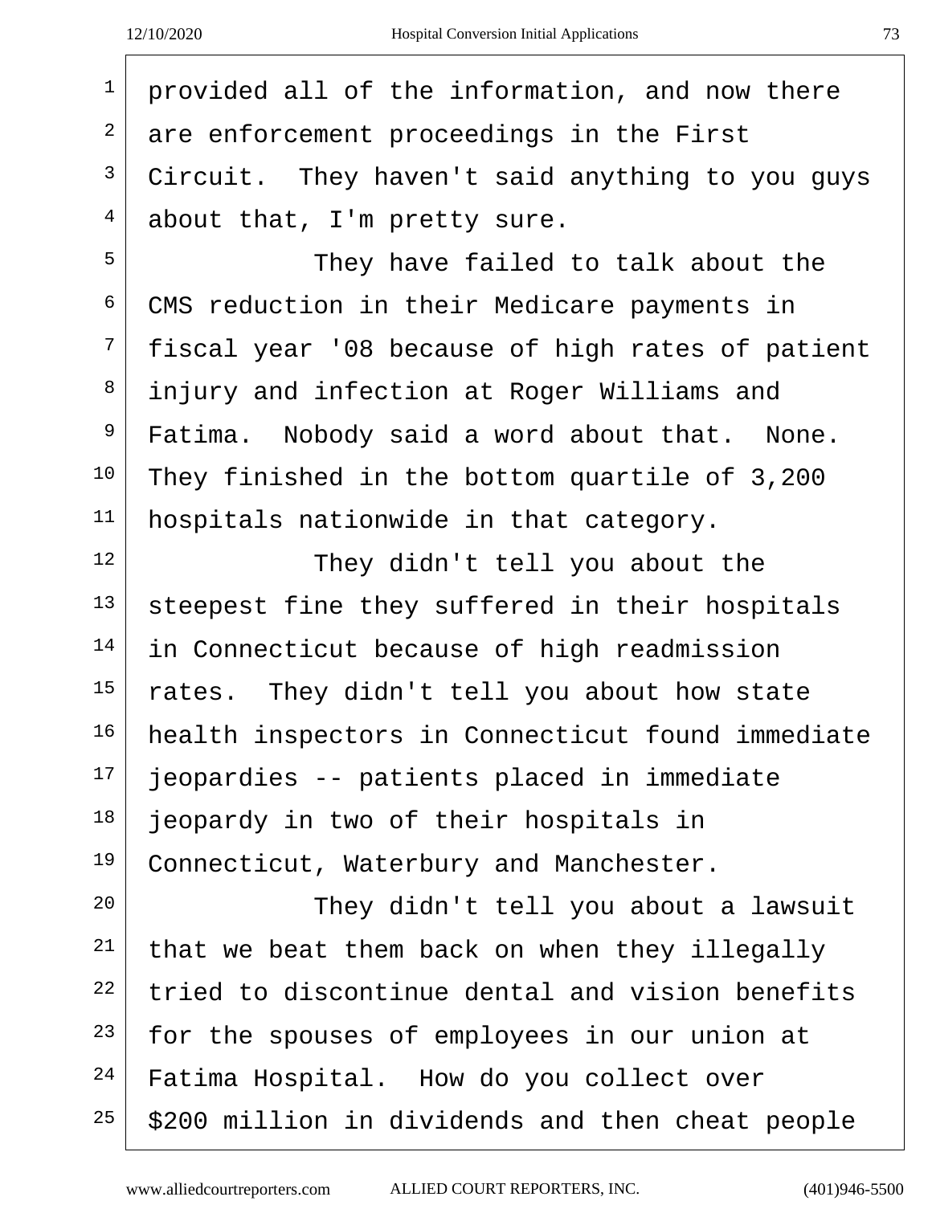provided all of the information, and now there are enforcement proceedings in the First Circuit. They haven't said anything to you guys about that, I'm pretty sure.

They have failed to talk about the CMS reduction in their Medicare payments in fiscal year '08 because of high rates of patient injury and infection at Roger Williams and Fatima. Nobody said a word about that. None. They finished in the bottom quartile of 3,200 hospitals nationwide in that category.

They didn't tell you about the steepest fine they suffered in their hospitals in Connecticut because of high readmission rates. They didn't tell you about how state health inspectors in Connecticut found immediate jeopardies -- patients placed in immediate jeopardy in two of their hospitals in Connecticut, Waterbury and Manchester.

They didn't tell you about a lawsuit that we beat them back on when they illegally tried to discontinue dental and vision benefits for the spouses of employees in our union at Fatima Hospital. How do you collect over $200 million in dividends and then cheat people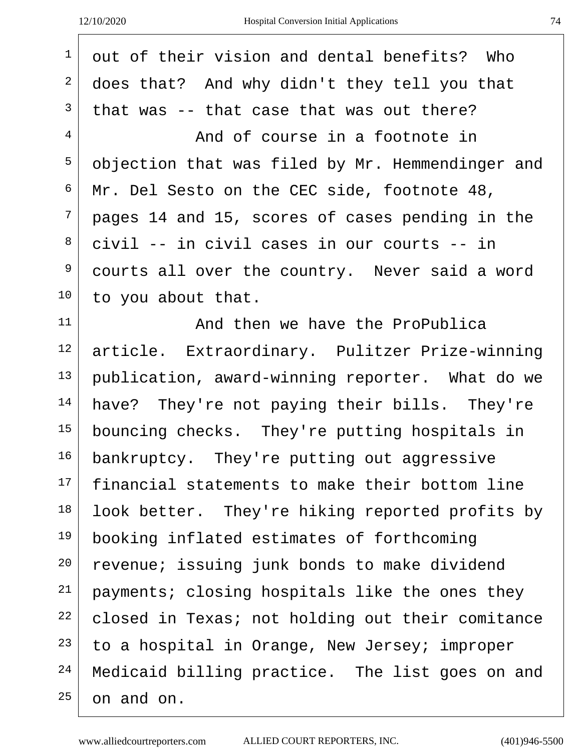out of their vision and dental benefits? Who does that? And why didn't they tell you that that was -- that case that was out there?

And of course in a footnote in objection that was filed by Mr. Hemmendinger and Mr. Del Sesto on the CEC side, footnote 48, pages 14 and 15, scores of cases pending in the civil -- in civil cases in our courts -- in courts all over the country. Never said a word to you about that.

And then we have the ProPublica article. Extraordinary. Pulitzer Prize-winning publication, award-winning reporter. What do we have? They're not paying their bills. They're bouncing checks. They're putting hospitals in bankruptcy. They're putting out aggressive financial statements to make their bottom line look better. They're hiking reported profits by booking inflated estimates of forthcoming revenue; issuing junk bonds to make dividend payments; closing hospitals like the ones they closed in Texas; not holding out their comitance to a hospital in Orange, New Jersey; improper Medicaid billing practice. The list goes on and on and on.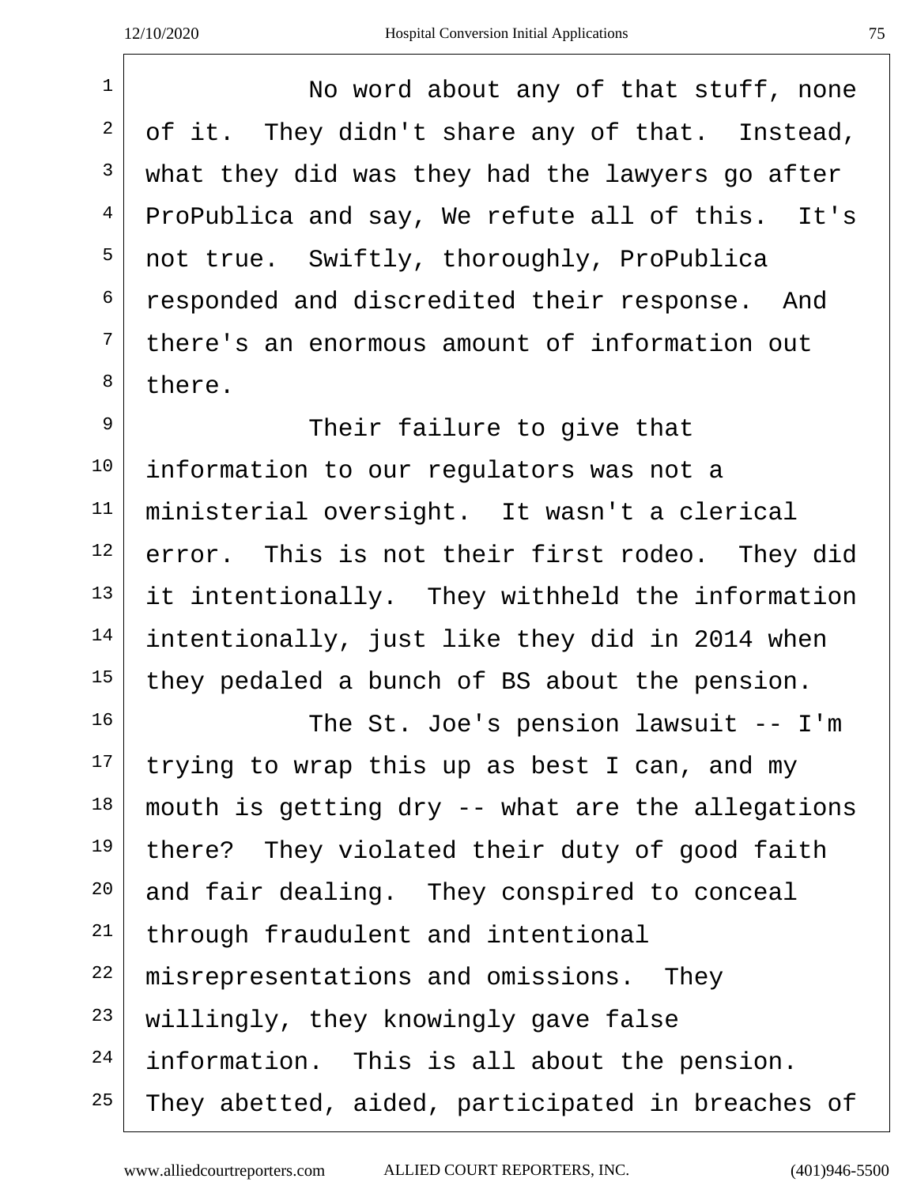No word about any of that stuff, none of it. They didn't share any of that. Instead, what they did was they had the lawyers go after ProPublica and say, We refute all of this. It's not true. Swiftly, thoroughly, ProPublica responded and discredited their response. And there's an enormous amount of information out there.

Their failure to give that information to our regulators was not a ministerial oversight. It wasn't a clerical error. This is not their first rodeo. They did it intentionally. They withheld the information intentionally, just like they did in 2014 when they pedaled a bunch of BS about the pension.

The St. Joe's pension lawsuit -- I'm trying to wrap this up as best I can, and my mouth is getting dry -- what are the allegations there? They violated their duty of good faith and fair dealing. They conspired to conceal through fraudulent and intentional misrepresentations and omissions. They willingly, they knowingly gave false information. This is all about the pension. They abetted, aided, participated in breaches of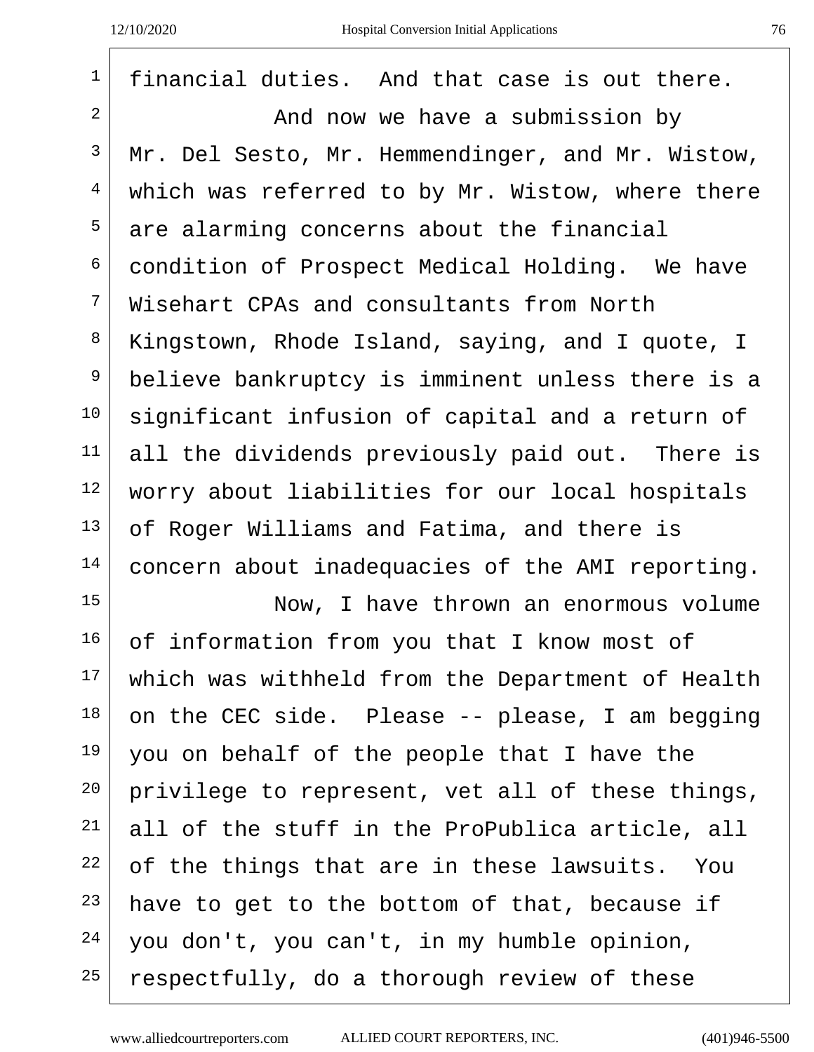financial duties. And that case is out there.

And now we have a submission by Mr. Del Sesto, Mr. Hemmendinger, and Mr. Wistow, which was referred to by Mr. Wistow, where there are alarming concerns about the financial condition of Prospect Medical Holding. We have Wisehart CPAs and consultants from North Kingstown, Rhode Island, saying, and I quote, I believe bankruptcy is imminent unless there is a significant infusion of capital and a return of all the dividends previously paid out. There is worry about liabilities for our local hospitals of Roger Williams and Fatima, and there is concern about inadequacies of the AMI reporting.

Now, I have thrown an enormous volume of information from you that I know most of which was withheld from the Department of Health on the CEC side. Please -- please, I am begging you on behalf of the people that I have the privilege to represent, vet all of these things, all of the stuff in the ProPublica article, all of the things that are in these lawsuits. You have to get to the bottom of that, because if you don't, you can't, in my humble opinion, respectfully, do a thorough review of these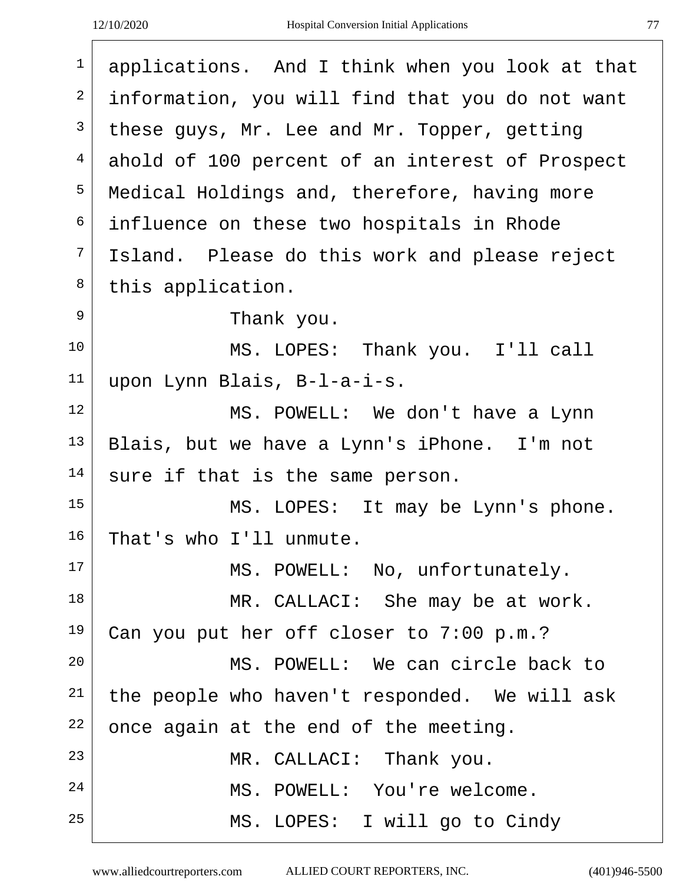applications. And I think when you look at that information, you will find that you do not want these guys, Mr. Lee and Mr. Topper, getting ahold of 100 percent of an interest of Prospect Medical Holdings and, therefore, having more influence on these two hospitals in Rhode Island. Please do this work and please reject this application.

Thank you.

MS. LOPES: Thank you. I'll call upon Lynn Blais, B-l-a-i-s.

MS. POWELL: We don't have a Lynn Blais, but we have a Lynn's iPhone. I'm not sure if that is the same person.

MS. LOPES: It may be Lynn's phone. That's who I'll unmute.

MS. POWELL: No, unfortunately.

MR. CALLACI: She may be at work. Can you put her off closer to 7:00 p.m.?

MS. POWELL: We can circle back to the people who haven't responded. We will ask once again at the end of the meeting.

MR. CALLACI: Thank you.

MS. POWELL: You're welcome.

MS. LOPES: I will go to Cindy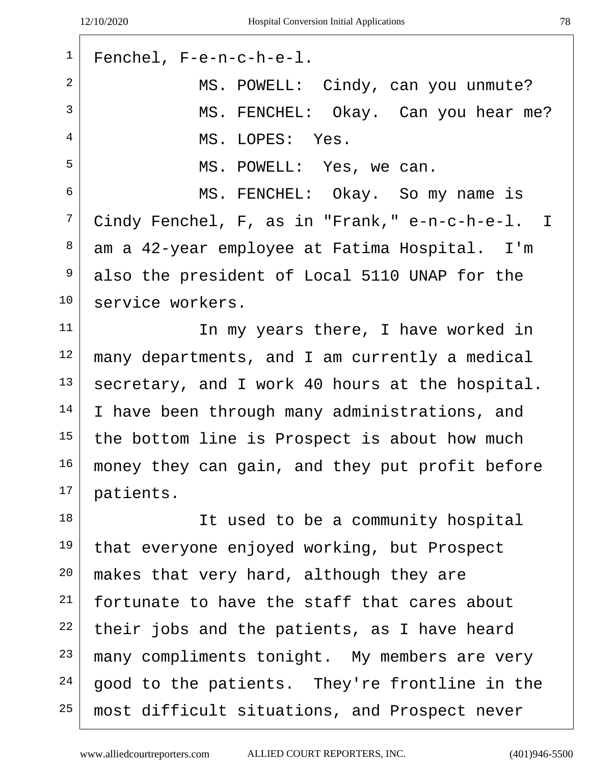Fenchel, F-e-n-c-h-e-l.

MS. POWELL: Cindy, can you unmute?

MS. FENCHEL: Okay. Can you hear me?

MS. LOPES: Yes.

MS. POWELL: Yes, we can.

MS. FENCHEL: Okay. So my name is Cindy Fenchel, F, as in "Frank," e-n-c-h-e-l. I am a 42-year employee at Fatima Hospital. I'm also the president of Local 5110 UNAP for the service workers.

In my years there, I have worked in many departments, and I am currently a medical secretary, and I work 40 hours at the hospital. I have been through many administrations, and the bottom line is Prospect is about how much money they can gain, and they put profit before patients.

It used to be a community hospital that everyone enjoyed working, but Prospect makes that very hard, although they are fortunate to have the staff that cares about their jobs and the patients, as I have heard many compliments tonight. My members are very good to the patients. They're frontline in the most difficult situations, and Prospect never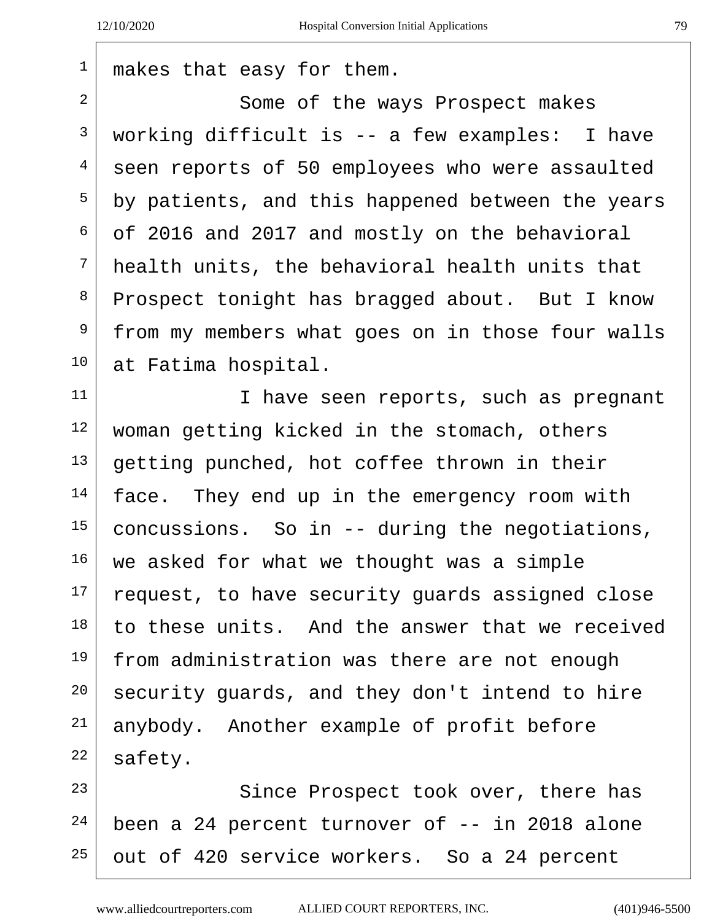makes that easy for them.

Some of the ways Prospect makes working difficult is -- a few examples: I have seen reports of 50 employees who were assaulted by patients, and this happened between the years of 2016 and 2017 and mostly on the behavioral health units, the behavioral health units that Prospect tonight has bragged about. But I know from my members what goes on in those four walls at Fatima hospital.

I have seen reports, such as pregnant woman getting kicked in the stomach, others getting punched, hot coffee thrown in their face. They end up in the emergency room with concussions. So in -- during the negotiations, we asked for what we thought was a simple request, to have security guards assigned close to these units. And the answer that we received from administration was there are not enough security guards, and they don't intend to hire anybody. Another example of profit before safety.

Since Prospect took over, there has been a 24 percent turnover of -- in 2018 alone out of 420 service workers. So a 24 percent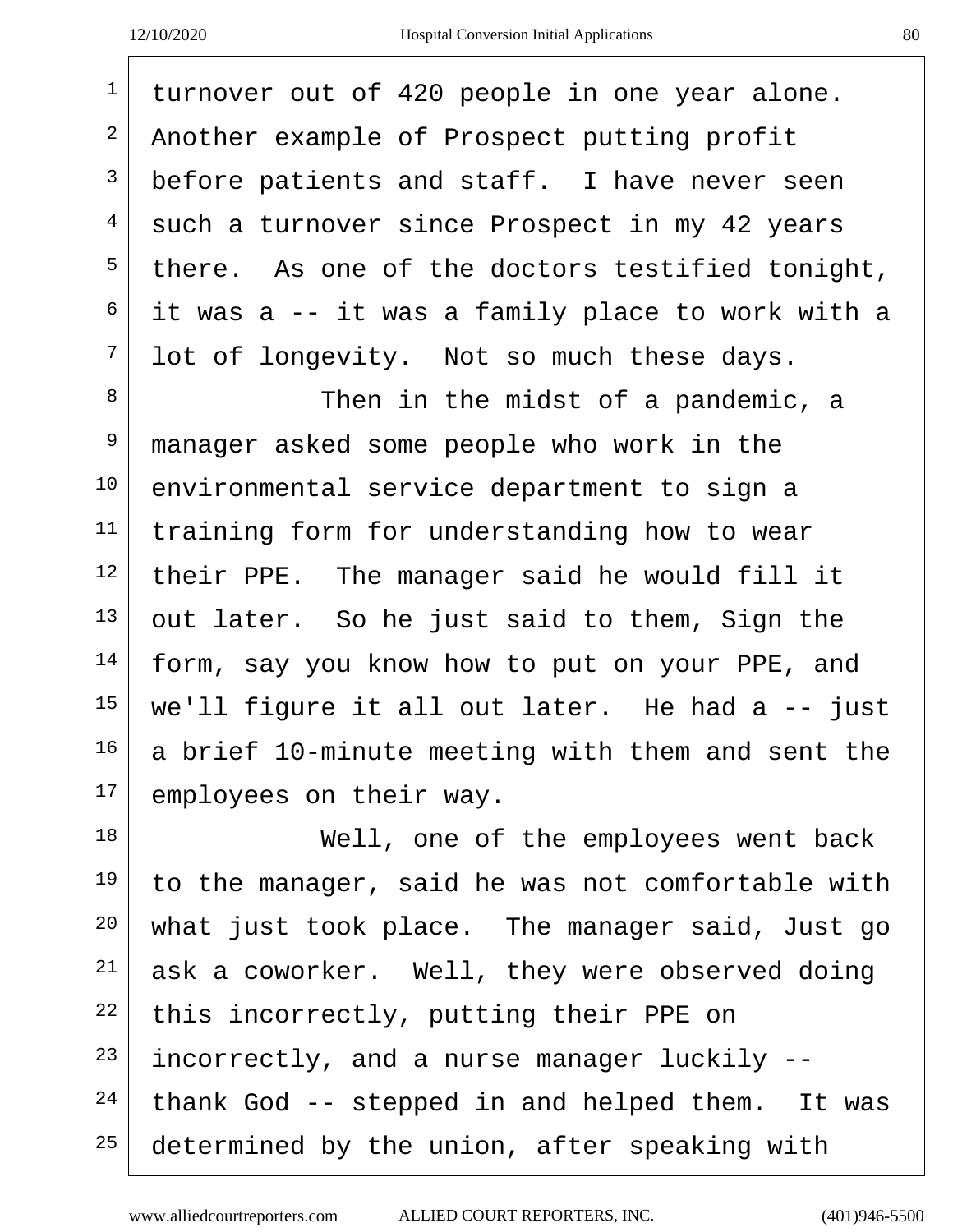turnover out of 420 people in one year alone. Another example of Prospect putting profit before patients and staff. I have never seen such a turnover since Prospect in my 42 years there. As one of the doctors testified tonight, it was a -- it was a family place to work with a lot of longevity. Not so much these days.

Then in the midst of a pandemic, a manager asked some people who work in the environmental service department to sign a training form for understanding how to wear their PPE. The manager said he would fill it out later. So he just said to them, Sign the form, say you know how to put on your PPE, and we'll figure it all out later. He had a -- just a brief 10-minute meeting with them and sent the employees on their way.

Well, one of the employees went back to the manager, said he was not comfortable with what just took place. The manager said, Just go ask a coworker. Well, they were observed doing this incorrectly, putting their PPE on incorrectly, and a nurse manager luckily -- thank God -- stepped in and helped them. It was determined by the union, after speaking with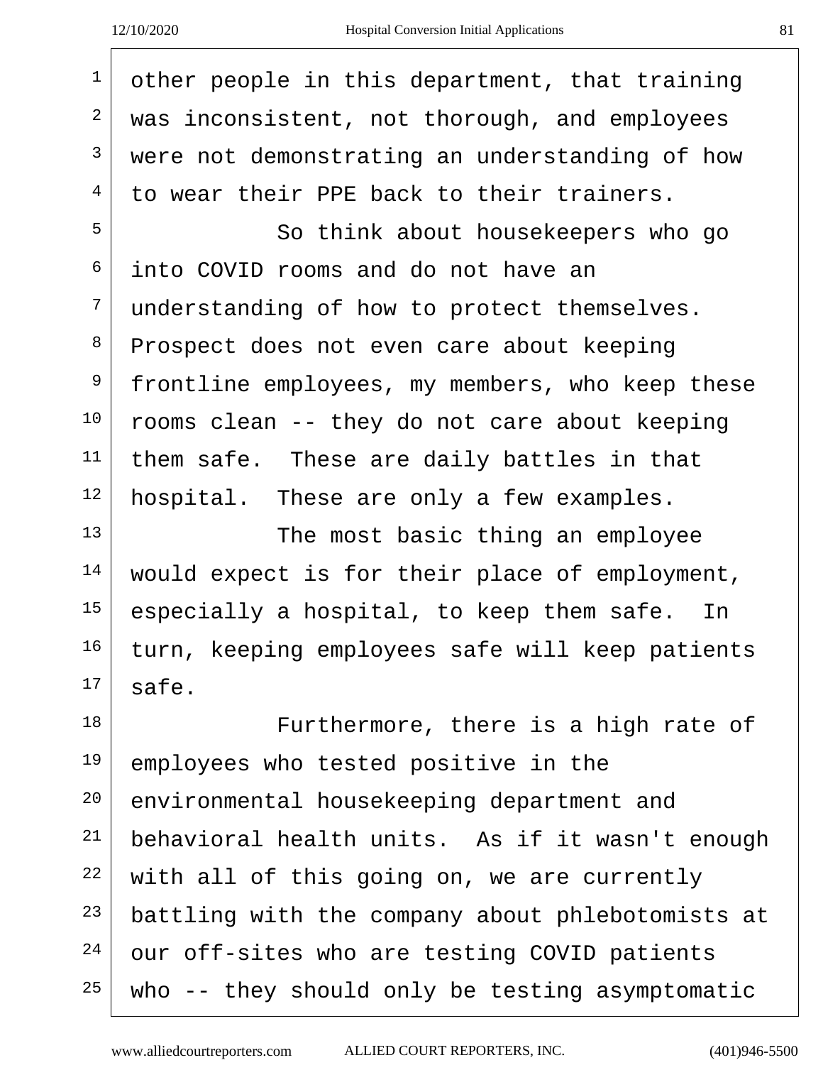other people in this department, that training was inconsistent, not thorough, and employees were not demonstrating an understanding of how to wear their PPE back to their trainers.

So think about housekeepers who go into COVID rooms and do not have an understanding of how to protect themselves. Prospect does not even care about keeping frontline employees, my members, who keep these rooms clean -- they do not care about keeping them safe. These are daily battles in that hospital. These are only a few examples.

The most basic thing an employee would expect is for their place of employment, especially a hospital, to keep them safe. In turn, keeping employees safe will keep patients safe.

Furthermore, there is a high rate of employees who tested positive in the environmental housekeeping department and behavioral health units. As if it wasn't enough with all of this going on, we are currently battling with the company about phlebotomists at our off-sites who are testing COVID patients who -- they should only be testing asymptomatic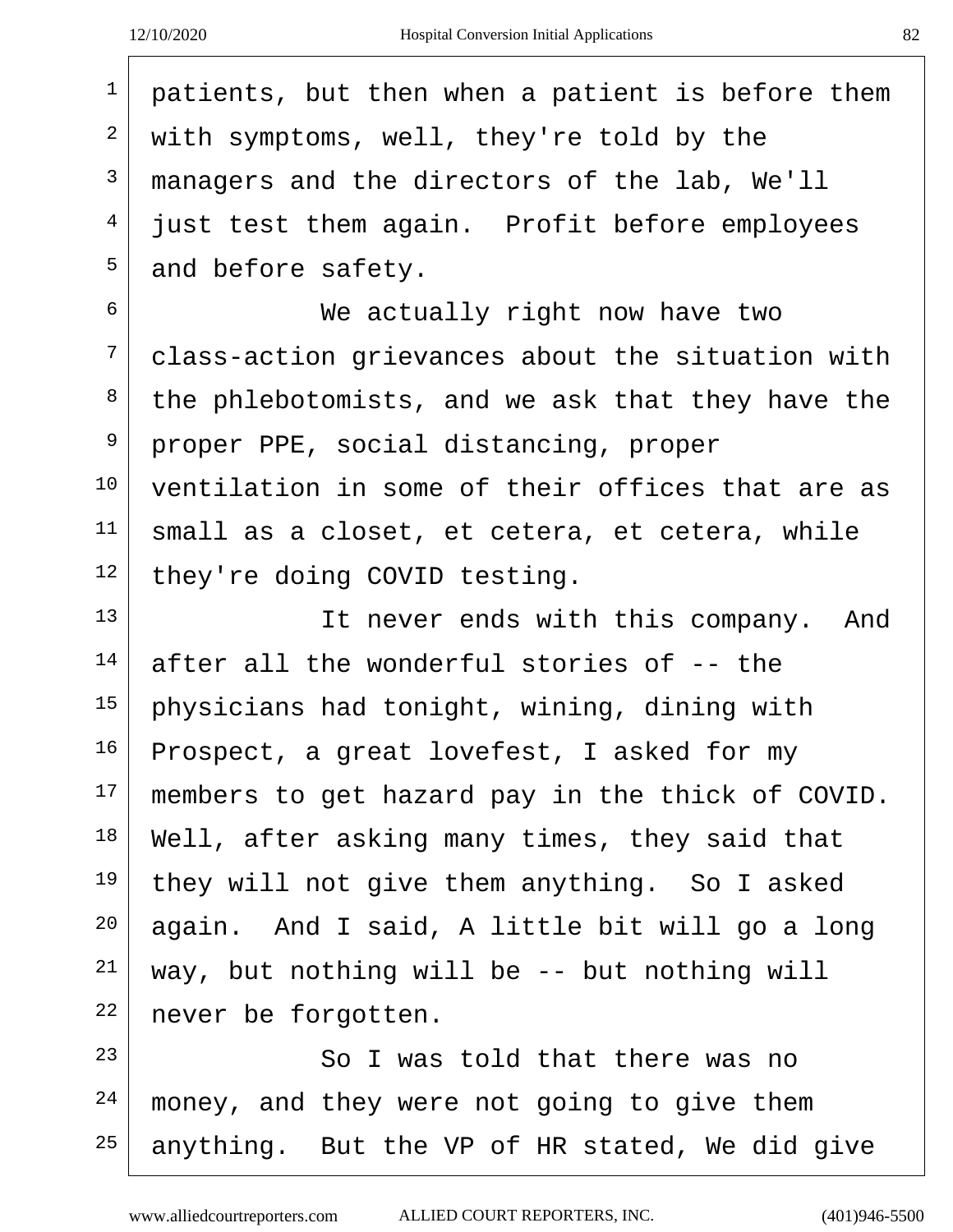patients, but then when a patient is before them with symptoms, well, they're told by the managers and the directors of the lab, We'll just test them again. Profit before employees and before safety.

We actually right now have two class-action grievances about the situation with the phlebotomists, and we ask that they have the proper PPE, social distancing, proper ventilation in some of their offices that are as small as a closet, et cetera, et cetera, while they're doing COVID testing.

It never ends with this company. And after all the wonderful stories of -- the physicians had tonight, wining, dining with Prospect, a great lovefest, I asked for my members to get hazard pay in the thick of COVID. Well, after asking many times, they said that they will not give them anything. So I asked again. And I said, A little bit will go a long way, but nothing will be -- but nothing will never be forgotten.

So I was told that there was no money, and they were not going to give them anything. But the VP of HR stated, We did give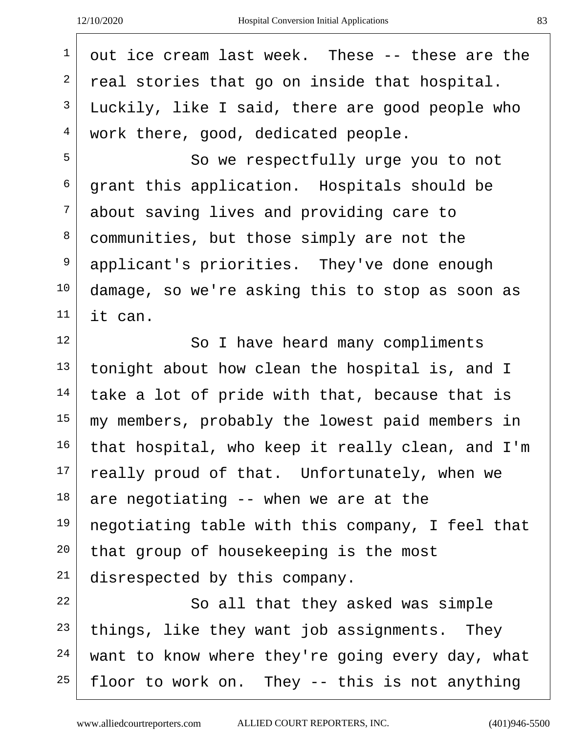out ice cream last week. These -- these are the real stories that go on inside that hospital. Luckily, like I said, there are good people who work there, good, dedicated people.

So we respectfully urge you to not grant this application. Hospitals should be about saving lives and providing care to communities, but those simply are not the applicant's priorities. They've done enough damage, so we're asking this to stop as soon as it can.

So I have heard many compliments tonight about how clean the hospital is, and I take a lot of pride with that, because that is my members, probably the lowest paid members in that hospital, who keep it really clean, and I'm really proud of that. Unfortunately, when we are negotiating -- when we are at the negotiating table with this company, I feel that that group of housekeeping is the most disrespected by this company.

So all that they asked was simple things, like they want job assignments. They want to know where they're going every day, what floor to work on. They -- this is not anything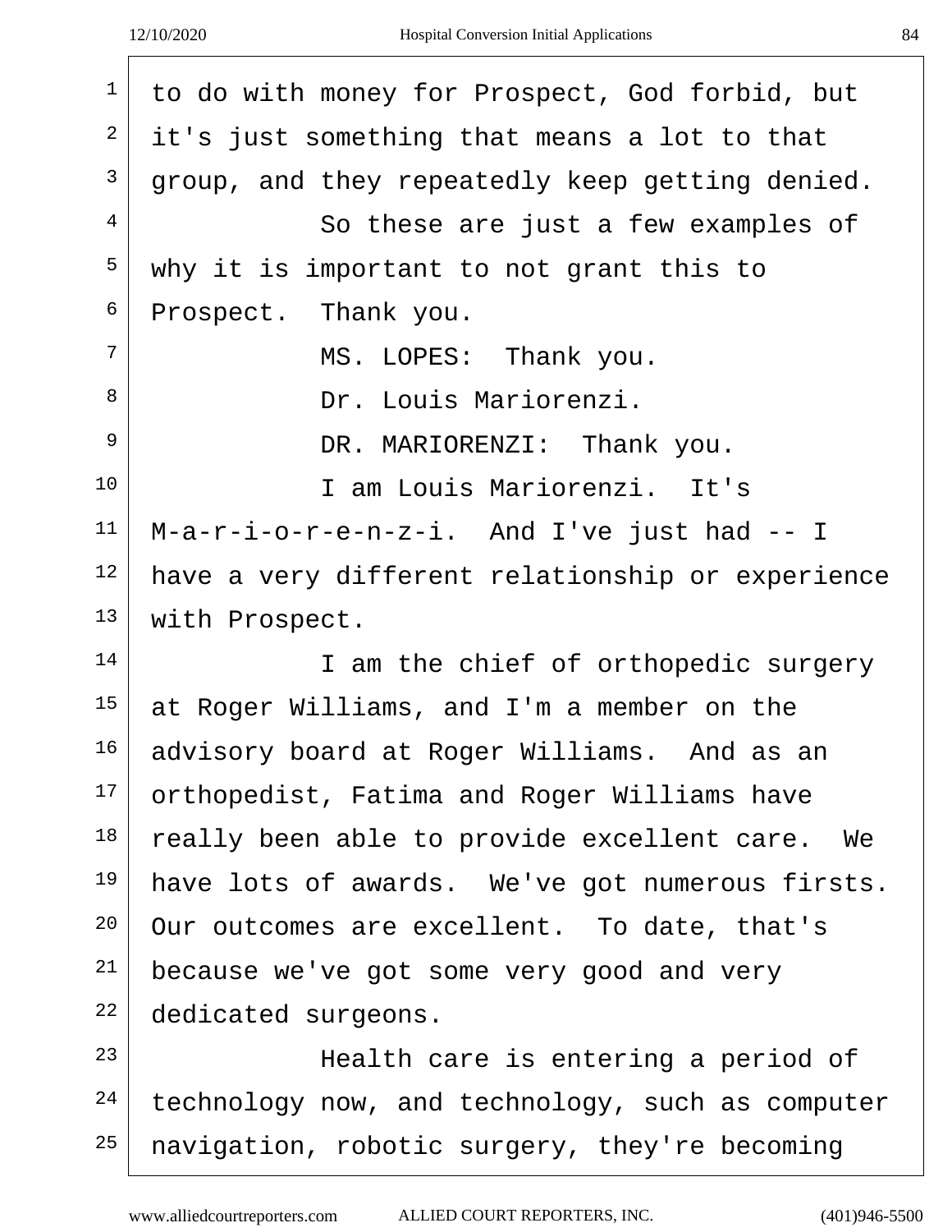to do with money for Prospect, God forbid, but it's just something that means a lot to that group, and they repeatedly keep getting denied.

So these are just a few examples of why it is important to not grant this to Prospect. Thank you.

MS. LOPES: Thank you.

Dr. Louis Mariorenzi.

DR. MARIORENZI: Thank you.

I am Louis Mariorenzi. It's M-a-r-i-o-r-e-n-z-i. And I've just had -- I have a very different relationship or experience with Prospect.

I am the chief of orthopedic surgery at Roger Williams, and I'm a member on the advisory board at Roger Williams. And as an orthopedist, Fatima and Roger Williams have really been able to provide excellent care. We have lots of awards. We've got numerous firsts. Our outcomes are excellent. To date, that's because we've got some very good and very dedicated surgeons.

Health care is entering a period of technology now, and technology, such as computer navigation, robotic surgery, they're becoming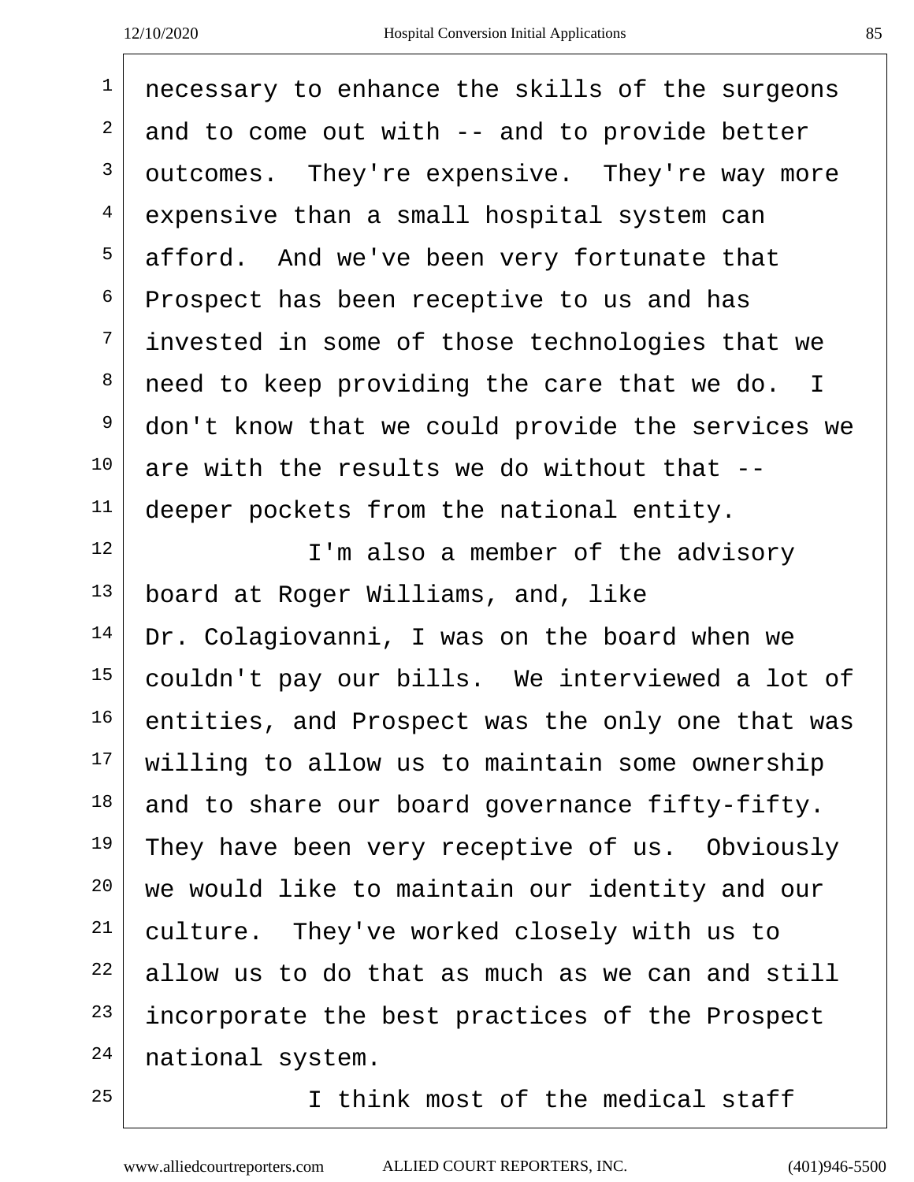necessary to enhance the skills of the surgeons and to come out with -- and to provide better outcomes. They're expensive. They're way more expensive than a small hospital system can afford. And we've been very fortunate that Prospect has been receptive to us and has invested in some of those technologies that we need to keep providing the care that we do. I don't know that we could provide the services we are with the results we do without that -- deeper pockets from the national entity.

I'm also a member of the advisory board at Roger Williams, and, like Dr. Colagiovanni, I was on the board when we couldn't pay our bills. We interviewed a lot of entities, and Prospect was the only one that was willing to allow us to maintain some ownership and to share our board governance fifty-fifty. They have been very receptive of us. Obviously we would like to maintain our identity and our culture. They've worked closely with us to allow us to do that as much as we can and still incorporate the best practices of the Prospect national system.

I think most of the medical staff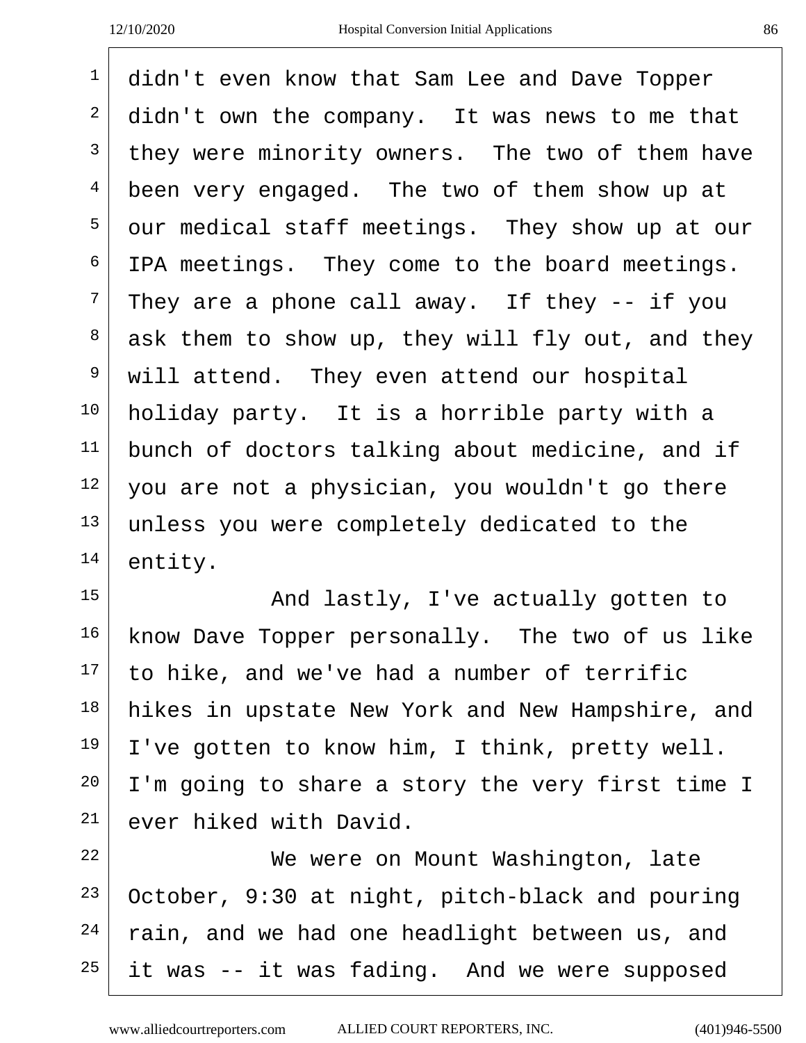didn't even know that Sam Lee and Dave Topper didn't own the company. It was news to me that they were minority owners. The two of them have been very engaged. The two of them show up at our medical staff meetings. They show up at our IPA meetings. They come to the board meetings. They are a phone call away. If they -- if you ask them to show up, they will fly out, and they will attend. They even attend our hospital holiday party. It is a horrible party with a bunch of doctors talking about medicine, and if you are not a physician, you wouldn't go there unless you were completely dedicated to the entity.

And lastly, I've actually gotten to know Dave Topper personally. The two of us like to hike, and we've had a number of terrific hikes in upstate New York and New Hampshire, and I've gotten to know him, I think, pretty well. I'm going to share a story the very first time I ever hiked with David.

We were on Mount Washington, late October, 9:30 at night, pitch-black and pouring rain, and we had one headlight between us, and it was -- it was fading. And we were supposed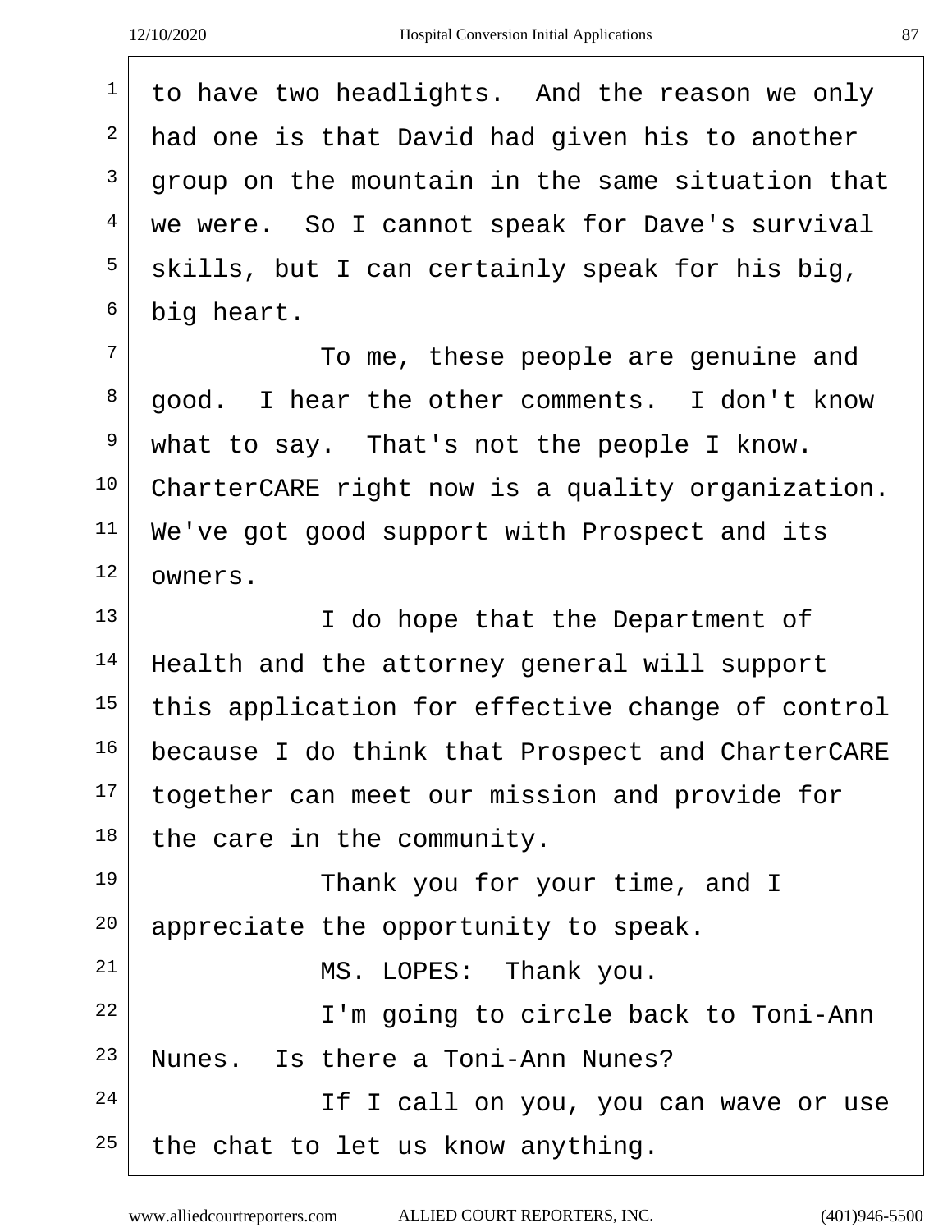to have two headlights. And the reason we only had one is that David had given his to another group on the mountain in the same situation that we were. So I cannot speak for Dave's survival skills, but I can certainly speak for his big, big heart.

To me, these people are genuine and good. I hear the other comments. I don't know what to say. That's not the people I know. CharterCARE right now is a quality organization. We've got good support with Prospect and its owners.

I do hope that the Department of Health and the attorney general will support this application for effective change of control because I do think that Prospect and CharterCARE together can meet our mission and provide for the care in the community.

Thank you for your time, and I appreciate the opportunity to speak.

MS. LOPES: Thank you.

I'm going to circle back to Toni-Ann Nunes. Is there a Toni-Ann Nunes?

If I call on you, you can wave or use the chat to let us know anything.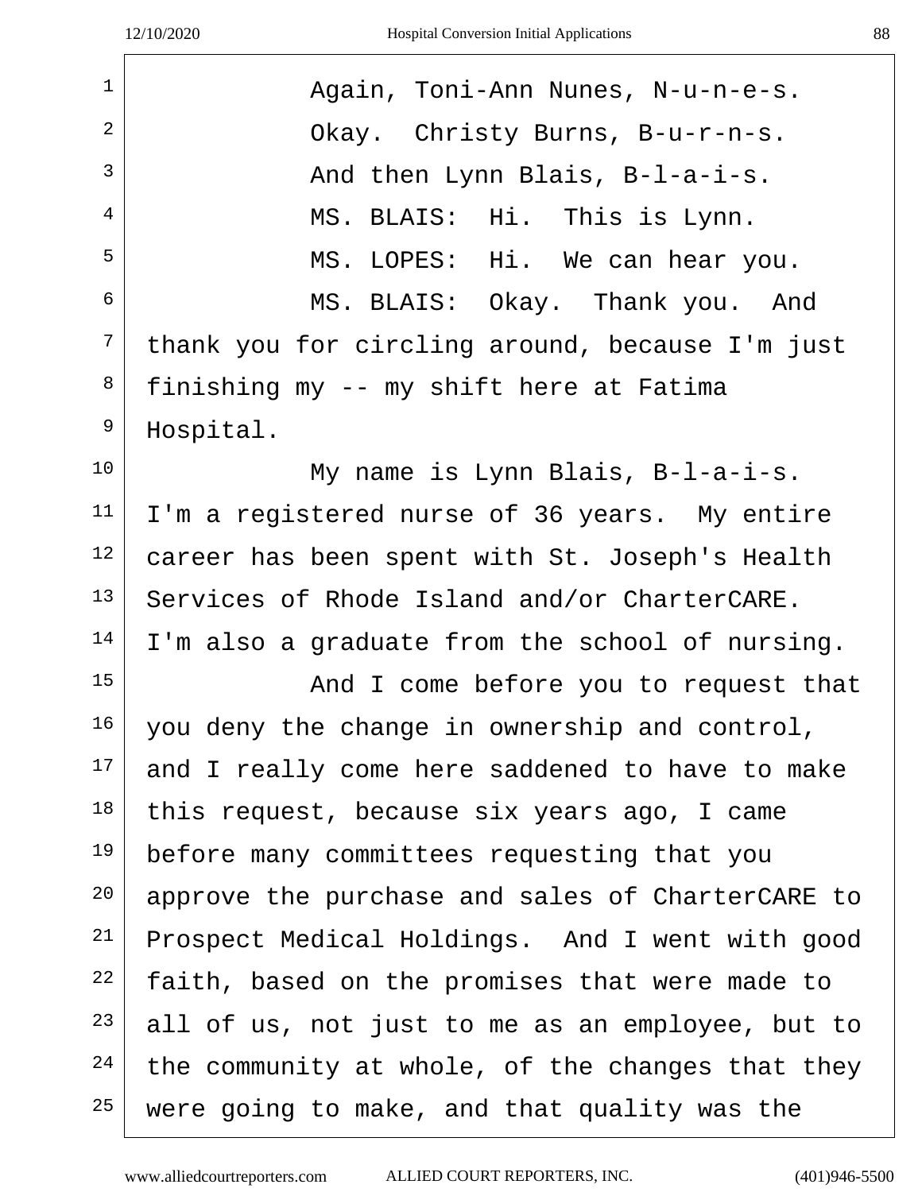Again, Toni-Ann Nunes, N-u-n-e-s.

Okay. Christy Burns, B-u-r-n-s.

And then Lynn Blais, B-l-a-i-s.

MS. BLAIS: Hi. This is Lynn.

MS. LOPES: Hi. We can hear you.

MS. BLAIS: Okay. Thank you. And thank you for circling around, because I'm just finishing my -- my shift here at Fatima Hospital.

My name is Lynn Blais, B-l-a-i-s. I'm a registered nurse of 36 years. My entire career has been spent with St. Joseph's Health Services of Rhode Island and/or CharterCARE. I'm also a graduate from the school of nursing.

And I come before you to request that you deny the change in ownership and control, and I really come here saddened to have to make this request, because six years ago, I came before many committees requesting that you approve the purchase and sales of CharterCARE to Prospect Medical Holdings. And I went with good faith, based on the promises that were made to all of us, not just to me as an employee, but to the community at whole, of the changes that they were going to make, and that quality was the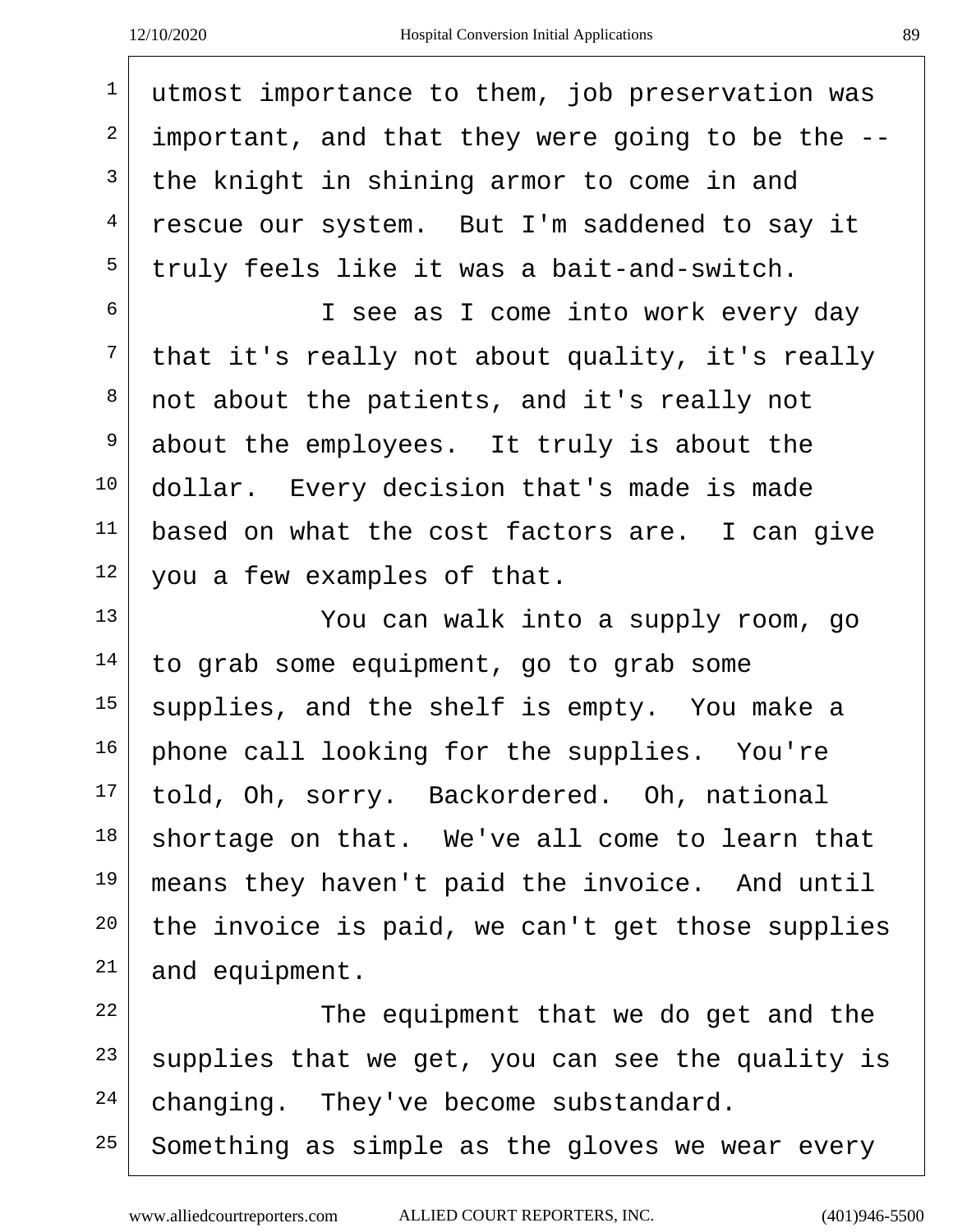utmost importance to them, job preservation was important, and that they were going to be the -- the knight in shining armor to come in and rescue our system. But I'm saddened to say it truly feels like it was a bait-and-switch.

I see as I come into work every day that it's really not about quality, it's really not about the patients, and it's really not about the employees. It truly is about the dollar. Every decision that's made is made based on what the cost factors are. I can give you a few examples of that.

You can walk into a supply room, go to grab some equipment, go to grab some supplies, and the shelf is empty. You make a phone call looking for the supplies. You're told, Oh, sorry. Backordered. Oh, national shortage on that. We've all come to learn that means they haven't paid the invoice. And until the invoice is paid, we can't get those supplies and equipment.

The equipment that we do get and the supplies that we get, you can see the quality is changing. They've become substandard. Something as simple as the gloves we wear every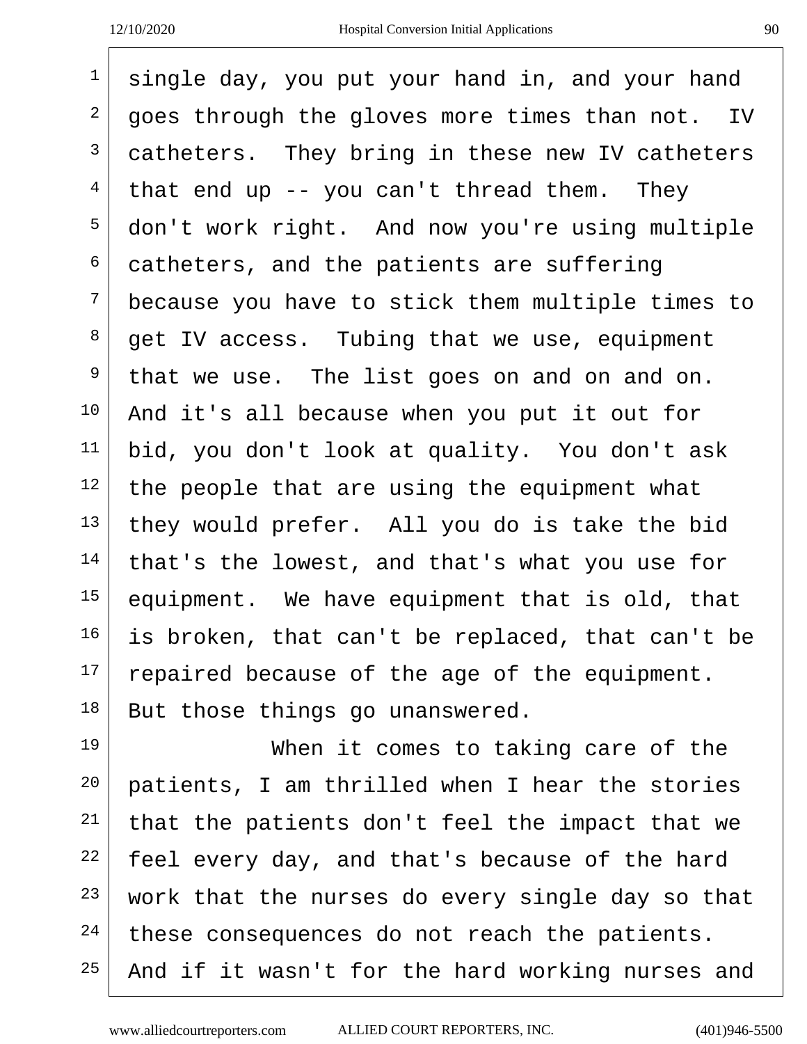single day, you put your hand in, and your hand goes through the gloves more times than not. IV catheters. They bring in these new IV catheters that end up -- you can't thread them. They don't work right. And now you're using multiple catheters, and the patients are suffering because you have to stick them multiple times to get IV access. Tubing that we use, equipment that we use. The list goes on and on and on. And it's all because when you put it out for bid, you don't look at quality. You don't ask the people that are using the equipment what they would prefer. All you do is take the bid that's the lowest, and that's what you use for equipment. We have equipment that is old, that is broken, that can't be replaced, that can't be repaired because of the age of the equipment. But those things go unanswered.

When it comes to taking care of the patients, I am thrilled when I hear the stories that the patients don't feel the impact that we feel every day, and that's because of the hard work that the nurses do every single day so that these consequences do not reach the patients. And if it wasn't for the hard working nurses and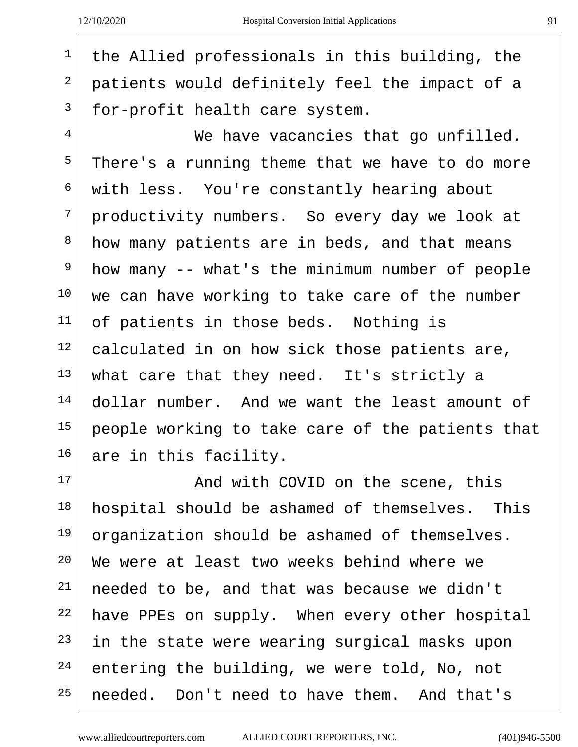the Allied professionals in this building, the patients would definitely feel the impact of a for-profit health care system.

We have vacancies that go unfilled. There's a running theme that we have to do more with less. You're constantly hearing about productivity numbers. So every day we look at how many patients are in beds, and that means how many -- what's the minimum number of people we can have working to take care of the number of patients in those beds. Nothing is calculated in on how sick those patients are, what care that they need. It's strictly a dollar number. And we want the least amount of people working to take care of the patients that are in this facility.

And with COVID on the scene, this hospital should be ashamed of themselves. This organization should be ashamed of themselves. We were at least two weeks behind where we needed to be, and that was because we didn't have PPEs on supply. When every other hospital in the state were wearing surgical masks upon entering the building, we were told, No, not needed. Don't need to have them. And that's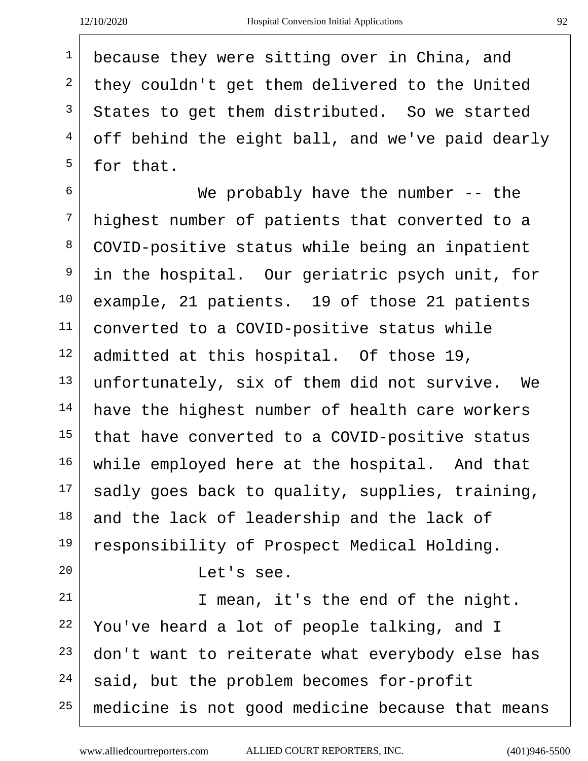because they were sitting over in China, and they couldn't get them delivered to the United States to get them distributed. So we started off behind the eight ball, and we've paid dearly for that.

We probably have the number -- the highest number of patients that converted to a COVID-positive status while being an inpatient in the hospital. Our geriatric psych unit, for example, 21 patients. 19 of those 21 patients converted to a COVID-positive status while admitted at this hospital. Of those 19, unfortunately, six of them did not survive. We have the highest number of health care workers that have converted to a COVID-positive status while employed here at the hospital. And that sadly goes back to quality, supplies, training, and the lack of leadership and the lack of responsibility of Prospect Medical Holding.

Let's see.

I mean, it's the end of the night. You've heard a lot of people talking, and I don't want to reiterate what everybody else has said, but the problem becomes for-profit medicine is not good medicine because that means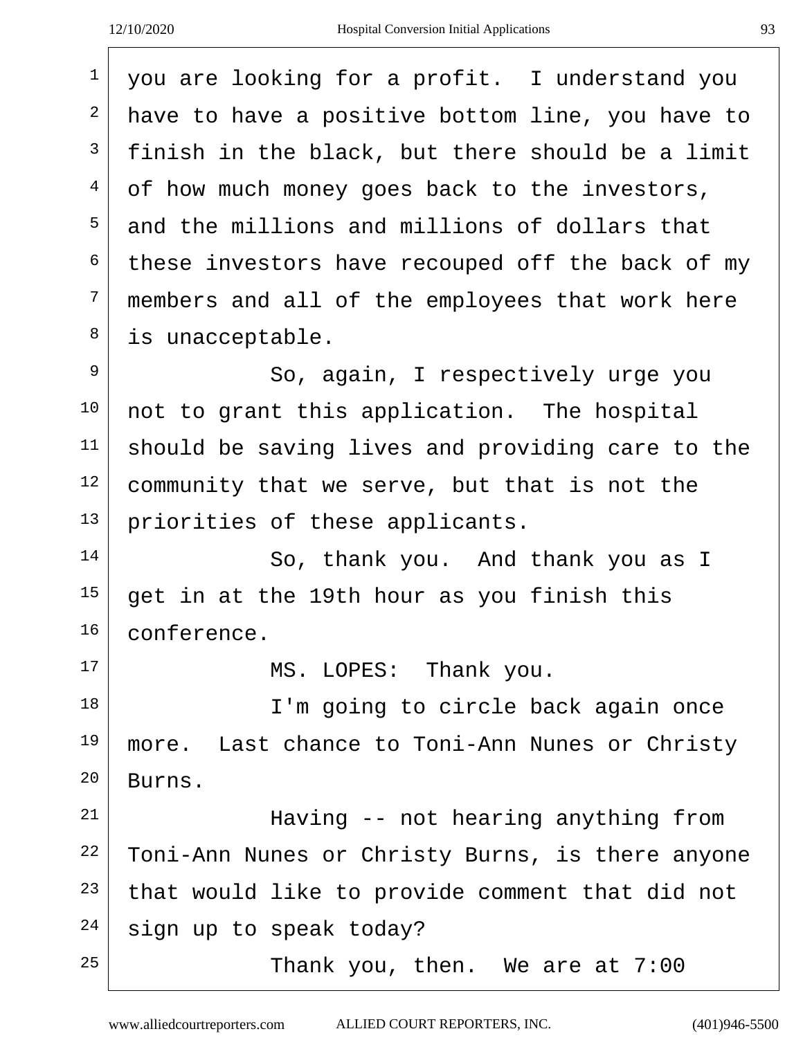you are looking for a profit. I understand you have to have a positive bottom line, you have to finish in the black, but there should be a limit of how much money goes back to the investors, and the millions and millions of dollars that these investors have recouped off the back of my members and all of the employees that work here is unacceptable.

So, again, I respectively urge you not to grant this application. The hospital should be saving lives and providing care to the community that we serve, but that is not the priorities of these applicants.

So, thank you. And thank you as I get in at the 19th hour as you finish this conference.

MS. LOPES: Thank you.

I'm going to circle back again once more. Last chance to Toni-Ann Nunes or Christy Burns.

Having -- not hearing anything from Toni-Ann Nunes or Christy Burns, is there anyone that would like to provide comment that did not sign up to speak today?

Thank you, then. We are at 7:00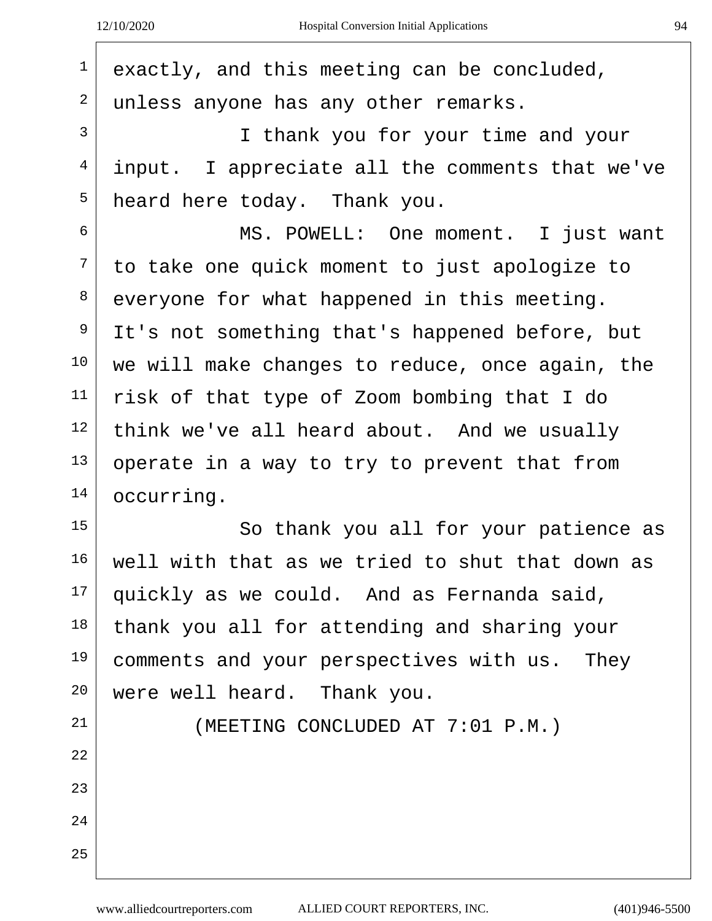exactly, and this meeting can be concluded, unless anyone has any other remarks.

I thank you for your time and your input. I appreciate all the comments that we've heard here today. Thank you.

MS. POWELL: One moment. I just want to take one quick moment to just apologize to everyone for what happened in this meeting. It's not something that's happened before, but we will make changes to reduce, once again, the risk of that type of Zoom bombing that I do think we've all heard about. And we usually operate in a way to try to prevent that from occurring.

So thank you all for your patience as well with that as we tried to shut that down as quickly as we could. And as Fernanda said, thank you all for attending and sharing your comments and your perspectives with us. They were well heard. Thank you.

(MEETING CONCLUDED AT 7:01 P.M.)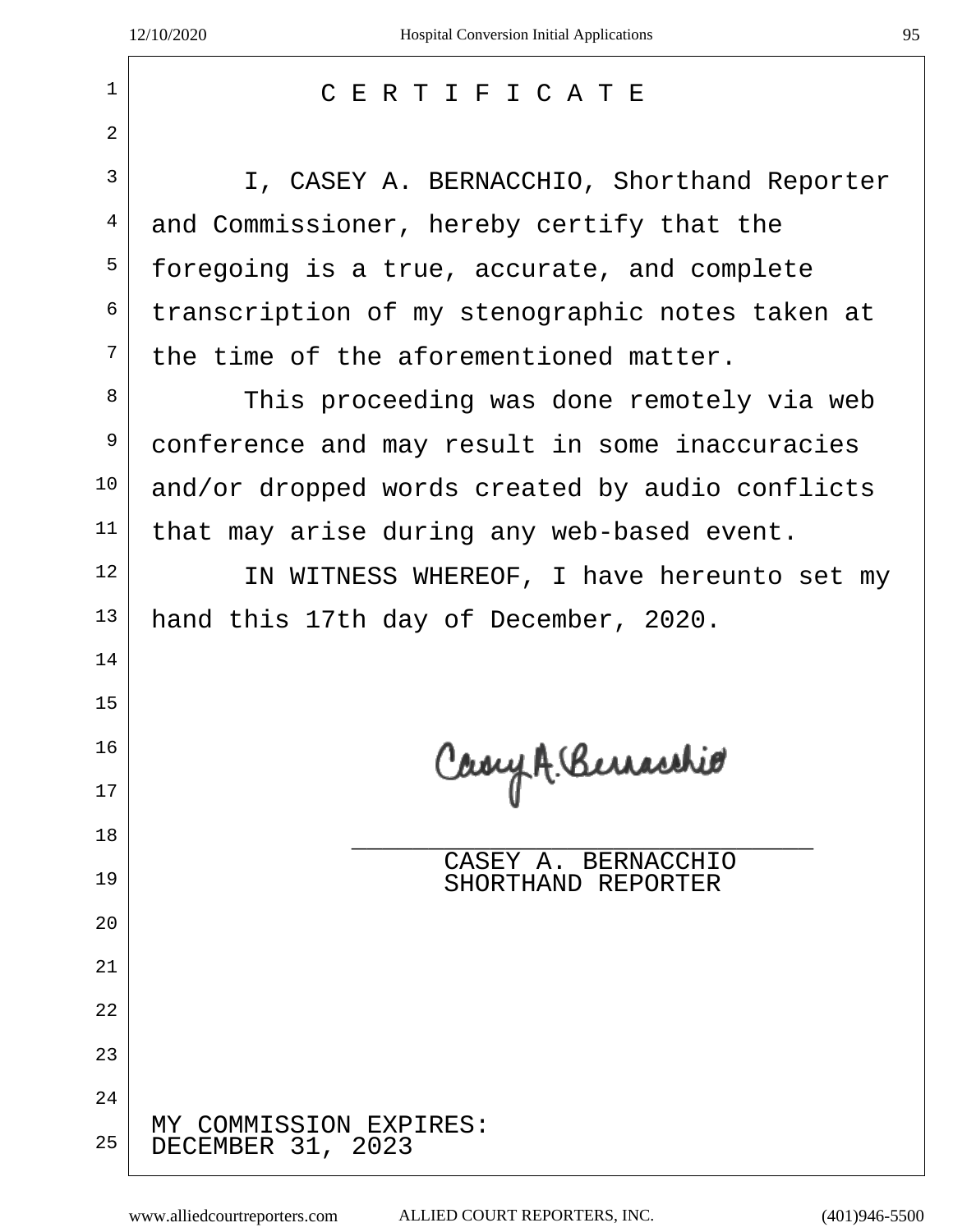# C E R T I F I C A T E

I, CASEY A. BERNACCHIO, Shorthand Reporter and Commissioner, hereby certify that the foregoing is a true, accurate, and complete transcription of my stenographic notes taken at the time of the aforementioned matter.

This proceeding was done remotely via web conference and may result in some inaccuracies and/or dropped words created by audio conflicts that may arise during any web-based event.

IN WITNESS WHEREOF, I have hereunto set my hand this 17th day of December, 2020.

Casey A. Bernacchio

\_\_\_\_\_\_\_\_\_\_\_\_\_\_\_\_\_\_\_\_\_\_\_\_\_\_\_\_\_\_

CASEY A. BERNACCHIO
SHORTHAND REPORTER

MY COMMISSION EXPIRES:
DECEMBER 31, 2023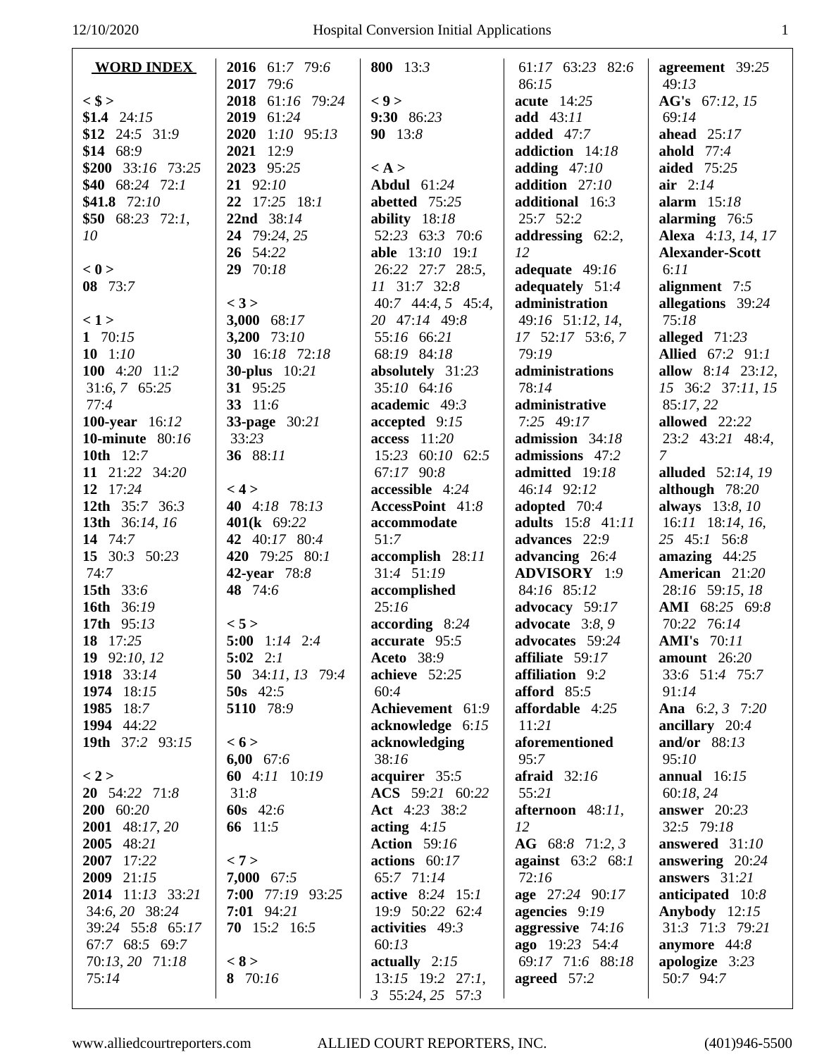**WORD INDEX**

< $ >
**$1.4** 24:15
**$12** 24:5 31:9
**$14** 68:9
**$200** 33:16 73:25
**$40** 68:24 72:1
**$41.8** 72:10
**$50** 68:23 72:1, 10

< 0 >
**08** 73:7

< 1 >
**1** 70:15
**10** 1:10
**100** 4:20 11:2 31:6, 7 65:25 77:4
**100-year** 16:12
**10-minute** 80:16
**10th** 12:7
**11** 21:22 34:20
**12** 17:24
**12th** 35:7 36:3
**13th** 36:14, 16
**14** 74:7
**15** 30:3 50:23 74:7
**15th** 33:6
**16th** 36:19
**17th** 95:13
**18** 17:25
**19** 92:10, 12
**1918** 33:14
**1974** 18:15
**1985** 18:7
**1994** 44:22
**19th** 37:2 93:15

< 2 >
**20** 54:22 71:8
**200** 60:20
**2001** 48:17, 20
**2005** 48:21
**2007** 17:22
**2009** 21:15
**2014** 11:13 33:21 34:6, 20 38:24 39:24 55:8 65:17 67:7 68:5 69:7 70:13, 20 71:18 75:14
**2016** 61:7 79:6
**2017** 79:6
**2018** 61:16 79:24
**2019** 61:24
**2020** 1:10 95:13
**2021** 12:9
**2023** 95:25
**21** 92:10
**22** 17:25 18:1
**22nd** 38:14
**24** 79:24, 25
**26** 54:22
**29** 70:18

< 3 >
**3,000** 68:17
**3,200** 73:10
**30** 16:18 72:18
**30-plus** 10:21
**31** 95:25
**33** 11:6
**33-page** 30:21 33:23
**36** 88:11

< 4 >
**40** 4:18 78:13
**401(k** 69:22
**42** 40:17 80:4
**420** 79:25 80:1
**42-year** 78:8
**48** 74:6

< 5 >
**5:00** 1:14 2:4
**5:02** 2:1
**50** 34:11, 13 79:4
**50s** 42:5
**5110** 78:9

< 6 >
**6,00** 67:6
**60** 4:11 10:19 31:8
**60s** 42:6
**66** 11:5

< 7 >
**7,000** 67:5
**7:00** 77:19 93:25
**7:01** 94:21
**70** 15:2 16:5

< 8 >
**8** 70:16
**800** 13:3

< 9 >
**9:30** 86:23
**90** 13:8

< A >
**Abdul** 61:24
**abetted** 75:25
**ability** 18:18 52:23 63:3 70:6
**able** 13:10 19:1 26:22 27:7 28:5, 11 31:7 32:8 40:7 44:4, 5 45:4, 20 47:14 49:8 55:16 66:21 68:19 84:18
**absolutely** 31:23 35:10 64:16
**academic** 49:3
**accepted** 9:15
**access** 11:20 15:23 60:10 62:5 67:17 90:8
**accessible** 4:24
**AccessPoint** 41:8
**accommodate** 51:7
**accomplish** 28:11 31:4 51:19
**accomplished** 25:16
**according** 8:24
**accurate** 95:5
**Aceto** 38:9
**achieve** 52:25 60:4
**Achievement** 61:9
**acknowledge** 6:15
**acknowledging** 38:16
**acquirer** 35:5
**ACS** 59:21 60:22
**Act** 4:23 38:2
**acting** 4:15
**Action** 59:16
**actions** 60:17 65:7 71:14
**active** 8:24 15:1 19:9 50:22 62:4
**activities** 49:3 60:13
**actually** 2:15 13:15 19:2 27:1, 3 55:24, 25 57:3 61:17 63:23 82:6 86:15
**acute** 14:25
**add** 43:11
**added** 47:7
**addiction** 14:18
**adding** 47:10
**addition** 27:10
**additional** 16:3 25:7 52:2
**addressing** 62:2, 12
**adequate** 49:16
**adequately** 51:4
**administration** 49:16 51:12, 14, 17 52:17 53:6, 7 79:19
**administrations** 78:14
**administrative** 7:25 49:17
**admission** 34:18
**admissions** 47:2
**admitted** 19:18 46:14 92:12
**adopted** 70:4
**adults** 15:8 41:11
**advances** 22:9
**advancing** 26:4
**ADVISORY** 1:9 84:16 85:12
**advocacy** 59:17
**advocate** 3:8, 9
**advocates** 59:24
**affiliate** 59:17
**affiliation** 9:2
**afford** 85:5
**affordable** 4:25 11:21
**aforementioned** 95:7
**afraid** 32:16 55:21
**afternoon** 48:11, 12
**AG** 68:8 71:2, 3
**against** 63:2 68:1 72:16
**age** 27:24 90:17
**agencies** 9:19
**aggressive** 74:16
**ago** 19:23 54:4 69:17 71:6 88:18
**agreed** 57:2
**agreement** 39:25 49:13
**AG's** 67:12, 15 69:14
**ahead** 25:17
**ahold** 77:4
**aided** 75:25
**air** 2:14
**alarm** 15:18
**alarming** 76:5
**Alexa** 4:13, 14, 17
**Alexander-Scott** 6:11
**alignment** 7:5
**allegations** 39:24 75:18
**alleged** 71:23
**Allied** 67:2 91:1
**allow** 8:14 23:12, 15 36:2 37:11, 15 85:17, 22
**allowed** 22:22 23:2 43:21 48:4, 7
**alluded** 52:14, 19
**although** 78:20
**always** 13:8, 10 16:11 18:14, 16, 25 45:1 56:8
**amazing** 44:25
**American** 21:20 28:16 59:15, 18
**AMI** 68:25 69:8 70:22 76:14
**AMI's** 70:11
**amount** 26:20 33:6 51:4 75:7 91:14
**Ana** 6:2, 3 7:20
**ancillary** 20:4
**and/or** 88:13 95:10
**annual** 16:15 60:18, 24
**answer** 20:23 32:5 79:18
**answered** 31:10
**answering** 20:24
**answers** 31:21
**anticipated** 10:8
**Anybody** 12:15 31:3 71:3 79:21
**anymore** 44:8
**apologize** 3:23 50:7 94:7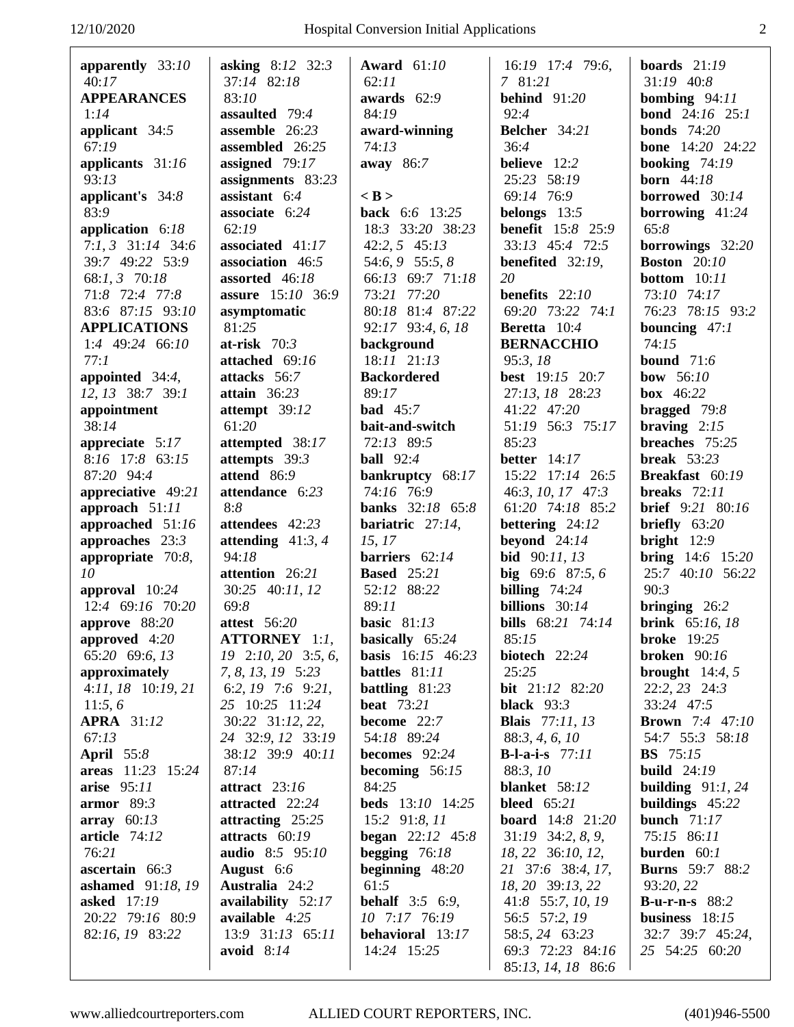**apparently** 33:*10* 40:*17*
**APPEARANCES** 1:*14*
**applicant** 34:*5* 67:*19*
**applicants** 31:*16* 93:*13*
**applicant's** 34:*8* 83:*9*
**application** 6:*18* 7:*1, 3* 31:*14* 34:*6* 39:*7* 49:*22* 53:*9* 68:*1, 3* 70:*18* 71:*8* 72:*4* 77:*8* 83:*6* 87:*15* 93:*10*
**APPLICATIONS** 1:*4* 49:*24* 66:*10* 77:*1*
**appointed** 34:*4, 12, 13* 38:*7* 39:*1*
**appointment** 38:*14*
**appreciate** 5:*17* 8:*16* 17:*8* 63:*15* 87:*20* 94:*4*
**appreciative** 49:*21*
**approach** 51:*11*
**approached** 51:*16*
**approaches** 23:*3*
**appropriate** 70:*8, 10*
**approval** 10:*24* 12:*4* 69:*16* 70:*20*
**approve** 88:*20*
**approved** 4:*20* 65:*20* 69:*6, 13*
**approximately** 4:*11, 18* 10:*19, 21* 11:*5, 6*
**APRA** 31:*12* 67:*13*
**April** 55:*8*
**areas** 11:*23* 15:*24*
**arise** 95:*11*
**armor** 89:*3*
**array** 60:*13*
**article** 74:*12* 76:*21*
**ascertain** 66:*3*
**ashamed** 91:*18, 19*
**asked** 17:*19* 20:*22* 79:*16* 80:*9* 82:*16, 19* 83:*22*
**asking** 8:*12* 32:*3* 37:*14* 82:*18* 83:*10*
**assaulted** 79:*4*
**assemble** 26:*23*
**assembled** 26:*25*
**assigned** 79:*17*
**assignments** 83:*23*
**assistant** 6:*4*
**associate** 6:*24* 62:*19*
**associated** 41:*17*
**association** 46:*5*
**assorted** 46:*18*
**assure** 15:*10* 36:*9*
**asymptomatic** 81:*25*
**at-risk** 70:*3*
**attached** 69:*16*
**attacks** 56:*7*
**attain** 36:*23*
**attempt** 39:*12* 61:*20*
**attempted** 38:*17*
**attempts** 39:*3*
**attend** 86:*9*
**attendance** 6:*23* 8:*8*
**attendees** 42:*23*
**attending** 41:*3, 4* 94:*18*
**attention** 26:*21* 30:*25* 40:*11, 12* 69:*8*
**attest** 56:*20*
**ATTORNEY** 1:*1, 19* 2:*10, 20* 3:*5, 6, 7, 8, 13, 19* 5:*23* 6:*2, 19* 7:*6* 9:*21, 25* 10:*25* 11:*24* 30:*22* 31:*12, 22, 24* 32:*9, 12* 33:*19* 38:*12* 39:*9* 40:*11* 87:*14*
**attract** 23:*16*
**attracted** 22:*24*
**attracting** 25:*25*
**attracts** 60:*19*
**audio** 8:*5* 95:*10*
**August** 6:*6*
**Australia** 24:*2*
**availability** 52:*17*
**available** 4:*25* 13:*9* 31:*13* 65:*11*
**avoid** 8:*14*
**Award** 61:*10* 62:*11*
**awards** 62:*9* 84:*19*
**award-winning** 74:*13*
**away** 86:*7*

**< B >**
**back** 6:*6* 13:*25* 18:*3* 33:*20* 38:*23* 42:*2, 5* 45:*13* 54:*6, 9* 55:*5, 8* 66:*13* 69:*7* 71:*18* 73:*21* 77:*20* 80:*18* 81:*4* 87:*22* 92:*17* 93:*4, 6, 18*
**background** 18:*11* 21:*13*
**Backordered** 89:*17*
**bad** 45:*7*
**bait-and-switch** 72:*13* 89:*5*
**ball** 92:*4*
**bankruptcy** 68:*17* 74:*16* 76:*9*
**banks** 32:*18* 65:*8*
**bariatric** 27:*14, 15, 17*
**barriers** 62:*14*
**Based** 25:*21* 52:*12* 88:*22* 89:*11*
**basic** 81:*13*
**basically** 65:*24*
**basis** 16:*15* 46:*23*
**battles** 81:*11*
**battling** 81:*23*
**beat** 73:*21*
**become** 22:*7* 54:*18* 89:*24*
**becomes** 92:*24*
**becoming** 56:*15* 84:*25*
**beds** 13:*10* 14:*25* 15:*2* 91:*8, 11*
**began** 22:*12* 45:*8*
**begging** 76:*18*
**beginning** 48:*20* 61:*5*
**behalf** 3:*5* 6:*9, 10* 7:*17* 76:*19*
**behavioral** 13:*17* 14:*24* 15:*25* 16:*19* 17:*4* 79:*6, 7* 81:*21*
**behind** 91:*20* 92:*4*
**Belcher** 34:*21* 36:*4*
**believe** 12:*2* 25:*23* 58:*19* 69:*14* 76:*9*
**belongs** 13:*5*
**benefit** 15:*8* 25:*9* 33:*13* 45:*4* 72:*5*
**benefited** 32:*19, 20*
**benefits** 22:*10* 69:*20* 73:*22* 74:*1*
**Beretta** 10:*4*
**BERNACCHIO** 95:*3, 18*
**best** 19:*15* 20:*7* 27:*13, 18* 28:*23* 41:*22* 47:*20* 51:*19* 56:*3* 75:*17* 85:*23*
**better** 14:*17* 15:*22* 17:*14* 26:*5* 46:*3, 10, 17* 47:*3* 61:*20* 74:*18* 85:*2*
**bettering** 24:*12*
**beyond** 24:*14*
**bid** 90:*11, 13*
**big** 69:*6* 87:*5, 6*
**billing** 74:*24*
**billions** 30:*14*
**bills** 68:*21* 74:*14* 85:*15*
**biotech** 22:*24* 25:*25*
**bit** 21:*12* 82:*20*
**black** 93:*3*
**Blais** 77:*11, 13* 88:*3, 4, 6, 10*
**B-l-a-i-s** 77:*11* 88:*3, 10*
**blanket** 58:*12*
**bleed** 65:*21*
**board** 14:*8* 21:*20* 31:*19* 34:*2, 8, 9, 18, 22* 36:*10, 12, 21* 37:*6* 38:*4, 17, 18, 20* 39:*13, 22* 41:*8* 55:*7, 10, 19* 56:*5* 57:*2, 19* 58:*5, 24* 63:*23* 69:*3* 72:*23* 84:*16* 85:*13, 14, 18* 86:*6*
**boards** 21:*19* 31:*19* 40:*8*
**bombing** 94:*11*
**bond** 24:*16* 25:*1*
**bonds** 74:*20*
**bone** 14:*20* 24:*22*
**booking** 74:*19*
**born** 44:*18*
**borrowed** 30:*14*
**borrowing** 41:*24* 65:*8*
**borrowings** 32:*20*
**Boston** 20:*10*
**bottom** 10:*11* 73:*10* 74:*17* 76:*23* 78:*15* 93:*2*
**bouncing** 47:*1* 74:*15*
**bound** 71:*6*
**bow** 56:*10*
**box** 46:*22*
**bragged** 79:*8*
**braving** 2:*15*
**breaches** 75:*25*
**break** 53:*23*
**Breakfast** 60:*19*
**breaks** 72:*11*
**brief** 9:*21* 80:*16*
**briefly** 63:*20*
**bright** 12:*9*
**bring** 14:*6* 15:*20* 25:*7* 40:*10* 56:*22* 90:*3*
**bringing** 26:*2*
**brink** 65:*16, 18*
**broke** 19:*25*
**broken** 90:*16*
**brought** 14:*4, 5* 22:*2, 23* 24:*3* 33:*24* 47:*5*
**Brown** 7:*4* 47:*10* 54:*7* 55:*3* 58:*18*
**BS** 75:*15*
**build** 24:*19*
**building** 91:*1, 24*
**buildings** 45:*22*
**bunch** 71:*17* 75:*15* 86:*11*
**burden** 60:*1*
**Burns** 59:*7* 88:*2* 93:*20, 22*
**B-u-r-n-s** 88:*2*
**business** 18:*15* 32:*7* 39:*7* 45:*24, 25* 54:*25* 60:*20*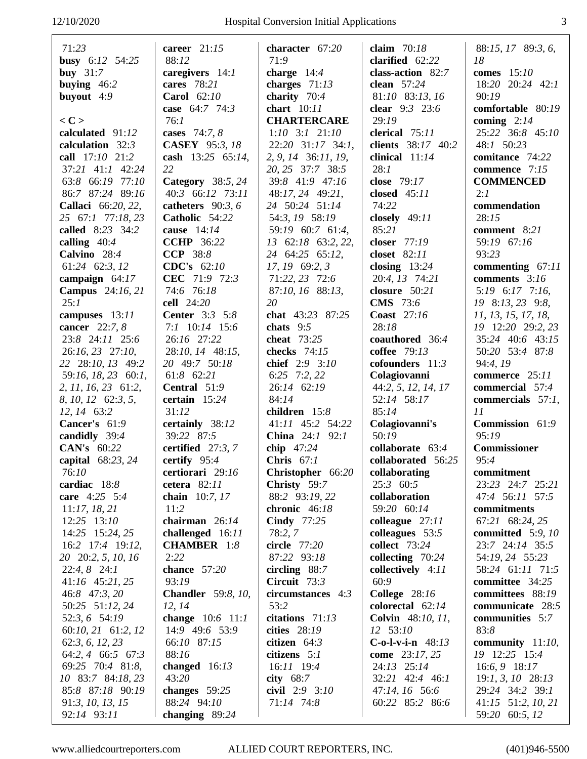71:23
**busy** 6:12 54:25
**buy** 31:7
**buying** 46:2
**buyout** 4:9

**< C >**
**calculated** 91:12
**calculation** 32:3
**call** 17:10 21:2 37:21 41:1 42:24 63:8 66:19 77:10 86:7 87:24 89:16
**Callaci** 66:20, 22, 25 67:1 77:18, 23
**called** 8:23 34:2
**calling** 40:4
**Calvino** 28:4 61:24 62:3, 12
**campaign** 64:17
**Campus** 24:16, 21 25:1
**campuses** 13:11
**cancer** 22:7, 8 23:8 24:11 25:6 26:16, 23 27:10, 22 28:10, 13 49:2 59:16, 18, 23 60:1, 2, 11, 16, 23 61:2, 8, 10, 12 62:3, 5, 12, 14 63:2
**Cancer's** 61:9
**candidly** 39:4
**CAN's** 60:22
**capital** 68:23, 24 76:10
**cardiac** 18:8
**care** 4:25 5:4 11:17, 18, 21 12:25 13:10 14:25 15:24, 25 16:2 17:4 19:12, 20 20:2, 5, 10, 16 22:4, 8 24:1 41:16 45:21, 25 46:8 47:3, 20 50:25 51:12, 24 52:3, 6 54:19 60:10, 21 61:2, 12 62:3, 6, 12, 23 64:2, 4 66:5 67:3 69:25 70:4 81:8, 10 83:7 84:18, 23 85:8 87:18 90:19 91:3, 10, 13, 15 92:14 93:11
**career** 21:15 88:12
**caregivers** 14:1
**cares** 78:21
**Carol** 62:10
**case** 64:7 74:3 76:1
**cases** 74:7, 8
**CASEY** 95:3, 18
**cash** 13:25 65:14, 22
**Category** 38:5, 24 40:3 66:12 73:11
**catheters** 90:3, 6
**Catholic** 54:22
**cause** 14:14
**CCHP** 36:22
**CCP** 38:8
**CDC's** 62:10
**CEC** 71:9 72:3 74:6 76:18
**cell** 24:20
**Center** 3:3 5:8 7:1 10:14 15:6 26:16 27:22 28:10, 14 48:15, 20 49:7 50:18 61:8 62:21
**Central** 51:9
**certain** 15:24 31:12
**certainly** 38:12 39:22 87:5
**certified** 27:3, 7
**certify** 95:4
**certiorari** 29:16
**cetera** 82:11
**chain** 10:7, 17 11:2
**chairman** 26:14
**challenged** 16:11
**CHAMBER** 1:8 2:22
**chance** 57:20 93:19
**Chandler** 59:8, 10, 12, 14
**change** 10:6 11:1 14:9 49:6 53:9 66:10 87:15 88:16
**changed** 16:13 43:20
**changes** 59:25 88:24 94:10
**changing** 89:24
**character** 67:20 71:9
**charge** 14:4
**charges** 71:13
**charity** 70:4
**chart** 10:11
**CHARTERCARE** 1:10 3:1 21:10 22:20 31:17 34:1, 2, 9, 14 36:11, 19, 20, 25 37:7 38:5 39:8 41:9 47:16 48:17, 24 49:21, 24 50:24 51:14 54:3, 19 58:19 59:19 60:7 61:4, 13 62:18 63:2, 22, 24 64:25 65:12, 17, 19 69:2, 3 71:22, 23 72:6 87:10, 16 88:13, 20
**chat** 43:23 87:25
**chats** 9:5
**cheat** 73:25
**checks** 74:15
**chief** 2:9 3:10 6:25 7:2, 22 26:14 62:19 84:14
**children** 15:8 41:11 45:2 54:22
**China** 24:1 92:1
**chip** 47:24
**Chris** 67:1
**Christopher** 66:20
**Christy** 59:7 88:2 93:19, 22
**chronic** 46:18
**Cindy** 77:25 78:2, 7
**circle** 77:20 87:22 93:18
**circling** 88:7
**Circuit** 73:3
**circumstances** 4:3 53:2
**citations** 71:13
**cities** 28:19
**citizen** 64:3
**citizens** 5:1 16:11 19:4
**city** 68:7
**civil** 2:9 3:10 71:14 74:8
**claim** 70:18
**clarified** 62:22
**class-action** 82:7
**clean** 57:24 81:10 83:13, 16
**clear** 9:3 23:6 29:19
**clerical** 75:11
**clients** 38:17 40:2
**clinical** 11:14 28:1
**close** 79:17
**closed** 45:11 74:22
**closely** 49:11 85:21
**closer** 77:19
**closet** 82:11
**closing** 13:24 20:4, 13 74:21
**closure** 50:21
**CMS** 73:6
**Coast** 27:16 28:18
**coauthored** 36:4
**coffee** 79:13
**cofounders** 11:3
**Colagiovanni** 44:2, 5, 12, 14, 17 52:14 58:17 85:14
**Colagiovanni's** 50:19
**collaborate** 63:4
**collaborated** 56:25
**collaborating** 25:3 60:5
**collaboration** 59:20 60:14
**colleague** 27:11
**colleagues** 53:5
**collect** 73:24
**collecting** 70:24
**collectively** 4:11 60:9
**College** 28:16
**colorectal** 62:14
**Colvin** 48:10, 11, 12 53:10
**C-o-l-v-i-n** 48:13
**come** 23:17, 25 24:13 25:14 32:21 42:4 46:1 47:14, 16 56:6 60:22 85:2 86:6 88:15, 17 89:3, 6, 18
**comes** 15:10 18:20 20:24 42:1 90:19
**comfortable** 80:19
**coming** 2:14 25:22 36:8 45:10 48:1 50:23
**comitance** 74:22
**commence** 7:15
**COMMENCED** 2:1
**commendation** 28:15
**comment** 8:21 59:19 67:16 93:23
**commenting** 67:11
**comments** 3:16 5:19 6:17 7:16, 19 8:13, 23 9:8, 11, 13, 15, 17, 18, 19 12:20 29:2, 23 35:24 40:6 43:15 50:20 53:4 87:8 94:4, 19
**commerce** 25:11
**commercial** 57:4
**commercials** 57:1, 11
**Commission** 61:9 95:19
**Commissioner** 95:4
**commitment** 23:23 24:7 25:21 47:4 56:11 57:5
**commitments** 67:21 68:24, 25
**committed** 5:9, 10 23:7 24:14 35:5 54:19, 24 55:23 58:24 61:11 71:5
**committee** 34:25
**committees** 88:19
**communicate** 28:5
**communities** 5:7 83:8
**community** 11:10, 19 12:25 15:4 16:6, 9 18:17 19:1, 3, 10 28:13 29:24 34:2 39:1 41:15 51:2, 10, 21 59:20 60:5, 12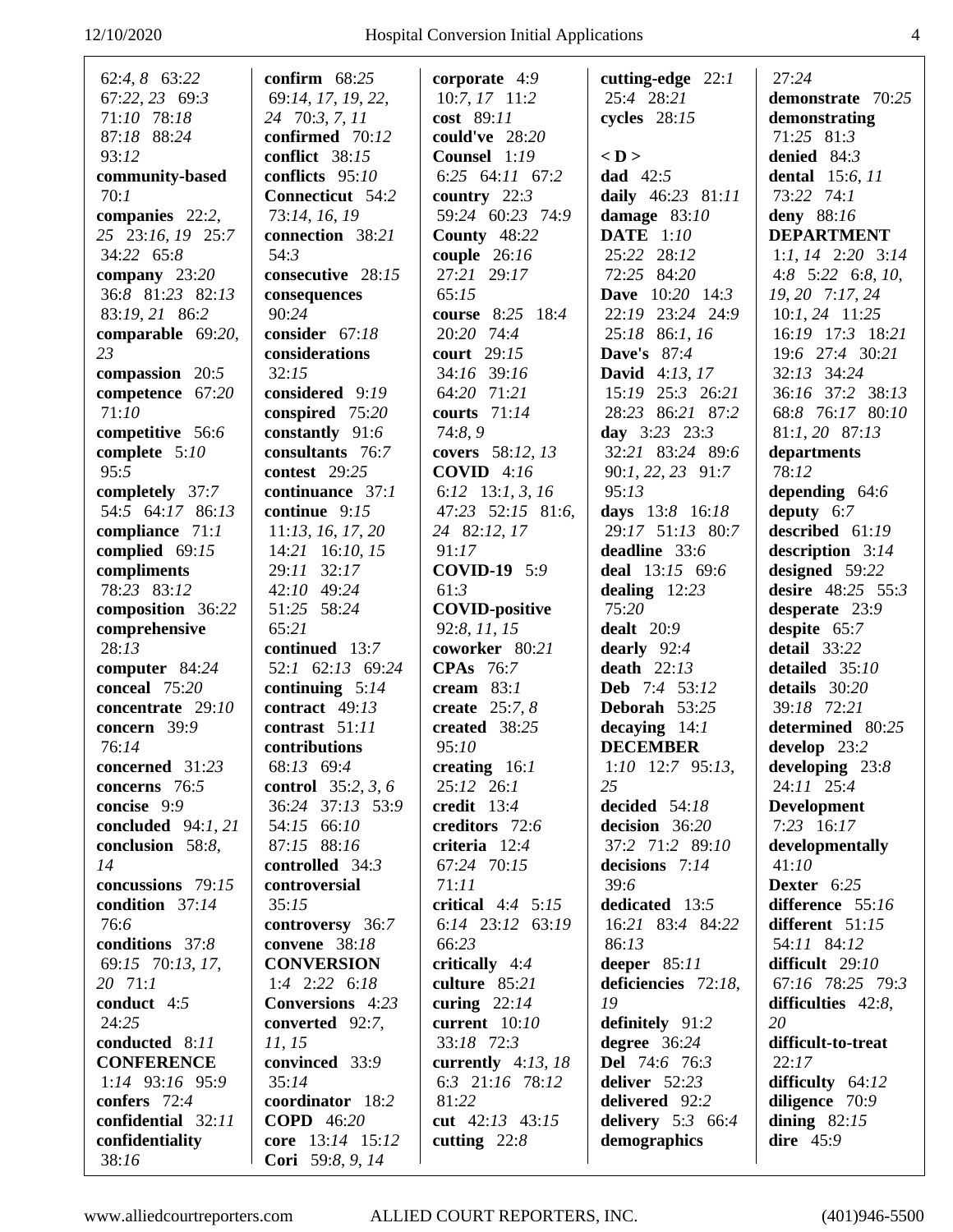62:4, 8 63:22
67:22, 23 69:3
71:10 78:18
87:18 88:24
93:12
**community-based** 70:1
**companies** 22:2, 25 23:16, 19 25:7
34:22 65:8
**company** 23:20
36:8 81:23 82:13
83:19, 21 86:2
**comparable** 69:20, 23
**compassion** 20:5
**competence** 67:20
71:10
**competitive** 56:6
**complete** 5:10
95:5
**completely** 37:7
54:5 64:17 86:13
**compliance** 71:1
**complied** 69:15
**compliments**
78:23 83:12
**composition** 36:22
**comprehensive**
28:13
**computer** 84:24
**conceal** 75:20
**concentrate** 29:10
**concern** 39:9
76:14
**concerned** 31:23
**concerns** 76:5
**concise** 9:9
**concluded** 94:1, 21
**conclusion** 58:8, 14
**concussions** 79:15
**condition** 37:14
76:6
**conditions** 37:8
69:15 70:13, 17, 20 71:1
**conduct** 4:5
24:25
**conducted** 8:11
**CONFERENCE**
1:14 93:16 95:9
**confers** 72:4
**confidential** 32:11
**confidentiality**
38:16

**confirm** 68:25
69:14, 17, 19, 22, 24 70:3, 7, 11
**confirmed** 70:12
**conflict** 38:15
**conflicts** 95:10
**Connecticut** 54:2
73:14, 16, 19
**connection** 38:21
54:3
**consecutive** 28:15
**consequences**
90:24
**consider** 67:18
**considerations**
32:15
**considered** 9:19
**conspired** 75:20
**constantly** 91:6
**consultants** 76:7
**contest** 29:25
**continuance** 37:1
**continue** 9:15
11:13, 16, 17, 20
14:21 16:10, 15
29:11 32:17
42:10 49:24
51:25 58:24
65:21
**continued** 13:7
52:1 62:13 69:24
**continuing** 5:14
**contract** 49:13
**contrast** 51:11
**contributions**
68:13 69:4
**control** 35:2, 3, 6
36:24 37:13 53:9
54:15 66:10
87:15 88:16
**controlled** 34:3
**controversial**
35:15
**controversy** 36:7
**convene** 38:18
**CONVERSION**
1:4 2:22 6:18
**Conversions** 4:23
**converted** 92:7, 11, 15
**convinced** 33:9
35:14
**coordinator** 18:2
**COPD** 46:20
**core** 13:14 15:12
**Cori** 59:8, 9, 14

**corporate** 4:9
10:7, 17 11:2
**cost** 89:11
**could've** 28:20
**Counsel** 1:19
6:25 64:11 67:2
**country** 22:3
59:24 60:23 74:9
**County** 48:22
**couple** 26:16
27:21 29:17
65:15
**course** 8:25 18:4
20:20 74:4
**court** 29:15
34:16 39:16
64:20 71:21
**courts** 71:14
74:8, 9
**covers** 58:12, 13
**COVID** 4:16
6:12 13:1, 3, 16
47:23 52:15 81:6, 24 82:12, 17
91:17
**COVID-19** 5:9
61:3
**COVID-positive**
92:8, 11, 15
**coworker** 80:21
**CPAs** 76:7
**cream** 83:1
**create** 25:7, 8
**created** 38:25
95:10
**creating** 16:1
25:12 26:1
**credit** 13:4
**creditors** 72:6
**criteria** 12:4
67:24 70:15
71:11
**critical** 4:4 5:15
6:14 23:12 63:19
66:23
**critically** 4:4
**culture** 85:21
**curing** 22:14
**current** 10:10
33:18 72:3
**currently** 4:13, 18
6:3 21:16 78:12
81:22
**cut** 42:13 43:15
**cutting** 22:8

**cutting-edge** 22:1
25:4 28:21
**cycles** 28:15

**< D >**
**dad** 42:5
**daily** 46:23 81:11
**damage** 83:10
**DATE** 1:10
25:22 28:12
72:25 84:20
**Dave** 10:20 14:3
22:19 23:24 24:9
25:18 86:1, 16
**Dave's** 87:4
**David** 4:13, 17
15:19 25:3 26:21
28:23 86:21 87:2
**day** 3:23 23:3
32:21 83:24 89:6
90:1, 22, 23 91:7
95:13
**days** 13:8 16:18
29:17 51:13 80:7
**deadline** 33:6
**deal** 13:15 69:6
**dealing** 12:23
75:20
**dealt** 20:9
**dearly** 92:4
**death** 22:13
**Deb** 7:4 53:12
**Deborah** 53:25
**decaying** 14:1
**DECEMBER**
1:10 12:7 95:13, 25
**decided** 54:18
**decision** 36:20
37:2 71:2 89:10
**decisions** 7:14
39:6
**dedicated** 13:5
16:21 83:4 84:22
86:13
**deeper** 85:11
**deficiencies** 72:18, 19
**definitely** 91:2
**degree** 36:24
**Del** 74:6 76:3
**deliver** 52:23
**delivered** 92:2
**delivery** 5:3 66:4
**demographics**

27:24
**demonstrate** 70:25
**demonstrating**
71:25 81:3
**denied** 84:3
**dental** 15:6, 11
73:22 74:1
**deny** 88:16
**DEPARTMENT**
1:1, 14 2:20 3:14
4:8 5:22 6:8, 10, 19, 20 7:17, 24
10:1, 24 11:25
16:19 17:3 18:21
19:6 27:4 30:21
32:13 34:24
36:16 37:2 38:13
68:8 76:17 80:10
81:1, 20 87:13
**departments**
78:12
**depending** 64:6
**deputy** 6:7
**described** 61:19
**description** 3:14
**designed** 59:22
**desire** 48:25 55:3
**desperate** 23:9
**despite** 65:7
**detail** 33:22
**detailed** 35:10
**details** 30:20
39:18 72:21
**determined** 80:25
**develop** 23:2
**developing** 23:8
24:11 25:4
**Development**
7:23 16:17
**developmentally**
41:10
**Dexter** 6:25
**difference** 55:16
**different** 51:15
54:11 84:12
**difficult** 29:10
67:16 78:25 79:3
**difficulties** 42:8, 20
**difficult-to-treat**
22:17
**difficulty** 64:12
**diligence** 70:9
**dining** 82:15
**dire** 45:9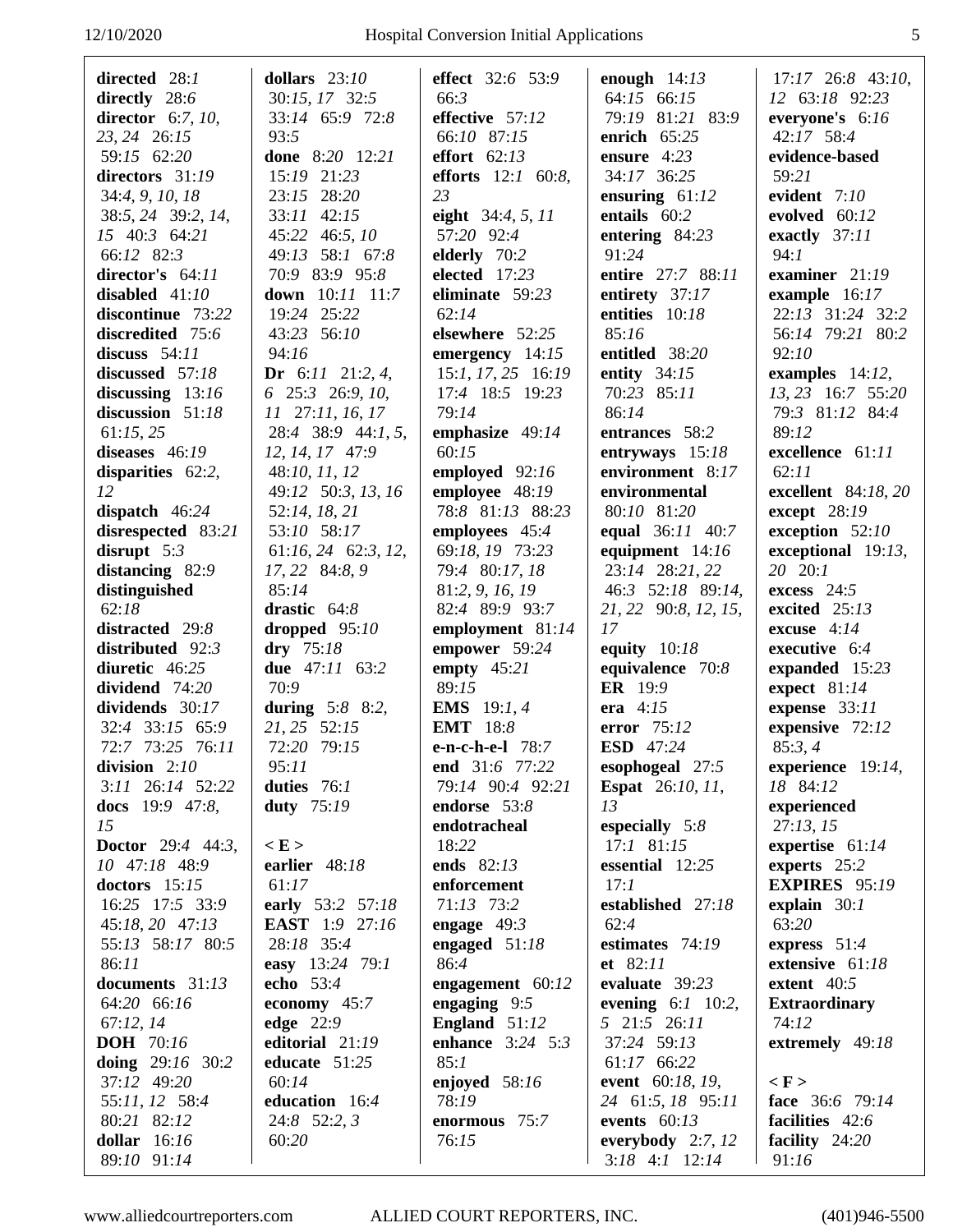**directed** 28:*1*
**directly** 28:*6*
**director** 6:*7, 10, 23, 24* 26:*15* 59:*15* 62:*20*
**directors** 31:*19* 34:*4, 9, 10, 18* 38:*5, 24* 39:*2, 14, 15* 40:*3* 64:*21* 66:*12* 82:*3*
**director's** 64:*11*
**disabled** 41:*10*
**discontinue** 73:*22*
**discredited** 75:*6*
**discuss** 54:*11*
**discussed** 57:*18*
**discussing** 13:*16*
**discussion** 51:*18* 61:*15, 25*
**diseases** 46:*19*
**disparities** 62:*2, 12*
**dispatch** 46:*24*
**disrespected** 83:*21*
**disrupt** 5:*3*
**distancing** 82:*9*
**distinguished** 62:*18*
**distracted** 29:*8*
**distributed** 92:*3*
**diuretic** 46:*25*
**dividend** 74:*20*
**dividends** 30:*17* 32:*4* 33:*15* 65:*9* 72:*7* 73:*25* 76:*11*
**division** 2:*10* 3:*11* 26:*14* 52:*22*
**docs** 19:*9* 47:*8, 15*
**Doctor** 29:*4* 44:*3, 10* 47:*18* 48:*9*
**doctors** 15:*15* 16:*25* 17:*5* 33:*9* 45:*18, 20* 47:*13* 55:*13* 58:*17* 80:*5* 86:*11*
**documents** 31:*13* 64:*20* 66:*16* 67:*12, 14*
**DOH** 70:*16*
**doing** 29:*16* 30:*2* 37:*12* 49:*20* 55:*11, 12* 58:*4* 80:*21* 82:*12*
**dollar** 16:*16* 89:*10* 91:*14*
**dollars** 23:*10* 30:*15, 17* 32:*5* 33:*14* 65:*9* 72:*8* 93:*5*
**done** 8:*20* 12:*21* 15:*19* 21:*23* 23:*15* 28:*20* 33:*11* 42:*15* 45:*22* 46:*5, 10* 49:*13* 58:*1* 67:*8* 70:*9* 83:*9* 95:*8*
**down** 10:*11* 11:*7* 19:*24* 25:*22* 43:*23* 56:*10* 94:*16*
**Dr** 6:*11* 21:*2, 4, 6* 25:*3* 26:*9, 10, 11* 27:*11, 16, 17* 28:*4* 38:*9* 44:*1, 5, 12, 14, 17* 47:*9* 48:*10, 11, 12* 49:*12* 50:*3, 13, 16* 52:*14, 18, 21* 53:*10* 58:*17* 61:*16, 24* 62:*3, 12, 17, 22* 84:*8, 9* 85:*14*
**drastic** 64:*8*
**dropped** 95:*10*
**dry** 75:*18*
**due** 47:*11* 63:*2* 70:*9*
**during** 5:*8* 8:*2, 21, 25* 52:*15* 72:*20* 79:*15* 95:*11*
**duties** 76:*1*
**duty** 75:*19*

**< E >**
**earlier** 48:*18* 61:*17*
**early** 53:*2* 57:*18*
**EAST** 1:*9* 27:*16* 28:*18* 35:*4*
**easy** 13:*24* 79:*1*
**echo** 53:*4*
**economy** 45:*7*
**edge** 22:*9*
**editorial** 21:*19*
**educate** 51:*25* 60:*14*
**education** 16:*4* 24:*8* 52:*2, 3* 60:*20*
**effect** 32:*6* 53:*9* 66:*3*
**effective** 57:*12* 66:*10* 87:*15*
**effort** 62:*13*
**efforts** 12:*1* 60:*8, 23*
**eight** 34:*4, 5, 11* 57:*20* 92:*4*
**elderly** 70:*2*
**elected** 17:*23*
**eliminate** 59:*23* 62:*14*
**elsewhere** 52:*25*
**emergency** 14:*15* 15:*1, 17, 25* 16:*19* 17:*4* 18:*5* 19:*23* 79:*14*
**emphasize** 49:*14* 60:*15*
**employed** 92:*16*
**employee** 48:*19* 78:*8* 81:*13* 88:*23*
**employees** 45:*4* 69:*18, 19* 73:*23* 79:*4* 80:*17, 18* 81:*2, 9, 16, 19* 82:*4* 89:*9* 93:*7*
**employment** 81:*14*
**empower** 59:*24*
**empty** 45:*21* 89:*15*
**EMS** 19:*1, 4*
**EMT** 18:*8*
**e-n-c-h-e-l** 78:*7*
**end** 31:*6* 77:*22* 79:*14* 90:*4* 92:*21*
**endorse** 53:*8*
**endotracheal** 18:*22*
**ends** 82:*13*
**enforcement** 71:*13* 73:*2*
**engage** 49:*3*
**engaged** 51:*18* 86:*4*
**engagement** 60:*12*
**engaging** 9:*5*
**England** 51:*12*
**enhance** 3:*24* 5:*3* 85:*1*
**enjoyed** 58:*16* 78:*19*
**enormous** 75:*7* 76:*15*
**enough** 14:*13* 64:*15* 66:*15* 79:*19* 81:*21* 83:*9*
**enrich** 65:*25*
**ensure** 4:*23* 34:*17* 36:*25*
**ensuring** 61:*12*
**entails** 60:*2*
**entering** 84:*23* 91:*24*
**entire** 27:*7* 88:*11*
**entirety** 37:*17*
**entities** 10:*18* 85:*16*
**entitled** 38:*20*
**entity** 34:*15* 70:*23* 85:*11* 86:*14*
**entrances** 58:*2*
**entryways** 15:*18*
**environment** 8:*17*
**environmental** 80:*10* 81:*20*
**equal** 36:*11* 40:*7*
**equipment** 14:*16* 23:*14* 28:*21, 22* 46:*3* 52:*18* 89:*14, 21, 22* 90:*8, 12, 15, 17*
**equity** 10:*18*
**equivalence** 70:*8*
**ER** 19:*9*
**era** 4:*15*
**error** 75:*12*
**ESD** 47:*24*
**esophogeal** 27:*5*
**Espat** 26:*10, 11, 13*
**especially** 5:*8* 17:*1* 81:*15*
**essential** 12:*25* 17:*1*
**established** 27:*18* 62:*4*
**estimates** 74:*19*
**et** 82:*11*
**evaluate** 39:*23*
**evening** 6:*1* 10:*2, 5* 21:*5* 26:*11* 37:*24* 59:*13* 61:*17* 66:*22*
**event** 60:*18, 19, 24* 61:*5, 18* 95:*11*
**events** 60:*13*
**everybody** 2:*7, 12* 3:*18* 4:*1* 12:*14* 17:*17* 26:*8* 43:*10, 12* 63:*18* 92:*23*
**everyone's** 6:*16* 42:*17* 58:*4*
**evidence-based** 59:*21*
**evident** 7:*10*
**evolved** 60:*12*
**exactly** 37:*11* 94:*1*
**examiner** 21:*19*
**example** 16:*17* 22:*13* 31:*24* 32:*2* 56:*14* 79:*21* 80:*2* 92:*10*
**examples** 14:*12, 13, 23* 16:*7* 55:*20* 79:*3* 81:*12* 84:*4* 89:*12*
**excellence** 61:*11* 62:*11*
**excellent** 84:*18, 20*
**except** 28:*19*
**exception** 52:*10*
**exceptional** 19:*13, 20* 20:*1*
**excess** 24:*5*
**excited** 25:*13*
**excuse** 4:*14*
**executive** 6:*4*
**expanded** 15:*23*
**expect** 81:*14*
**expense** 33:*11*
**expensive** 72:*12* 85:*3, 4*
**experience** 19:*14, 18* 84:*12*
**experienced** 27:*13, 15*
**expertise** 61:*14*
**experts** 25:*2*
**EXPIRES** 95:*19*
**explain** 30:*1* 63:*20*
**express** 51:*4*
**extensive** 61:*18*
**extent** 40:*5*
**Extraordinary** 74:*12*
**extremely** 49:*18*

**< F >**
**face** 36:*6* 79:*14*
**facilities** 42:*6*
**facility** 24:*20* 91:*16*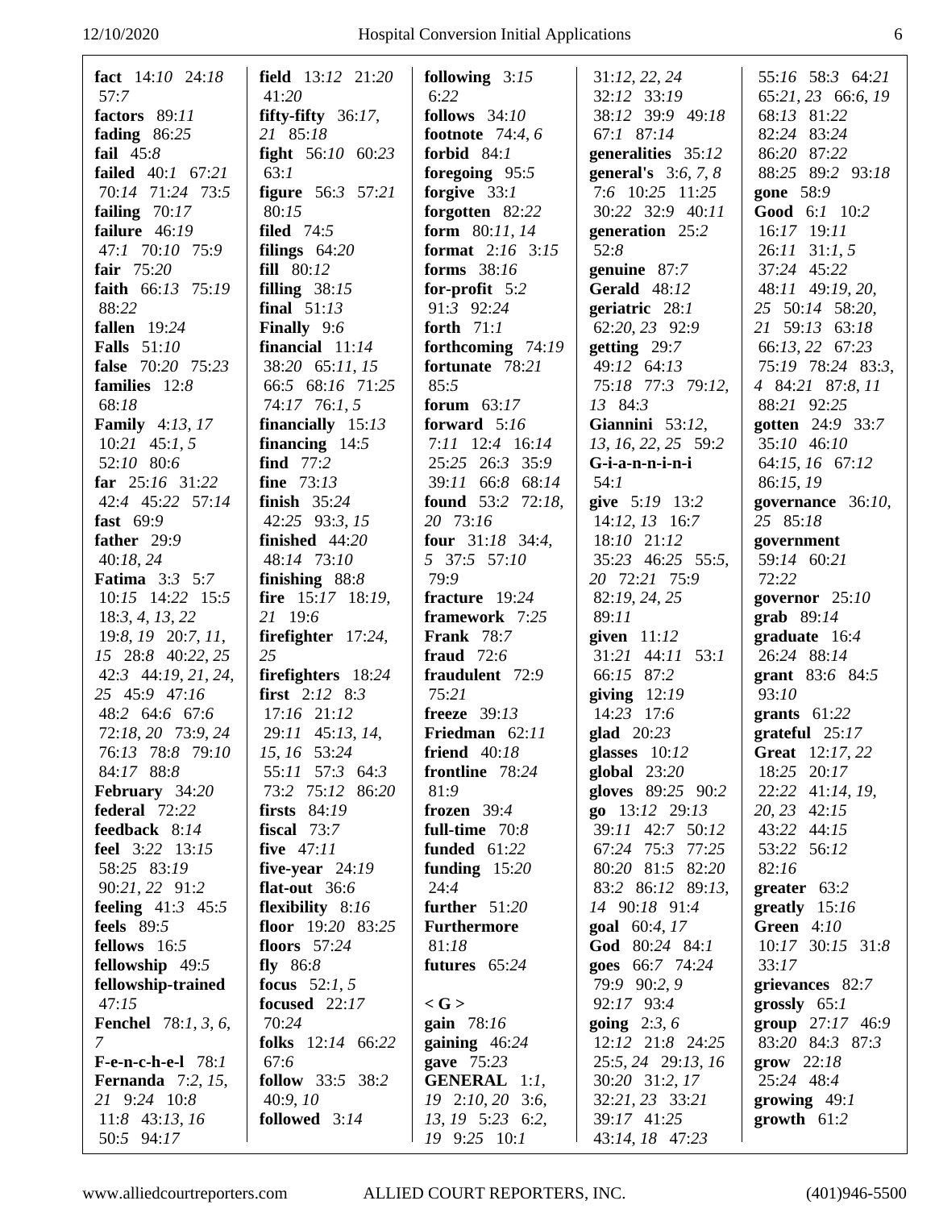**fact** 14:10 24:18 57:7
**factors** 89:11
**fading** 86:25
**fail** 45:8
**failed** 40:1 67:21 70:14 71:24 73:5
**failing** 70:17
**failure** 46:19 47:1 70:10 75:9
**fair** 75:20
**faith** 66:13 75:19 88:22
**fallen** 19:24
**Falls** 51:10
**false** 70:20 75:23
**families** 12:8 68:18
**Family** 4:13, 17 10:21 45:1, 5 52:10 80:6
**far** 25:16 31:22 42:4 45:22 57:14
**fast** 69:9
**father** 29:9 40:18, 24
**Fatima** 3:3 5:7 10:15 14:22 15:5 18:3, 4, 13, 22 19:8, 19 20:7, 11, 15 28:8 40:22, 25 42:3 44:19, 21, 24, 25 45:9 47:16 48:2 64:6 67:6 72:18, 20 73:9, 24 76:13 78:8 79:10 84:17 88:8
**February** 34:20
**federal** 72:22
**feedback** 8:14
**feel** 3:22 13:15 58:25 83:19 90:21, 22 91:2
**feeling** 41:3 45:5
**feels** 89:5
**fellows** 16:5
**fellowship** 49:5
**fellowship-trained** 47:15
**Fenchel** 78:1, 3, 6, 7
**F-e-n-c-h-e-l** 78:1
**Fernanda** 7:2, 15, 21 9:24 10:8 11:8 43:13, 16 50:5 94:17
**field** 13:12 21:20 41:20
**fifty-fifty** 36:17, 21 85:18
**fight** 56:10 60:23 63:1
**figure** 56:3 57:21 80:15
**filed** 74:5
**filings** 64:20
**fill** 80:12
**filling** 38:15
**final** 51:13
**Finally** 9:6
**financial** 11:14 38:20 65:11, 15 66:5 68:16 71:25 74:17 76:1, 5
**financially** 15:13
**financing** 14:5
**find** 77:2
**fine** 73:13
**finish** 35:24 42:25 93:3, 15
**finished** 44:20 48:14 73:10
**finishing** 88:8
**fire** 15:17 18:19, 21 19:6
**firefighter** 17:24, 25
**firefighters** 18:24
**first** 2:12 8:3 17:16 21:12 29:11 45:13, 14, 15, 16 53:24 55:11 57:3 64:3 73:2 75:12 86:20
**firsts** 84:19
**fiscal** 73:7
**five** 47:11
**five-year** 24:19
**flat-out** 36:6
**flexibility** 8:16
**floor** 19:20 83:25
**floors** 57:24
**fly** 86:8
**focus** 52:1, 5
**focused** 22:17 70:24
**folks** 12:14 66:22 67:6
**follow** 33:5 38:2 40:9, 10
**followed** 3:14
**following** 3:15 6:22
**follows** 34:10
**footnote** 74:4, 6
**forbid** 84:1
**foregoing** 95:5
**forgive** 33:1
**forgotten** 82:22
**form** 80:11, 14
**format** 2:16 3:15
**forms** 38:16
**for-profit** 5:2 91:3 92:24
**forth** 71:1
**forthcoming** 74:19
**fortunate** 78:21 85:5
**forum** 63:17
**forward** 5:16 7:11 12:4 16:14 25:25 26:3 35:9 39:11 66:8 68:14
**found** 53:2 72:18, 20 73:16
**four** 31:18 34:4, 5 37:5 57:10 79:9
**fracture** 19:24
**framework** 7:25
**Frank** 78:7
**fraud** 72:6
**fraudulent** 72:9 75:21
**freeze** 39:13
**Friedman** 62:11
**friend** 40:18
**frontline** 78:24 81:9
**frozen** 39:4
**full-time** 70:8
**funded** 61:22
**funding** 15:20 24:4
**further** 51:20
**Furthermore** 81:18
**futures** 65:24

**< G >**

**gain** 78:16
**gaining** 46:24
**gave** 75:23
**GENERAL** 1:1, 19 2:10, 20 3:6, 13, 19 5:23 6:2, 19 9:25 10:1 31:12, 22, 24 32:12 33:19 38:12 39:9 49:18 67:1 87:14
**generalities** 35:12
**general's** 3:6, 7, 8 7:6 10:25 11:25 30:22 32:9 40:11
**generation** 25:2 52:8
**genuine** 87:7
**Gerald** 48:12
**geriatric** 28:1 62:20, 23 92:9
**getting** 29:7 49:12 64:13 75:18 77:3 79:12, 13 84:3
**Giannini** 53:12, 13, 16, 22, 25 59:2
**G-i-a-n-n-i-n-i** 54:1
**give** 5:19 13:2 14:12, 13 16:7 18:10 21:12 35:23 46:25 55:5, 20 72:21 75:9 82:19, 24, 25 89:11
**given** 11:12 31:21 44:11 53:1 66:15 87:2
**giving** 12:19 14:23 17:6
**glad** 20:23
**glasses** 10:12
**global** 23:20
**gloves** 89:25 90:2
**go** 13:12 29:13 39:11 42:7 50:12 67:24 75:3 77:25 80:20 81:5 82:20 83:2 86:12 89:13, 14 90:18 91:4
**goal** 60:4, 17
**God** 80:24 84:1
**goes** 66:7 74:24 79:9 90:2, 9 92:17 93:4
**going** 2:3, 6 12:12 21:8 24:25 25:5, 24 29:13, 16 30:20 31:2, 17 32:21, 23 33:21 39:17 41:25 43:14, 18 47:23 55:16 58:3 64:21 65:21, 23 66:6, 19 68:13 81:22 82:24 83:24 86:20 87:22 88:25 89:2 93:18
**gone** 58:9
**Good** 6:1 10:2 16:17 19:11 26:11 31:1, 5 37:24 45:22 48:11 49:19, 20, 25 50:14 58:20, 21 59:13 63:18 66:13, 22 67:23 75:19 78:24 83:3, 4 84:21 87:8, 11 88:21 92:25
**gotten** 24:9 33:7 35:10 46:10 64:15, 16 67:12 86:15, 19
**governance** 36:10, 25 85:18
**government** 59:14 60:21 72:22
**governor** 25:10
**grab** 89:14
**graduate** 16:4 26:24 88:14
**grant** 83:6 84:5 93:10
**grants** 61:22
**grateful** 25:17
**Great** 12:17, 22 18:25 20:17 22:22 41:14, 19, 20, 23 42:15 43:22 44:15 53:22 56:12 82:16
**greater** 63:2
**greatly** 15:16
**Green** 4:10 10:17 30:15 31:8 33:17
**grievances** 82:7
**grossly** 65:1
**group** 27:17 46:9 83:20 84:3 87:3
**grow** 22:18 25:24 48:4
**growing** 49:1
**growth** 61:2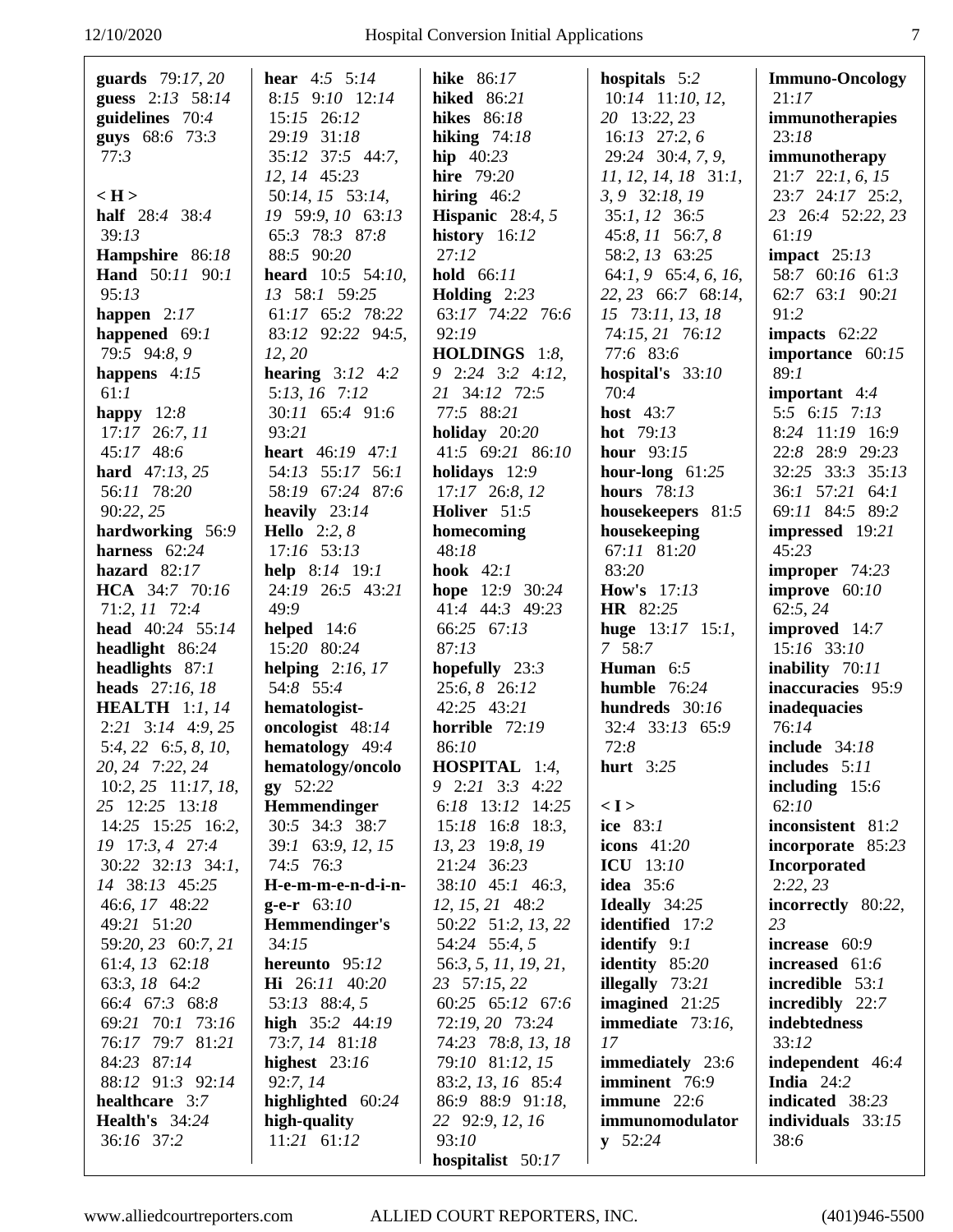**guards** 79:*17*, *20*
**guess** 2:*13* 58:*14*
**guidelines** 70:*4*
**guys** 68:*6* 73:*3* 77:*3*

**< H >**
**half** 28:*4* 38:*4* 39:*13*
**Hampshire** 86:*18*
**Hand** 50:*11* 90:*1* 95:*13*
**happen** 2:*17*
**happened** 69:*1* 79:*5* 94:*8*, *9*
**happens** 4:*15* 61:*1*
**happy** 12:*8* 17:*17* 26:*7*, *11* 45:*17* 48:*6*
**hard** 47:*13*, *25* 56:*11* 78:*20* 90:*22*, *25*
**hardworking** 56:*9*
**harness** 62:*24*
**hazard** 82:*17*
**HCA** 34:*7* 70:*16* 71:*2*, *11* 72:*4*
**head** 40:*24* 55:*14*
**headlight** 86:*24*
**headlights** 87:*1*
**heads** 27:*16*, *18*
**HEALTH** 1:*1*, *14* 2:*21* 3:*14* 4:*9*, *25* 5:*4*, *22* 6:*5*, *8*, *10*, *20*, *24* 7:*22*, *24* 10:*2*, *25* 11:*17*, *18*, *25* 12:*25* 13:*18* 14:*25* 15:*25* 16:*2*, *19* 17:*3*, *4* 27:*4* 30:*22* 32:*13* 34:*1*, *14* 38:*13* 45:*25* 46:*6*, *17* 48:*22* 49:*21* 51:*20* 59:*20*, *23* 60:*7*, *21* 61:*4*, *13* 62:*18* 63:*3*, *18* 64:*2* 66:*4* 67:*3* 68:*8* 69:*21* 70:*1* 73:*16* 76:*17* 79:*7* 81:*21* 84:*23* 87:*14* 88:*12* 91:*3* 92:*14*
**healthcare** 3:*7*
**Health's** 34:*24* 36:*16* 37:*2*

**hear** 4:*5* 5:*14* 8:*15* 9:*10* 12:*14* 15:*15* 26:*12* 29:*19* 31:*18* 35:*12* 37:*5* 44:*7*, *12*, *14* 45:*23* 50:*14*, *15* 53:*14*, *19* 59:*9*, *10* 63:*13* 65:*3* 78:*3* 87:*8* 88:*5* 90:*20*
**heard** 10:*5* 54:*10*, *13* 58:*1* 59:*25* 61:*17* 65:*2* 78:*22* 83:*12* 92:*22* 94:*5*, *12*, *20*
**hearing** 3:*12* 4:*2* 5:*13*, *16* 7:*12* 30:*11* 65:*4* 91:*6* 93:*21*
**heart** 46:*19* 47:*1* 54:*13* 55:*17* 56:*1* 58:*19* 67:*24* 87:*6*
**heavily** 23:*14*
**Hello** 2:*2*, *8* 17:*16* 53:*13*
**help** 8:*14* 19:*1* 24:*19* 26:*5* 43:*21* 49:*9*
**helped** 14:*6* 15:*20* 80:*24*
**helping** 2:*16*, *17* 54:*8* 55:*4*
**hematologist-oncologist** 48:*14*
**hematology** 49:*4*
**hematology/oncology** 52:*22*
**Hemmendinger** 30:*5* 34:*3* 38:*7* 39:*1* 63:*9*, *12*, *15* 74:*5* 76:*3*
**H-e-m-m-e-n-d-i-n-g-e-r** 63:*10*
**Hemmendinger's** 34:*15*
**hereunto** 95:*12*
**Hi** 26:*11* 40:*20* 53:*13* 88:*4*, *5*
**high** 35:*2* 44:*19* 73:*7*, *14* 81:*18*
**highest** 23:*16* 92:*7*, *14*
**highlighted** 60:*24*
**high-quality** 11:*21* 61:*12*

**hike** 86:*17*
**hiked** 86:*21*
**hikes** 86:*18*
**hiking** 74:*18*
**hip** 40:*23*
**hire** 79:*20*
**hiring** 46:*2*
**Hispanic** 28:*4*, *5*
**history** 16:*12* 27:*12*
**hold** 66:*11*
**Holding** 2:*23* 63:*17* 74:*22* 76:*6* 92:*19*
**HOLDINGS** 1:*8*, *9* 2:*24* 3:*2* 4:*12*, *21* 34:*12* 72:*5* 77:*5* 88:*21*
**holiday** 20:*20* 41:*5* 69:*21* 86:*10*
**holidays** 12:*9* 17:*17* 26:*8*, *12*
**Holiver** 51:*5*
**homecoming** 48:*18*
**hook** 42:*1*
**hope** 12:*9* 30:*24* 41:*4* 44:*3* 49:*23* 66:*25* 67:*13* 87:*13*
**hopefully** 23:*3* 25:*6*, *8* 26:*12* 42:*25* 43:*21*
**horrible** 72:*19* 86:*10*
**HOSPITAL** 1:*4*, *9* 2:*21* 3:*3* 4:*22* 6:*18* 13:*12* 14:*25* 15:*18* 16:*8* 18:*3*, *13*, *23* 19:*8*, *19* 21:*24* 36:*23* 38:*10* 45:*1* 46:*3*, *12*, *15*, *21* 48:*2* 50:*22* 51:*2*, *13*, *22* 54:*24* 55:*4*, *5* 56:*3*, *5*, *11*, *19*, *21*, *23* 57:*15*, *22* 60:*25* 65:*12* 67:*6* 72:*19*, *20* 73:*24* 74:*23* 78:*8*, *13*, *18* 79:*10* 81:*12*, *15* 83:*2*, *13*, *16* 85:*4* 86:*9* 88:*9* 91:*18*, *22* 92:*9*, *12*, *16* 93:*10*
**hospitalist** 50:*17*

**hospitals** 5:*2* 10:*14* 11:*10*, *12*, *20* 13:*22*, *23* 16:*13* 27:*2*, *6* 29:*24* 30:*4*, *7*, *9*, *11*, *12*, *14*, *18* 31:*1*, *3*, *9* 32:*18*, *19* 35:*1*, *12* 36:*5* 45:*8*, *11* 56:*7*, *8* 58:*2*, *13* 63:*25* 64:*1*, *9* 65:*4*, *6*, *16*, *22*, *23* 66:*7* 68:*14*, *15* 73:*11*, *13*, *18* 74:*15*, *21* 76:*12* 77:*6* 83:*6*
**hospital's** 33:*10* 70:*4*
**host** 43:*7*
**hot** 79:*13*
**hour** 93:*15*
**hour-long** 61:*25*
**hours** 78:*13*
**housekeepers** 81:*5*
**housekeeping** 67:*11* 81:*20* 83:*20*
**How's** 17:*13*
**HR** 82:*25*
**huge** 13:*17* 15:*1*, *7* 58:*7*
**Human** 6:*5*
**humble** 76:*24*
**hundreds** 30:*16* 32:*4* 33:*13* 65:*9* 72:*8*
**hurt** 3:*25*

**< I >**
**ice** 83:*1*
**icons** 41:*20*
**ICU** 13:*10*
**idea** 35:*6*
**Ideally** 34:*25*
**identified** 17:*2*
**identify** 9:*1*
**identity** 85:*20*
**illegally** 73:*21*
**imagined** 21:*25*
**immediate** 73:*16*, *17*
**immediately** 23:*6*
**imminent** 76:*9*
**immune** 22:*6*
**immunomodulatory** 52:*24*

**Immuno-Oncology** 21:*17*
**immunotherapies** 23:*18*
**immunotherapy** 21:*7* 22:*1*, *6*, *15* 23:*7* 24:*17* 25:*2*, *23* 26:*4* 52:*22*, *23* 61:*19*
**impact** 25:*13* 58:*7* 60:*16* 61:*3* 62:*7* 63:*1* 90:*21* 91:*2*
**impacts** 62:*22*
**importance** 60:*15* 89:*1*
**important** 4:*4* 5:*5* 6:*15* 7:*13* 8:*24* 11:*19* 16:*9* 22:*8* 28:*9* 29:*23* 32:*25* 33:*3* 35:*13* 36:*1* 57:*21* 64:*1* 69:*11* 84:*5* 89:*2*
**impressed** 19:*21* 45:*23*
**improper** 74:*23*
**improve** 60:*10* 62:*5*, *24*
**improved** 14:*7* 15:*16* 33:*10*
**inability** 70:*11*
**inaccuracies** 95:*9*
**inadequacies** 76:*14*
**include** 34:*18*
**includes** 5:*11*
**including** 15:*6* 62:*10*
**inconsistent** 81:*2*
**incorporate** 85:*23*
**Incorporated** 2:*22*, *23*
**incorrectly** 80:*22*, *23*
**increase** 60:*9*
**increased** 61:*6*
**incredible** 53:*1*
**incredibly** 22:*7*
**indebtedness** 33:*12*
**independent** 46:*4*
**India** 24:*2*
**indicated** 38:*23*
**individuals** 33:*15* 38:*6*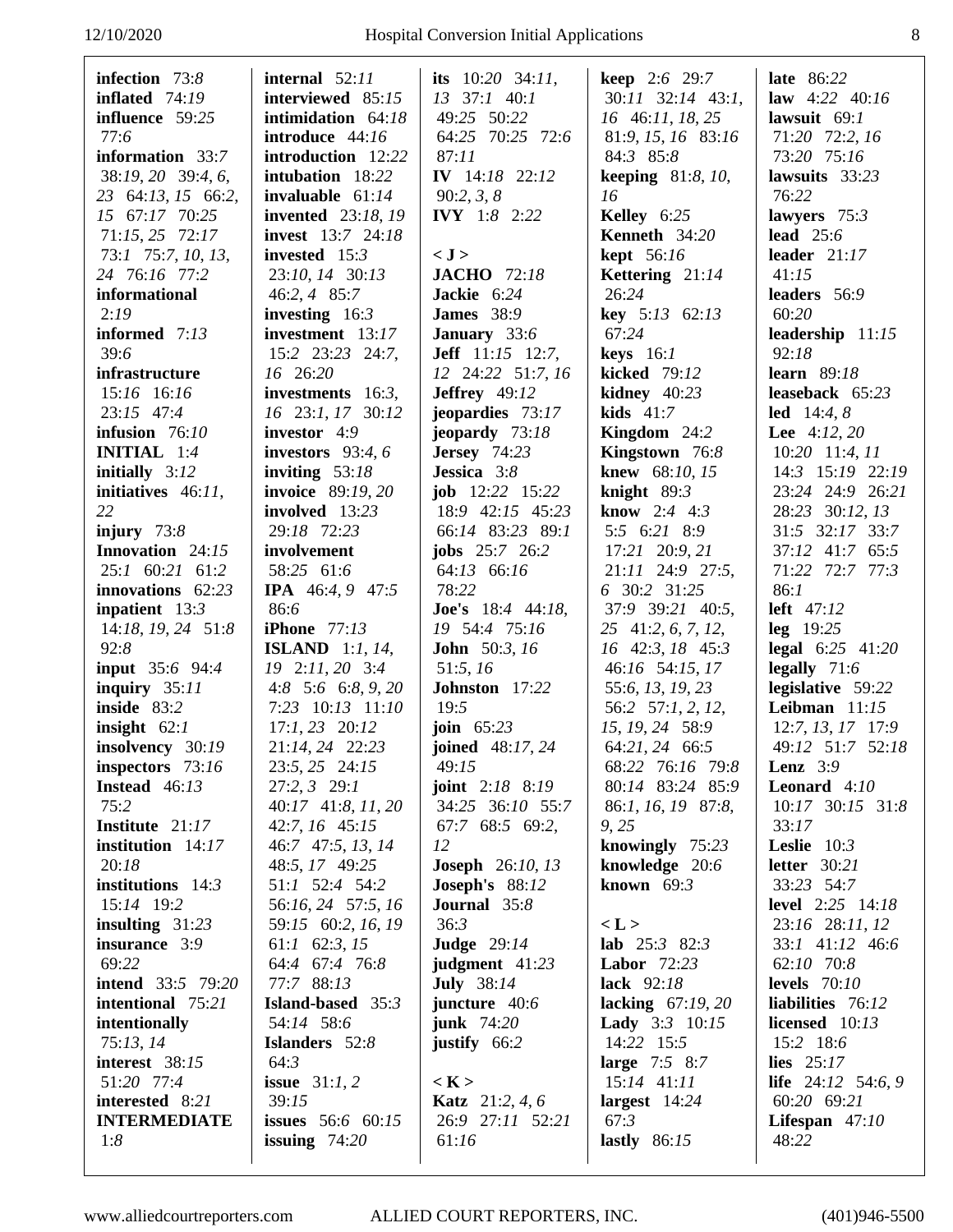**infection** 73:*8*
**inflated** 74:*19*
**influence** 59:*25* 77:*6*
**information** 33:*7* 38:*19, 20* 39:*4, 6, 23* 64:*13, 15* 66:*2, 15* 67:*17* 70:*25* 71:*15, 25* 72:*17* 73:*1* 75:*7, 10, 13, 24* 76:*16* 77:*2*
**informational** 2:*19*
**informed** 7:*13* 39:*6*
**infrastructure** 15:*16* 16:*16* 23:*15* 47:*4*
**infusion** 76:*10*
**INITIAL** 1:*4*
**initially** 3:*12*
**initiatives** 46:*11, 22*
**injury** 73:*8*
**Innovation** 24:*15* 25:*1* 60:*21* 61:*2*
**innovations** 62:*23*
**inpatient** 13:*3* 14:*18, 19, 24* 51:*8* 92:*8*
**input** 35:*6* 94:*4*
**inquiry** 35:*11*
**inside** 83:*2*
**insight** 62:*1*
**insolvency** 30:*19*
**inspectors** 73:*16*
**Instead** 46:*13* 75:*2*
**Institute** 21:*17*
**institution** 14:*17* 20:*18*
**institutions** 14:*3* 15:*14* 19:*2*
**insulting** 31:*23*
**insurance** 3:*9* 69:*22*
**intend** 33:*5* 79:*20*
**intentional** 75:*21*
**intentionally** 75:*13, 14*
**interest** 38:*15* 51:*20* 77:*4*
**interested** 8:*21*
**INTERMEDIATE** 1:*8*
**internal** 52:*11*
**interviewed** 85:*15*
**intimidation** 64:*18*
**introduce** 44:*16*
**introduction** 12:*22*
**intubation** 18:*22*
**invaluable** 61:*14*
**invented** 23:*18, 19*
**invest** 13:*7* 24:*18*
**invested** 15:*3* 23:*10, 14* 30:*13* 46:*2, 4* 85:*7*
**investing** 16:*3*
**investment** 13:*17* 15:*2* 23:*23* 24:*7, 16* 26:*20*
**investments** 16:*3, 16* 23:*1, 17* 30:*12*
**investor** 4:*9*
**investors** 93:*4, 6*
**inviting** 53:*18*
**invoice** 89:*19, 20*
**involved** 13:*23* 29:*18* 72:*23*
**involvement** 58:*25* 61:*6*
**IPA** 46:*4, 9* 47:*5* 86:*6*
**iPhone** 77:*13*
**ISLAND** 1:*1, 14, 19* 2:*11, 20* 3:*4* 4:*8* 5:*6* 6:*8, 9, 20* 7:*23* 10:*13* 11:*10* 17:*1, 23* 20:*12* 21:*14, 24* 22:*23* 23:*5, 25* 24:*15* 27:*2, 3* 29:*1* 40:*17* 41:*8, 11, 20* 42:*7, 16* 45:*15* 46:*7* 47:*5, 13, 14* 48:*5, 17* 49:*25* 51:*1* 52:*4* 54:*2* 56:*16, 24* 57:*5, 16* 59:*15* 60:*2, 16, 19* 61:*1* 62:*3, 15* 64:*4* 67:*4* 76:*8* 77:*7* 88:*13*
**Island-based** 35:*3* 54:*14* 58:*6*
**Islanders** 52:*8* 64:*3*
**issue** 31:*1, 2* 39:*15*
**issues** 56:*6* 60:*15*
**issuing** 74:*20*
**its** 10:*20* 34:*11, 13* 37:*1* 40:*1* 49:*25* 50:*22* 64:*25* 70:*25* 72:*6* 87:*11*
**IV** 14:*18* 22:*12* 90:*2, 3, 8*
**IVY** 1:*8* 2:*22*

**< J >**
**JACHO** 72:*18*
**Jackie** 6:*24*
**James** 38:*9*
**January** 33:*6*
**Jeff** 11:*15* 12:*7, 12* 24:*22* 51:*7, 16*
**Jeffrey** 49:*12*
**jeopardies** 73:*17*
**jeopardy** 73:*18*
**Jersey** 74:*23*
**Jessica** 3:*8*
**job** 12:*22* 15:*22* 18:*9* 42:*15* 45:*23* 66:*14* 83:*23* 89:*1*
**jobs** 25:*7* 26:*2* 64:*13* 66:*16* 78:*22*
**Joe's** 18:*4* 44:*18, 19* 54:*4* 75:*16*
**John** 50:*3, 16* 51:*5, 16*
**Johnston** 17:*22* 19:*5*
**join** 65:*23*
**joined** 48:*17, 24* 49:*15*
**joint** 2:*18* 8:*19* 34:*25* 36:*10* 55:*7* 67:*7* 68:*5* 69:*2, 12*
**Joseph** 26:*10, 13*
**Joseph's** 88:*12*
**Journal** 35:*8* 36:*3*
**Judge** 29:*14*
**judgment** 41:*23*
**July** 38:*14*
**juncture** 40:*6*
**junk** 74:*20*
**justify** 66:*2*

**< K >**
**Katz** 21:*2, 4, 6* 26:*9* 27:*11* 52:*21* 61:*16*
**keep** 2:*6* 29:*7* 30:*11* 32:*14* 43:*1, 16* 46:*11, 18, 25* 81:*9, 15, 16* 83:*16* 84:*3* 85:*8*
**keeping** 81:*8, 10, 16*
**Kelley** 6:*25*
**Kenneth** 34:*20*
**kept** 56:*16*
**Kettering** 21:*14* 26:*24*
**key** 5:*13* 62:*13* 67:*24*
**keys** 16:*1*
**kicked** 79:*12*
**kidney** 40:*23*
**kids** 41:*7*
**Kingdom** 24:*2*
**Kingstown** 76:*8*
**knew** 68:*10, 15*
**knight** 89:*3*
**know** 2:*4* 4:*3* 5:*5* 6:*21* 8:*9* 17:*21* 20:*9, 21* 21:*11* 24:*9* 27:*5, 6* 30:*2* 31:*25* 37:*9* 39:*21* 40:*5, 25* 41:*2, 6, 7, 12, 16* 42:*3, 18* 45:*3* 46:*16* 54:*15, 17* 55:*6, 13, 19, 23* 56:*2* 57:*1, 2, 12, 15, 19, 24* 58:*9* 64:*21, 24* 66:*5* 68:*22* 76:*16* 79:*8* 80:*14* 83:*24* 85:*9* 86:*1, 16, 19* 87:*8, 9, 25*
**knowingly** 75:*23*
**knowledge** 20:*6*
**known** 69:*3*

**< L >**
**lab** 25:*3* 82:*3*
**Labor** 72:*23*
**lack** 92:*18*
**lacking** 67:*19, 20*
**Lady** 3:*3* 10:*15* 14:*22* 15:*5*
**large** 7:*5* 8:*7* 15:*14* 41:*11*
**largest** 14:*24* 67:*3*
**lastly** 86:*15*
**late** 86:*22*
**law** 4:*22* 40:*16*
**lawsuit** 69:*1* 71:*20* 72:*2, 16* 73:*20* 75:*16*
**lawsuits** 33:*23* 76:*22*
**lawyers** 75:*3*
**lead** 25:*6*
**leader** 21:*17* 41:*15*
**leaders** 56:*9* 60:*20*
**leadership** 11:*15* 92:*18*
**learn** 89:*18*
**leaseback** 65:*23*
**led** 14:*4, 8*
**Lee** 4:*12, 20* 10:*20* 11:*4, 11* 14:*3* 15:*19* 22:*19* 23:*24* 24:*9* 26:*21* 28:*23* 30:*12, 13* 31:*5* 32:*17* 33:*7* 37:*12* 41:*7* 65:*5* 71:*22* 72:*7* 77:*3* 86:*1*
**left** 47:*12*
**leg** 19:*25*
**legal** 6:*25* 41:*20*
**legally** 71:*6*
**legislative** 59:*22*
**Leibman** 11:*15* 12:*7, 13, 17* 17:*9* 49:*12* 51:*7* 52:*18*
**Lenz** 3:*9*
**Leonard** 4:*10* 10:*17* 30:*15* 31:*8* 33:*17*
**Leslie** 10:*3*
**letter** 30:*21* 33:*23* 54:*7*
**level** 2:*25* 14:*18* 23:*16* 28:*11, 12* 33:*1* 41:*12* 46:*6* 62:*10* 70:*8*
**levels** 70:*10*
**liabilities** 76:*12*
**licensed** 10:*13* 15:*2* 18:*6*
**lies** 25:*17*
**life** 24:*12* 54:*6, 9* 60:*20* 69:*21*
**Lifespan** 47:*10* 48:*22*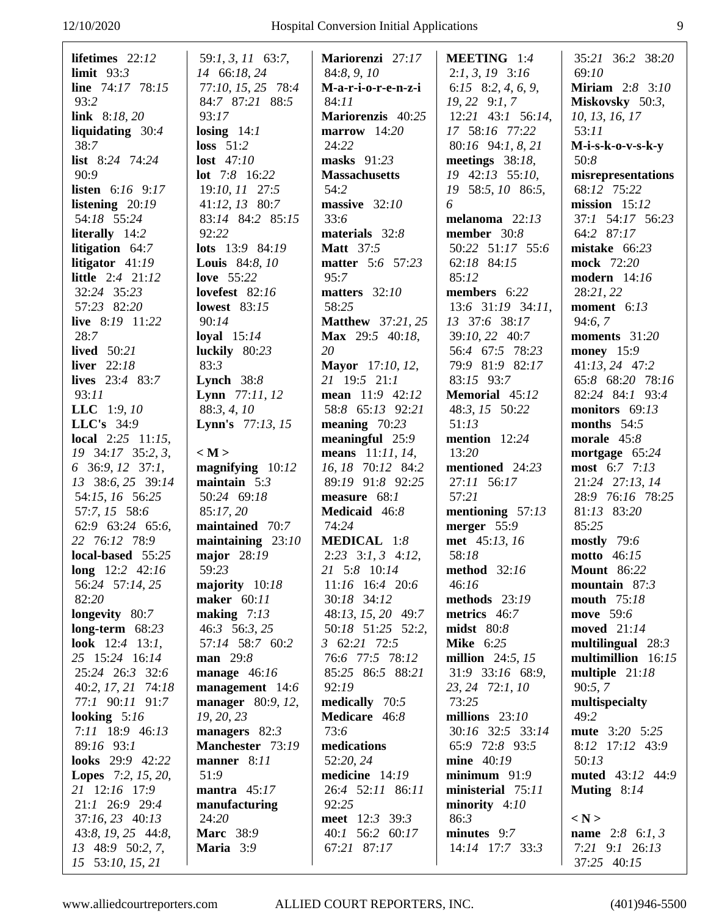**lifetimes** 22:12
**limit** 93:3
**line** 74:17 78:15 93:2
**link** 8:18, 20
**liquidating** 30:4 38:7
**list** 8:24 74:24 90:9
**listen** 6:16 9:17
**listening** 20:19 54:18 55:24
**literally** 14:2
**litigation** 64:7
**litigator** 41:19
**little** 2:4 21:12 32:24 35:23 57:23 82:20
**live** 8:19 11:22 28:7
**lived** 50:21
**liver** 22:18
**lives** 23:4 83:7 93:11
**LLC** 1:9, 10
**LLC's** 34:9
**local** 2:25 11:15, 19 34:17 35:2, 3, 6 36:9, 12 37:1, 13 38:6, 25 39:14 54:15, 16 56:25 57:7, 15 58:6 62:9 63:24 65:6, 22 76:12 78:9
**local-based** 55:25
**long** 12:2 42:16 56:24 57:14, 25 82:20
**longevity** 80:7
**long-term** 68:23
**look** 12:4 13:1, 25 15:24 16:14 25:24 26:3 32:6 40:2, 17, 21 74:18 77:1 90:11 91:7
**looking** 5:16 7:11 18:9 46:13 89:16 93:1
**looks** 29:9 42:22
**Lopes** 7:2, 15, 20, 21 12:16 17:9 21:1 26:9 29:4 37:16, 23 40:13 43:8, 19, 25 44:8, 13 48:9 50:2, 7, 15 53:10, 15, 21 59:1, 3, 11 63:7, 14 66:18, 24 77:10, 15, 25 78:4 84:7 87:21 88:5 93:17
**losing** 14:1
**loss** 51:2
**lost** 47:10
**lot** 7:8 16:22 19:10, 11 27:5 41:12, 13 80:7 83:14 84:2 85:15 92:22
**lots** 13:9 84:19
**Louis** 84:8, 10
**love** 55:22
**lovefest** 82:16
**lowest** 83:15 90:14
**loyal** 15:14
**luckily** 80:23 83:3
**Lynch** 38:8
**Lynn** 77:11, 12 88:3, 4, 10
**Lynn's** 77:13, 15

**< M >**
**magnifying** 10:12
**maintain** 5:3 50:24 69:18 85:17, 20
**maintained** 70:7
**maintaining** 23:10
**major** 28:19 59:23
**majority** 10:18
**maker** 60:11
**making** 7:13 46:3 56:3, 25 57:14 58:7 60:2
**man** 29:8
**manage** 46:16
**management** 14:6
**manager** 80:9, 12, 19, 20, 23
**managers** 82:3
**Manchester** 73:19
**manner** 8:11 51:9
**mantra** 45:17
**manufacturing** 24:20
**Marc** 38:9
**Maria** 3:9
**Mariorenzi** 27:17 84:8, 9, 10
**M-a-r-i-o-r-e-n-z-i** 84:11
**Mariorenzis** 40:25
**marrow** 14:20 24:22
**masks** 91:23
**Massachusetts** 54:2
**massive** 32:10 33:6
**materials** 32:8
**Matt** 37:5
**matter** 5:6 57:23 95:7
**matters** 32:10 58:25
**Matthew** 37:21, 25
**Max** 29:5 40:18, 20
**Mayor** 17:10, 12, 21 19:5 21:1
**mean** 11:9 42:12 58:8 65:13 92:21
**meaning** 70:23
**meaningful** 25:9
**means** 11:11, 14, 16, 18 70:12 84:2 89:19 91:8 92:25
**measure** 68:1
**Medicaid** 46:8 74:24
**MEDICAL** 1:8 2:23 3:1, 3 4:12, 21 5:8 10:14 11:16 16:4 20:6 30:18 34:12 48:13, 15, 20 49:7 50:18 51:25 52:2, 3 62:21 72:5 76:6 77:5 78:12 85:25 86:5 88:21 92:19
**medically** 70:5
**Medicare** 46:8 73:6
**medications** 52:20, 24
**medicine** 14:19 26:4 52:11 86:11 92:25
**meet** 12:3 39:3 40:1 56:2 60:17 67:21 87:17
**MEETING** 1:4 2:1, 3, 19 3:16 6:15 8:2, 4, 6, 9, 19, 22 9:1, 7 12:21 43:1 56:14, 17 58:16 77:22 80:16 94:1, 8, 21
**meetings** 38:18, 19 42:13 55:10, 19 58:5, 10 86:5, 6
**melanoma** 22:13
**member** 30:8 50:22 51:17 55:6 62:18 84:15 85:12
**members** 6:22 13:6 31:19 34:11, 13 37:6 38:17 39:10, 22 40:7 56:4 67:5 78:23 79:9 81:9 82:17 83:15 93:7
**Memorial** 45:12 48:3, 15 50:22 51:13
**mention** 12:24 13:20
**mentioned** 24:23 27:11 56:17 57:21
**mentioning** 57:13
**merger** 55:9
**met** 45:13, 16 58:18
**method** 32:16 46:16
**methods** 23:19
**metrics** 46:7
**midst** 80:8
**Mike** 6:25
**million** 24:5, 15 31:9 33:16 68:9, 23, 24 72:1, 10 73:25
**millions** 23:10 30:16 32:5 33:14 65:9 72:8 93:5
**mine** 40:19
**minimum** 91:9
**ministerial** 75:11
**minority** 4:10 86:3
**minutes** 9:7 14:14 17:7 33:3 35:21 36:2 38:20 69:10
**Miriam** 2:8 3:10
**Miskovsky** 50:3, 10, 13, 16, 17 53:11
**M-i-s-k-o-v-s-k-y** 50:8
**misrepresentations** 68:12 75:22
**mission** 15:12 37:1 54:17 56:23 64:2 87:17
**mistake** 66:23
**mock** 72:20
**modern** 14:16 28:21, 22
**moment** 6:13 94:6, 7
**moments** 31:20
**money** 15:9 41:13, 24 47:2 65:8 68:20 78:16 82:24 84:1 93:4
**monitors** 69:13
**months** 54:5
**morale** 45:8
**mortgage** 65:24
**most** 6:7 7:13 21:24 27:13, 14 28:9 76:16 78:25 81:13 83:20 85:25
**mostly** 79:6
**motto** 46:15
**Mount** 86:22
**mountain** 87:3
**mouth** 75:18
**move** 59:6
**moved** 21:14
**multilingual** 28:3
**multimillion** 16:15
**multiple** 21:18 90:5, 7
**multispecialty** 49:2
**mute** 3:20 5:25 8:12 17:12 43:9 50:13
**muted** 43:12 44:9
**Muting** 8:14

**< N >**
**name** 2:8 6:1, 3 7:21 9:1 26:13 37:25 40:15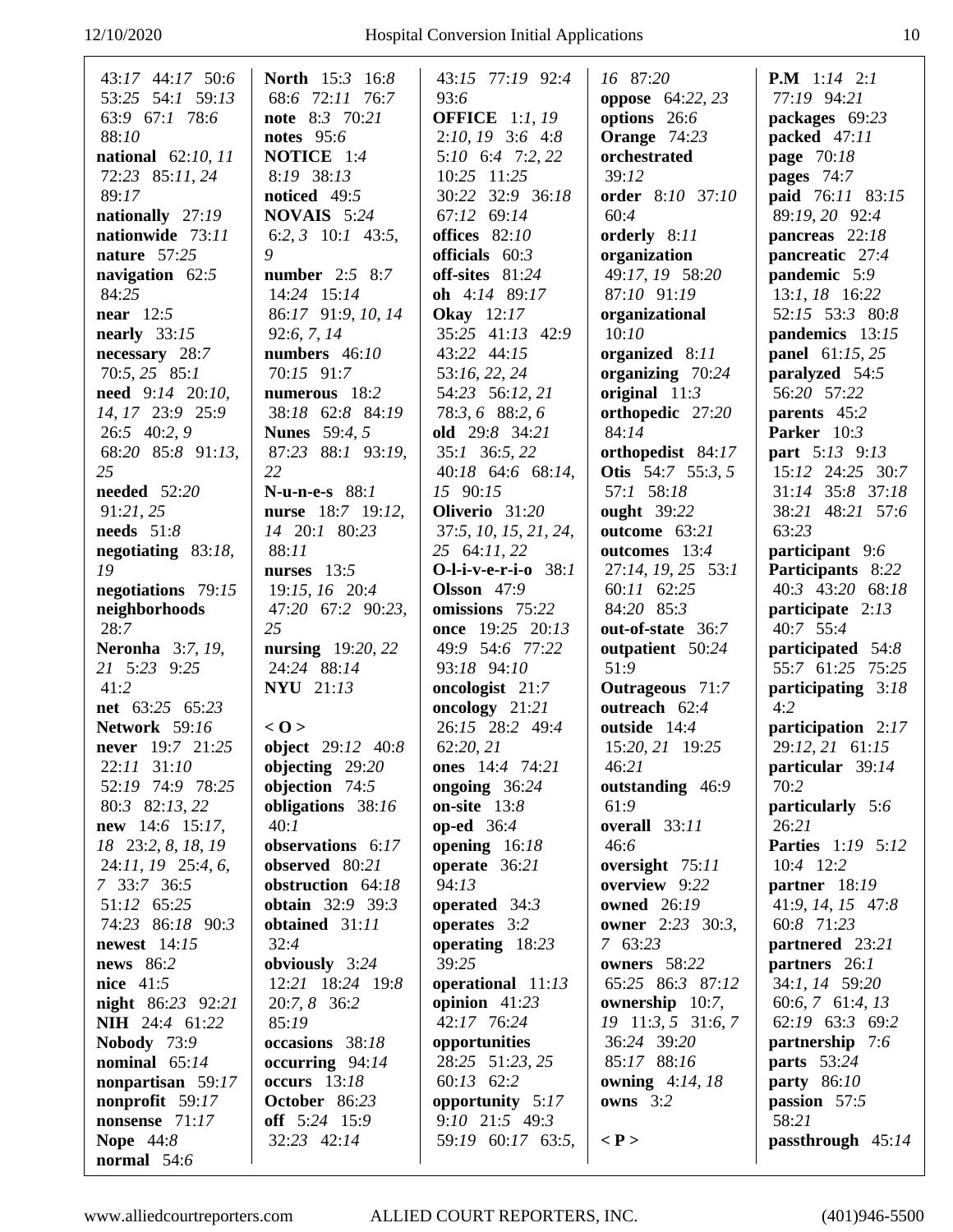43:17 44:17 50:6
53:25 54:1 59:13
63:9 67:1 78:6
88:10
**national** 62:10, 11
72:23 85:11, 24
89:17
**nationally** 27:19
**nationwide** 73:11
**nature** 57:25
**navigation** 62:5
84:25
**near** 12:5
**nearly** 33:15
**necessary** 28:7
70:5, 25 85:1
**need** 9:14 20:10,
14, 17 23:9 25:9
26:5 40:2, 9
68:20 85:8 91:13,
25
**needed** 52:20
91:21, 25
**needs** 51:8
**negotiating** 83:18,
19
**negotiations** 79:15
**neighborhoods**
28:7
**Neronha** 3:7, 19,
21 5:23 9:25
41:2
**net** 63:25 65:23
**Network** 59:16
**never** 19:7 21:25
22:11 31:10
52:19 74:9 78:25
80:3 82:13, 22
**new** 14:6 15:17,
18 23:2, 8, 18, 19
24:11, 19 25:4, 6,
7 33:7 36:5
51:12 65:25
74:23 86:18 90:3
**newest** 14:15
**news** 86:2
**nice** 41:5
**night** 86:23 92:21
**NIH** 24:4 61:22
**Nobody** 73:9
**nominal** 65:14
**nonpartisan** 59:17
**nonprofit** 59:17
**nonsense** 71:17
**Nope** 44:8
**normal** 54:6

**North** 15:3 16:8
68:6 72:11 76:7
**note** 8:3 70:21
**notes** 95:6
**NOTICE** 1:4
8:19 38:13
**noticed** 49:5
**NOVAIS** 5:24
6:2, 3 10:1 43:5,
9
**number** 2:5 8:7
14:24 15:14
86:17 91:9, 10, 14
92:6, 7, 14
**numbers** 46:10
70:15 91:7
**numerous** 18:2
38:18 62:8 84:19
**Nunes** 59:4, 5
87:23 88:1 93:19,
22
**N-u-n-e-s** 88:1
**nurse** 18:7 19:12,
14 20:1 80:23
88:11
**nurses** 13:5
19:15, 16 20:4
47:20 67:2 90:23,
25
**nursing** 19:20, 22
24:24 88:14
**NYU** 21:13

**< O >**
**object** 29:12 40:8
**objecting** 29:20
**objection** 74:5
**obligations** 38:16
40:1
**observations** 6:17
**observed** 80:21
**obstruction** 64:18
**obtain** 32:9 39:3
**obtained** 31:11
32:4
**obviously** 3:24
12:21 18:24 19:8
20:7, 8 36:2
85:19
**occasions** 38:18
**occurring** 94:14
**occurs** 13:18
**October** 86:23
**off** 5:24 15:9
32:23 42:14

43:15 77:19 92:4
93:6
**OFFICE** 1:1, 19
2:10, 19 3:6 4:8
5:10 6:4 7:2, 22
10:25 11:25
30:22 32:9 36:18
67:12 69:14
**offices** 82:10
**officials** 60:3
**off-sites** 81:24
**oh** 4:14 89:17
**Okay** 12:17
35:25 41:13 42:9
43:22 44:15
53:16, 22, 24
54:23 56:12, 21
78:3, 6 88:2, 6
**old** 29:8 34:21
35:1 36:5, 22
40:18 64:6 68:14,
15 90:15
**Oliverio** 31:20
37:5, 10, 15, 21, 24,
25 64:11, 22
**O-l-i-v-e-r-i-o** 38:1
**Olsson** 47:9
**omissions** 75:22
**once** 19:25 20:13
49:9 54:6 77:22
93:18 94:10
**oncologist** 21:7
**oncology** 21:21
26:15 28:2 49:4
62:20, 21
**ones** 14:4 74:21
**ongoing** 36:24
**on-site** 13:8
**op-ed** 36:4
**opening** 16:18
**operate** 36:21
94:13
**operated** 34:3
**operates** 3:2
**operating** 18:23
39:25
**operational** 11:13
**opinion** 41:23
42:17 76:24
**opportunities**
28:25 51:23, 25
60:13 62:2
**opportunity** 5:17
9:10 21:5 49:3
59:19 60:17 63:5,

16 87:20
**oppose** 64:22, 23
**options** 26:6
**Orange** 74:23
**orchestrated**
39:12
**order** 8:10 37:10
60:4
**orderly** 8:11
**organization**
49:17, 19 58:20
87:10 91:19
**organizational**
10:10
**organized** 8:11
**organizing** 70:24
**original** 11:3
**orthopedic** 27:20
84:14
**orthopedist** 84:17
**Otis** 54:7 55:3, 5
57:1 58:18
**ought** 39:22
**outcome** 63:21
**outcomes** 13:4
27:14, 19, 25 53:1
60:11 62:25
84:20 85:3
**out-of-state** 36:7
**outpatient** 50:24
51:9
**Outrageous** 71:7
**outreach** 62:4
**outside** 14:4
15:20, 21 19:25
46:21
**outstanding** 46:9
61:9
**overall** 33:11
46:6
**oversight** 75:11
**overview** 9:22
**owned** 26:19
**owner** 2:23 30:3,
7 63:23
**owners** 58:22
65:25 86:3 87:12
**ownership** 10:7,
19 11:3, 5 31:6, 7
36:24 39:20
85:17 88:16
**owning** 4:14, 18
**owns** 3:2

**< P >**

**P.M** 1:14 2:1
77:19 94:21
**packages** 69:23
**packed** 47:11
**page** 70:18
**pages** 74:7
**paid** 76:11 83:15
89:19, 20 92:4
**pancreas** 22:18
**pancreatic** 27:4
**pandemic** 5:9
13:1, 18 16:22
52:15 53:3 80:8
**pandemics** 13:15
**panel** 61:15, 25
**paralyzed** 54:5
56:20 57:22
**parents** 45:2
**Parker** 10:3
**part** 5:13 9:13
15:12 24:25 30:7
31:14 35:8 37:18
38:21 48:21 57:6
63:23
**participant** 9:6
**Participants** 8:22
40:3 43:20 68:18
**participate** 2:13
40:7 55:4
**participated** 54:8
55:7 61:25 75:25
**participating** 3:18
4:2
**participation** 2:17
29:12, 21 61:15
**particular** 39:14
70:2
**particularly** 5:6
26:21
**Parties** 1:19 5:12
10:4 12:2
**partner** 18:19
41:9, 14, 15 47:8
60:8 71:23
**partnered** 23:21
**partners** 26:1
34:1, 14 59:20
60:6, 7 61:4, 13
62:19 63:3 69:2
**partnership** 7:6
**parts** 53:24
**party** 86:10
**passion** 57:5
58:21
**passthrough** 45:14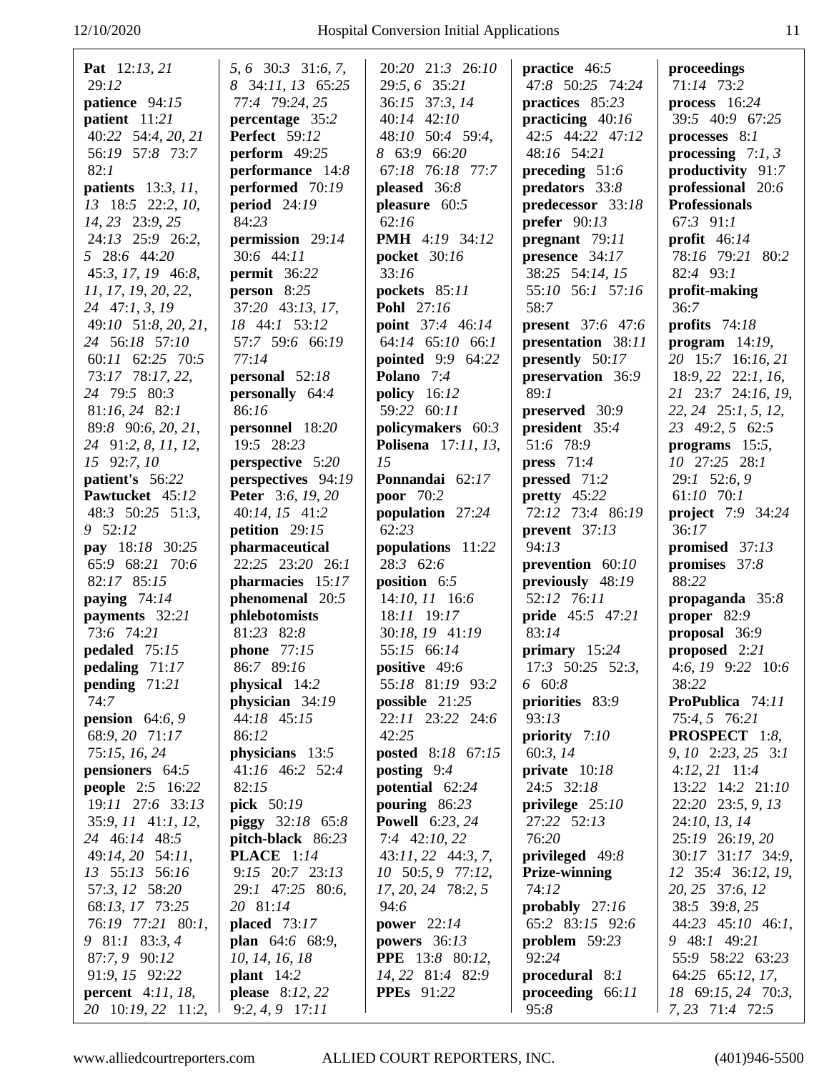**Pat** 12:13, 21 29:12
**patience** 94:15
**patient** 11:21 40:22 54:4, 20, 21 56:19 57:8 73:7 82:1
**patients** 13:3, 11, 13 18:5 22:2, 10, 14, 23 23:9, 25 24:13 25:9 26:2, 5 28:6 44:20 45:3, 17, 19 46:8, 11, 17, 19, 20, 22, 24 47:1, 3, 19 49:10 51:8, 20, 21, 24 56:18 57:10 60:11 62:25 70:5 73:17 78:17, 22, 24 79:5 80:3 81:16, 24 82:1 89:8 90:6, 20, 21, 24 91:2, 8, 11, 12, 15 92:7, 10
**patient's** 56:22
**Pawtucket** 45:12 48:3 50:25 51:3, 9 52:12
**pay** 18:18 30:25 65:9 68:21 70:6 82:17 85:15
**paying** 74:14
**payments** 32:21 73:6 74:21
**pedaled** 75:15
**pedaling** 71:17
**pending** 71:21 74:7
**pension** 64:6, 9 68:9, 20 71:17 75:15, 16, 24
**pensioners** 64:5
**people** 2:5 16:22 19:11 27:6 33:13 35:9, 11 41:1, 12, 24 46:14 48:5 49:14, 20 54:11, 13 55:13 56:16 57:3, 12 58:20 68:13, 17 73:25 76:19 77:21 80:1, 9 81:1 83:3, 4 87:7, 9 90:12 91:9, 15 92:22
**percent** 4:11, 18, 20 10:19, 22 11:2, 5, 6 30:3 31:6, 7, 8 34:11, 13 65:25 77:4 79:24, 25
**percentage** 35:2
**Perfect** 59:12
**perform** 49:25
**performance** 14:8
**performed** 70:19
**period** 24:19 84:23
**permission** 29:14 30:6 44:11
**permit** 36:22
**person** 8:25 37:20 43:13, 17, 18 44:1 53:12 57:7 59:6 66:19 77:14
**personal** 52:18
**personally** 64:4 86:16
**personnel** 18:20 19:5 28:23
**perspective** 5:20
**perspectives** 94:19
**Peter** 3:6, 19, 20 40:14, 15 41:2
**petition** 29:15
**pharmaceutical** 22:25 23:20 26:1
**pharmacies** 15:17
**phenomenal** 20:5
**phlebotomists** 81:23 82:8
**phone** 77:15 86:7 89:16
**physical** 14:2
**physician** 34:19 44:18 45:15 86:12
**physicians** 13:5 41:16 46:2 52:4 82:15
**pick** 50:19
**piggy** 32:18 65:8
**pitch-black** 86:23
**PLACE** 1:14 9:15 20:7 23:13 29:1 47:25 80:6, 20 81:14
**placed** 73:17
**plan** 64:6 68:9, 10, 14, 16, 18
**plant** 14:2
**please** 8:12, 22 9:2, 4, 9 17:11 20:20 21:3 26:10 29:5, 6 35:21 36:15 37:3, 14 40:14 42:10 48:10 50:4 59:4, 8 63:9 66:20 67:18 76:18 77:7
**pleased** 36:8
**pleasure** 60:5 62:16
**PMH** 4:19 34:12
**pocket** 30:16 33:16
**pockets** 85:11
**Pohl** 27:16
**point** 37:4 46:14 64:14 65:10 66:1
**pointed** 9:9 64:22
**Polano** 7:4
**policy** 16:12 59:22 60:11
**policymakers** 60:3
**Polisena** 17:11, 13, 15
**Ponnandai** 62:17
**poor** 70:2
**population** 27:24 62:23
**populations** 11:22 28:3 62:6
**position** 6:5 14:10, 11 16:6 18:11 19:17 30:18, 19 41:19 55:15 66:14
**positive** 49:6 55:18 81:19 93:2
**possible** 21:25 22:11 23:22 24:6 42:25
**posted** 8:18 67:15
**posting** 9:4
**potential** 62:24
**pouring** 86:23
**Powell** 6:23, 24 7:4 42:10, 22 43:11, 22 44:3, 7, 10 50:5, 9 77:12, 17, 20, 24 78:2, 5 94:6
**power** 22:14
**powers** 36:13
**PPE** 13:8 80:12, 14, 22 81:4 82:9
**PPEs** 91:22
**practice** 46:5 47:8 50:25 74:24
**practices** 85:23
**practicing** 40:16 42:5 44:22 47:12 48:16 54:21
**preceding** 51:6
**predators** 33:8
**predecessor** 33:18
**prefer** 90:13
**pregnant** 79:11
**presence** 34:17 38:25 54:14, 15 55:10 56:1 57:16 58:7
**present** 37:6 47:6
**presentation** 38:11
**presently** 50:17
**preservation** 36:9 89:1
**preserved** 30:9
**president** 35:4 51:6 78:9
**press** 71:4
**pressed** 71:2
**pretty** 45:22 72:12 73:4 86:19
**prevent** 37:13 94:13
**prevention** 60:10
**previously** 48:19 52:12 76:11
**pride** 45:5 47:21 83:14
**primary** 15:24 17:3 50:25 52:3, 6 60:8
**priorities** 83:9 93:13
**priority** 7:10 60:3, 14
**private** 10:18 24:5 32:18
**privilege** 25:10 27:22 52:13 76:20
**privileged** 49:8
**Prize-winning** 74:12
**probably** 27:16 65:2 83:15 92:6
**problem** 59:23 92:24
**procedural** 8:1
**proceeding** 66:11 95:8
**proceedings** 71:14 73:2
**process** 16:24 39:5 40:9 67:25
**processes** 8:1
**processing** 7:1, 3
**productivity** 91:7
**professional** 20:6
**Professionals** 67:3 91:1
**profit** 46:14 78:16 79:21 80:2 82:4 93:1
**profit-making** 36:7
**profits** 74:18
**program** 14:19, 20 15:7 16:16, 21 18:9, 22 22:1, 16, 21 23:7 24:16, 19, 22, 24 25:1, 5, 12, 23 49:2, 5 62:5
**programs** 15:5, 10 27:25 28:1 29:1 52:6, 9 61:10 70:1
**project** 7:9 34:24 36:17
**promised** 37:13
**promises** 37:8 88:22
**propaganda** 35:8
**proper** 82:9
**proposal** 36:9
**proposed** 2:21 4:6, 19 9:22 10:6 38:22
**ProPublica** 74:11 75:4, 5 76:21
**PROSPECT** 1:8, 9, 10 2:23, 25 3:1 4:12, 21 11:4 13:22 14:2 21:10 22:20 23:5, 9, 13 24:10, 13, 14 25:19 26:19, 20 30:17 31:17 34:9, 12 35:4 36:12, 19, 20, 25 37:6, 12 38:5 39:8, 25 44:23 45:10 46:1, 9 48:1 49:21 55:9 58:22 63:23 64:25 65:12, 17, 18 69:15, 24 70:3, 7, 23 71:4 72:5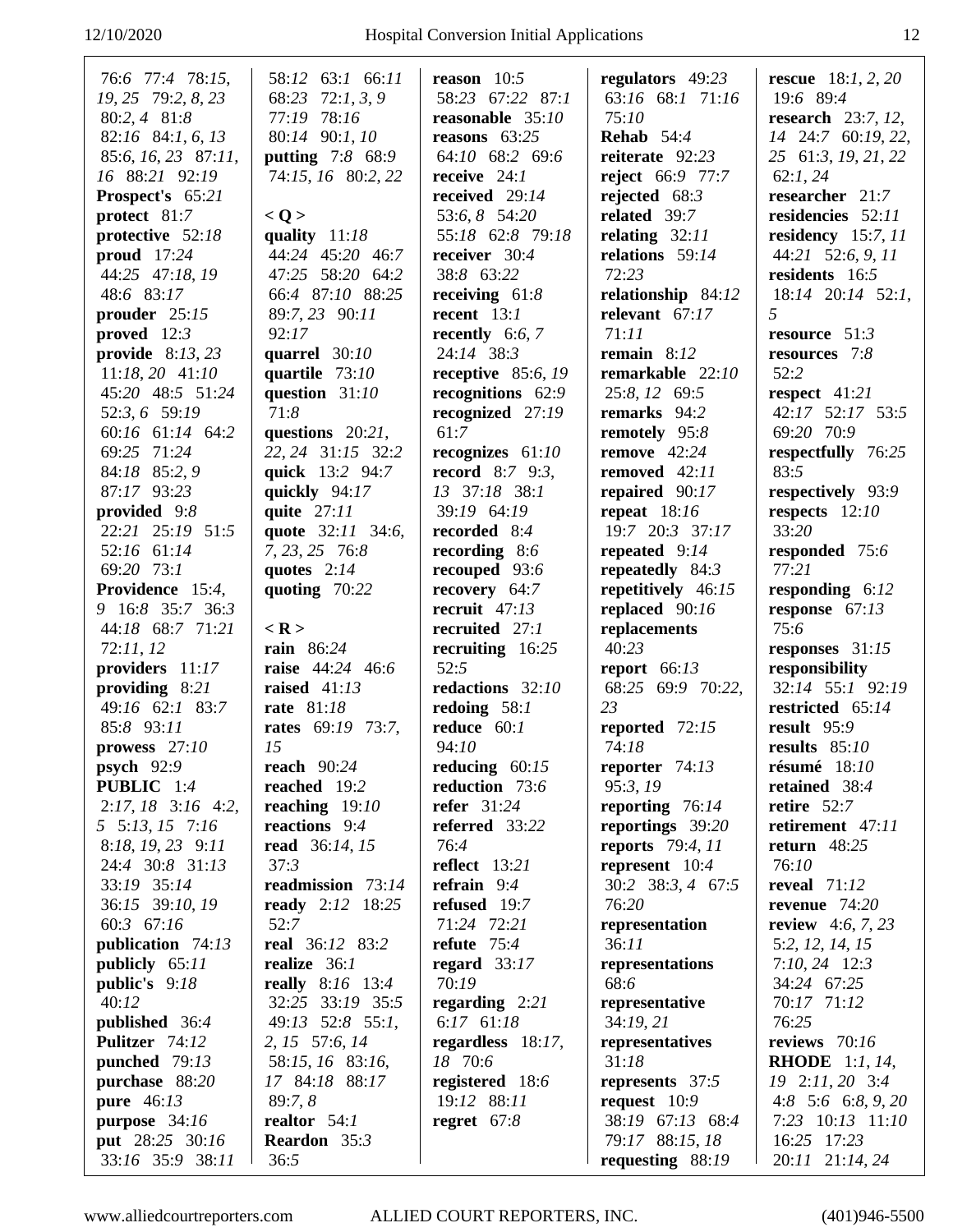76:6 77:4 78:15, 19, 25 79:2, 8, 23 80:2, 4 81:8 82:16 84:1, 6, 13 85:6, 16, 23 87:11, 16 88:21 92:19
**Prospect's** 65:21
**protect** 81:7
**protective** 52:18
**proud** 17:24 44:25 47:18, 19 48:6 83:17
**prouder** 25:15
**proved** 12:3
**provide** 8:13, 23 11:18, 20 41:10 45:20 48:5 51:24 52:3, 6 59:19 60:16 61:14 64:2 69:25 71:24 84:18 85:2, 9 87:17 93:23
**provided** 9:8 22:21 25:19 51:5 52:16 61:14 69:20 73:1
**Providence** 15:4, 9 16:8 35:7 36:3 44:18 68:7 71:21 72:11, 12
**providers** 11:17
**providing** 8:21 49:16 62:1 83:7 85:8 93:11
**prowess** 27:10
**psych** 92:9
**PUBLIC** 1:4 2:17, 18 3:16 4:2, 5 5:13, 15 7:16 8:18, 19, 23 9:11 24:4 30:8 31:13 33:19 35:14 36:15 39:10, 19 60:3 67:16
**publication** 74:13
**publicly** 65:11
**public's** 9:18 40:12
**published** 36:4
**Pulitzer** 74:12
**punched** 79:13
**purchase** 88:20
**pure** 46:13
**purpose** 34:16
**put** 28:25 30:16 33:16 35:9 38:11 58:12 63:1 66:11 68:23 72:1, 3, 9 77:19 78:16 80:14 90:1, 10
**putting** 7:8 68:9 74:15, 16 80:2, 22

**< Q >**
**quality** 11:18 44:24 45:20 46:7 47:25 58:20 64:2 66:4 87:10 88:25 89:7, 23 90:11 92:17
**quarrel** 30:10
**quartile** 73:10
**question** 31:10 71:8
**questions** 20:21, 22, 24 31:15 32:2
**quick** 13:2 94:7
**quickly** 94:17
**quite** 27:11
**quote** 32:11 34:6, 7, 23, 25 76:8
**quotes** 2:14
**quoting** 70:22

**< R >**
**rain** 86:24
**raise** 44:24 46:6
**raised** 41:13
**rate** 81:18
**rates** 69:19 73:7, 15
**reach** 90:24
**reached** 19:2
**reaching** 19:10
**reactions** 9:4
**read** 36:14, 15 37:3
**readmission** 73:14
**ready** 2:12 18:25 52:7
**real** 36:12 83:2
**realize** 36:1
**really** 8:16 13:4 32:25 33:19 35:5 49:13 52:8 55:1, 2, 15 57:6, 14 58:15, 16 83:16, 17 84:18 88:17 89:7, 8
**realtor** 54:1
**Reardon** 35:3 36:5
**reason** 10:5 58:23 67:22 87:1
**reasonable** 35:10
**reasons** 63:25 64:10 68:2 69:6
**receive** 24:1
**received** 29:14 53:6, 8 54:20 55:18 62:8 79:18
**receiver** 30:4 38:8 63:22
**receiving** 61:8
**recent** 13:1
**recently** 6:6, 7 24:14 38:3
**receptive** 85:6, 19
**recognitions** 62:9
**recognized** 27:19 61:7
**recognizes** 61:10
**record** 8:7 9:3, 13 37:18 38:1 39:19 64:19
**recorded** 8:4
**recording** 8:6
**recouped** 93:6
**recovery** 64:7
**recruit** 47:13
**recruited** 27:1
**recruiting** 16:25 52:5
**redactions** 32:10
**redoing** 58:1
**reduce** 60:1 94:10
**reducing** 60:15
**reduction** 73:6
**refer** 31:24
**referred** 33:22 76:4
**reflect** 13:21
**refrain** 9:4
**refused** 19:7 71:24 72:21
**refute** 75:4
**regard** 33:17 70:19
**regarding** 2:21 6:17 61:18
**regardless** 18:17, 18 70:6
**registered** 18:6 19:12 88:11
**regret** 67:8
**regulators** 49:23 63:16 68:1 71:16 75:10
**Rehab** 54:4
**reiterate** 92:23
**reject** 66:9 77:7
**rejected** 68:3
**related** 39:7
**relating** 32:11
**relations** 59:14 72:23
**relationship** 84:12
**relevant** 67:17 71:11
**remain** 8:12
**remarkable** 22:10 25:8, 12 69:5
**remarks** 94:2
**remotely** 95:8
**remove** 42:24
**removed** 42:11
**repaired** 90:17
**repeat** 18:16 19:7 20:3 37:17
**repeated** 9:14
**repeatedly** 84:3
**repetitively** 46:15
**replaced** 90:16
**replacements** 40:23
**report** 66:13 68:25 69:9 70:22, 23
**reported** 72:15 74:18
**reporter** 74:13 95:3, 19
**reporting** 76:14
**reportings** 39:20
**reports** 79:4, 11
**represent** 10:4 30:2 38:3, 4 67:5 76:20
**representation** 36:11
**representations** 68:6
**representative** 34:19, 21
**representatives** 31:18
**represents** 37:5
**request** 10:9 38:19 67:13 68:4 79:17 88:15, 18
**requesting** 88:19
**rescue** 18:1, 2, 20 19:6 89:4
**research** 23:7, 12, 14 24:7 60:19, 22, 25 61:3, 19, 21, 22 62:1, 24
**researcher** 21:7
**residencies** 52:11
**residency** 15:7, 11 44:21 52:6, 9, 11
**residents** 16:5 18:14 20:14 52:1, 5
**resource** 51:3
**resources** 7:8 52:2
**respect** 41:21 42:17 52:17 53:5 69:20 70:9
**respectfully** 76:25 83:5
**respectively** 93:9
**respects** 12:10 33:20
**responded** 75:6 77:21
**responding** 6:12
**response** 67:13 75:6
**responses** 31:15
**responsibility** 32:14 55:1 92:19
**restricted** 65:14
**result** 95:9
**results** 85:10
**résumé** 18:10
**retained** 38:4
**retire** 52:7
**retirement** 47:11
**return** 48:25 76:10
**reveal** 71:12
**revenue** 74:20
**review** 4:6, 7, 23 5:2, 12, 14, 15 7:10, 24 12:3 34:24 67:25 70:17 71:12 76:25
**reviews** 70:16
**RHODE** 1:1, 14, 19 2:11, 20 3:4 4:8 5:6 6:8, 9, 20 7:23 10:13 11:10 16:25 17:23 20:11 21:14, 24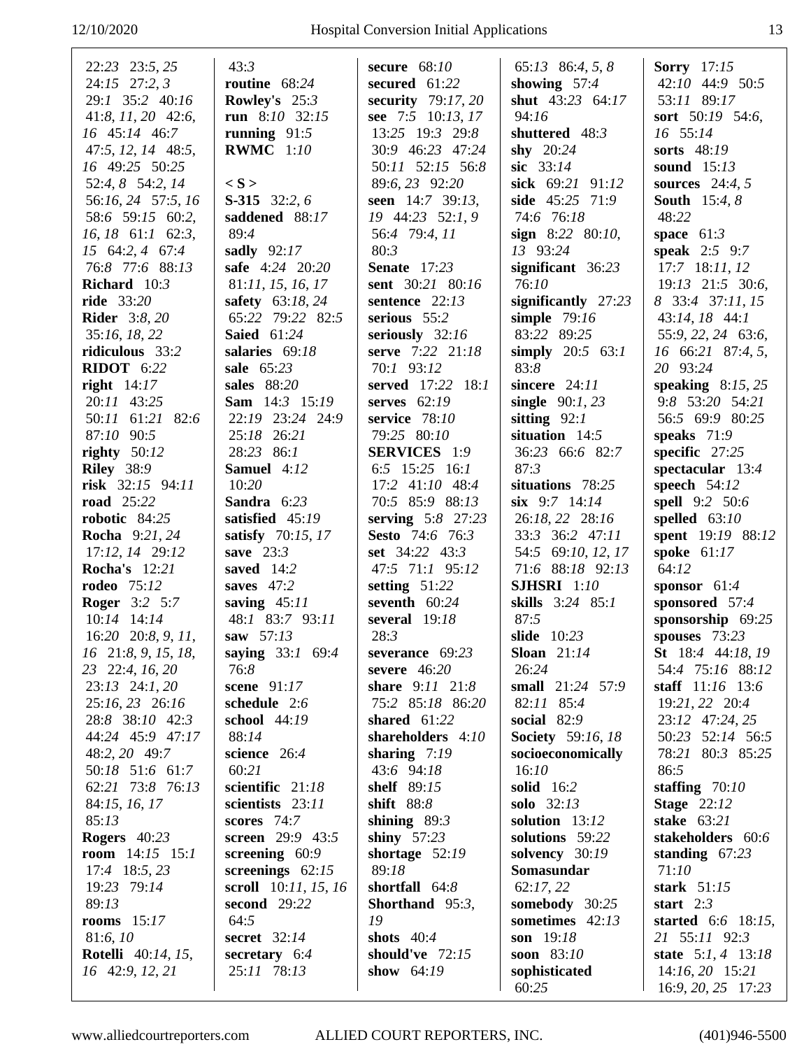22:23 23:5, 25
24:15 27:2, 3
29:1 35:2 40:16
41:8, 11, 20 42:6,
16 45:14 46:7
47:5, 12, 14 48:5,
16 49:25 50:25
52:4, 8 54:2, 14
56:16, 24 57:5, 16
58:6 59:15 60:2,
16, 18 61:1 62:3,
15 64:2, 4 67:4
76:8 77:6 88:13
**Richard** 10:3
**ride** 33:20
**Rider** 3:8, 20
35:16, 18, 22
**ridiculous** 33:2
**RIDOT** 6:22
**right** 14:17
20:11 43:25
50:11 61:21 82:6
87:10 90:5
**righty** 50:12
**Riley** 38:9
**risk** 32:15 94:11
**road** 25:22
**robotic** 84:25
**Rocha** 9:21, 24
17:12, 14 29:12
**Rocha's** 12:21
**rodeo** 75:12
**Roger** 3:2 5:7
10:14 14:14
16:20 20:8, 9, 11,
16 21:8, 9, 15, 18,
23 22:4, 16, 20
23:13 24:1, 20
25:16, 23 26:16
28:8 38:10 42:3
44:24 45:9 47:17
48:2, 20 49:7
50:18 51:6 61:7
62:21 73:8 76:13
84:15, 16, 17
85:13
**Rogers** 40:23
**room** 14:15 15:1
17:4 18:5, 23
19:23 79:14
89:13
**rooms** 15:17
81:6, 10
**Rotelli** 40:14, 15,
16 42:9, 12, 21
43:3
**routine** 68:24
**Rowley's** 25:3
**run** 8:10 32:15
**running** 91:5
**RWMC** 1:10

**< S >**
**S-315** 32:2, 6
**saddened** 88:17
89:4
**sadly** 92:17
**safe** 4:24 20:20
81:11, 15, 16, 17
**safety** 63:18, 24
65:22 79:22 82:5
**Saied** 61:24
**salaries** 69:18
**sale** 65:23
**sales** 88:20
**Sam** 14:3 15:19
22:19 23:24 24:9
25:18 26:21
28:23 86:1
**Samuel** 4:12
10:20
**Sandra** 6:23
**satisfied** 45:19
**satisfy** 70:15, 17
**save** 23:3
**saved** 14:2
**saves** 47:2
**saving** 45:11
48:1 83:7 93:11
**saw** 57:13
**saying** 33:1 69:4
76:8
**scene** 91:17
**schedule** 2:6
**school** 44:19
88:14
**science** 26:4
60:21
**scientific** 21:18
**scientists** 23:11
**scores** 74:7
**screen** 29:9 43:5
**screening** 60:9
**screenings** 62:15
**scroll** 10:11, 15, 16
**second** 29:22
64:5
**secret** 32:14
**secretary** 6:4
25:11 78:13
**secure** 68:10
**secured** 61:22
**security** 79:17, 20
**see** 7:5 10:13, 17
13:25 19:3 29:8
30:9 46:23 47:24
50:11 52:15 56:8
89:6, 23 92:20
**seen** 14:7 39:13,
19 44:23 52:1, 9
56:4 79:4, 11
80:3
**Senate** 17:23
**sent** 30:21 80:16
**sentence** 22:13
**serious** 55:2
**seriously** 32:16
**serve** 7:22 21:18
70:1 93:12
**served** 17:22 18:1
**serves** 62:19
**service** 78:10
79:25 80:10
**SERVICES** 1:9
6:5 15:25 16:1
17:2 41:10 48:4
70:5 85:9 88:13
**serving** 5:8 27:23
**Sesto** 74:6 76:3
**set** 34:22 43:3
47:5 71:1 95:12
**setting** 51:22
**seventh** 60:24
**several** 19:18
28:3
**severance** 69:23
**severe** 46:20
**share** 9:11 21:8
75:2 85:18 86:20
**shared** 61:22
**shareholders** 4:10
**sharing** 7:19
43:6 94:18
**shelf** 89:15
**shift** 88:8
**shining** 89:3
**shiny** 57:23
**shortage** 52:19
89:18
**shortfall** 64:8
**Shorthand** 95:3,
19
**shots** 40:4
**should've** 72:15
**show** 64:19
65:13 86:4, 5, 8
**showing** 57:4
**shut** 43:23 64:17
94:16
**shuttered** 48:3
**shy** 20:24
**sic** 33:14
**sick** 69:21 91:12
**side** 45:25 71:9
74:6 76:18
**sign** 8:22 80:10,
13 93:24
**significant** 36:23
76:10
**significantly** 27:23
**simple** 79:16
83:22 89:25
**simply** 20:5 63:1
83:8
**sincere** 24:11
**single** 90:1, 23
**sitting** 92:1
**situation** 14:5
36:23 66:6 82:7
87:3
**situations** 78:25
**six** 9:7 14:14
26:18, 22 28:16
33:3 36:2 47:11
54:5 69:10, 12, 17
71:6 88:18 92:13
**SJHSRI** 1:10
**skills** 3:24 85:1
87:5
**slide** 10:23
**Sloan** 21:14
26:24
**small** 21:24 57:9
82:11 85:4
**social** 82:9
**Society** 59:16, 18
**socioeconomically**
16:10
**solid** 16:2
**solo** 32:13
**solution** 13:12
**solutions** 59:22
**solvency** 30:19
**Somasundar**
62:17, 22
**somebody** 30:25
**sometimes** 42:13
**son** 19:18
**soon** 83:10
**sophisticated**
60:25
**Sorry** 17:15
42:10 44:9 50:5
53:11 89:17
**sort** 50:19 54:6,
16 55:14
**sorts** 48:19
**sound** 15:13
**sources** 24:4, 5
**South** 15:4, 8
48:22
**space** 61:3
**speak** 2:5 9:7
17:7 18:11, 12
19:13 21:5 30:6,
8 33:4 37:11, 15
43:14, 18 44:1
55:9, 22, 24 63:6,
16 66:21 87:4, 5,
20 93:24
**speaking** 8:15, 25
9:8 53:20 54:21
56:5 69:9 80:25
**speaks** 71:9
**specific** 27:25
**spectacular** 13:4
**speech** 54:12
**spell** 9:2 50:6
**spelled** 63:10
**spent** 19:19 88:12
**spoke** 61:17
64:12
**sponsor** 61:4
**sponsored** 57:4
**sponsorship** 69:25
**spouses** 73:23
**St** 18:4 44:18, 19
54:4 75:16 88:12
**staff** 11:16 13:6
19:21, 22 20:4
23:12 47:24, 25
50:23 52:14 56:5
78:21 80:3 85:25
86:5
**staffing** 70:10
**Stage** 22:12
**stake** 63:21
**stakeholders** 60:6
**standing** 67:23
71:10
**stark** 51:15
**start** 2:3
**started** 6:6 18:15,
21 55:11 92:3
**state** 5:1, 4 13:18
14:16, 20 15:21
16:9, 20, 25 17:23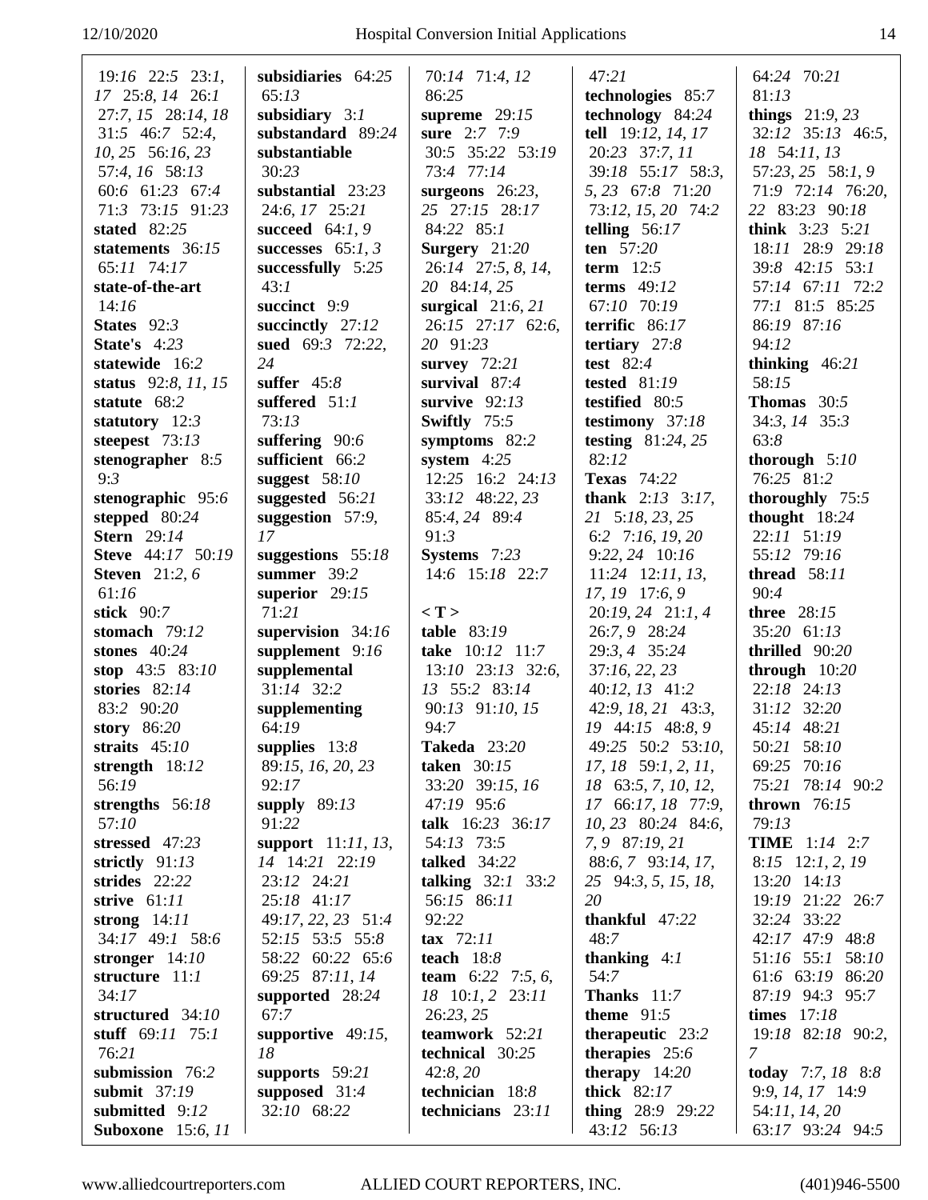19:16 22:5 23:1, 17 25:8, 14 26:1 27:7, 15 28:14, 18 31:5 46:7 52:4, 10, 25 56:16, 23 57:4, 16 58:13 60:6 61:23 67:4 71:3 73:15 91:23
**stated** 82:25
**statements** 36:15 65:11 74:17
**state-of-the-art** 14:16
**States** 92:3
**State's** 4:23
**statewide** 16:2
**status** 92:8, 11, 15
**statute** 68:2
**statutory** 12:3
**steepest** 73:13
**stenographer** 8:5 9:3
**stenographic** 95:6
**stepped** 80:24
**Stern** 29:14
**Steve** 44:17 50:19
**Steven** 21:2, 6 61:16
**stick** 90:7
**stomach** 79:12
**stones** 40:24
**stop** 43:5 83:10
**stories** 82:14 83:2 90:20
**story** 86:20
**straits** 45:10
**strength** 18:12 56:19
**strengths** 56:18 57:10
**stressed** 47:23
**strictly** 91:13
**strides** 22:22
**strive** 61:11
**strong** 14:11 34:17 49:1 58:6
**stronger** 14:10
**structure** 11:1 34:17
**structured** 34:10
**stuff** 69:11 75:1 76:21
**submission** 76:2
**submit** 37:19
**submitted** 9:12
**Suboxone** 15:6, 11

**subsidiaries** 64:25 65:13
**subsidiary** 3:1
**substandard** 89:24
**substantiable** 30:23
**substantial** 23:23 24:6, 17 25:21
**succeed** 64:1, 9
**successes** 65:1, 3
**successfully** 5:25 43:1
**succinct** 9:9
**succinctly** 27:12
**sued** 69:3 72:22, 24
**suffer** 45:8
**suffered** 51:1 73:13
**suffering** 90:6
**sufficient** 66:2
**suggest** 58:10
**suggested** 56:21
**suggestion** 57:9, 17
**suggestions** 55:18
**summer** 39:2
**superior** 29:15 71:21
**supervision** 34:16
**supplement** 9:16
**supplemental** 31:14 32:2
**supplementing** 64:19
**supplies** 13:8 89:15, 16, 20, 23 92:17
**supply** 89:13 91:22
**support** 11:11, 13, 14 14:21 22:19 23:12 24:21 25:18 41:17 49:17, 22, 23 51:4 52:15 53:5 55:8 58:22 60:22 65:6 69:25 87:11, 14
**supported** 28:24 67:7
**supportive** 49:15, 18
**supports** 59:21
**supposed** 31:4 32:10 68:22

70:14 71:4, 12 86:25
**supreme** 29:15
**sure** 2:7 7:9 30:5 35:22 53:19 73:4 77:14
**surgeons** 26:23, 25 27:15 28:17 84:22 85:1
**Surgery** 21:20 26:14 27:5, 8, 14, 20 84:14, 25
**surgical** 21:6, 21 26:15 27:17 62:6, 20 91:23
**survey** 72:21
**survival** 87:4
**survive** 92:13
**Swiftly** 75:5
**symptoms** 82:2
**system** 4:25 12:25 16:2 24:13 33:12 48:22, 23 85:4, 24 89:4 91:3
**Systems** 7:23 14:6 15:18 22:7

**< T >**
**table** 83:19
**take** 10:12 11:7 13:10 23:13 32:6, 13 55:2 83:14 90:13 91:10, 15 94:7
**Takeda** 23:20
**taken** 30:15 33:20 39:15, 16 47:19 95:6
**talk** 16:23 36:17 54:13 73:5
**talked** 34:22
**talking** 32:1 33:2 56:15 86:11 92:22
**tax** 72:11
**teach** 18:8
**team** 6:22 7:5, 6, 18 10:1, 2 23:11 26:23, 25
**teamwork** 52:21
**technical** 30:25 42:8, 20
**technician** 18:8
**technicians** 23:11

47:21
**technologies** 85:7
**technology** 84:24
**tell** 19:12, 14, 17 20:23 37:7, 11 39:18 55:17 58:3, 5, 23 67:8 71:20 73:12, 15, 20 74:2
**telling** 56:17
**ten** 57:20
**term** 12:5
**terms** 49:12 67:10 70:19
**terrific** 86:17
**tertiary** 27:8
**test** 82:4
**tested** 81:19
**testified** 80:5
**testimony** 37:18
**testing** 81:24, 25 82:12
**Texas** 74:22
**thank** 2:13 3:17, 21 5:18, 23, 25 6:2 7:16, 19, 20 9:22, 24 10:16 11:24 12:11, 13, 17, 19 17:6, 9 20:19, 24 21:1, 4 26:7, 9 28:24 29:3, 4 35:24 37:16, 22, 23 40:12, 13 41:2 42:9, 18, 21 43:3, 19 44:15 48:8, 9 49:25 50:2 53:10, 17, 18 59:1, 2, 11, 18 63:5, 7, 10, 12, 17 66:17, 18 77:9, 10, 23 80:24 84:6, 7, 9 87:19, 21 88:6, 7 93:14, 17, 25 94:3, 5, 15, 18, 20
**thankful** 47:22 48:7
**thanking** 4:1 54:7
**Thanks** 11:7
**theme** 91:5
**therapeutic** 23:2
**therapies** 25:6
**therapy** 14:20
**thick** 82:17
**thing** 28:9 29:22 43:12 56:13

64:24 70:21 81:13
**things** 21:9, 23 32:12 35:13 46:5, 18 54:11, 13 57:23, 25 58:1, 9 71:9 72:14 76:20, 22 83:23 90:18
**think** 3:23 5:21 18:11 28:9 29:18 39:8 42:15 53:1 57:14 67:11 72:2 77:1 81:5 85:25 86:19 87:16 94:12
**thinking** 46:21 58:15
**Thomas** 30:5 34:3, 14 35:3 63:8
**thorough** 5:10 76:25 81:2
**thoroughly** 75:5
**thought** 18:24 22:11 51:19 55:12 79:16
**thread** 58:11 90:4
**three** 28:15 35:20 61:13
**thrilled** 90:20
**through** 10:20 22:18 24:13 31:12 32:20 45:14 48:21 50:21 58:10 69:25 70:16 75:21 78:14 90:2
**thrown** 76:15 79:13
**TIME** 1:14 2:7 8:15 12:1, 2, 19 13:20 14:13 19:19 21:22 26:7 32:24 33:22 42:17 47:9 48:8 51:16 55:1 58:10 61:6 63:19 86:20 87:19 94:3 95:7
**times** 17:18 19:18 82:18 90:2, 7
**today** 7:7, 18 8:8 9:9, 14, 17 14:9 54:11, 14, 20 63:17 93:24 94:5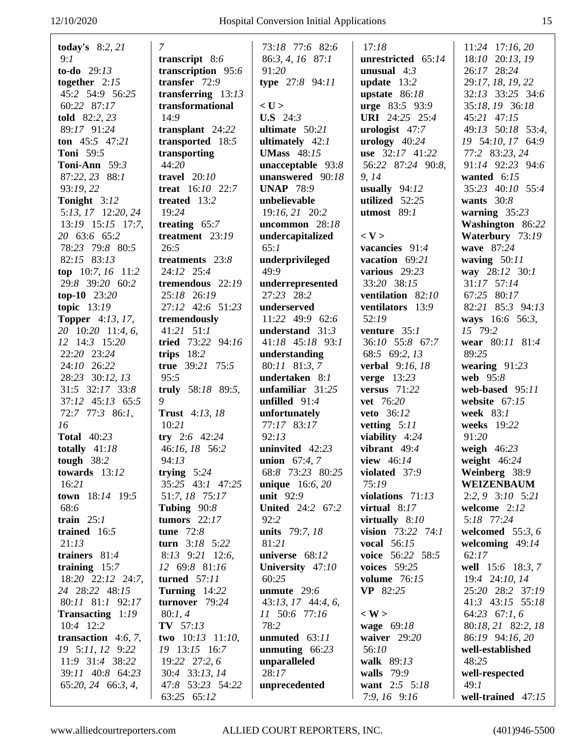**today's** 8:2, 21 9:1
**to-do** 29:13
**together** 2:15 45:2 54:9 56:25 60:22 87:17
**told** 82:2, 23 89:17 91:24
**ton** 45:5 47:21
**Toni** 59:5
**Toni-Ann** 59:3 87:22, 23 88:1 93:19, 22
**Tonight** 3:12 5:13, 17 12:20, 24 13:19 15:15 17:7, 20 63:6 65:2 78:23 79:8 80:5 82:15 83:13
**top** 10:7, 16 11:2 29:8 39:20 60:2
**top-10** 23:20
**topic** 13:19
**Topper** 4:13, 17, 20 10:20 11:4, 6, 12 14:3 15:20 22:20 23:24 24:10 26:22 28:23 30:12, 13 31:5 32:17 33:8 37:12 45:13 65:5 72:7 77:3 86:1, 16
**Total** 40:23
**totally** 41:18
**tough** 38:2
**towards** 13:12 16:21
**town** 18:14 19:5 68:6
**train** 25:1
**trained** 16:5 21:13
**trainers** 81:4
**training** 15:7 18:20 22:12 24:7, 24 28:22 48:15 80:11 81:1 92:17
**Transacting** 1:19 10:4 12:2
**transaction** 4:6, 7, 19 5:11, 12 9:22 11:9 31:4 38:22 39:11 40:8 64:23 65:20, 24 66:3, 4, 7
**transcript** 8:6
**transcription** 95:6
**transfer** 72:9
**transferring** 13:13
**transformational** 14:9
**transplant** 24:22
**transported** 18:5
**transporting** 44:20
**travel** 20:10
**treat** 16:10 22:7
**treated** 13:2 19:24
**treating** 65:7
**treatment** 23:19 26:5
**treatments** 23:8 24:12 25:4
**tremendous** 22:19 25:18 26:19 27:12 42:6 51:23
**tremendously** 41:21 51:1
**tried** 73:22 94:16
**trips** 18:2
**true** 39:21 75:5 95:5
**truly** 58:18 89:5, 9
**Trust** 4:13, 18 10:21
**try** 2:6 42:24 46:16, 18 56:2 94:13
**trying** 5:24 35:25 43:1 47:25 51:7, 18 75:17
**Tubing** 90:8
**tumors** 22:17
**tune** 72:8
**turn** 3:18 5:22 8:13 9:21 12:6, 12 69:8 81:16
**turned** 57:11
**Turning** 14:22
**turnover** 79:24 80:1, 4
**TV** 57:13
**two** 10:13 11:10, 19 13:15 16:7 19:22 27:2, 6 30:4 33:13, 14 47:8 53:23 54:22 63:25 65:12 73:18 77:6 82:6 86:3, 4, 16 87:1 91:20
**type** 27:8 94:11

**< U >**
**U.S** 24:3
**ultimate** 50:21
**ultimately** 42:1
**UMass** 48:15
**unacceptable** 93:8
**unanswered** 90:18
**UNAP** 78:9
**unbelievable** 19:16, 21 20:2
**uncommon** 28:18
**undercapitalized** 65:1
**underprivileged** 49:9
**underrepresented** 27:23 28:2
**underserved** 11:22 49:9 62:6
**understand** 31:3 41:18 45:18 93:1
**understanding** 80:11 81:3, 7
**undertaken** 8:1
**unfamiliar** 31:25
**unfilled** 91:4
**unfortunately** 77:17 83:17 92:13
**uninvited** 42:23
**union** 67:4, 7 68:8 73:23 80:25
**unique** 16:6, 20
**unit** 92:9
**United** 24:2 67:2 92:2
**units** 79:7, 18 81:21
**universe** 68:12
**University** 47:10 60:25
**unmute** 29:6 43:13, 17 44:4, 6, 11 50:6 77:16 78:2
**unmuted** 63:11
**unmuting** 66:23
**unparalleled** 28:17
**unprecedented** 17:18
**unrestricted** 65:14
**unusual** 4:3
**update** 13:2
**upstate** 86:18
**urge** 83:5 93:9
**URI** 24:25 25:4
**urologist** 47:7
**urology** 40:24
**use** 32:17 41:22 56:22 87:24 90:8, 9, 14
**usually** 94:12
**utilized** 52:25
**utmost** 89:1

**< V >**
**vacancies** 91:4
**vacation** 69:21
**various** 29:23 33:20 38:15
**ventilation** 82:10
**ventilators** 13:9 52:19
**venture** 35:1 36:10 55:8 67:7 68:5 69:2, 13
**verbal** 9:16, 18
**verge** 13:23
**versus** 71:22
**vet** 76:20
**veto** 36:12
**vetting** 5:11
**viability** 4:24
**vibrant** 49:4
**view** 46:14
**violated** 37:9 75:19
**violations** 71:13
**virtual** 8:17
**virtually** 8:10
**vision** 73:22 74:1
**vocal** 56:15
**voice** 56:22 58:5
**voices** 59:25
**volume** 76:15
**VP** 82:25

**< W >**
**wage** 69:18
**waiver** 29:20 56:10
**walk** 89:13
**walls** 79:9
**want** 2:5 5:18 7:9, 16 9:16 11:24 17:16, 20 18:10 20:13, 19 26:17 28:24 29:17, 18, 19, 22 32:13 33:25 34:6 35:18, 19 36:18 45:21 47:15 49:13 50:18 53:4, 19 54:10, 17 64:9 77:2 83:23, 24 91:14 92:23 94:6
**wanted** 6:15 35:23 40:10 55:4
**wants** 30:8
**warning** 35:23
**Washington** 86:22
**Waterbury** 73:19
**wave** 87:24
**waving** 50:11
**way** 28:12 30:1 31:17 57:14 67:25 80:17 82:21 85:3 94:13
**ways** 16:6 56:3, 15 79:2
**wear** 80:11 81:4 89:25
**wearing** 91:23
**web** 95:8
**web-based** 95:11
**website** 67:15
**week** 83:1
**weeks** 19:22 91:20
**weigh** 46:23
**weight** 46:24
**Weinberg** 38:9
**WEIZENBAUM** 2:2, 9 3:10 5:21
**welcome** 2:12 5:18 77:24
**welcomed** 55:3, 6
**welcoming** 49:14 62:17
**well** 15:6 18:3, 7 19:4 24:10, 14 25:20 28:2 37:19 41:3 43:15 55:18 64:23 67:1, 6 80:18, 21 82:2, 18 86:19 94:16, 20
**well-established** 48:25
**well-respected** 49:1
**well-trained** 47:15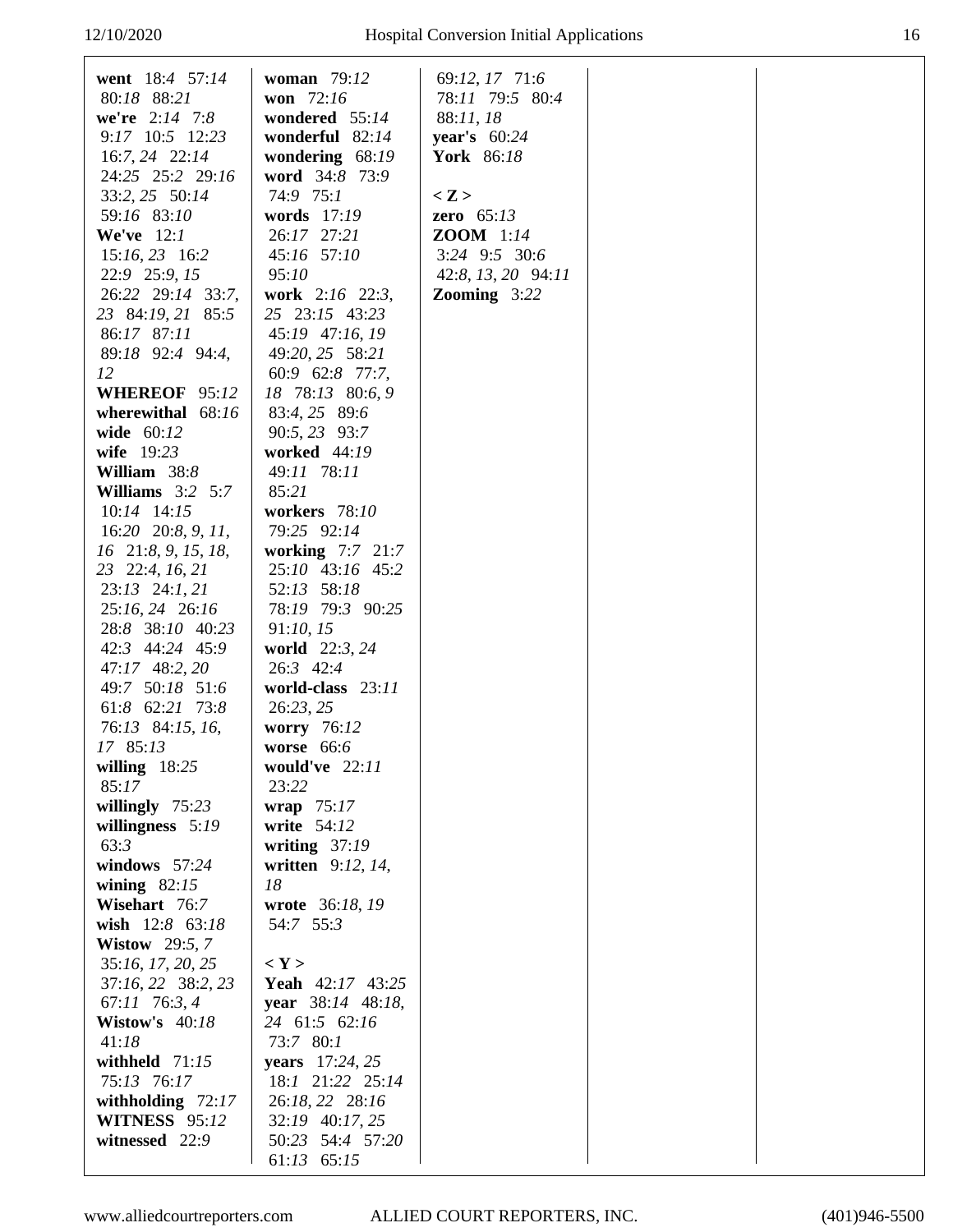**went** 18:4 57:14 80:18 88:21
**we're** 2:14 7:8 9:17 10:5 12:23 16:7, 24 22:14 24:25 25:2 29:16 33:2, 25 50:14 59:16 83:10
**We've** 12:1 15:16, 23 16:2 22:9 25:9, 15 26:22 29:14 33:7, 23 84:19, 21 85:5 86:17 87:11 89:18 92:4 94:4, 12
**WHEREOF** 95:12
**wherewithal** 68:16
**wide** 60:12
**wife** 19:23
**William** 38:8
**Williams** 3:2 5:7 10:14 14:15 16:20 20:8, 9, 11, 16 21:8, 9, 15, 18, 23 22:4, 16, 21 23:13 24:1, 21 25:16, 24 26:16 28:8 38:10 40:23 42:3 44:24 45:9 47:17 48:2, 20 49:7 50:18 51:6 61:8 62:21 73:8 76:13 84:15, 16, 17 85:13
**willing** 18:25 85:17
**willingly** 75:23
**willingness** 5:19 63:3
**windows** 57:24
**wining** 82:15
**Wisehart** 76:7
**wish** 12:8 63:18
**Wistow** 29:5, 7 35:16, 17, 20, 25 37:16, 22 38:2, 23 67:11 76:3, 4
**Wistow's** 40:18 41:18
**withheld** 71:15 75:13 76:17
**withholding** 72:17
**WITNESS** 95:12
**witnessed** 22:9
**woman** 79:12
**won** 72:16
**wondered** 55:14
**wonderful** 82:14
**wondering** 68:19
**word** 34:8 73:9 74:9 75:1
**words** 17:19 26:17 27:21 45:16 57:10 95:10
**work** 2:16 22:3, 25 23:15 43:23 45:19 47:16, 19 49:20, 25 58:21 60:9 62:8 77:7, 18 78:13 80:6, 9 83:4, 25 89:6 90:5, 23 93:7
**worked** 44:19 49:11 78:11 85:21
**workers** 78:10 79:25 92:14
**working** 7:7 21:7 25:10 43:16 45:2 52:13 58:18 78:19 79:3 90:25 91:10, 15
**world** 22:3, 24 26:3 42:4
**world-class** 23:11 26:23, 25
**worry** 76:12
**worse** 66:6
**would've** 22:11 23:22
**wrap** 75:17
**write** 54:12
**writing** 37:19
**written** 9:12, 14, 18
**wrote** 36:18, 19 54:7 55:3

**< Y >**
**Yeah** 42:17 43:25
**year** 38:14 48:18, 24 61:5 62:16 73:7 80:1
**years** 17:24, 25 18:1 21:22 25:14 26:18, 22 28:16 32:19 40:17, 25 50:23 54:4 57:20 61:13 65:15 69:12, 17 71:6 78:11 79:5 80:4 88:11, 18
**year's** 60:24
**York** 86:18

**< Z >**
**zero** 65:13
**ZOOM** 1:14 3:24 9:5 30:6 42:8, 13, 20 94:11
**Zooming** 3:22